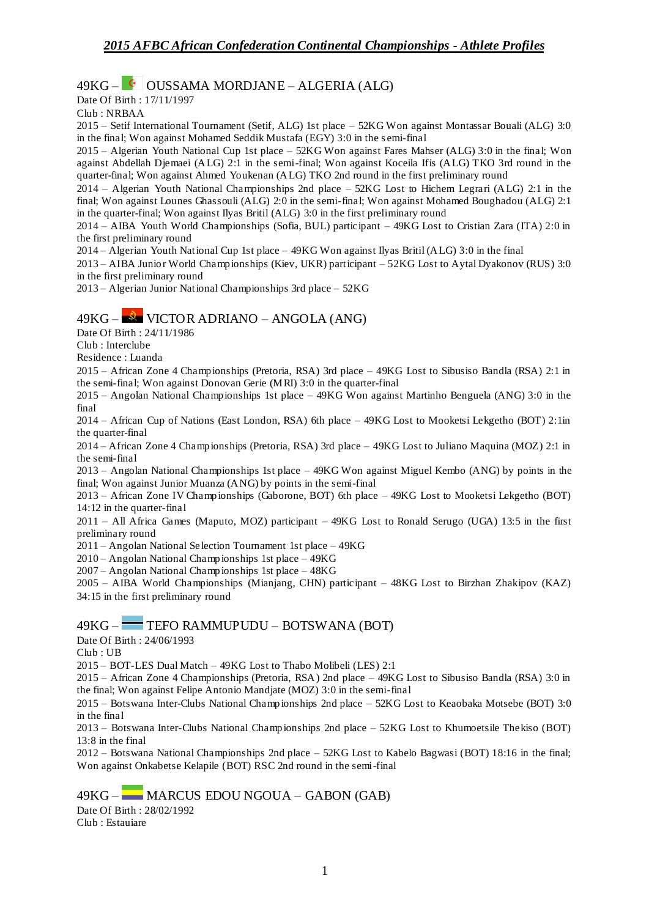## *2015 AFBC African Confederation Continental Championships - Athlete Profiles*

### 49KG – OUSSAMA MORDJANE – ALGERIA (ALG)

Date Of Birth : 17/11/1997
Club : NRBAA

2015 – Setif International Tournament (Setif, ALG) 1st place – 52KG Won against Montassar Bouali (ALG) 3:0 in the final; Won against Mohamed Seddik Mustafa (EGY) 3:0 in the semi-final
2015 – Algerian Youth National Cup 1st place – 52KG Won against Fares Mahser (ALG) 3:0 in the final; Won against Abdellah Djemaei (ALG) 2:1 in the semi-final; Won against Koceila Ifis (ALG) TKO 3rd round in the quarter-final; Won against Ahmed Youkenan (ALG) TKO 2nd round in the first preliminary round
2014 – Algerian Youth National Championships 2nd place – 52KG Lost to Hichem Legrari (ALG) 2:1 in the final; Won against Lounes Ghassouli (ALG) 2:0 in the semi-final; Won against Mohamed Boughadou (ALG) 2:1 in the quarter-final; Won against Ilyas Britil (ALG) 3:0 in the first preliminary round
2014 – AIBA Youth World Championships (Sofia, BUL) participant – 49KG Lost to Cristian Zara (ITA) 2:0 in the first preliminary round
2014 – Algerian Youth National Cup 1st place – 49KG Won against Ilyas Britil (ALG) 3:0 in the final
2013 – AIBA Junior World Championships (Kiev, UKR) participant – 52KG Lost to Aytal Dyakonov (RUS) 3:0 in the first preliminary round
2013 – Algerian Junior National Championships 3rd place – 52KG

### 49KG – VICTOR ADRIANO – ANGOLA (ANG)

Date Of Birth : 24/11/1986
Club : Interclube
Residence : Luanda

2015 – African Zone 4 Championships (Pretoria, RSA) 3rd place – 49KG Lost to Sibusiso Bandla (RSA) 2:1 in the semi-final; Won against Donovan Gerie (MRI) 3:0 in the quarter-final
2015 – Angolan National Championships 1st place – 49KG Won against Martinho Benguela (ANG) 3:0 in the final
2014 – African Cup of Nations (East London, RSA) 6th place – 49KG Lost to Mooketsi Lekgetho (BOT) 2:1in the quarter-final
2014 – African Zone 4 Championships (Pretoria, RSA) 3rd place – 49KG Lost to Juliano Maquina (MOZ) 2:1 in the semi-final
2013 – Angolan National Championships 1st place – 49KG Won against Miguel Kembo (ANG) by points in the final; Won against Junior Muanza (ANG) by points in the semi-final
2013 – African Zone IV Championships (Gaborone, BOT) 6th place – 49KG Lost to Mooketsi Lekgetho (BOT) 14:12 in the quarter-final
2011 – All Africa Games (Maputo, MOZ) participant – 49KG Lost to Ronald Serugo (UGA) 13:5 in the first preliminary round
2011 – Angolan National Selection Tournament 1st place – 49KG
2010 – Angolan National Championships 1st place – 49KG
2007 – Angolan National Championships 1st place – 48KG
2005 – AIBA World Championships (Mianjang, CHN) participant – 48KG Lost to Birzhan Zhakipov (KAZ) 34:15 in the first preliminary round

### 49KG – TEFO RAMMUPUDU – BOTSWANA (BOT)

Date Of Birth : 24/06/1993
Club : UB

2015 – BOT-LES Dual Match – 49KG Lost to Thabo Molibeli (LES) 2:1
2015 – African Zone 4 Championships (Pretoria, RSA) 2nd place – 49KG Lost to Sibusiso Bandla (RSA) 3:0 in the final; Won against Felipe Antonio Mandjate (MOZ) 3:0 in the semi-final
2015 – Botswana Inter-Clubs National Championships 2nd place – 52KG Lost to Keaobaka Motsebe (BOT) 3:0 in the final
2013 – Botswana Inter-Clubs National Championships 2nd place – 52KG Lost to Khumoetsile Thekiso (BOT) 13:8 in the final
2012 – Botswana National Championships 2nd place – 52KG Lost to Kabelo Bagwasi (BOT) 18:16 in the final; Won against Onkabetse Kelapile (BOT) RSC 2nd round in the semi-final

### 49KG – MARCUS EDOU NGOUA – GABON (GAB)

Date Of Birth : 28/02/1992
Club : Estauiare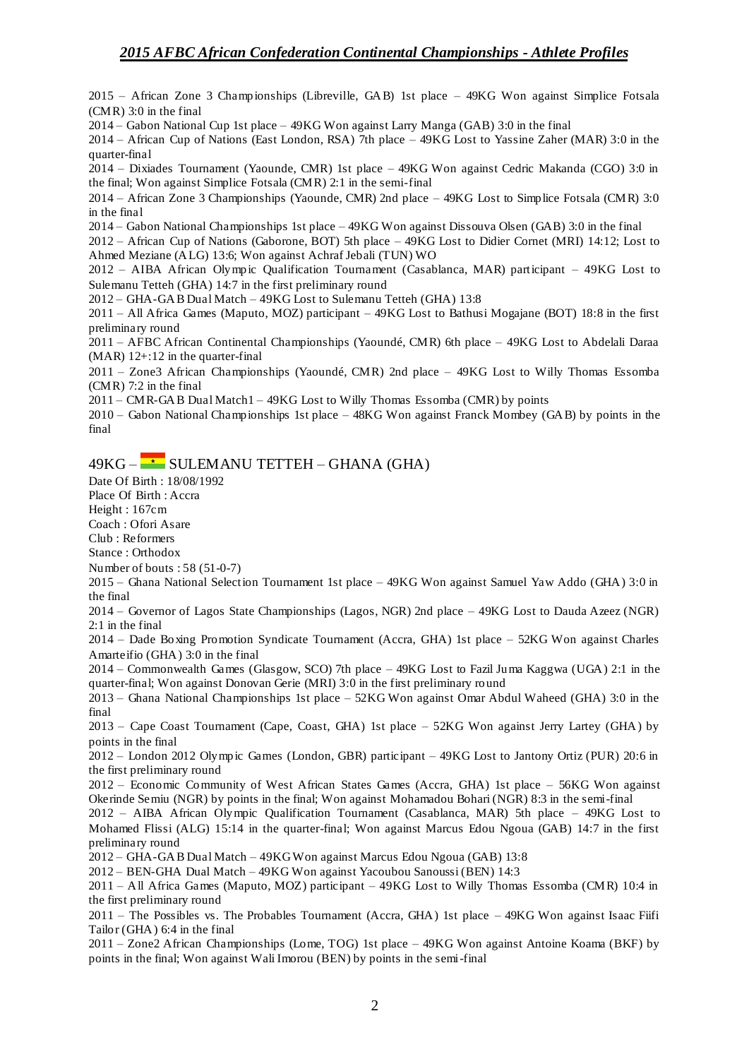2015 – African Zone 3 Championships (Libreville, GAB) 1st place – 49KG Won against Simplice Fotsala (CMR) 3:0 in the final

2014 – Gabon National Cup 1st place – 49KG Won against Larry Manga (GAB) 3:0 in the final

2014 – African Cup of Nations (East London, RSA) 7th place – 49KG Lost to Yassine Zaher (MAR) 3:0 in the quarter-final

2014 – Dixiades Tournament (Yaounde, CMR) 1st place – 49KG Won against Cedric Makanda (CGO) 3:0 in the final; Won against Simplice Fotsala (CMR) 2:1 in the semi-final

2014 – African Zone 3 Championships (Yaounde, CMR) 2nd place – 49KG Lost to Simplice Fotsala (CMR) 3:0 in the final

2014 – Gabon National Championships 1st place – 49KG Won against Dissouva Olsen (GAB) 3:0 in the final

2012 – African Cup of Nations (Gaborone, BOT) 5th place – 49KG Lost to Didier Cornet (MRI) 14:12; Lost to Ahmed Meziane (ALG) 13:6; Won against Achraf Jebali (TUN) WO

2012 – AIBA African Olympic Qualification Tournament (Casablanca, MAR) participant – 49KG Lost to Sulemanu Tetteh (GHA) 14:7 in the first preliminary round

2012 – GHA-GAB Dual Match – 49KG Lost to Sulemanu Tetteh (GHA) 13:8

2011 – All Africa Games (Maputo, MOZ) participant – 49KG Lost to Bathusi Mogajane (BOT) 18:8 in the first preliminary round

2011 – AFBC African Continental Championships (Yaoundé, CMR) 6th place – 49KG Lost to Abdelali Daraa (MAR) 12+:12 in the quarter-final

2011 – Zone3 African Championships (Yaoundé, CMR) 2nd place – 49KG Lost to Willy Thomas Essomba (CMR) 7:2 in the final

2011 – CMR-GAB Dual Match1 – 49KG Lost to Willy Thomas Essomba (CMR) by points

2010 – Gabon National Championships 1st place – 48KG Won against Franck Mombey (GAB) by points in the final

## 49KG – SULEMANU TETTEH – GHANA (GHA)

Date Of Birth : 18/08/1992
Place Of Birth : Accra
Height : 167cm
Coach : Ofori Asare
Club : Reformers
Stance : Orthodox
Number of bouts : 58 (51-0-7)

2015 – Ghana National Selection Tournament 1st place – 49KG Won against Samuel Yaw Addo (GHA) 3:0 in the final

2014 – Governor of Lagos State Championships (Lagos, NGR) 2nd place – 49KG Lost to Dauda Azeez (NGR) 2:1 in the final

2014 – Dade Boxing Promotion Syndicate Tournament (Accra, GHA) 1st place – 52KG Won against Charles Amarteifio (GHA) 3:0 in the final

2014 – Commonwealth Games (Glasgow, SCO) 7th place – 49KG Lost to Fazil Juma Kaggwa (UGA) 2:1 in the quarter-final; Won against Donovan Gerie (MRI) 3:0 in the first preliminary round

2013 – Ghana National Championships 1st place – 52KG Won against Omar Abdul Waheed (GHA) 3:0 in the final

2013 – Cape Coast Tournament (Cape, Coast, GHA) 1st place – 52KG Won against Jerry Lartey (GHA) by points in the final

2012 – London 2012 Olympic Games (London, GBR) participant – 49KG Lost to Jantony Ortiz (PUR) 20:6 in the first preliminary round

2012 – Economic Community of West African States Games (Accra, GHA) 1st place – 56KG Won against Okerinde Semiu (NGR) by points in the final; Won against Mohamadou Bohari (NGR) 8:3 in the semi-final

2012 – AIBA African Olympic Qualification Tournament (Casablanca, MAR) 5th place – 49KG Lost to Mohamed Flissi (ALG) 15:14 in the quarter-final; Won against Marcus Edou Ngoua (GAB) 14:7 in the first preliminary round

2012 – GHA-GAB Dual Match – 49KG Won against Marcus Edou Ngoua (GAB) 13:8

2012 – BEN-GHA Dual Match – 49KG Won against Yacoubou Sanoussi (BEN) 14:3

2011 – All Africa Games (Maputo, MOZ) participant – 49KG Lost to Willy Thomas Essomba (CMR) 10:4 in the first preliminary round

2011 – The Possibles vs. The Probables Tournament (Accra, GHA) 1st place – 49KG Won against Isaac Fiifi Tailor (GHA) 6:4 in the final

2011 – Zone2 African Championships (Lome, TOG) 1st place – 49KG Won against Antoine Koama (BKF) by points in the final; Won against Wali Imorou (BEN) by points in the semi-final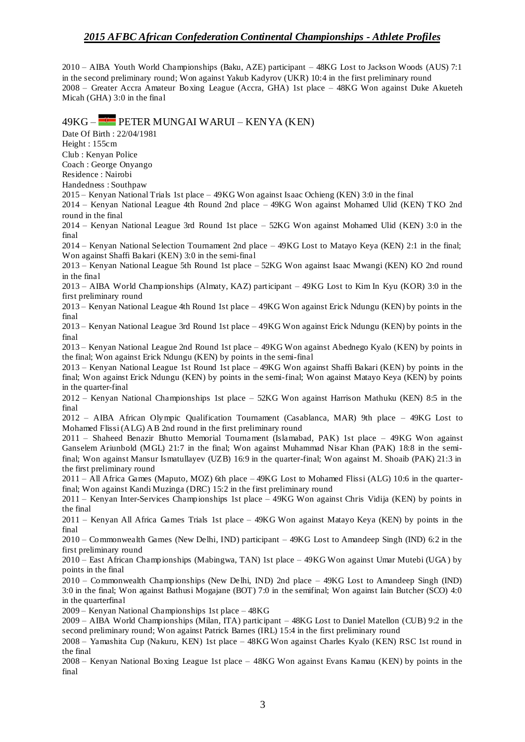2010 – AIBA Youth World Championships (Baku, AZE) participant – 48KG Lost to Jackson Woods (AUS) 7:1 in the second preliminary round; Won against Yakub Kadyrov (UKR) 10:4 in the first preliminary round
2008 – Greater Accra Amateur Boxing League (Accra, GHA) 1st place – 48KG Won against Duke Akueteh Micah (GHA) 3:0 in the final

## 49KG – PETER MUNGAI WARUI – KENYA (KEN)

Date Of Birth : 22/04/1981
Height : 155cm
Club : Kenyan Police
Coach : George Onyango
Residence : Nairobi
Handedness : Southpaw

2015 – Kenyan National Trials 1st place – 49KG Won against Isaac Ochieng (KEN) 3:0 in the final
2014 – Kenyan National League 4th Round 2nd place – 49KG Won against Mohamed Ulid (KEN) TKO 2nd round in the final
2014 – Kenyan National League 3rd Round 1st place – 52KG Won against Mohamed Ulid (KEN) 3:0 in the final
2014 – Kenyan National Selection Tournament 2nd place – 49KG Lost to Matayo Keya (KEN) 2:1 in the final; Won against Shaffi Bakari (KEN) 3:0 in the semi-final
2013 – Kenyan National League 5th Round 1st place – 52KG Won against Isaac Mwangi (KEN) KO 2nd round in the final
2013 – AIBA World Championships (Almaty, KAZ) participant – 49KG Lost to Kim In Kyu (KOR) 3:0 in the first preliminary round
2013 – Kenyan National League 4th Round 1st place – 49KG Won against Erick Ndungu (KEN) by points in the final
2013 – Kenyan National League 3rd Round 1st place – 49KG Won against Erick Ndungu (KEN) by points in the final
2013 – Kenyan National League 2nd Round 1st place – 49KG Won against Abednego Kyalo (KEN) by points in the final; Won against Erick Ndungu (KEN) by points in the semi-final
2013 – Kenyan National League 1st Round 1st place – 49KG Won against Shaffi Bakari (KEN) by points in the final; Won against Erick Ndungu (KEN) by points in the semi-final; Won against Matayo Keya (KEN) by points in the quarter-final
2012 – Kenyan National Championships 1st place – 52KG Won against Harrison Mathuku (KEN) 8:5 in the final
2012 – AIBA African Olympic Qualification Tournament (Casablanca, MAR) 9th place – 49KG Lost to Mohamed Flissi (ALG) AB 2nd round in the first preliminary round
2011 – Shaheed Benazir Bhutto Memorial Tournament (Islamabad, PAK) 1st place – 49KG Won against Ganselem Ariunbold (MGL) 21:7 in the final; Won against Muhammad Nisar Khan (PAK) 18:8 in the semi-final; Won against Mansur Ismatullayev (UZB) 16:9 in the quarter-final; Won against M. Shoaib (PAK) 21:3 in the first preliminary round
2011 – All Africa Games (Maputo, MOZ) 6th place – 49KG Lost to Mohamed Flissi (ALG) 10:6 in the quarter-final; Won against Kandi Muzinga (DRC) 15:2 in the first preliminary round
2011 – Kenyan Inter-Services Championships 1st place – 49KG Won against Chris Vidija (KEN) by points in the final
2011 – Kenyan All Africa Games Trials 1st place – 49KG Won against Matayo Keya (KEN) by points in the final
2010 – Commonwealth Games (New Delhi, IND) participant – 49KG Lost to Amandeep Singh (IND) 6:2 in the first preliminary round
2010 – East African Championships (Mabingwa, TAN) 1st place – 49KG Won against Umar Mutebi (UGA) by points in the final
2010 – Commonwealth Championships (New Delhi, IND) 2nd place – 49KG Lost to Amandeep Singh (IND) 3:0 in the final; Won against Bathusi Mogajane (BOT) 7:0 in the semifinal; Won against Iain Butcher (SCO) 4:0 in the quarterfinal
2009 – Kenyan National Championships 1st place – 48KG
2009 – AIBA World Championships (Milan, ITA) participant – 48KG Lost to Daniel Matellon (CUB) 9:2 in the second preliminary round; Won against Patrick Barnes (IRL) 15:4 in the first preliminary round
2008 – Yamashita Cup (Nakuru, KEN) 1st place – 48KG Won against Charles Kyalo (KEN) RSC 1st round in the final
2008 – Kenyan National Boxing League 1st place – 48KG Won against Evans Kamau (KEN) by points in the final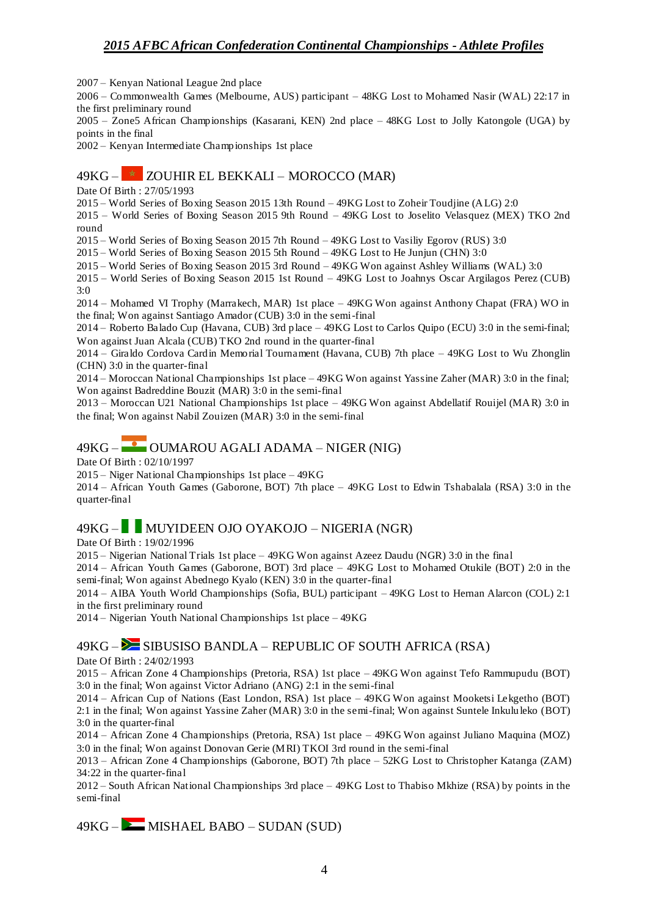2007 – Kenyan National League 2nd place
2006 – Commonwealth Games (Melbourne, AUS) participant – 48KG Lost to Mohamed Nasir (WAL) 22:17 in the first preliminary round
2005 – Zone5 African Championships (Kasarani, KEN) 2nd place – 48KG Lost to Jolly Katongole (UGA) by points in the final
2002 – Kenyan Intermediate Championships 1st place

## 49KG – ZOUHIR EL BEKKALI – MOROCCO (MAR)

Date Of Birth : 27/05/1993
2015 – World Series of Boxing Season 2015 13th Round – 49KG Lost to Zoheir Toudjine (ALG) 2:0
2015 – World Series of Boxing Season 2015 9th Round – 49KG Lost to Joselito Velasquez (MEX) TKO 2nd round
2015 – World Series of Boxing Season 2015 7th Round – 49KG Lost to Vasiliy Egorov (RUS) 3:0
2015 – World Series of Boxing Season 2015 5th Round – 49KG Lost to He Junjun (CHN) 3:0
2015 – World Series of Boxing Season 2015 3rd Round – 49KG Won against Ashley Williams (WAL) 3:0
2015 – World Series of Boxing Season 2015 1st Round – 49KG Lost to Joahnys Oscar Argilagos Perez (CUB) 3:0
2014 – Mohamed VI Trophy (Marrakech, MAR) 1st place – 49KG Won against Anthony Chapat (FRA) WO in the final; Won against Santiago Amador (CUB) 3:0 in the semi-final
2014 – Roberto Balado Cup (Havana, CUB) 3rd place – 49KG Lost to Carlos Quipo (ECU) 3:0 in the semi-final; Won against Juan Alcala (CUB) TKO 2nd round in the quarter-final
2014 – Giraldo Cordova Cardin Memorial Tournament (Havana, CUB) 7th place – 49KG Lost to Wu Zhonglin (CHN) 3:0 in the quarter-final
2014 – Moroccan National Championships 1st place – 49KG Won against Yassine Zaher (MAR) 3:0 in the final; Won against Badreddine Bouzit (MAR) 3:0 in the semi-final
2013 – Moroccan U21 National Championships 1st place – 49KG Won against Abdellatif Rouijel (MAR) 3:0 in the final; Won against Nabil Zouizen (MAR) 3:0 in the semi-final

## 49KG – OUMAROU AGALI ADAMA – NIGER (NIG)

Date Of Birth : 02/10/1997
2015 – Niger National Championships 1st place – 49KG
2014 – African Youth Games (Gaborone, BOT) 7th place – 49KG Lost to Edwin Tshabalala (RSA) 3:0 in the quarter-final

## 49KG – MUYIDEEN OJO OYAKOJO – NIGERIA (NGR)

Date Of Birth : 19/02/1996
2015 – Nigerian National Trials 1st place – 49KG Won against Azeez Daudu (NGR) 3:0 in the final
2014 – African Youth Games (Gaborone, BOT) 3rd place – 49KG Lost to Mohamed Otukile (BOT) 2:0 in the semi-final; Won against Abednego Kyalo (KEN) 3:0 in the quarter-final
2014 – AIBA Youth World Championships (Sofia, BUL) participant – 49KG Lost to Hernan Alarcon (COL) 2:1 in the first preliminary round
2014 – Nigerian Youth National Championships 1st place – 49KG

## 49KG – SIBUSISO BANDLA – REPUBLIC OF SOUTH AFRICA (RSA)

Date Of Birth : 24/02/1993
2015 – African Zone 4 Championships (Pretoria, RSA) 1st place – 49KG Won against Tefo Rammupudu (BOT) 3:0 in the final; Won against Victor Adriano (ANG) 2:1 in the semi-final
2014 – African Cup of Nations (East London, RSA) 1st place – 49KG Won against Mooketsi Lekgetho (BOT) 2:1 in the final; Won against Yassine Zaher (MAR) 3:0 in the semi-final; Won against Suntele Inkululeko (BOT) 3:0 in the quarter-final
2014 – African Zone 4 Championships (Pretoria, RSA) 1st place – 49KG Won against Juliano Maquina (MOZ) 3:0 in the final; Won against Donovan Gerie (MRI) TKOI 3rd round in the semi-final
2013 – African Zone 4 Championships (Gaborone, BOT) 7th place – 52KG Lost to Christopher Katanga (ZAM) 34:22 in the quarter-final
2012 – South African National Championships 3rd place – 49KG Lost to Thabiso Mkhize (RSA) by points in the semi-final

## 49KG – MISHAEL BABO – SUDAN (SUD)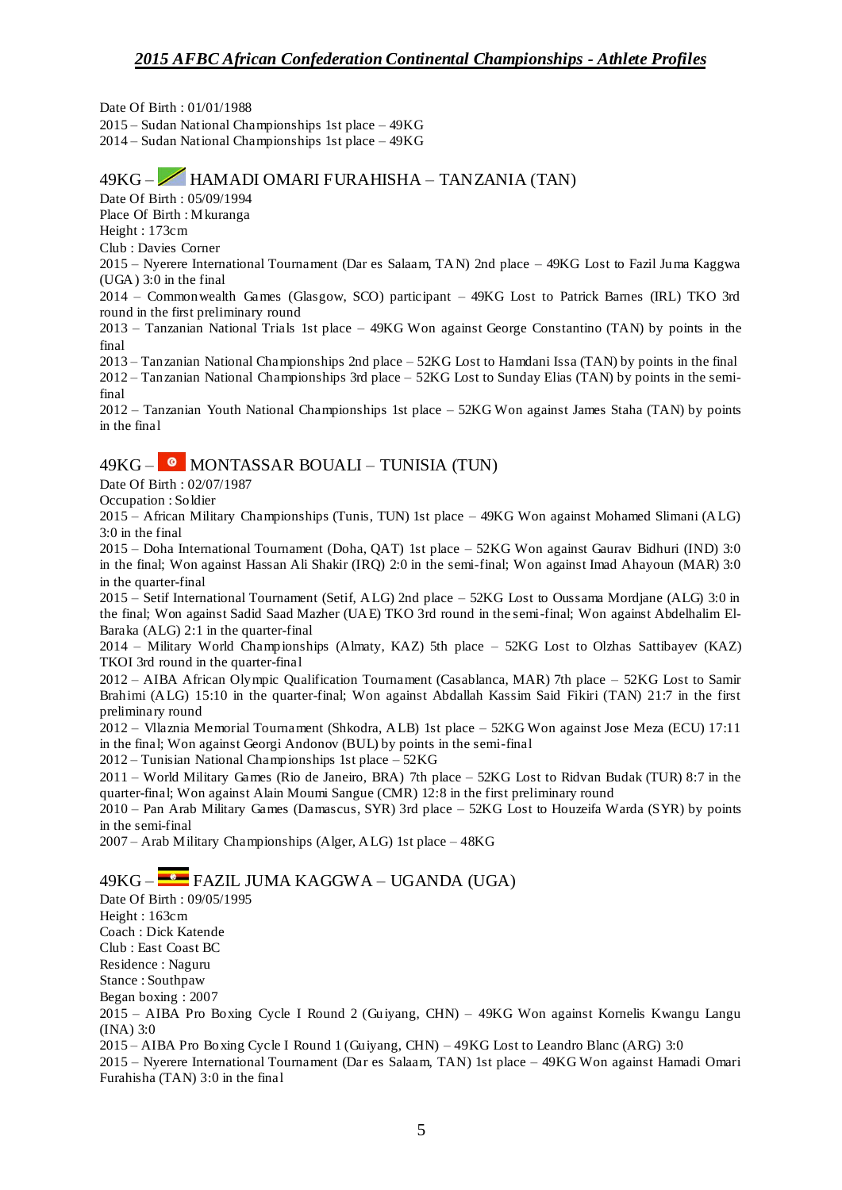Date Of Birth : 01/01/1988
2015 – Sudan National Championships 1st place – 49KG
2014 – Sudan National Championships 1st place – 49KG

## 49KG – HAMADI OMARI FURAHISHA – TANZANIA (TAN)

Date Of Birth : 05/09/1994
Place Of Birth : Mkuranga
Height : 173cm
Club : Davies Corner
2015 – Nyerere International Tournament (Dar es Salaam, TAN) 2nd place – 49KG Lost to Fazil Juma Kaggwa (UGA) 3:0 in the final
2014 – Commonwealth Games (Glasgow, SCO) participant – 49KG Lost to Patrick Barnes (IRL) TKO 3rd round in the first preliminary round
2013 – Tanzanian National Trials 1st place – 49KG Won against George Constantino (TAN) by points in the final
2013 – Tanzanian National Championships 2nd place – 52KG Lost to Hamdani Issa (TAN) by points in the final
2012 – Tanzanian National Championships 3rd place – 52KG Lost to Sunday Elias (TAN) by points in the semi-final
2012 – Tanzanian Youth National Championships 1st place – 52KG Won against James Staha (TAN) by points in the final

## 49KG – MONTASSAR BOUALI – TUNISIA (TUN)

Date Of Birth : 02/07/1987
Occupation : Soldier
2015 – African Military Championships (Tunis, TUN) 1st place – 49KG Won against Mohamed Slimani (ALG) 3:0 in the final
2015 – Doha International Tournament (Doha, QAT) 1st place – 52KG Won against Gaurav Bidhuri (IND) 3:0 in the final; Won against Hassan Ali Shakir (IRQ) 2:0 in the semi-final; Won against Imad Ahayoun (MAR) 3:0 in the quarter-final
2015 – Setif International Tournament (Setif, ALG) 2nd place – 52KG Lost to Oussama Mordjane (ALG) 3:0 in the final; Won against Sadid Saad Mazher (UAE) TKO 3rd round in the semi-final; Won against Abdelhalim El-Baraka (ALG) 2:1 in the quarter-final
2014 – Military World Championships (Almaty, KAZ) 5th place – 52KG Lost to Olzhas Sattibayev (KAZ) TKOI 3rd round in the quarter-final
2012 – AIBA African Olympic Qualification Tournament (Casablanca, MAR) 7th place – 52KG Lost to Samir Brahimi (ALG) 15:10 in the quarter-final; Won against Abdallah Kassim Said Fikiri (TAN) 21:7 in the first preliminary round
2012 – Vllaznia Memorial Tournament (Shkodra, ALB) 1st place – 52KG Won against Jose Meza (ECU) 17:11 in the final; Won against Georgi Andonov (BUL) by points in the semi-final
2012 – Tunisian National Championships 1st place – 52KG
2011 – World Military Games (Rio de Janeiro, BRA) 7th place – 52KG Lost to Ridvan Budak (TUR) 8:7 in the quarter-final; Won against Alain Moumi Sangue (CMR) 12:8 in the first preliminary round
2010 – Pan Arab Military Games (Damascus, SYR) 3rd place – 52KG Lost to Houzeifa Warda (SYR) by points in the semi-final
2007 – Arab Military Championships (Alger, ALG) 1st place – 48KG

## 49KG – FAZIL JUMA KAGGWA – UGANDA (UGA)

Date Of Birth : 09/05/1995
Height : 163cm
Coach : Dick Katende
Club : East Coast BC
Residence : Naguru
Stance : Southpaw
Began boxing : 2007
2015 – AIBA Pro Boxing Cycle I Round 2 (Guiyang, CHN) – 49KG Won against Kornelis Kwangu Langu (INA) 3:0
2015 – AIBA Pro Boxing Cycle I Round 1 (Guiyang, CHN) – 49KG Lost to Leandro Blanc (ARG) 3:0
2015 – Nyerere International Tournament (Dar es Salaam, TAN) 1st place – 49KG Won against Hamadi Omari Furahisha (TAN) 3:0 in the final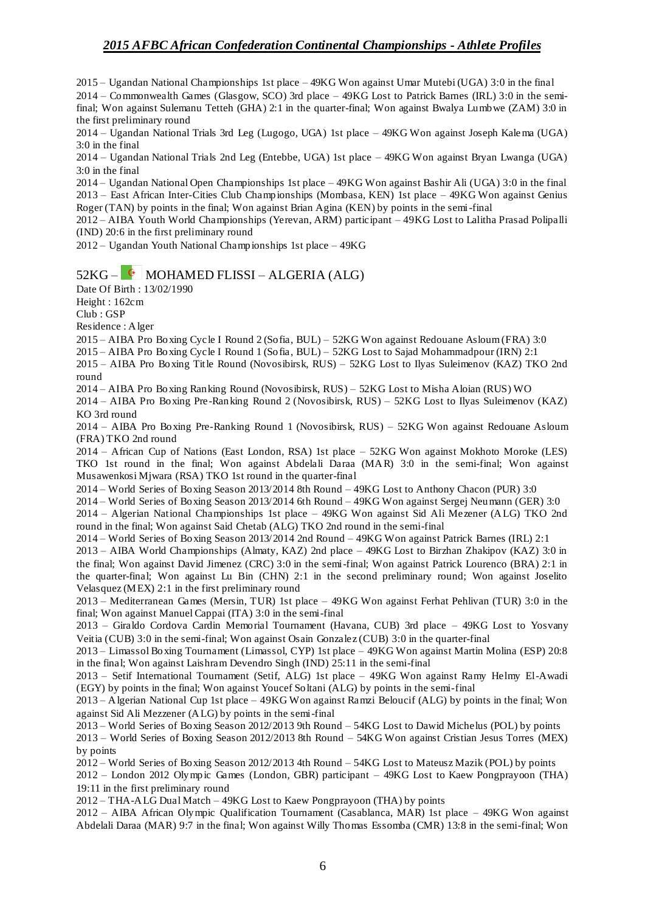2015 – Ugandan National Championships 1st place – 49KG Won against Umar Mutebi (UGA) 3:0 in the final

2014 – Commonwealth Games (Glasgow, SCO) 3rd place – 49KG Lost to Patrick Barnes (IRL) 3:0 in the semi-final; Won against Sulemanu Tetteh (GHA) 2:1 in the quarter-final; Won against Bwalya Lumbwe (ZAM) 3:0 in the first preliminary round

2014 – Ugandan National Trials 3rd Leg (Lugogo, UGA) 1st place – 49KG Won against Joseph Kalema (UGA) 3:0 in the final

2014 – Ugandan National Trials 2nd Leg (Entebbe, UGA) 1st place – 49KG Won against Bryan Lwanga (UGA) 3:0 in the final

2014 – Ugandan National Open Championships 1st place – 49KG Won against Bashir Ali (UGA) 3:0 in the final

2013 – East African Inter-Cities Club Championships (Mombasa, KEN) 1st place – 49KG Won against Genius Roger (TAN) by points in the final; Won against Brian Agina (KEN) by points in the semi-final

2012 – AIBA Youth World Championships (Yerevan, ARM) participant – 49KG Lost to Lalitha Prasad Polipalli (IND) 20:6 in the first preliminary round

2012 – Ugandan Youth National Championships 1st place – 49KG

## 52KG – MOHAMED FLISSI – ALGERIA (ALG)

Date Of Birth : 13/02/1990
Height : 162cm
Club : GSP
Residence : Alger

2015 – AIBA Pro Boxing Cycle I Round 2 (Sofia, BUL) – 52KG Won against Redouane Asloum (FRA) 3:0

2015 – AIBA Pro Boxing Cycle I Round 1 (Sofia, BUL) – 52KG Lost to Sajad Mohammadpour (IRN) 2:1

2015 – AIBA Pro Boxing Title Round (Novosibirsk, RUS) – 52KG Lost to Ilyas Suleimenov (KAZ) TKO 2nd round

2014 – AIBA Pro Boxing Ranking Round (Novosibirsk, RUS) – 52KG Lost to Misha Aloian (RUS) WO

2014 – AIBA Pro Boxing Pre-Ranking Round 2 (Novosibirsk, RUS) – 52KG Lost to Ilyas Suleimenov (KAZ) KO 3rd round

2014 – AIBA Pro Boxing Pre-Ranking Round 1 (Novosibirsk, RUS) – 52KG Won against Redouane Asloum (FRA) TKO 2nd round

2014 – African Cup of Nations (East London, RSA) 1st place – 52KG Won against Mokhoto Moroke (LES) TKO 1st round in the final; Won against Abdelali Daraa (MAR) 3:0 in the semi-final; Won against Musawenkosi Mjwara (RSA) TKO 1st round in the quarter-final

2014 – World Series of Boxing Season 2013/2014 8th Round – 49KG Lost to Anthony Chacon (PUR) 3:0

2014 – World Series of Boxing Season 2013/2014 6th Round – 49KG Won against Sergej Neumann (GER) 3:0

2014 – Algerian National Championships 1st place – 49KG Won against Sid Ali Mezener (ALG) TKO 2nd round in the final; Won against Said Chetab (ALG) TKO 2nd round in the semi-final

2014 – World Series of Boxing Season 2013/2014 2nd Round – 49KG Won against Patrick Barnes (IRL) 2:1

2013 – AIBA World Championships (Almaty, KAZ) 2nd place – 49KG Lost to Birzhan Zhakipov (KAZ) 3:0 in the final; Won against David Jimenez (CRC) 3:0 in the semi-final; Won against Patrick Lourenco (BRA) 2:1 in the quarter-final; Won against Lu Bin (CHN) 2:1 in the second preliminary round; Won against Joselito Velasquez (MEX) 2:1 in the first preliminary round

2013 – Mediterranean Games (Mersin, TUR) 1st place – 49KG Won against Ferhat Pehlivan (TUR) 3:0 in the final; Won against Manuel Cappai (ITA) 3:0 in the semi-final

2013 – Giraldo Cordova Cardin Memorial Tournament (Havana, CUB) 3rd place – 49KG Lost to Yosvany Veitia (CUB) 3:0 in the semi-final; Won against Osain Gonzalez (CUB) 3:0 in the quarter-final

2013 – Limassol Boxing Tournament (Limassol, CYP) 1st place – 49KG Won against Martin Molina (ESP) 20:8 in the final; Won against Laishram Devendro Singh (IND) 25:11 in the semi-final

2013 – Setif International Tournament (Setif, ALG) 1st place – 49KG Won against Ramy Helmy El-Awadi (EGY) by points in the final; Won against Youcef Soltani (ALG) by points in the semi-final

2013 – Algerian National Cup 1st place – 49KG Won against Ramzi Beloucif (ALG) by points in the final; Won against Sid Ali Mezzener (ALG) by points in the semi-final

2013 – World Series of Boxing Season 2012/2013 9th Round – 54KG Lost to Dawid Michelus (POL) by points

2013 – World Series of Boxing Season 2012/2013 8th Round – 54KG Won against Cristian Jesus Torres (MEX) by points

2012 – World Series of Boxing Season 2012/2013 4th Round – 54KG Lost to Mateusz Mazik (POL) by points

2012 – London 2012 Olympic Games (London, GBR) participant – 49KG Lost to Kaew Pongprayoon (THA) 19:11 in the first preliminary round

2012 – THA-ALG Dual Match – 49KG Lost to Kaew Pongprayoon (THA) by points

2012 – AIBA African Olympic Qualification Tournament (Casablanca, MAR) 1st place – 49KG Won against Abdelali Daraa (MAR) 9:7 in the final; Won against Willy Thomas Essomba (CMR) 13:8 in the semi-final; Won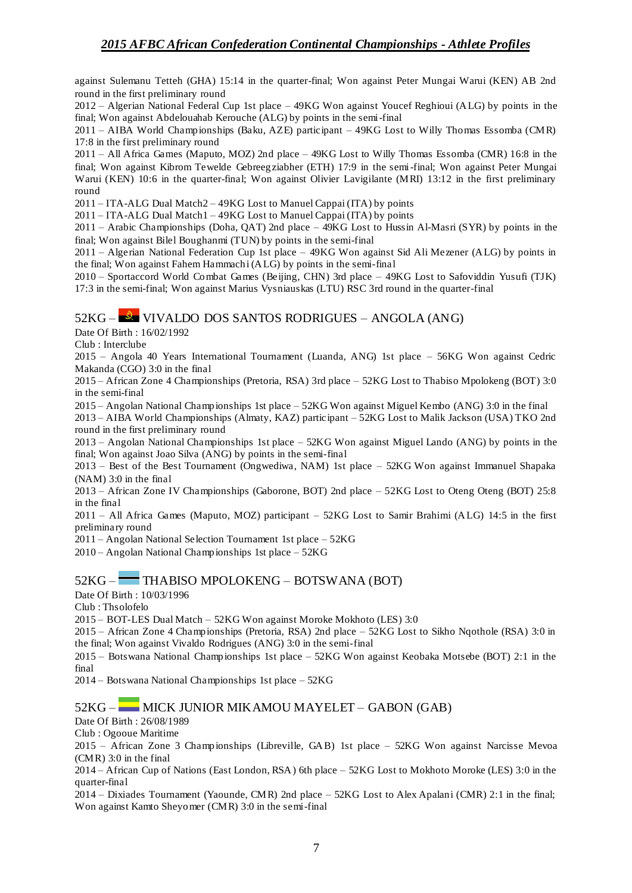against Sulemanu Tetteh (GHA) 15:14 in the quarter-final; Won against Peter Mungai Warui (KEN) AB 2nd round in the first preliminary round

2012 – Algerian National Federal Cup 1st place – 49KG Won against Youcef Reghioui (ALG) by points in the final; Won against Abdelouahab Kerouche (ALG) by points in the semi-final

2011 – AIBA World Championships (Baku, AZE) participant – 49KG Lost to Willy Thomas Essomba (CMR) 17:8 in the first preliminary round

2011 – All Africa Games (Maputo, MOZ) 2nd place – 49KG Lost to Willy Thomas Essomba (CMR) 16:8 in the final; Won against Kibrom Tewelde Gebreegziabher (ETH) 17:9 in the semi-final; Won against Peter Mungai Warui (KEN) 10:6 in the quarter-final; Won against Olivier Lavigilante (MRI) 13:12 in the first preliminary round

2011 – ITA-ALG Dual Match2 – 49KG Lost to Manuel Cappai (ITA) by points

2011 – ITA-ALG Dual Match1 – 49KG Lost to Manuel Cappai (ITA) by points

2011 – Arabic Championships (Doha, QAT) 2nd place – 49KG Lost to Hussin Al-Masri (SYR) by points in the final; Won against Bilel Boughanmi (TUN) by points in the semi-final

2011 – Algerian National Federation Cup 1st place – 49KG Won against Sid Ali Mezener (ALG) by points in the final; Won against Fahem Hammachi (ALG) by points in the semi-final

2010 – Sportaccord World Combat Games (Beijing, CHN) 3rd place – 49KG Lost to Safoviddin Yusufi (TJK) 17:3 in the semi-final; Won against Marius Vysniauskas (LTU) RSC 3rd round in the quarter-final

## 52KG – VIVALDO DOS SANTOS RODRIGUES – ANGOLA (ANG)

Date Of Birth : 16/02/1992

Club : Interclube

2015 – Angola 40 Years International Tournament (Luanda, ANG) 1st place – 56KG Won against Cedric Makanda (CGO) 3:0 in the final

2015 – African Zone 4 Championships (Pretoria, RSA) 3rd place – 52KG Lost to Thabiso Mpolokeng (BOT) 3:0 in the semi-final

2015 – Angolan National Championships 1st place – 52KG Won against Miguel Kembo (ANG) 3:0 in the final

2013 – AIBA World Championships (Almaty, KAZ) participant – 52KG Lost to Malik Jackson (USA) TKO 2nd round in the first preliminary round

2013 – Angolan National Championships 1st place – 52KG Won against Miguel Lando (ANG) by points in the final; Won against Joao Silva (ANG) by points in the semi-final

2013 – Best of the Best Tournament (Ongwediwa, NAM) 1st place – 52KG Won against Immanuel Shapaka (NAM) 3:0 in the final

2013 – African Zone IV Championships (Gaborone, BOT) 2nd place – 52KG Lost to Oteng Oteng (BOT) 25:8 in the final

2011 – All Africa Games (Maputo, MOZ) participant – 52KG Lost to Samir Brahimi (ALG) 14:5 in the first preliminary round

2011 – Angolan National Selection Tournament 1st place – 52KG

2010 – Angolan National Championships 1st place – 52KG

## 52KG – THABISO MPOLOKENG – BOTSWANA (BOT)

Date Of Birth : 10/03/1996

Club : Thsolofelo

2015 – BOT-LES Dual Match – 52KG Won against Moroke Mokhoto (LES) 3:0

2015 – African Zone 4 Championships (Pretoria, RSA) 2nd place – 52KG Lost to Sikho Nqothole (RSA) 3:0 in the final; Won against Vivaldo Rodrigues (ANG) 3:0 in the semi-final

2015 – Botswana National Championships 1st place – 52KG Won against Keobaka Motsebe (BOT) 2:1 in the final

2014 – Botswana National Championships 1st place – 52KG

## 52KG – MICK JUNIOR MIKAMOU MAYELET – GABON (GAB)

Date Of Birth : 26/08/1989

Club : Ogooue Maritime

2015 – African Zone 3 Championships (Libreville, GAB) 1st place – 52KG Won against Narcisse Mevoa (CMR) 3:0 in the final

2014 – African Cup of Nations (East London, RSA) 6th place – 52KG Lost to Mokhoto Moroke (LES) 3:0 in the quarter-final

2014 – Dixiades Tournament (Yaounde, CMR) 2nd place – 52KG Lost to Alex Apalani (CMR) 2:1 in the final; Won against Kamto Sheyomer (CMR) 3:0 in the semi-final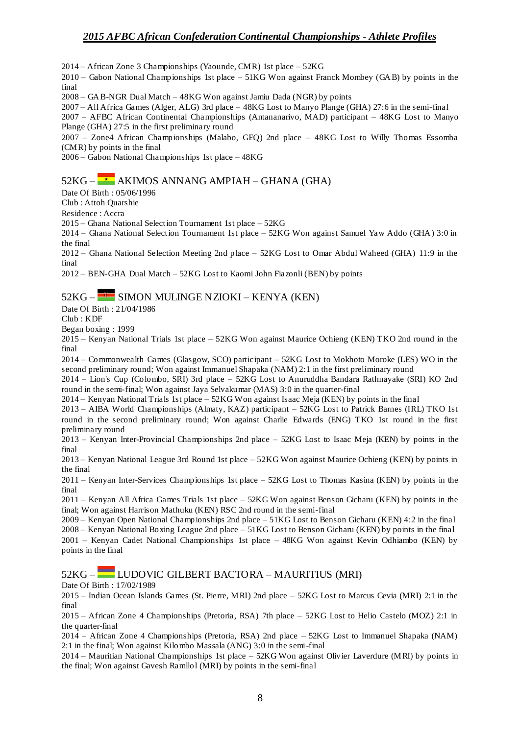2014 – African Zone 3 Championships (Yaounde, CMR) 1st place – 52KG

2010 – Gabon National Championships 1st place – 51KG Won against Franck Mombey (GAB) by points in the final

2008 – GAB-NGR Dual Match – 48KG Won against Jamiu Dada (NGR) by points

2007 – All Africa Games (Alger, ALG) 3rd place – 48KG Lost to Manyo Plange (GHA) 27:6 in the semi-final

2007 – AFBC African Continental Championships (Antananarivo, MAD) participant – 48KG Lost to Manyo Plange (GHA) 27:5 in the first preliminary round

2007 – Zone4 African Championships (Malabo, GEQ) 2nd place – 48KG Lost to Willy Thomas Essomba (CMR) by points in the final

2006 – Gabon National Championships 1st place – 48KG

## 52KG – AKIMOS ANNANG AMPIAH – GHANA (GHA)

Date Of Birth : 05/06/1996

Club : Attoh Quarshie

Residence : Accra

2015 – Ghana National Selection Tournament 1st place – 52KG

2014 – Ghana National Selection Tournament 1st place – 52KG Won against Samuel Yaw Addo (GHA) 3:0 in the final

2012 – Ghana National Selection Meeting 2nd place – 52KG Lost to Omar Abdul Waheed (GHA) 11:9 in the final

2012 – BEN-GHA Dual Match – 52KG Lost to Kaomi John Fiazonli (BEN) by points

## 52KG – SIMON MULINGE NZIOKI – KENYA (KEN)

Date Of Birth : 21/04/1986

Club : KDF

Began boxing : 1999

2015 – Kenyan National Trials 1st place – 52KG Won against Maurice Ochieng (KEN) TKO 2nd round in the final

2014 – Commonwealth Games (Glasgow, SCO) participant – 52KG Lost to Mokhoto Moroke (LES) WO in the second preliminary round; Won against Immanuel Shapaka (NAM) 2:1 in the first preliminary round

2014 – Lion's Cup (Colombo, SRI) 3rd place – 52KG Lost to Anuruddha Bandara Rathnayake (SRI) KO 2nd round in the semi-final; Won against Jaya Selvakumar (MAS) 3:0 in the quarter-final

2014 – Kenyan National Trials 1st place – 52KG Won against Isaac Meja (KEN) by points in the final

2013 – AIBA World Championships (Almaty, KAZ) participant – 52KG Lost to Patrick Barnes (IRL) TKO 1st round in the second preliminary round; Won against Charlie Edwards (ENG) TKO 1st round in the first preliminary round

2013 – Kenyan Inter-Provincial Championships 2nd place – 52KG Lost to Isaac Meja (KEN) by points in the final

2013 – Kenyan National League 3rd Round 1st place – 52KG Won against Maurice Ochieng (KEN) by points in the final

2011 – Kenyan Inter-Services Championships 1st place – 52KG Lost to Thomas Kasina (KEN) by points in the final

2011 – Kenyan All Africa Games Trials 1st place – 52KG Won against Benson Gicharu (KEN) by points in the final; Won against Harrison Mathuku (KEN) RSC 2nd round in the semi-final

2009 – Kenyan Open National Championships 2nd place – 51KG Lost to Benson Gicharu (KEN) 4:2 in the final

2008 – Kenyan National Boxing League 2nd place – 51KG Lost to Benson Gicharu (KEN) by points in the final

2001 – Kenyan Cadet National Championships 1st place – 48KG Won against Kevin Odhiambo (KEN) by points in the final

## 52KG – LUDOVIC GILBERT BACTORA – MAURITIUS (MRI)

Date Of Birth : 17/02/1989

2015 – Indian Ocean Islands Games (St. Pierre, MRI) 2nd place – 52KG Lost to Marcus Gevia (MRI) 2:1 in the final

2015 – African Zone 4 Championships (Pretoria, RSA) 7th place – 52KG Lost to Helio Castelo (MOZ) 2:1 in the quarter-final

2014 – African Zone 4 Championships (Pretoria, RSA) 2nd place – 52KG Lost to Immanuel Shapaka (NAM) 2:1 in the final; Won against Kilombo Massala (ANG) 3:0 in the semi-final

2014 – Mauritian National Championships 1st place – 52KG Won against Olivier Laverdure (MRI) by points in the final; Won against Gavesh Ramllol (MRI) by points in the semi-final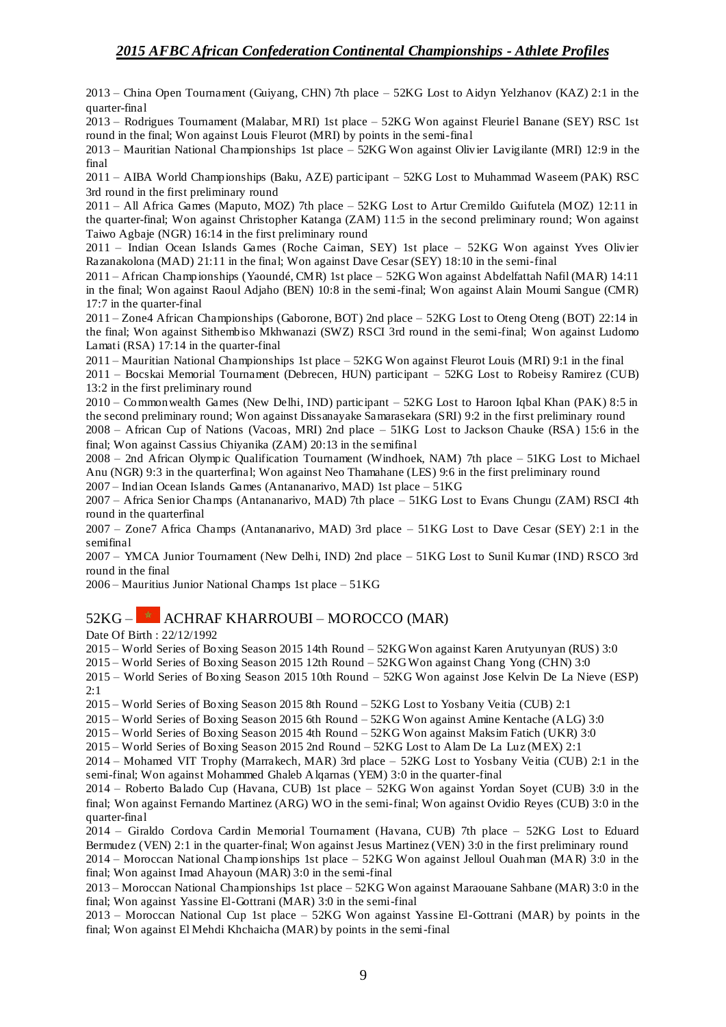2013 – China Open Tournament (Guiyang, CHN) 7th place – 52KG Lost to Aidyn Yelzhanov (KAZ) 2:1 in the quarter-final

2013 – Rodrigues Tournament (Malabar, MRI) 1st place – 52KG Won against Fleuriel Banane (SEY) RSC 1st round in the final; Won against Louis Fleurot (MRI) by points in the semi-final

2013 – Mauritian National Championships 1st place – 52KG Won against Olivier Lavigilante (MRI) 12:9 in the final

2011 – AIBA World Championships (Baku, AZE) participant – 52KG Lost to Muhammad Waseem (PAK) RSC 3rd round in the first preliminary round

2011 – All Africa Games (Maputo, MOZ) 7th place – 52KG Lost to Artur Cremildo Guifutela (MOZ) 12:11 in the quarter-final; Won against Christopher Katanga (ZAM) 11:5 in the second preliminary round; Won against Taiwo Agbaje (NGR) 16:14 in the first preliminary round

2011 – Indian Ocean Islands Games (Roche Caiman, SEY) 1st place – 52KG Won against Yves Olivier Razanakolona (MAD) 21:11 in the final; Won against Dave Cesar (SEY) 18:10 in the semi-final

2011 – African Championships (Yaoundé, CMR) 1st place – 52KG Won against Abdelfattah Nafil (MAR) 14:11 in the final; Won against Raoul Adjaho (BEN) 10:8 in the semi-final; Won against Alain Moumi Sangue (CMR) 17:7 in the quarter-final

2011 – Zone4 African Championships (Gaborone, BOT) 2nd place – 52KG Lost to Oteng Oteng (BOT) 22:14 in the final; Won against Sithembiso Mkhwanazi (SWZ) RSCI 3rd round in the semi-final; Won against Ludomo Lamati (RSA) 17:14 in the quarter-final

2011 – Mauritian National Championships 1st place – 52KG Won against Fleurot Louis (MRI) 9:1 in the final

2011 – Bocskai Memorial Tournament (Debrecen, HUN) participant – 52KG Lost to Robeisy Ramirez (CUB) 13:2 in the first preliminary round

2010 – Commonwealth Games (New Delhi, IND) participant – 52KG Lost to Haroon Iqbal Khan (PAK) 8:5 in the second preliminary round; Won against Dissanayake Samarasekara (SRI) 9:2 in the first preliminary round

2008 – African Cup of Nations (Vacoas, MRI) 2nd place – 51KG Lost to Jackson Chauke (RSA) 15:6 in the final; Won against Cassius Chiyanika (ZAM) 20:13 in the semifinal

2008 – 2nd African Olympic Qualification Tournament (Windhoek, NAM) 7th place – 51KG Lost to Michael Anu (NGR) 9:3 in the quarterfinal; Won against Neo Thamahane (LES) 9:6 in the first preliminary round

2007 – Indian Ocean Islands Games (Antananarivo, MAD) 1st place – 51KG

2007 – Africa Senior Champs (Antananarivo, MAD) 7th place – 51KG Lost to Evans Chungu (ZAM) RSCI 4th round in the quarterfinal

2007 – Zone7 Africa Champs (Antananarivo, MAD) 3rd place – 51KG Lost to Dave Cesar (SEY) 2:1 in the semifinal

2007 – YMCA Junior Tournament (New Delhi, IND) 2nd place – 51KG Lost to Sunil Kumar (IND) RSCO 3rd round in the final

2006 – Mauritius Junior National Champs 1st place – 51KG

## 52KG – ACHRAF KHARROUBI – MOROCCO (MAR)

Date Of Birth : 22/12/1992

2015 – World Series of Boxing Season 2015 14th Round – 52KG Won against Karen Arutyunyan (RUS) 3:0

2015 – World Series of Boxing Season 2015 12th Round – 52KG Won against Chang Yong (CHN) 3:0

2015 – World Series of Boxing Season 2015 10th Round – 52KG Won against Jose Kelvin De La Nieve (ESP) 2:1

2015 – World Series of Boxing Season 2015 8th Round – 52KG Lost to Yosbany Veitia (CUB) 2:1

2015 – World Series of Boxing Season 2015 6th Round – 52KG Won against Amine Kentache (ALG) 3:0

2015 – World Series of Boxing Season 2015 4th Round – 52KG Won against Maksim Fatich (UKR) 3:0

2015 – World Series of Boxing Season 2015 2nd Round – 52KG Lost to Alam De La Luz (MEX) 2:1

2014 – Mohamed VIT Trophy (Marrakech, MAR) 3rd place – 52KG Lost to Yosbany Veitia (CUB) 2:1 in the semi-final; Won against Mohammed Ghaleb Alqarnas (YEM) 3:0 in the quarter-final

2014 – Roberto Balado Cup (Havana, CUB) 1st place – 52KG Won against Yordan Soyet (CUB) 3:0 in the final; Won against Fernando Martinez (ARG) WO in the semi-final; Won against Ovidio Reyes (CUB) 3:0 in the quarter-final

2014 – Giraldo Cordova Cardin Memorial Tournament (Havana, CUB) 7th place – 52KG Lost to Eduard Bermudez (VEN) 2:1 in the quarter-final; Won against Jesus Martinez (VEN) 3:0 in the first preliminary round

2014 – Moroccan National Championships 1st place – 52KG Won against Jelloul Ouahman (MAR) 3:0 in the final; Won against Imad Ahayoun (MAR) 3:0 in the semi-final

2013 – Moroccan National Championships 1st place – 52KG Won against Maraouane Sahbane (MAR) 3:0 in the final; Won against Yassine El-Gottrani (MAR) 3:0 in the semi-final

2013 – Moroccan National Cup 1st place – 52KG Won against Yassine El-Gottrani (MAR) by points in the final; Won against El Mehdi Khchaicha (MAR) by points in the semi-final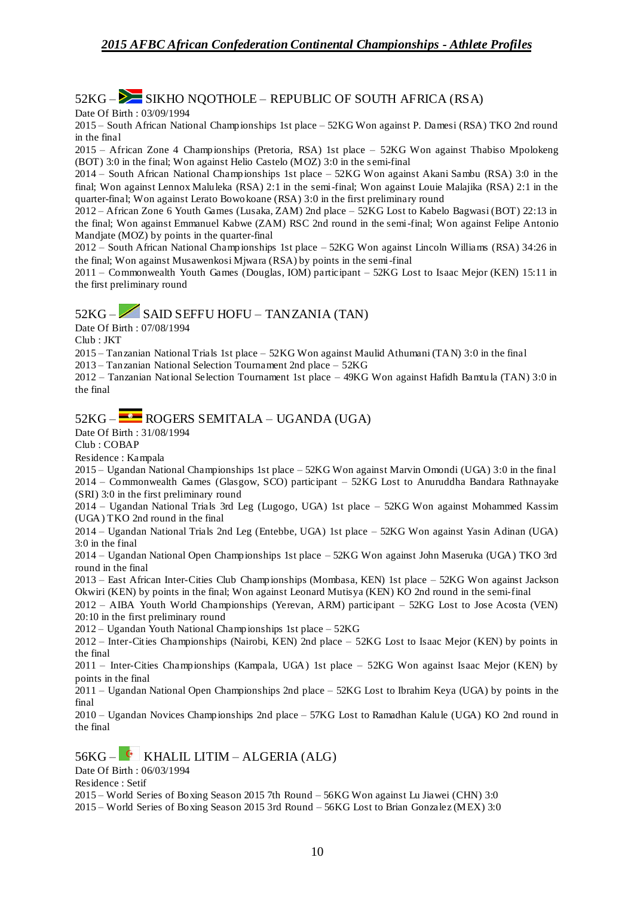## 52KG – SIKHO NQOTHOLE – REPUBLIC OF SOUTH AFRICA (RSA)

Date Of Birth : 03/09/1994

2015 – South African National Championships 1st place – 52KG Won against P. Damesi (RSA) TKO 2nd round in the final

2015 – African Zone 4 Championships (Pretoria, RSA) 1st place – 52KG Won against Thabiso Mpolokeng (BOT) 3:0 in the final; Won against Helio Castelo (MOZ) 3:0 in the semi-final

2014 – South African National Championships 1st place – 52KG Won against Akani Sambu (RSA) 3:0 in the final; Won against Lennox Maluleka (RSA) 2:1 in the semi-final; Won against Louie Malajika (RSA) 2:1 in the quarter-final; Won against Lerato Bowokoane (RSA) 3:0 in the first preliminary round

2012 – African Zone 6 Youth Games (Lusaka, ZAM) 2nd place – 52KG Lost to Kabelo Bagwasi (BOT) 22:13 in the final; Won against Emmanuel Kabwe (ZAM) RSC 2nd round in the semi-final; Won against Felipe Antonio Mandjate (MOZ) by points in the quarter-final

2012 – South African National Championships 1st place – 52KG Won against Lincoln Williams (RSA) 34:26 in the final; Won against Musawenkosi Mjwara (RSA) by points in the semi-final

2011 – Commonwealth Youth Games (Douglas, IOM) participant – 52KG Lost to Isaac Mejor (KEN) 15:11 in the first preliminary round

## 52KG – SAID SEFFU HOFU – TANZANIA (TAN)

Date Of Birth : 07/08/1994

Club : JKT

2015 – Tanzanian National Trials 1st place – 52KG Won against Maulid Athumani (TAN) 3:0 in the final

2013 – Tanzanian National Selection Tournament 2nd place – 52KG

2012 – Tanzanian National Selection Tournament 1st place – 49KG Won against Hafidh Bamtula (TAN) 3:0 in the final

## 52KG – ROGERS SEMITALA – UGANDA (UGA)

Date Of Birth : 31/08/1994

Club : COBAP

Residence : Kampala

2015 – Ugandan National Championships 1st place – 52KG Won against Marvin Omondi (UGA) 3:0 in the final

2014 – Commonwealth Games (Glasgow, SCO) participant – 52KG Lost to Anuruddha Bandara Rathnayake (SRI) 3:0 in the first preliminary round

2014 – Ugandan National Trials 3rd Leg (Lugogo, UGA) 1st place – 52KG Won against Mohammed Kassim (UGA) TKO 2nd round in the final

2014 – Ugandan National Trials 2nd Leg (Entebbe, UGA) 1st place – 52KG Won against Yasin Adinan (UGA) 3:0 in the final

2014 – Ugandan National Open Championships 1st place – 52KG Won against John Maseruka (UGA) TKO 3rd round in the final

2013 – East African Inter-Cities Club Championships (Mombasa, KEN) 1st place – 52KG Won against Jackson Okwiri (KEN) by points in the final; Won against Leonard Mutisya (KEN) KO 2nd round in the semi-final

2012 – AIBA Youth World Championships (Yerevan, ARM) participant – 52KG Lost to Jose Acosta (VEN) 20:10 in the first preliminary round

2012 – Ugandan Youth National Championships 1st place – 52KG

2012 – Inter-Cities Championships (Nairobi, KEN) 2nd place – 52KG Lost to Isaac Mejor (KEN) by points in the final

2011 – Inter-Cities Championships (Kampala, UGA) 1st place – 52KG Won against Isaac Mejor (KEN) by points in the final

2011 – Ugandan National Open Championships 2nd place – 52KG Lost to Ibrahim Keya (UGA) by points in the final

2010 – Ugandan Novices Championships 2nd place – 57KG Lost to Ramadhan Kalule (UGA) KO 2nd round in the final

## 56KG – KHALIL LITIM – ALGERIA (ALG)

Date Of Birth : 06/03/1994

Residence : Setif

2015 – World Series of Boxing Season 2015 7th Round – 56KG Won against Lu Jiawei (CHN) 3:0

2015 – World Series of Boxing Season 2015 3rd Round – 56KG Lost to Brian Gonzalez (MEX) 3:0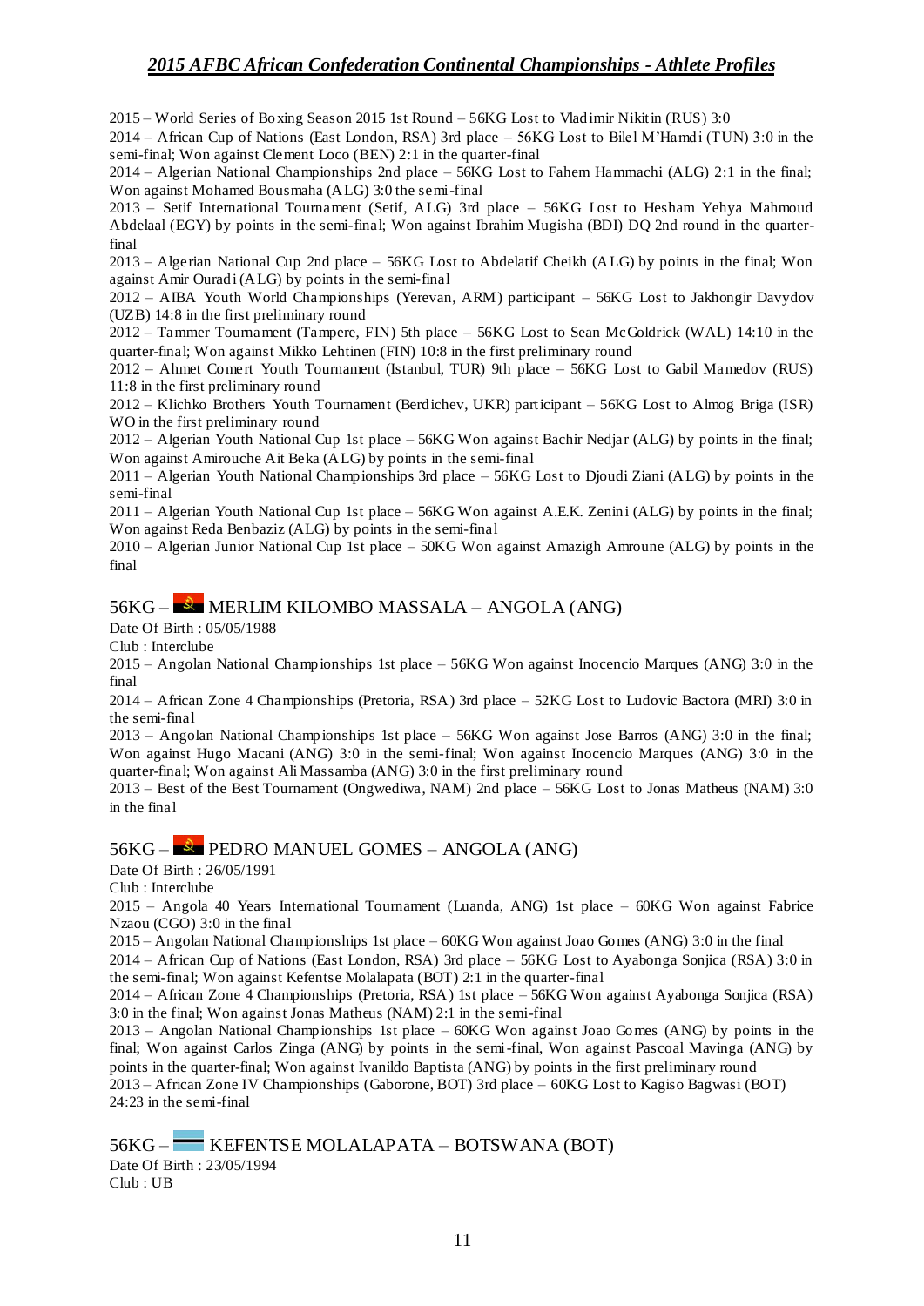2015 – World Series of Boxing Season 2015 1st Round – 56KG Lost to Vladimir Nikitin (RUS) 3:0

2014 – African Cup of Nations (East London, RSA) 3rd place – 56KG Lost to Bilel M'Hamdi (TUN) 3:0 in the semi-final; Won against Clement Loco (BEN) 2:1 in the quarter-final

2014 – Algerian National Championships 2nd place – 56KG Lost to Fahem Hammachi (ALG) 2:1 in the final; Won against Mohamed Bousmaha (ALG) 3:0 the semi-final

2013 – Setif International Tournament (Setif, ALG) 3rd place – 56KG Lost to Hesham Yehya Mahmoud Abdelaal (EGY) by points in the semi-final; Won against Ibrahim Mugisha (BDI) DQ 2nd round in the quarter-final

2013 – Algerian National Cup 2nd place – 56KG Lost to Abdelatif Cheikh (ALG) by points in the final; Won against Amir Ouradi (ALG) by points in the semi-final

2012 – AIBA Youth World Championships (Yerevan, ARM) participant – 56KG Lost to Jakhongir Davydov (UZB) 14:8 in the first preliminary round

2012 – Tammer Tournament (Tampere, FIN) 5th place – 56KG Lost to Sean McGoldrick (WAL) 14:10 in the quarter-final; Won against Mikko Lehtinen (FIN) 10:8 in the first preliminary round

2012 – Ahmet Comert Youth Tournament (Istanbul, TUR) 9th place – 56KG Lost to Gabil Mamedov (RUS) 11:8 in the first preliminary round

2012 – Klichko Brothers Youth Tournament (Berdichev, UKR) participant – 56KG Lost to Almog Briga (ISR) WO in the first preliminary round

2012 – Algerian Youth National Cup 1st place – 56KG Won against Bachir Nedjar (ALG) by points in the final; Won against Amirouche Ait Beka (ALG) by points in the semi-final

2011 – Algerian Youth National Championships 3rd place – 56KG Lost to Djoudi Ziani (ALG) by points in the semi-final

2011 – Algerian Youth National Cup 1st place – 56KG Won against A.E.K. Zenini (ALG) by points in the final; Won against Reda Benbaziz (ALG) by points in the semi-final

2010 – Algerian Junior National Cup 1st place – 50KG Won against Amazigh Amroune (ALG) by points in the final

## 56KG – MERLIM KILOMBO MASSALA – ANGOLA (ANG)

Date Of Birth : 05/05/1988

Club : Interclube

2015 – Angolan National Championships 1st place – 56KG Won against Inocencio Marques (ANG) 3:0 in the final

2014 – African Zone 4 Championships (Pretoria, RSA) 3rd place – 52KG Lost to Ludovic Bactora (MRI) 3:0 in the semi-final

2013 – Angolan National Championships 1st place – 56KG Won against Jose Barros (ANG) 3:0 in the final; Won against Hugo Macani (ANG) 3:0 in the semi-final; Won against Inocencio Marques (ANG) 3:0 in the quarter-final; Won against Ali Massamba (ANG) 3:0 in the first preliminary round

2013 – Best of the Best Tournament (Ongwediwa, NAM) 2nd place – 56KG Lost to Jonas Matheus (NAM) 3:0 in the final

## 56KG – PEDRO MANUEL GOMES – ANGOLA (ANG)

Date Of Birth : 26/05/1991

Club : Interclube

2015 – Angola 40 Years International Tournament (Luanda, ANG) 1st place – 60KG Won against Fabrice Nzaou (CGO) 3:0 in the final

2015 – Angolan National Championships 1st place – 60KG Won against Joao Gomes (ANG) 3:0 in the final

2014 – African Cup of Nations (East London, RSA) 3rd place – 56KG Lost to Ayabonga Sonjica (RSA) 3:0 in the semi-final; Won against Kefentse Molalapata (BOT) 2:1 in the quarter-final

2014 – African Zone 4 Championships (Pretoria, RSA) 1st place – 56KG Won against Ayabonga Sonjica (RSA) 3:0 in the final; Won against Jonas Matheus (NAM) 2:1 in the semi-final

2013 – Angolan National Championships 1st place – 60KG Won against Joao Gomes (ANG) by points in the final; Won against Carlos Zinga (ANG) by points in the semi-final, Won against Pascoal Mavinga (ANG) by points in the quarter-final; Won against Ivanildo Baptista (ANG) by points in the first preliminary round

2013 – African Zone IV Championships (Gaborone, BOT) 3rd place – 60KG Lost to Kagiso Bagwasi (BOT) 24:23 in the semi-final

## 56KG – KEFENTSE MOLALAPATA – BOTSWANA (BOT)

Date Of Birth : 23/05/1994

Club : UB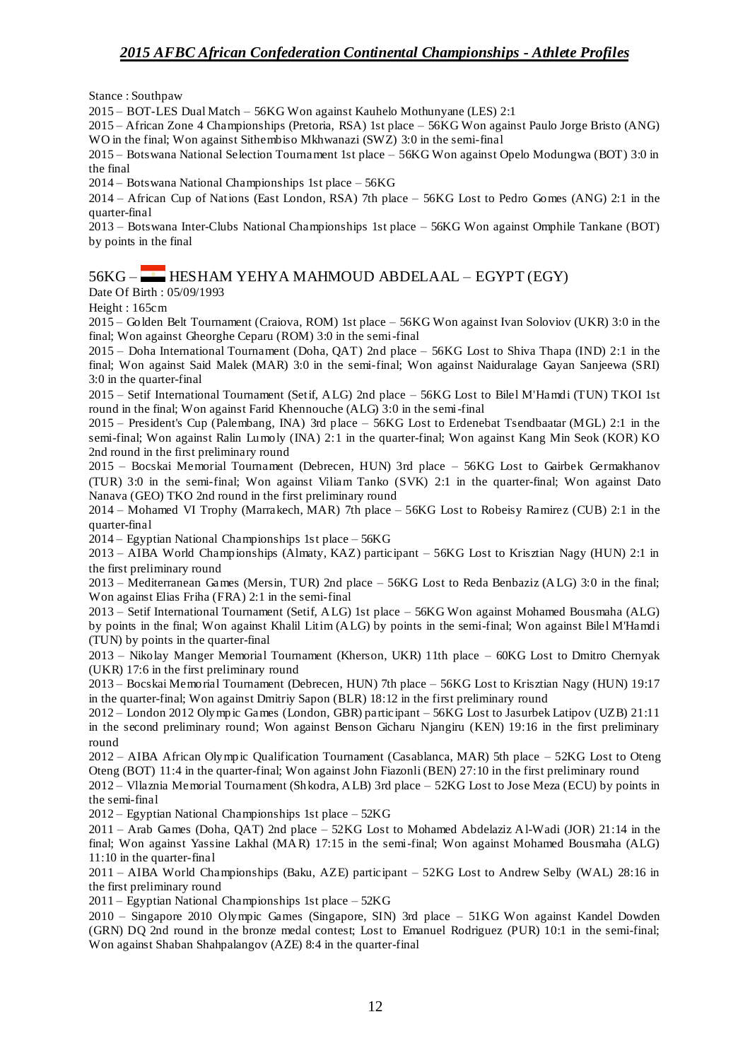Stance : Southpaw

2015 – BOT-LES Dual Match – 56KG Won against Kauhelo Mothunyane (LES) 2:1

2015 – African Zone 4 Championships (Pretoria, RSA) 1st place – 56KG Won against Paulo Jorge Bristo (ANG) WO in the final; Won against Sithembiso Mkhwanazi (SWZ) 3:0 in the semi-final

2015 – Botswana National Selection Tournament 1st place – 56KG Won against Opelo Modungwa (BOT) 3:0 in the final

2014 – Botswana National Championships 1st place – 56KG

2014 – African Cup of Nations (East London, RSA) 7th place – 56KG Lost to Pedro Gomes (ANG) 2:1 in the quarter-final

2013 – Botswana Inter-Clubs National Championships 1st place – 56KG Won against Omphile Tankane (BOT) by points in the final

## 56KG – HESHAM YEHYA MAHMOUD ABDELAAL – EGYPT (EGY)

Date Of Birth : 05/09/1993

Height : 165cm

2015 – Golden Belt Tournament (Craiova, ROM) 1st place – 56KG Won against Ivan Soloviov (UKR) 3:0 in the final; Won against Gheorghe Ceparu (ROM) 3:0 in the semi-final

2015 – Doha International Tournament (Doha, QAT) 2nd place – 56KG Lost to Shiva Thapa (IND) 2:1 in the final; Won against Said Malek (MAR) 3:0 in the semi-final; Won against Naiduralage Gayan Sanjeewa (SRI) 3:0 in the quarter-final

2015 – Setif International Tournament (Setif, ALG) 2nd place – 56KG Lost to Bilel M'Hamdi (TUN) TKOI 1st round in the final; Won against Farid Khennouche (ALG) 3:0 in the semi-final

2015 – President's Cup (Palembang, INA) 3rd place – 56KG Lost to Erdenebat Tsendbaatar (MGL) 2:1 in the semi-final; Won against Ralin Lumoly (INA) 2:1 in the quarter-final; Won against Kang Min Seok (KOR) KO 2nd round in the first preliminary round

2015 – Bocskai Memorial Tournament (Debrecen, HUN) 3rd place – 56KG Lost to Gairbek Germakhanov (TUR) 3:0 in the semi-final; Won against Viliam Tanko (SVK) 2:1 in the quarter-final; Won against Dato Nanava (GEO) TKO 2nd round in the first preliminary round

2014 – Mohamed VI Trophy (Marrakech, MAR) 7th place – 56KG Lost to Robeisy Ramirez (CUB) 2:1 in the quarter-final

2014 – Egyptian National Championships 1st place – 56KG

2013 – AIBA World Championships (Almaty, KAZ) participant – 56KG Lost to Krisztian Nagy (HUN) 2:1 in the first preliminary round

2013 – Mediterranean Games (Mersin, TUR) 2nd place – 56KG Lost to Reda Benbaziz (ALG) 3:0 in the final; Won against Elias Friha (FRA) 2:1 in the semi-final

2013 – Setif International Tournament (Setif, ALG) 1st place – 56KG Won against Mohamed Bousmaha (ALG) by points in the final; Won against Khalil Litim (ALG) by points in the semi-final; Won against Bilel M'Hamdi (TUN) by points in the quarter-final

2013 – Nikolay Manger Memorial Tournament (Kherson, UKR) 11th place – 60KG Lost to Dmitro Chernyak (UKR) 17:6 in the first preliminary round

2013 – Bocskai Memorial Tournament (Debrecen, HUN) 7th place – 56KG Lost to Krisztian Nagy (HUN) 19:17 in the quarter-final; Won against Dmitriy Sapon (BLR) 18:12 in the first preliminary round

2012 – London 2012 Olympic Games (London, GBR) participant – 56KG Lost to Jasurbek Latipov (UZB) 21:11 in the second preliminary round; Won against Benson Gicharu Njangiru (KEN) 19:16 in the first preliminary round

2012 – AIBA African Olympic Qualification Tournament (Casablanca, MAR) 5th place – 52KG Lost to Oteng Oteng (BOT) 11:4 in the quarter-final; Won against John Fiazonli (BEN) 27:10 in the first preliminary round

2012 – Vllaznia Memorial Tournament (Shkodra, ALB) 3rd place – 52KG Lost to Jose Meza (ECU) by points in the semi-final

2012 – Egyptian National Championships 1st place – 52KG

2011 – Arab Games (Doha, QAT) 2nd place – 52KG Lost to Mohamed Abdelaziz Al-Wadi (JOR) 21:14 in the final; Won against Yassine Lakhal (MAR) 17:15 in the semi-final; Won against Mohamed Bousmaha (ALG) 11:10 in the quarter-final

2011 – AIBA World Championships (Baku, AZE) participant – 52KG Lost to Andrew Selby (WAL) 28:16 in the first preliminary round

2011 – Egyptian National Championships 1st place – 52KG

2010 – Singapore 2010 Olympic Games (Singapore, SIN) 3rd place – 51KG Won against Kandel Dowden (GRN) DQ 2nd round in the bronze medal contest; Lost to Emanuel Rodriguez (PUR) 10:1 in the semi-final; Won against Shaban Shahpalangov (AZE) 8:4 in the quarter-final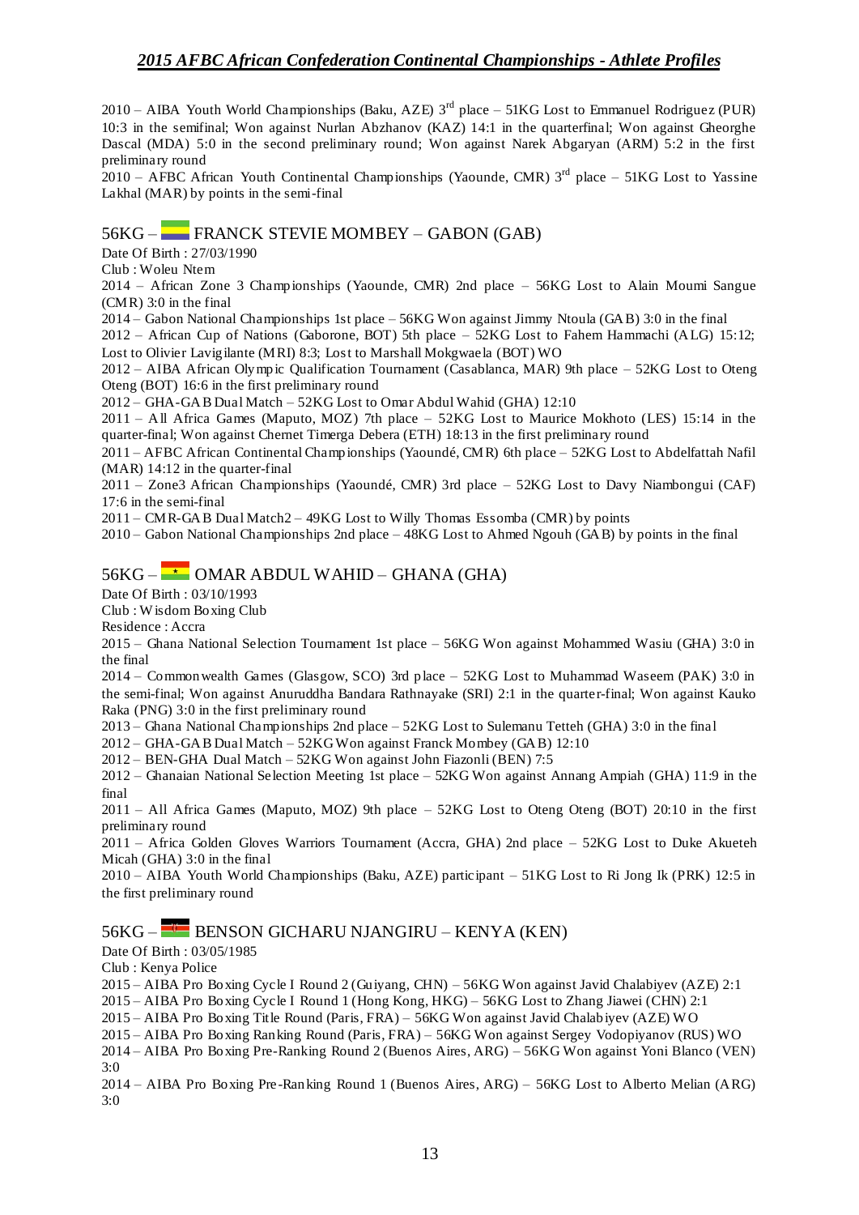2010 – AIBA Youth World Championships (Baku, AZE) 3rd place – 51KG Lost to Emmanuel Rodriguez (PUR) 10:3 in the semifinal; Won against Nurlan Abzhanov (KAZ) 14:1 in the quarterfinal; Won against Gheorghe Dascal (MDA) 5:0 in the second preliminary round; Won against Narek Abgaryan (ARM) 5:2 in the first preliminary round

2010 – AFBC African Youth Continental Championships (Yaounde, CMR) 3rd place – 51KG Lost to Yassine Lakhal (MAR) by points in the semi-final

## 56KG – FRANCK STEVIE MOMBEY – GABON (GAB)

Date Of Birth : 27/03/1990
Club : Woleu Ntem

2014 – African Zone 3 Championships (Yaounde, CMR) 2nd place – 56KG Lost to Alain Moumi Sangue (CMR) 3:0 in the final

2014 – Gabon National Championships 1st place – 56KG Won against Jimmy Ntoula (GAB) 3:0 in the final

2012 – African Cup of Nations (Gaborone, BOT) 5th place – 52KG Lost to Fahem Hammachi (ALG) 15:12; Lost to Olivier Lavigilante (MRI) 8:3; Lost to Marshall Mokgwaela (BOT) WO

2012 – AIBA African Olympic Qualification Tournament (Casablanca, MAR) 9th place – 52KG Lost to Oteng Oteng (BOT) 16:6 in the first preliminary round

2012 – GHA-GAB Dual Match – 52KG Lost to Omar Abdul Wahid (GHA) 12:10

2011 – All Africa Games (Maputo, MOZ) 7th place – 52KG Lost to Maurice Mokhoto (LES) 15:14 in the quarter-final; Won against Chernet Timerga Debera (ETH) 18:13 in the first preliminary round

2011 – AFBC African Continental Championships (Yaoundé, CMR) 6th place – 52KG Lost to Abdelfattah Nafil (MAR) 14:12 in the quarter-final

2011 – Zone3 African Championships (Yaoundé, CMR) 3rd place – 52KG Lost to Davy Niambongui (CAF) 17:6 in the semi-final

2011 – CMR-GAB Dual Match2 – 49KG Lost to Willy Thomas Essomba (CMR) by points

2010 – Gabon National Championships 2nd place – 48KG Lost to Ahmed Ngouh (GAB) by points in the final

## 56KG – OMAR ABDUL WAHID – GHANA (GHA)

Date Of Birth : 03/10/1993
Club : Wisdom Boxing Club
Residence : Accra

2015 – Ghana National Selection Tournament 1st place – 56KG Won against Mohammed Wasiu (GHA) 3:0 in the final

2014 – Commonwealth Games (Glasgow, SCO) 3rd place – 52KG Lost to Muhammad Waseem (PAK) 3:0 in the semi-final; Won against Anuruddha Bandara Rathnayake (SRI) 2:1 in the quarter-final; Won against Kauko Raka (PNG) 3:0 in the first preliminary round

2013 – Ghana National Championships 2nd place – 52KG Lost to Sulemanu Tetteh (GHA) 3:0 in the final

2012 – GHA-GAB Dual Match – 52KG Won against Franck Mombey (GAB) 12:10

2012 – BEN-GHA Dual Match – 52KG Won against John Fiazonli (BEN) 7:5

2012 – Ghanaian National Selection Meeting 1st place – 52KG Won against Annang Ampiah (GHA) 11:9 in the final

2011 – All Africa Games (Maputo, MOZ) 9th place – 52KG Lost to Oteng Oteng (BOT) 20:10 in the first preliminary round

2011 – Africa Golden Gloves Warriors Tournament (Accra, GHA) 2nd place – 52KG Lost to Duke Akueteh Micah (GHA) 3:0 in the final

2010 – AIBA Youth World Championships (Baku, AZE) participant – 51KG Lost to Ri Jong Ik (PRK) 12:5 in the first preliminary round

## 56KG – BENSON GICHARU NJANGIRU – KENYA (KEN)

Date Of Birth : 03/05/1985
Club : Kenya Police

2015 – AIBA Pro Boxing Cycle I Round 2 (Guiyang, CHN) – 56KG Won against Javid Chalabiyev (AZE) 2:1

2015 – AIBA Pro Boxing Cycle I Round 1 (Hong Kong, HKG) – 56KG Lost to Zhang Jiawei (CHN) 2:1

2015 – AIBA Pro Boxing Title Round (Paris, FRA) – 56KG Won against Javid Chalabiyev (AZE) WO

2015 – AIBA Pro Boxing Ranking Round (Paris, FRA) – 56KG Won against Sergey Vodopiyanov (RUS) WO

2014 – AIBA Pro Boxing Pre-Ranking Round 2 (Buenos Aires, ARG) – 56KG Won against Yoni Blanco (VEN) 3:0

2014 – AIBA Pro Boxing Pre-Ranking Round 1 (Buenos Aires, ARG) – 56KG Lost to Alberto Melian (ARG) 3:0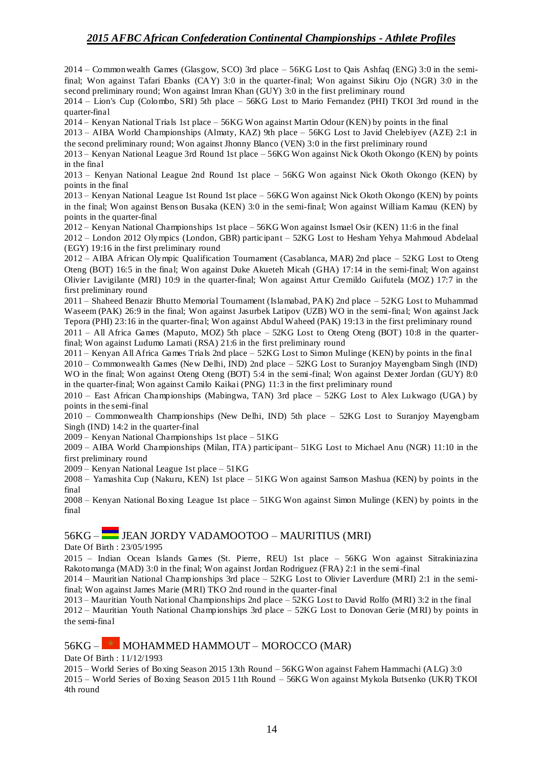2014 – Commonwealth Games (Glasgow, SCO) 3rd place – 56KG Lost to Qais Ashfaq (ENG) 3:0 in the semi-final; Won against Tafari Ebanks (CAY) 3:0 in the quarter-final; Won against Sikiru Ojo (NGR) 3:0 in the second preliminary round; Won against Imran Khan (GUY) 3:0 in the first preliminary round

2014 – Lion's Cup (Colombo, SRI) 5th place – 56KG Lost to Mario Fernandez (PHI) TKOI 3rd round in the quarter-final

2014 – Kenyan National Trials 1st place – 56KG Won against Martin Odour (KEN) by points in the final

2013 – AIBA World Championships (Almaty, KAZ) 9th place – 56KG Lost to Javid Chelebiyev (AZE) 2:1 in the second preliminary round; Won against Jhonny Blanco (VEN) 3:0 in the first preliminary round

2013 – Kenyan National League 3rd Round 1st place – 56KG Won against Nick Okoth Okongo (KEN) by points in the final

2013 – Kenyan National League 2nd Round 1st place – 56KG Won against Nick Okoth Okongo (KEN) by points in the final

2013 – Kenyan National League 1st Round 1st place – 56KG Won against Nick Okoth Okongo (KEN) by points in the final; Won against Benson Busaka (KEN) 3:0 in the semi-final; Won against William Kamau (KEN) by points in the quarter-final

2012 – Kenyan National Championships 1st place – 56KG Won against Ismael Osir (KEN) 11:6 in the final

2012 – London 2012 Olympics (London, GBR) participant – 52KG Lost to Hesham Yehya Mahmoud Abdelaal (EGY) 19:16 in the first preliminary round

2012 – AIBA African Olympic Qualification Tournament (Casablanca, MAR) 2nd place – 52KG Lost to Oteng Oteng (BOT) 16:5 in the final; Won against Duke Akueteh Micah (GHA) 17:14 in the semi-final; Won against Olivier Lavigilante (MRI) 10:9 in the quarter-final; Won against Artur Cremildo Guifutela (MOZ) 17:7 in the first preliminary round

2011 – Shaheed Benazir Bhutto Memorial Tournament (Islamabad, PAK) 2nd place – 52KG Lost to Muhammad Waseem (PAK) 26:9 in the final; Won against Jasurbek Latipov (UZB) WO in the semi-final; Won against Jack Tepora (PHI) 23:16 in the quarter-final; Won against Abdul Waheed (PAK) 19:13 in the first preliminary round

2011 – All Africa Games (Maputo, MOZ) 5th place – 52KG Lost to Oteng Oteng (BOT) 10:8 in the quarter-final; Won against Ludumo Lamati (RSA) 21:6 in the first preliminary round

2011 – Kenyan All Africa Games Trials 2nd place – 52KG Lost to Simon Mulinge (KEN) by points in the final

2010 – Commonwealth Games (New Delhi, IND) 2nd place – 52KG Lost to Suranjoy Mayengbam Singh (IND) WO in the final; Won against Oteng Oteng (BOT) 5:4 in the semi-final; Won against Dexter Jordan (GUY) 8:0 in the quarter-final; Won against Camilo Kaikai (PNG) 11:3 in the first preliminary round

2010 – East African Championships (Mabingwa, TAN) 3rd place – 52KG Lost to Alex Lukwago (UGA) by points in the semi-final

2010 – Commonwealth Championships (New Delhi, IND) 5th place – 52KG Lost to Suranjoy Mayengbam Singh (IND) 14:2 in the quarter-final

2009 – Kenyan National Championships 1st place – 51KG

2009 – AIBA World Championships (Milan, ITA) participant– 51KG Lost to Michael Anu (NGR) 11:10 in the first preliminary round

2009 – Kenyan National League 1st place – 51KG

2008 – Yamashita Cup (Nakuru, KEN) 1st place – 51KG Won against Samson Mashua (KEN) by points in the final

2008 – Kenyan National Boxing League 1st place – 51KG Won against Simon Mulinge (KEN) by points in the final

## 56KG – JEAN JORDY VADAMOOTOO – MAURITIUS (MRI)

Date Of Birth : 23/05/1995

2015 – Indian Ocean Islands Games (St. Pierre, REU) 1st place – 56KG Won against Sitrakiniazina Rakotomanga (MAD) 3:0 in the final; Won against Jordan Rodriguez (FRA) 2:1 in the semi-final

2014 – Mauritian National Championships 3rd place – 52KG Lost to Olivier Laverdure (MRI) 2:1 in the semi-final; Won against James Marie (MRI) TKO 2nd round in the quarter-final

2013 – Mauritian Youth National Championships 2nd place – 52KG Lost to David Rolfo (MRI) 3:2 in the final

2012 – Mauritian Youth National Championships 3rd place – 52KG Lost to Donovan Gerie (MRI) by points in the semi-final

## 56KG – MOHAMMED HAMMOUT – MOROCCO (MAR)

Date Of Birth : 11/12/1993

2015 – World Series of Boxing Season 2015 13th Round – 56KG Won against Fahem Hammachi (ALG) 3:0

2015 – World Series of Boxing Season 2015 11th Round – 56KG Won against Mykola Butsenko (UKR) TKOI 4th round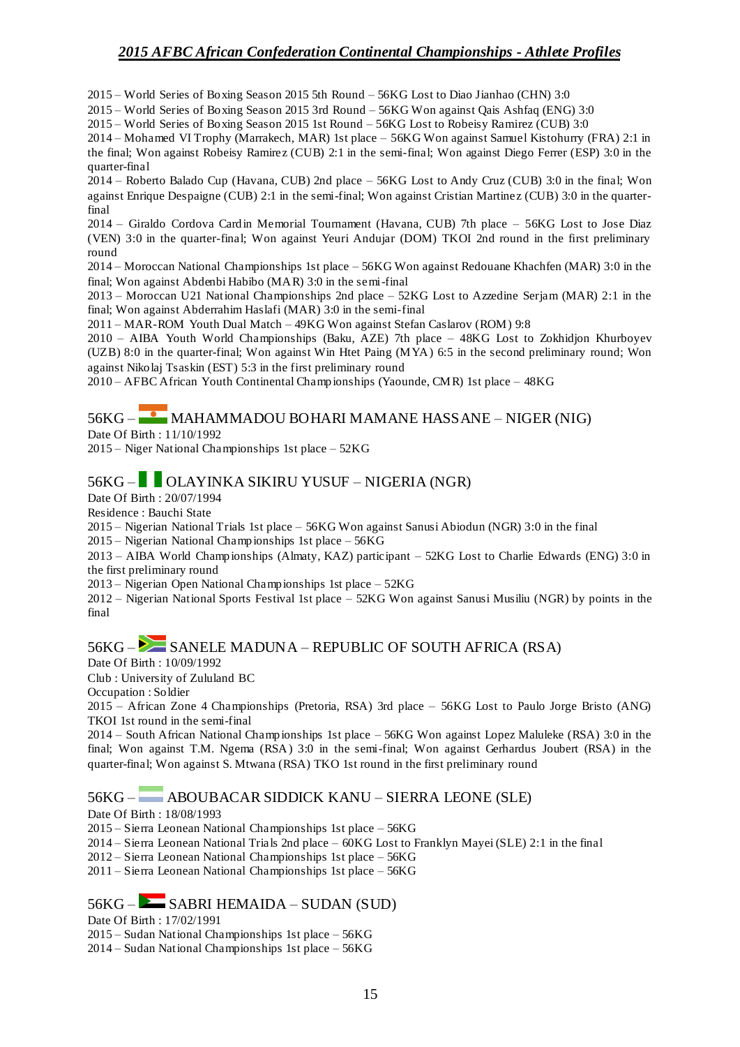2015 – World Series of Boxing Season 2015 5th Round – 56KG Lost to Diao Jianhao (CHN) 3:0

2015 – World Series of Boxing Season 2015 3rd Round – 56KG Won against Qais Ashfaq (ENG) 3:0

2015 – World Series of Boxing Season 2015 1st Round – 56KG Lost to Robeisy Ramirez (CUB) 3:0

2014 – Mohamed VI Trophy (Marrakech, MAR) 1st place – 56KG Won against Samuel Kistohurry (FRA) 2:1 in the final; Won against Robeisy Ramirez (CUB) 2:1 in the semi-final; Won against Diego Ferrer (ESP) 3:0 in the quarter-final

2014 – Roberto Balado Cup (Havana, CUB) 2nd place – 56KG Lost to Andy Cruz (CUB) 3:0 in the final; Won against Enrique Despaigne (CUB) 2:1 in the semi-final; Won against Cristian Martinez (CUB) 3:0 in the quarter-final

2014 – Giraldo Cordova Cardin Memorial Tournament (Havana, CUB) 7th place – 56KG Lost to Jose Diaz (VEN) 3:0 in the quarter-final; Won against Yeuri Andujar (DOM) TKOI 2nd round in the first preliminary round

2014 – Moroccan National Championships 1st place – 56KG Won against Redouane Khachfen (MAR) 3:0 in the final; Won against Abdenbi Habibo (MAR) 3:0 in the semi-final

2013 – Moroccan U21 National Championships 2nd place – 52KG Lost to Azzedine Serjam (MAR) 2:1 in the final; Won against Abderrahim Haslafi (MAR) 3:0 in the semi-final

2011 – MAR-ROM Youth Dual Match – 49KG Won against Stefan Caslarov (ROM) 9:8

2010 – AIBA Youth World Championships (Baku, AZE) 7th place – 48KG Lost to Zokhidjon Khurboyev (UZB) 8:0 in the quarter-final; Won against Win Htet Paing (MYA) 6:5 in the second preliminary round; Won against Nikolaj Tsaskin (EST) 5:3 in the first preliminary round

2010 – AFBC African Youth Continental Championships (Yaounde, CMR) 1st place – 48KG

## 56KG – MAHAMMADOU BOHARI MAMANE HASSANE – NIGER (NIG)

Date Of Birth : 11/10/1992

2015 – Niger National Championships 1st place – 52KG

## 56KG – OLAYINKA SIKIRU YUSUF – NIGERIA (NGR)

Date Of Birth : 20/07/1994

Residence : Bauchi State

2015 – Nigerian National Trials 1st place – 56KG Won against Sanusi Abiodun (NGR) 3:0 in the final

2015 – Nigerian National Championships 1st place – 56KG

2013 – AIBA World Championships (Almaty, KAZ) participant – 52KG Lost to Charlie Edwards (ENG) 3:0 in the first preliminary round

2013 – Nigerian Open National Championships 1st place – 52KG

2012 – Nigerian National Sports Festival 1st place – 52KG Won against Sanusi Musiliu (NGR) by points in the final

## 56KG – SANELE MADUNA – REPUBLIC OF SOUTH AFRICA (RSA)

Date Of Birth : 10/09/1992

Club : University of Zululand BC

Occupation : Soldier

2015 – African Zone 4 Championships (Pretoria, RSA) 3rd place – 56KG Lost to Paulo Jorge Bristo (ANG) TKOI 1st round in the semi-final

2014 – South African National Championships 1st place – 56KG Won against Lopez Maluleke (RSA) 3:0 in the final; Won against T.M. Ngema (RSA) 3:0 in the semi-final; Won against Gerhardus Joubert (RSA) in the quarter-final; Won against S. Mtwana (RSA) TKO 1st round in the first preliminary round

## 56KG – ABOUBACAR SIDDICK KANU – SIERRA LEONE (SLE)

Date Of Birth : 18/08/1993

2015 – Sierra Leonean National Championships 1st place – 56KG

2014 – Sierra Leonean National Trials 2nd place – 60KG Lost to Franklyn Mayei (SLE) 2:1 in the final

2012 – Sierra Leonean National Championships 1st place – 56KG

2011 – Sierra Leonean National Championships 1st place – 56KG

## 56KG – SABRI HEMAIDA – SUDAN (SUD)

Date Of Birth : 17/02/1991

2015 – Sudan National Championships 1st place – 56KG

2014 – Sudan National Championships 1st place – 56KG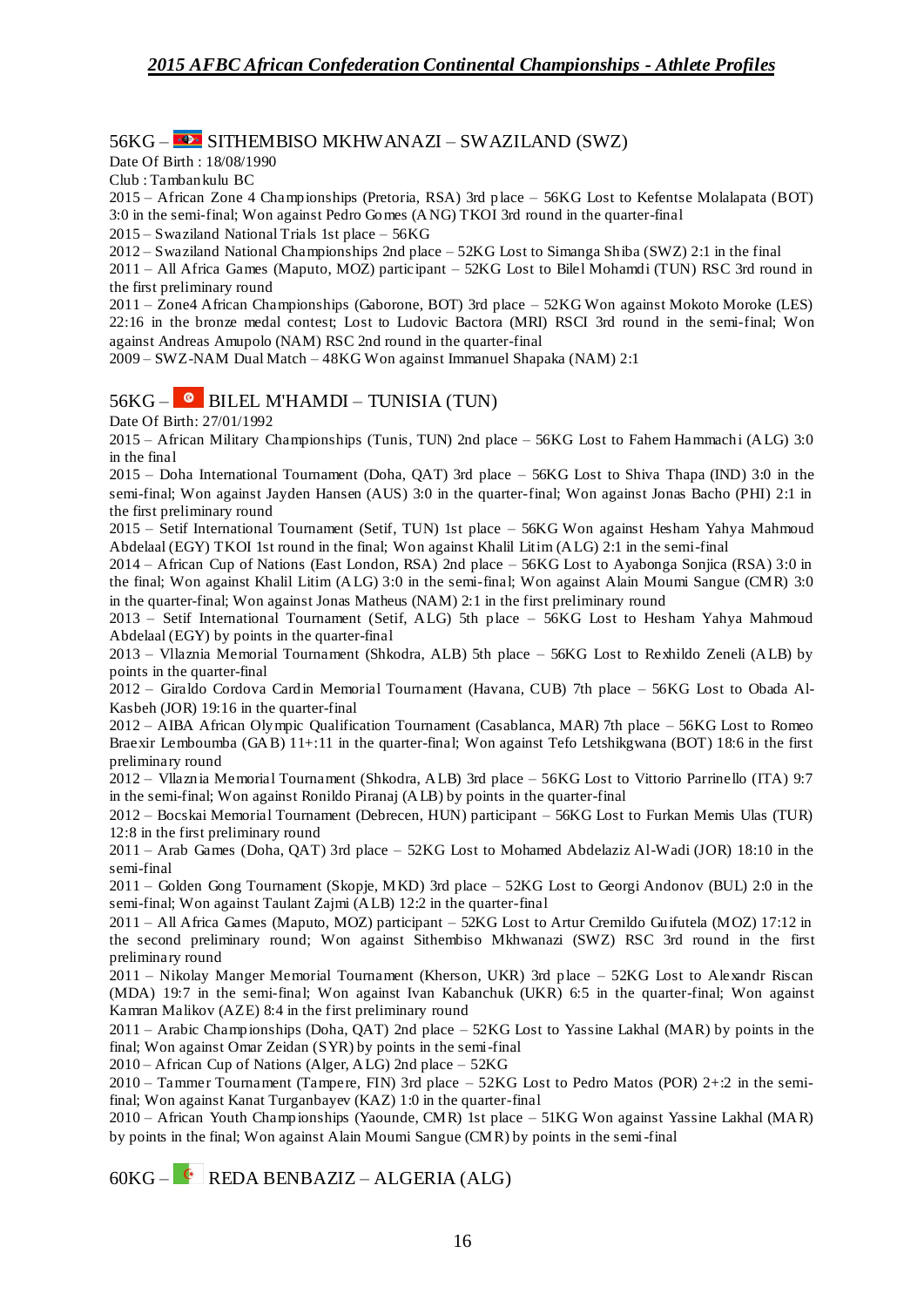## 56KG – SITHEMBISO MKHWANAZI – SWAZILAND (SWZ)

Date Of Birth : 18/08/1990

Club : Tambankulu BC

2015 – African Zone 4 Championships (Pretoria, RSA) 3rd place – 56KG Lost to Kefentse Molalapata (BOT) 3:0 in the semi-final; Won against Pedro Gomes (ANG) TKOI 3rd round in the quarter-final

2015 – Swaziland National Trials 1st place – 56KG

2012 – Swaziland National Championships 2nd place – 52KG Lost to Simanga Shiba (SWZ) 2:1 in the final

2011 – All Africa Games (Maputo, MOZ) participant – 52KG Lost to Bilel Mohamdi (TUN) RSC 3rd round in the first preliminary round

2011 – Zone4 African Championships (Gaborone, BOT) 3rd place – 52KG Won against Mokoto Moroke (LES) 22:16 in the bronze medal contest; Lost to Ludovic Bactora (MRI) RSCI 3rd round in the semi-final; Won against Andreas Amupolo (NAM) RSC 2nd round in the quarter-final

2009 – SWZ-NAM Dual Match – 48KG Won against Immanuel Shapaka (NAM) 2:1

## 56KG – BILEL M'HAMDI – TUNISIA (TUN)

Date Of Birth: 27/01/1992

2015 – African Military Championships (Tunis, TUN) 2nd place – 56KG Lost to Fahem Hammachi (ALG) 3:0 in the final

2015 – Doha International Tournament (Doha, QAT) 3rd place – 56KG Lost to Shiva Thapa (IND) 3:0 in the semi-final; Won against Jayden Hansen (AUS) 3:0 in the quarter-final; Won against Jonas Bacho (PHI) 2:1 in the first preliminary round

2015 – Setif International Tournament (Setif, TUN) 1st place – 56KG Won against Hesham Yahya Mahmoud Abdelaal (EGY) TKOI 1st round in the final; Won against Khalil Litim (ALG) 2:1 in the semi-final

2014 – African Cup of Nations (East London, RSA) 2nd place – 56KG Lost to Ayabonga Sonjica (RSA) 3:0 in the final; Won against Khalil Litim (ALG) 3:0 in the semi-final; Won against Alain Moumi Sangue (CMR) 3:0 in the quarter-final; Won against Jonas Matheus (NAM) 2:1 in the first preliminary round

2013 – Setif International Tournament (Setif, ALG) 5th place – 56KG Lost to Hesham Yahya Mahmoud Abdelaal (EGY) by points in the quarter-final

2013 – Vllaznia Memorial Tournament (Shkodra, ALB) 5th place – 56KG Lost to Rexhildo Zeneli (ALB) by points in the quarter-final

2012 – Giraldo Cordova Cardin Memorial Tournament (Havana, CUB) 7th place – 56KG Lost to Obada Al-Kasbeh (JOR) 19:16 in the quarter-final

2012 – AIBA African Olympic Qualification Tournament (Casablanca, MAR) 7th place – 56KG Lost to Romeo Braexir Lemboumba (GAB) 11+:11 in the quarter-final; Won against Tefo Letshikgwana (BOT) 18:6 in the first preliminary round

2012 – Vllaznia Memorial Tournament (Shkodra, ALB) 3rd place – 56KG Lost to Vittorio Parrinello (ITA) 9:7 in the semi-final; Won against Ronildo Piranaj (ALB) by points in the quarter-final

2012 – Bocskai Memorial Tournament (Debrecen, HUN) participant – 56KG Lost to Furkan Memis Ulas (TUR) 12:8 in the first preliminary round

2011 – Arab Games (Doha, QAT) 3rd place – 52KG Lost to Mohamed Abdelaziz Al-Wadi (JOR) 18:10 in the semi-final

2011 – Golden Gong Tournament (Skopje, MKD) 3rd place – 52KG Lost to Georgi Andonov (BUL) 2:0 in the semi-final; Won against Taulant Zajmi (ALB) 12:2 in the quarter-final

2011 – All Africa Games (Maputo, MOZ) participant – 52KG Lost to Artur Cremildo Guifutela (MOZ) 17:12 in the second preliminary round; Won against Sithembiso Mkhwanazi (SWZ) RSC 3rd round in the first preliminary round

2011 – Nikolay Manger Memorial Tournament (Kherson, UKR) 3rd place – 52KG Lost to Alexandr Riscan (MDA) 19:7 in the semi-final; Won against Ivan Kabanchuk (UKR) 6:5 in the quarter-final; Won against Kamran Malikov (AZE) 8:4 in the first preliminary round

2011 – Arabic Championships (Doha, QAT) 2nd place – 52KG Lost to Yassine Lakhal (MAR) by points in the final; Won against Omar Zeidan (SYR) by points in the semi-final

2010 – African Cup of Nations (Alger, ALG) 2nd place – 52KG

2010 – Tammer Tournament (Tampere, FIN) 3rd place – 52KG Lost to Pedro Matos (POR) 2+:2 in the semi-final; Won against Kanat Turganbayev (KAZ) 1:0 in the quarter-final

2010 – African Youth Championships (Yaounde, CMR) 1st place – 51KG Won against Yassine Lakhal (MAR) by points in the final; Won against Alain Moumi Sangue (CMR) by points in the semi-final

## 60KG – REDA BENBAZIZ – ALGERIA (ALG)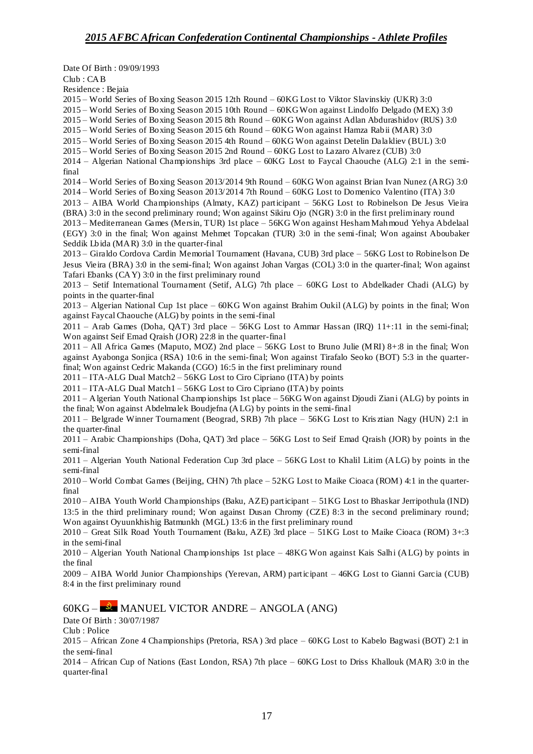Date Of Birth : 09/09/1993

Club : CAB

Residence : Bejaia

2015 – World Series of Boxing Season 2015 12th Round – 60KG Lost to Viktor Slavinskiy (UKR) 3:0

2015 – World Series of Boxing Season 2015 10th Round – 60KG Won against Lindolfo Delgado (MEX) 3:0

2015 – World Series of Boxing Season 2015 8th Round – 60KG Won against Adlan Abdurashidov (RUS) 3:0

2015 – World Series of Boxing Season 2015 6th Round – 60KG Won against Hamza Rabii (MAR) 3:0

2015 – World Series of Boxing Season 2015 4th Round – 60KG Won against Detelin Dalakliev (BUL) 3:0

2015 – World Series of Boxing Season 2015 2nd Round – 60KG Lost to Lazaro Alvarez (CUB) 3:0

2014 – Algerian National Championships 3rd place – 60KG Lost to Faycal Chaouche (ALG) 2:1 in the semi-final

2014 – World Series of Boxing Season 2013/2014 9th Round – 60KG Won against Brian Ivan Nunez (ARG) 3:0

2014 – World Series of Boxing Season 2013/2014 7th Round – 60KG Lost to Domenico Valentino (ITA) 3:0

2013 – AIBA World Championships (Almaty, KAZ) participant – 56KG Lost to Robinelson De Jesus Vieira (BRA) 3:0 in the second preliminary round; Won against Sikiru Ojo (NGR) 3:0 in the first preliminary round

2013 – Mediterranean Games (Mersin, TUR) 1st place – 56KG Won against Hesham Mahmoud Yehya Abdelaal (EGY) 3:0 in the final; Won against Mehmet Topcakan (TUR) 3:0 in the semi-final; Won against Aboubaker Seddik Lbida (MAR) 3:0 in the quarter-final

2013 – Giraldo Cordova Cardin Memorial Tournament (Havana, CUB) 3rd place – 56KG Lost to Robinelson De Jesus Vieira (BRA) 3:0 in the semi-final; Won against Johan Vargas (COL) 3:0 in the quarter-final; Won against Tafari Ebanks (CAY) 3:0 in the first preliminary round

2013 – Setif International Tournament (Setif, ALG) 7th place – 60KG Lost to Abdelkader Chadi (ALG) by points in the quarter-final

2013 – Algerian National Cup 1st place – 60KG Won against Brahim Oukil (ALG) by points in the final; Won against Faycal Chaouche (ALG) by points in the semi-final

2011 – Arab Games (Doha, QAT) 3rd place – 56KG Lost to Ammar Hassan (IRQ) 11+:11 in the semi-final; Won against Seif Emad Qraish (JOR) 22:8 in the quarter-final

2011 – All Africa Games (Maputo, MOZ) 2nd place – 56KG Lost to Bruno Julie (MRI) 8+:8 in the final; Won against Ayabonga Sonjica (RSA) 10:6 in the semi-final; Won against Tirafalo Seoko (BOT) 5:3 in the quarter-final; Won against Cedric Makanda (CGO) 16:5 in the first preliminary round

2011 – ITA-ALG Dual Match2 – 56KG Lost to Ciro Cipriano (ITA) by points

2011 – ITA-ALG Dual Match1 – 56KG Lost to Ciro Cipriano (ITA) by points

2011 – Algerian Youth National Championships 1st place – 56KG Won against Djoudi Ziani (ALG) by points in the final; Won against Abdelmalek Boudjefna (ALG) by points in the semi-final

2011 – Belgrade Winner Tournament (Beograd, SRB) 7th place – 56KG Lost to Krisztian Nagy (HUN) 2:1 in the quarter-final

2011 – Arabic Championships (Doha, QAT) 3rd place – 56KG Lost to Seif Emad Qraish (JOR) by points in the semi-final

2011 – Algerian Youth National Federation Cup 3rd place – 56KG Lost to Khalil Litim (ALG) by points in the semi-final

2010 – World Combat Games (Beijing, CHN) 7th place – 52KG Lost to Maike Cioaca (ROM) 4:1 in the quarter-final

2010 – AIBA Youth World Championships (Baku, AZE) participant – 51KG Lost to Bhaskar Jerripothula (IND) 13:5 in the third preliminary round; Won against Dusan Chromy (CZE) 8:3 in the second preliminary round; Won against Oyuunkhishig Batmunkh (MGL) 13:6 in the first preliminary round

2010 – Great Silk Road Youth Tournament (Baku, AZE) 3rd place – 51KG Lost to Maike Cioaca (ROM) 3+:3 in the semi-final

2010 – Algerian Youth National Championships 1st place – 48KG Won against Kais Salhi (ALG) by points in the final

2009 – AIBA World Junior Championships (Yerevan, ARM) participant – 46KG Lost to Gianni Garcia (CUB) 8:4 in the first preliminary round

## 60KG – MANUEL VICTOR ANDRE – ANGOLA (ANG)

Date Of Birth : 30/07/1987

Club : Police

2015 – African Zone 4 Championships (Pretoria, RSA) 3rd place – 60KG Lost to Kabelo Bagwasi (BOT) 2:1 in the semi-final

2014 – African Cup of Nations (East London, RSA) 7th place – 60KG Lost to Driss Khallouk (MAR) 3:0 in the quarter-final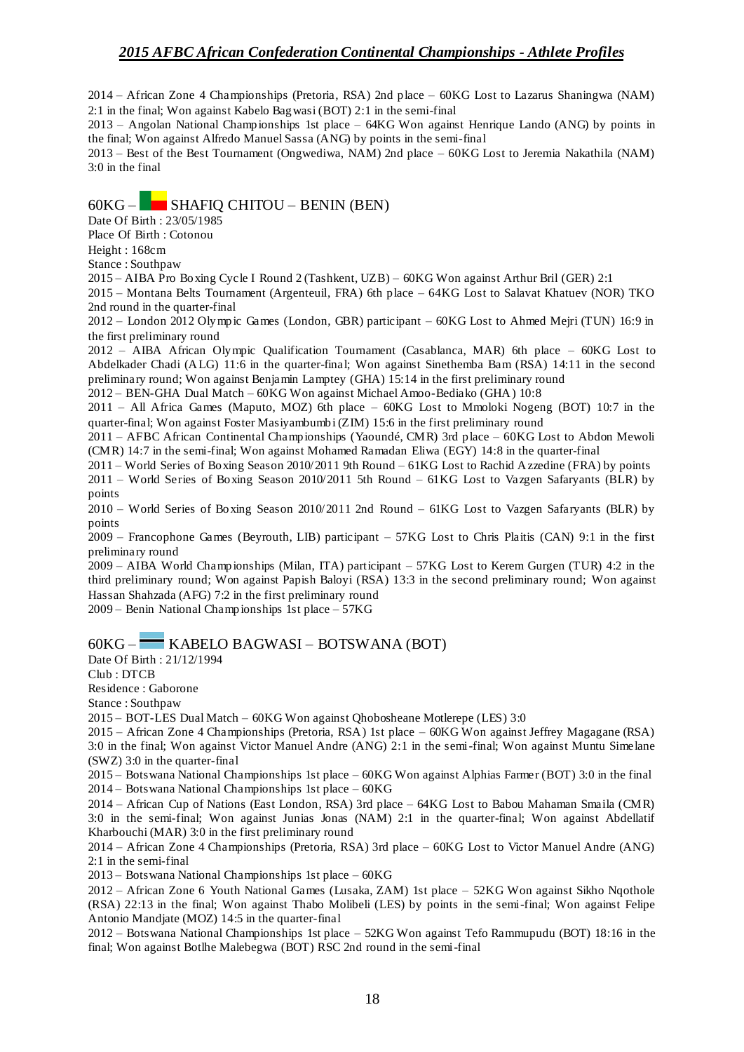2014 – African Zone 4 Championships (Pretoria, RSA) 2nd place – 60KG Lost to Lazarus Shaningwa (NAM) 2:1 in the final; Won against Kabelo Bagwasi (BOT) 2:1 in the semi-final

2013 – Angolan National Championships 1st place – 64KG Won against Henrique Lando (ANG) by points in the final; Won against Alfredo Manuel Sassa (ANG) by points in the semi-final

2013 – Best of the Best Tournament (Ongwediwa, NAM) 2nd place – 60KG Lost to Jeremia Nakathila (NAM) 3:0 in the final

## 60KG – SHAFIQ CHITOU – BENIN (BEN)

Date Of Birth : 23/05/1985
Place Of Birth : Cotonou
Height : 168cm
Stance : Southpaw

2015 – AIBA Pro Boxing Cycle I Round 2 (Tashkent, UZB) – 60KG Won against Arthur Bril (GER) 2:1

2015 – Montana Belts Tournament (Argenteuil, FRA) 6th place – 64KG Lost to Salavat Khatuev (NOR) TKO 2nd round in the quarter-final

2012 – London 2012 Olympic Games (London, GBR) participant – 60KG Lost to Ahmed Mejri (TUN) 16:9 in the first preliminary round

2012 – AIBA African Olympic Qualification Tournament (Casablanca, MAR) 6th place – 60KG Lost to Abdelkader Chadi (ALG) 11:6 in the quarter-final; Won against Sinethemba Bam (RSA) 14:11 in the second preliminary round; Won against Benjamin Lamptey (GHA) 15:14 in the first preliminary round

2012 – BEN-GHA Dual Match – 60KG Won against Michael Amoo-Bediako (GHA) 10:8

2011 – All Africa Games (Maputo, MOZ) 6th place – 60KG Lost to Mmoloki Nogeng (BOT) 10:7 in the quarter-final; Won against Foster Masiyambumbi (ZIM) 15:6 in the first preliminary round

2011 – AFBC African Continental Championships (Yaoundé, CMR) 3rd place – 60KG Lost to Abdon Mewoli (CMR) 14:7 in the semi-final; Won against Mohamed Ramadan Eliwa (EGY) 14:8 in the quarter-final

2011 – World Series of Boxing Season 2010/2011 9th Round – 61KG Lost to Rachid Azzedine (FRA) by points

2011 – World Series of Boxing Season 2010/2011 5th Round – 61KG Lost to Vazgen Safaryants (BLR) by points

2010 – World Series of Boxing Season 2010/2011 2nd Round – 61KG Lost to Vazgen Safaryants (BLR) by points

2009 – Francophone Games (Beyrouth, LIB) participant – 57KG Lost to Chris Plaitis (CAN) 9:1 in the first preliminary round

2009 – AIBA World Championships (Milan, ITA) participant – 57KG Lost to Kerem Gurgen (TUR) 4:2 in the third preliminary round; Won against Papish Baloyi (RSA) 13:3 in the second preliminary round; Won against Hassan Shahzada (AFG) 7:2 in the first preliminary round

2009 – Benin National Championships 1st place – 57KG

## 60KG – KABELO BAGWASI – BOTSWANA (BOT)

Date Of Birth : 21/12/1994
Club : DTCB
Residence : Gaborone
Stance : Southpaw

2015 – BOT-LES Dual Match – 60KG Won against Qhobosheane Motlerepe (LES) 3:0

2015 – African Zone 4 Championships (Pretoria, RSA) 1st place – 60KG Won against Jeffrey Magagane (RSA) 3:0 in the final; Won against Victor Manuel Andre (ANG) 2:1 in the semi-final; Won against Muntu Simelane (SWZ) 3:0 in the quarter-final

2015 – Botswana National Championships 1st place – 60KG Won against Alphias Farmer (BOT) 3:0 in the final

2014 – Botswana National Championships 1st place – 60KG

2014 – African Cup of Nations (East London, RSA) 3rd place – 64KG Lost to Babou Mahaman Smaila (CMR) 3:0 in the semi-final; Won against Junias Jonas (NAM) 2:1 in the quarter-final; Won against Abdellatif Kharbouchi (MAR) 3:0 in the first preliminary round

2014 – African Zone 4 Championships (Pretoria, RSA) 3rd place – 60KG Lost to Victor Manuel Andre (ANG) 2:1 in the semi-final

2013 – Botswana National Championships 1st place – 60KG

2012 – African Zone 6 Youth National Games (Lusaka, ZAM) 1st place – 52KG Won against Sikho Nqothole (RSA) 22:13 in the final; Won against Thabo Molibeli (LES) by points in the semi-final; Won against Felipe Antonio Mandjate (MOZ) 14:5 in the quarter-final

2012 – Botswana National Championships 1st place – 52KG Won against Tefo Rammupudu (BOT) 18:16 in the final; Won against Botlhe Malebegwa (BOT) RSC 2nd round in the semi-final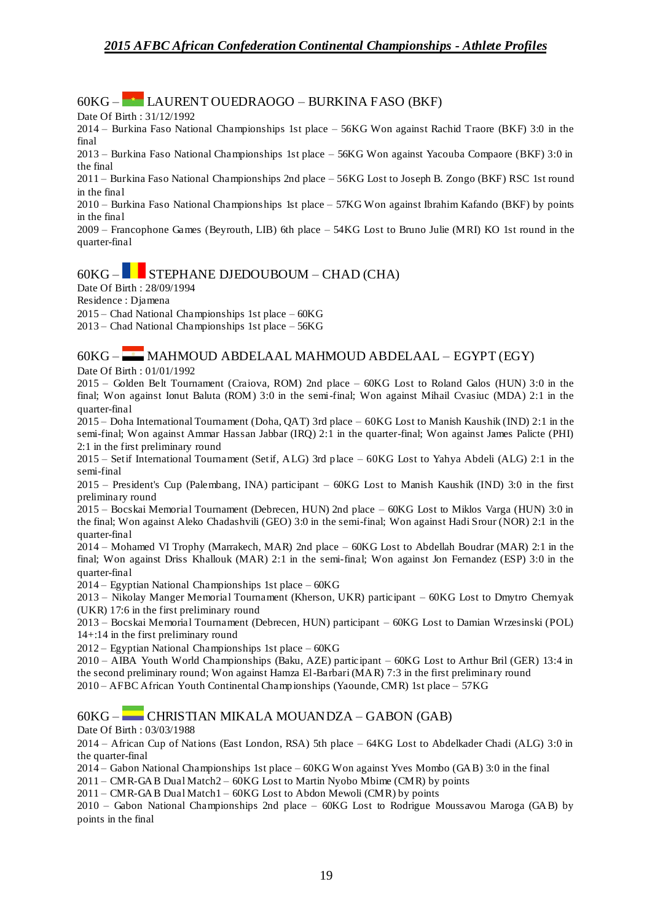## 60KG – LAURENT OUEDRAOGO – BURKINA FASO (BKF)

Date Of Birth : 31/12/1992

2014 – Burkina Faso National Championships 1st place – 56KG Won against Rachid Traore (BKF) 3:0 in the final

2013 – Burkina Faso National Championships 1st place – 56KG Won against Yacouba Compaore (BKF) 3:0 in the final

2011 – Burkina Faso National Championships 2nd place – 56KG Lost to Joseph B. Zongo (BKF) RSC 1st round in the final

2010 – Burkina Faso National Championships 1st place – 57KG Won against Ibrahim Kafando (BKF) by points in the final

2009 – Francophone Games (Beyrouth, LIB) 6th place – 54KG Lost to Bruno Julie (MRI) KO 1st round in the quarter-final

## 60KG – STEPHANE DJEDOUBOUM – CHAD (CHA)

Date Of Birth : 28/09/1994

Residence : Djamena

2015 – Chad National Championships 1st place – 60KG

2013 – Chad National Championships 1st place – 56KG

## 60KG – MAHMOUD ABDELAAL MAHMOUD ABDELAAL – EGYPT (EGY)

Date Of Birth : 01/01/1992

2015 – Golden Belt Tournament (Craiova, ROM) 2nd place – 60KG Lost to Roland Galos (HUN) 3:0 in the final; Won against Ionut Baluta (ROM) 3:0 in the semi-final; Won against Mihail Cvasiuc (MDA) 2:1 in the quarter-final

2015 – Doha International Tournament (Doha, QAT) 3rd place – 60KG Lost to Manish Kaushik (IND) 2:1 in the semi-final; Won against Ammar Hassan Jabbar (IRQ) 2:1 in the quarter-final; Won against James Palicte (PHI) 2:1 in the first preliminary round

2015 – Setif International Tournament (Setif, ALG) 3rd place – 60KG Lost to Yahya Abdeli (ALG) 2:1 in the semi-final

2015 – President's Cup (Palembang, INA) participant – 60KG Lost to Manish Kaushik (IND) 3:0 in the first preliminary round

2015 – Bocskai Memorial Tournament (Debrecen, HUN) 2nd place – 60KG Lost to Miklos Varga (HUN) 3:0 in the final; Won against Aleko Chadashvili (GEO) 3:0 in the semi-final; Won against Hadi Srour (NOR) 2:1 in the quarter-final

2014 – Mohamed VI Trophy (Marrakech, MAR) 2nd place – 60KG Lost to Abdellah Boudrar (MAR) 2:1 in the final; Won against Driss Khallouk (MAR) 2:1 in the semi-final; Won against Jon Fernandez (ESP) 3:0 in the quarter-final

2014 – Egyptian National Championships 1st place – 60KG

2013 – Nikolay Manger Memorial Tournament (Kherson, UKR) participant – 60KG Lost to Dmytro Chernyak (UKR) 17:6 in the first preliminary round

2013 – Bocskai Memorial Tournament (Debrecen, HUN) participant – 60KG Lost to Damian Wrzesinski (POL) 14+:14 in the first preliminary round

2012 – Egyptian National Championships 1st place – 60KG

2010 – AIBA Youth World Championships (Baku, AZE) participant – 60KG Lost to Arthur Bril (GER) 13:4 in the second preliminary round; Won against Hamza El-Barbari (MAR) 7:3 in the first preliminary round

2010 – AFBC African Youth Continental Championships (Yaounde, CMR) 1st place – 57KG

## 60KG – CHRISTIAN MIKALA MOUANDZA – GABON (GAB)

Date Of Birth : 03/03/1988

2014 – African Cup of Nations (East London, RSA) 5th place – 64KG Lost to Abdelkader Chadi (ALG) 3:0 in the quarter-final

2014 – Gabon National Championships 1st place – 60KG Won against Yves Mombo (GAB) 3:0 in the final

2011 – CMR-GAB Dual Match2 – 60KG Lost to Martin Nyobo Mbime (CMR) by points

2011 – CMR-GAB Dual Match1 – 60KG Lost to Abdon Mewoli (CMR) by points

2010 – Gabon National Championships 2nd place – 60KG Lost to Rodrigue Moussavou Maroga (GAB) by points in the final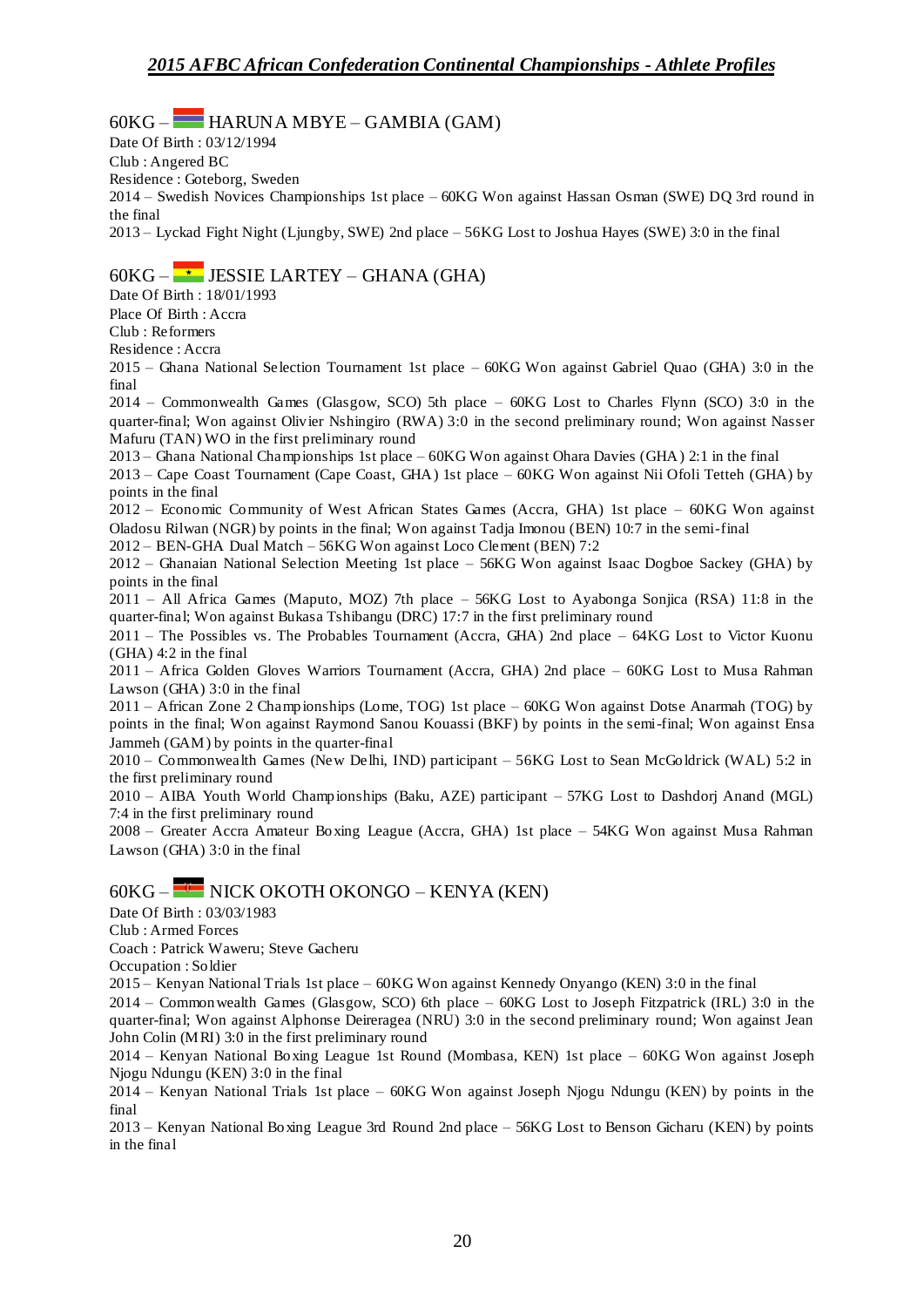## 60KG – HARUNA MBYE – GAMBIA (GAM)

Date Of Birth : 03/12/1994

Club : Angered BC

Residence : Goteborg, Sweden

2014 – Swedish Novices Championships 1st place – 60KG Won against Hassan Osman (SWE) DQ 3rd round in the final

2013 – Lyckad Fight Night (Ljungby, SWE) 2nd place – 56KG Lost to Joshua Hayes (SWE) 3:0 in the final

## 60KG – JESSIE LARTEY – GHANA (GHA)

Date Of Birth : 18/01/1993

Place Of Birth : Accra

Club : Reformers

Residence : Accra

2015 – Ghana National Selection Tournament 1st place – 60KG Won against Gabriel Quao (GHA) 3:0 in the final

2014 – Commonwealth Games (Glasgow, SCO) 5th place – 60KG Lost to Charles Flynn (SCO) 3:0 in the quarter-final; Won against Olivier Nshingiro (RWA) 3:0 in the second preliminary round; Won against Nasser Mafuru (TAN) WO in the first preliminary round

2013 – Ghana National Championships 1st place – 60KG Won against Ohara Davies (GHA) 2:1 in the final

2013 – Cape Coast Tournament (Cape Coast, GHA) 1st place – 60KG Won against Nii Ofoli Tetteh (GHA) by points in the final

2012 – Economic Community of West African States Games (Accra, GHA) 1st place – 60KG Won against Oladosu Rilwan (NGR) by points in the final; Won against Tadja Imonou (BEN) 10:7 in the semi-final

2012 – BEN-GHA Dual Match – 56KG Won against Loco Clement (BEN) 7:2

2012 – Ghanaian National Selection Meeting 1st place – 56KG Won against Isaac Dogboe Sackey (GHA) by points in the final

2011 – All Africa Games (Maputo, MOZ) 7th place – 56KG Lost to Ayabonga Sonjica (RSA) 11:8 in the quarter-final; Won against Bukasa Tshibangu (DRC) 17:7 in the first preliminary round

2011 – The Possibles vs. The Probables Tournament (Accra, GHA) 2nd place – 64KG Lost to Victor Kuonu (GHA) 4:2 in the final

2011 – Africa Golden Gloves Warriors Tournament (Accra, GHA) 2nd place – 60KG Lost to Musa Rahman Lawson (GHA) 3:0 in the final

2011 – African Zone 2 Championships (Lome, TOG) 1st place – 60KG Won against Dotse Anarmah (TOG) by points in the final; Won against Raymond Sanou Kouassi (BKF) by points in the semi-final; Won against Ensa Jammeh (GAM) by points in the quarter-final

2010 – Commonwealth Games (New Delhi, IND) participant – 56KG Lost to Sean McGoldrick (WAL) 5:2 in the first preliminary round

2010 – AIBA Youth World Championships (Baku, AZE) participant – 57KG Lost to Dashdorj Anand (MGL) 7:4 in the first preliminary round

2008 – Greater Accra Amateur Boxing League (Accra, GHA) 1st place – 54KG Won against Musa Rahman Lawson (GHA) 3:0 in the final

## 60KG – NICK OKOTH OKONGO – KENYA (KEN)

Date Of Birth : 03/03/1983

Club : Armed Forces

Coach : Patrick Waweru; Steve Gacheru

Occupation : Soldier

2015 – Kenyan National Trials 1st place – 60KG Won against Kennedy Onyango (KEN) 3:0 in the final

2014 – Commonwealth Games (Glasgow, SCO) 6th place – 60KG Lost to Joseph Fitzpatrick (IRL) 3:0 in the quarter-final; Won against Alphonse Deireragea (NRU) 3:0 in the second preliminary round; Won against Jean John Colin (MRI) 3:0 in the first preliminary round

2014 – Kenyan National Boxing League 1st Round (Mombasa, KEN) 1st place – 60KG Won against Joseph Njogu Ndungu (KEN) 3:0 in the final

2014 – Kenyan National Trials 1st place – 60KG Won against Joseph Njogu Ndungu (KEN) by points in the final

2013 – Kenyan National Boxing League 3rd Round 2nd place – 56KG Lost to Benson Gicharu (KEN) by points in the final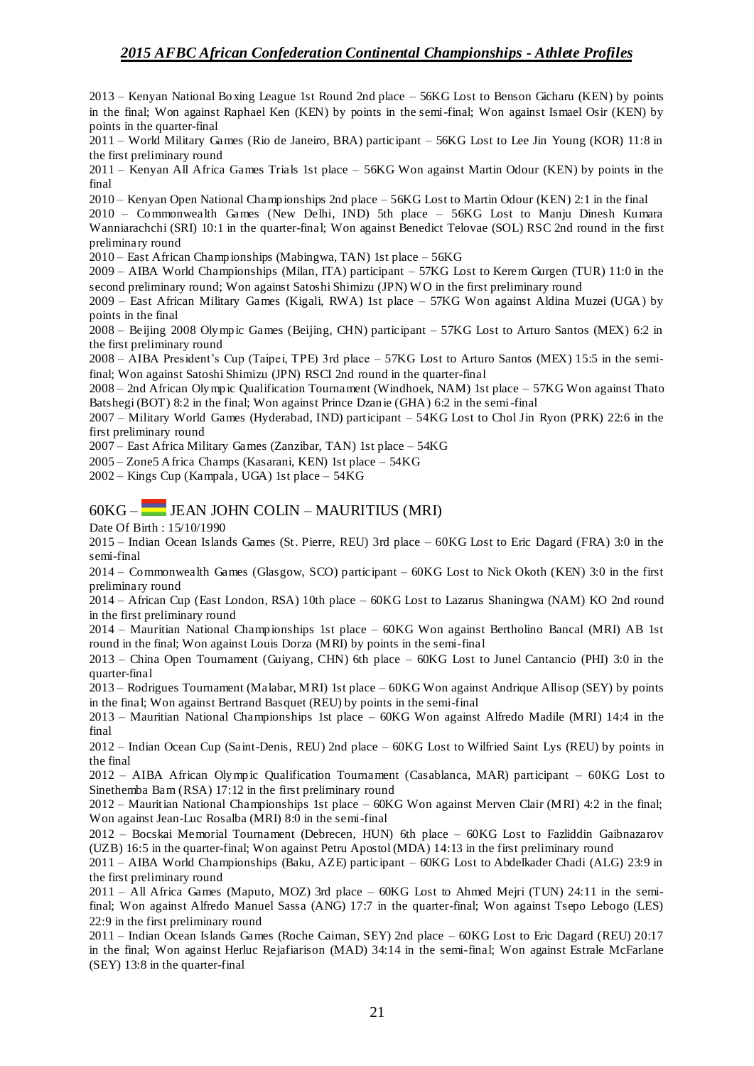2013 – Kenyan National Boxing League 1st Round 2nd place – 56KG Lost to Benson Gicharu (KEN) by points in the final; Won against Raphael Ken (KEN) by points in the semi-final; Won against Ismael Osir (KEN) by points in the quarter-final

2011 – World Military Games (Rio de Janeiro, BRA) participant – 56KG Lost to Lee Jin Young (KOR) 11:8 in the first preliminary round

2011 – Kenyan All Africa Games Trials 1st place – 56KG Won against Martin Odour (KEN) by points in the final

2010 – Kenyan Open National Championships 2nd place – 56KG Lost to Martin Odour (KEN) 2:1 in the final

2010 – Commonwealth Games (New Delhi, IND) 5th place – 56KG Lost to Manju Dinesh Kumara Wanniarachchi (SRI) 10:1 in the quarter-final; Won against Benedict Telovae (SOL) RSC 2nd round in the first preliminary round

2010 – East African Championships (Mabingwa, TAN) 1st place – 56KG

2009 – AIBA World Championships (Milan, ITA) participant – 57KG Lost to Kerem Gurgen (TUR) 11:0 in the second preliminary round; Won against Satoshi Shimizu (JPN) WO in the first preliminary round

2009 – East African Military Games (Kigali, RWA) 1st place – 57KG Won against Aldina Muzei (UGA) by points in the final

2008 – Beijing 2008 Olympic Games (Beijing, CHN) participant – 57KG Lost to Arturo Santos (MEX) 6:2 in the first preliminary round

2008 – AIBA President's Cup (Taipei, TPE) 3rd place – 57KG Lost to Arturo Santos (MEX) 15:5 in the semi-final; Won against Satoshi Shimizu (JPN) RSCI 2nd round in the quarter-final

2008 – 2nd African Olympic Qualification Tournament (Windhoek, NAM) 1st place – 57KG Won against Thato Batshegi (BOT) 8:2 in the final; Won against Prince Dzanie (GHA) 6:2 in the semi-final

2007 – Military World Games (Hyderabad, IND) participant – 54KG Lost to Chol Jin Ryon (PRK) 22:6 in the first preliminary round

2007 – East Africa Military Games (Zanzibar, TAN) 1st place – 54KG

2005 – Zone5 Africa Champs (Kasarani, KEN) 1st place – 54KG

2002 – Kings Cup (Kampala, UGA) 1st place – 54KG

## 60KG – JEAN JOHN COLIN – MAURITIUS (MRI)

Date Of Birth : 15/10/1990

2015 – Indian Ocean Islands Games (St. Pierre, REU) 3rd place – 60KG Lost to Eric Dagard (FRA) 3:0 in the semi-final

2014 – Commonwealth Games (Glasgow, SCO) participant – 60KG Lost to Nick Okoth (KEN) 3:0 in the first preliminary round

2014 – African Cup (East London, RSA) 10th place – 60KG Lost to Lazarus Shaningwa (NAM) KO 2nd round in the first preliminary round

2014 – Mauritian National Championships 1st place – 60KG Won against Bertholino Bancal (MRI) AB 1st round in the final; Won against Louis Dorza (MRI) by points in the semi-final

2013 – China Open Tournament (Guiyang, CHN) 6th place – 60KG Lost to Junel Cantancio (PHI) 3:0 in the quarter-final

2013 – Rodrigues Tournament (Malabar, MRI) 1st place – 60KG Won against Andrique Allisop (SEY) by points in the final; Won against Bertrand Basquet (REU) by points in the semi-final

2013 – Mauritian National Championships 1st place – 60KG Won against Alfredo Madile (MRI) 14:4 in the final

2012 – Indian Ocean Cup (Saint-Denis, REU) 2nd place – 60KG Lost to Wilfried Saint Lys (REU) by points in the final

2012 – AIBA African Olympic Qualification Tournament (Casablanca, MAR) participant – 60KG Lost to Sinethemba Bam (RSA) 17:12 in the first preliminary round

2012 – Mauritian National Championships 1st place – 60KG Won against Merven Clair (MRI) 4:2 in the final; Won against Jean-Luc Rosalba (MRI) 8:0 in the semi-final

2012 – Bocskai Memorial Tournament (Debrecen, HUN) 6th place – 60KG Lost to Fazliddin Gaibnazarov (UZB) 16:5 in the quarter-final; Won against Petru Apostol (MDA) 14:13 in the first preliminary round

2011 – AIBA World Championships (Baku, AZE) participant – 60KG Lost to Abdelkader Chadi (ALG) 23:9 in the first preliminary round

2011 – All Africa Games (Maputo, MOZ) 3rd place – 60KG Lost to Ahmed Mejri (TUN) 24:11 in the semi-final; Won against Alfredo Manuel Sassa (ANG) 17:7 in the quarter-final; Won against Tsepo Lebogo (LES) 22:9 in the first preliminary round

2011 – Indian Ocean Islands Games (Roche Caiman, SEY) 2nd place – 60KG Lost to Eric Dagard (REU) 20:17 in the final; Won against Herluc Rejafiarison (MAD) 34:14 in the semi-final; Won against Estrale McFarlane (SEY) 13:8 in the quarter-final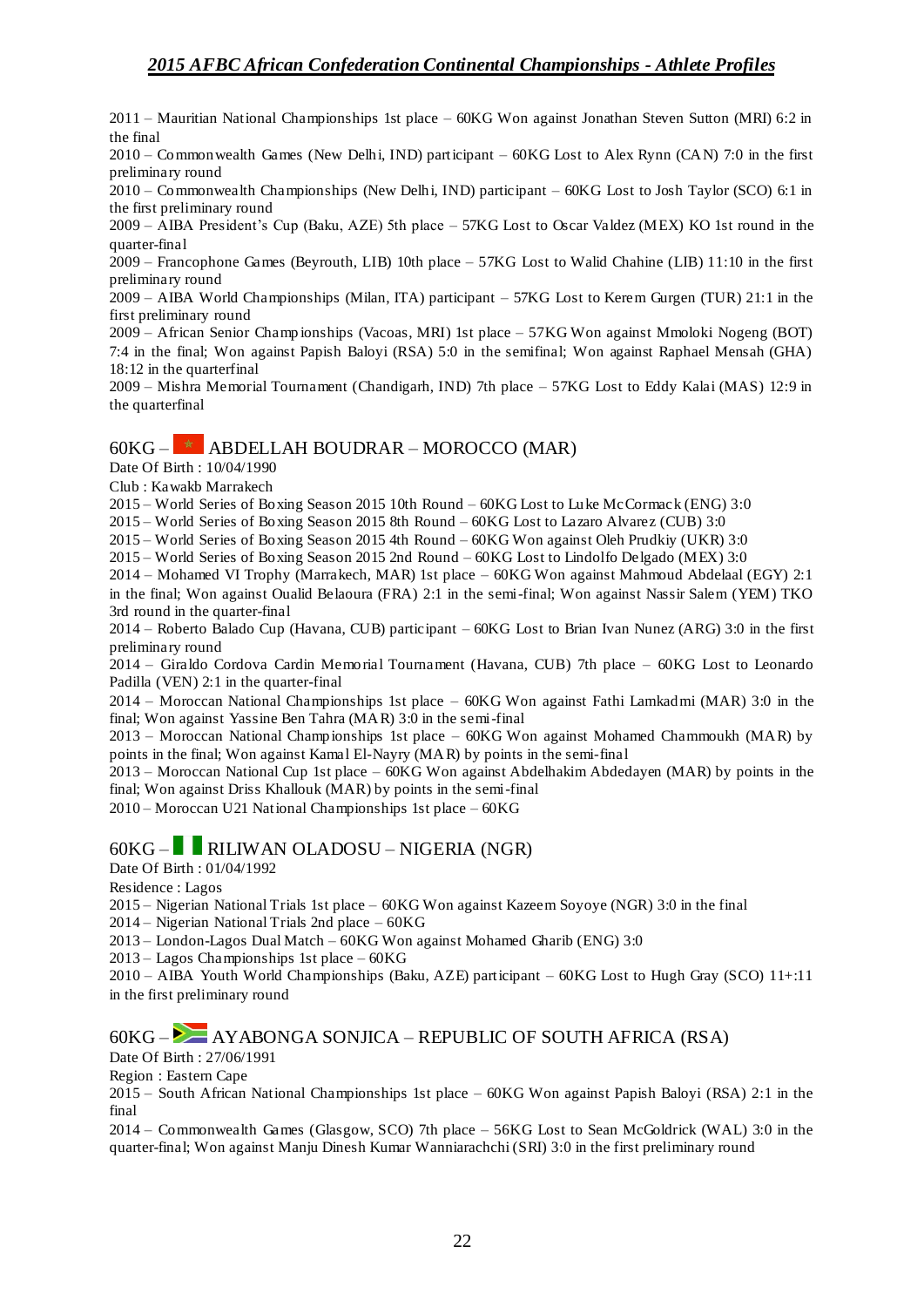2011 – Mauritian National Championships 1st place – 60KG Won against Jonathan Steven Sutton (MRI) 6:2 in the final

2010 – Commonwealth Games (New Delhi, IND) participant – 60KG Lost to Alex Rynn (CAN) 7:0 in the first preliminary round

2010 – Commonwealth Championships (New Delhi, IND) participant – 60KG Lost to Josh Taylor (SCO) 6:1 in the first preliminary round

2009 – AIBA President's Cup (Baku, AZE) 5th place – 57KG Lost to Oscar Valdez (MEX) KO 1st round in the quarter-final

2009 – Francophone Games (Beyrouth, LIB) 10th place – 57KG Lost to Walid Chahine (LIB) 11:10 in the first preliminary round

2009 – AIBA World Championships (Milan, ITA) participant – 57KG Lost to Kerem Gurgen (TUR) 21:1 in the first preliminary round

2009 – African Senior Championships (Vacoas, MRI) 1st place – 57KG Won against Mmoloki Nogeng (BOT) 7:4 in the final; Won against Papish Baloyi (RSA) 5:0 in the semifinal; Won against Raphael Mensah (GHA) 18:12 in the quarterfinal

2009 – Mishra Memorial Tournament (Chandigarh, IND) 7th place – 57KG Lost to Eddy Kalai (MAS) 12:9 in the quarterfinal

## 60KG – ABDELLAH BOUDRAR – MOROCCO (MAR)

Date Of Birth : 10/04/1990

Club : Kawakb Marrakech

2015 – World Series of Boxing Season 2015 10th Round – 60KG Lost to Luke McCormack (ENG) 3:0

2015 – World Series of Boxing Season 2015 8th Round – 60KG Lost to Lazaro Alvarez (CUB) 3:0

2015 – World Series of Boxing Season 2015 4th Round – 60KG Won against Oleh Prudkiy (UKR) 3:0

2015 – World Series of Boxing Season 2015 2nd Round – 60KG Lost to Lindolfo Delgado (MEX) 3:0

2014 – Mohamed VI Trophy (Marrakech, MAR) 1st place – 60KG Won against Mahmoud Abdelaal (EGY) 2:1 in the final; Won against Oualid Belaoura (FRA) 2:1 in the semi-final; Won against Nassir Salem (YEM) TKO 3rd round in the quarter-final

2014 – Roberto Balado Cup (Havana, CUB) participant – 60KG Lost to Brian Ivan Nunez (ARG) 3:0 in the first preliminary round

2014 – Giraldo Cordova Cardin Memorial Tournament (Havana, CUB) 7th place – 60KG Lost to Leonardo Padilla (VEN) 2:1 in the quarter-final

2014 – Moroccan National Championships 1st place – 60KG Won against Fathi Lamkadmi (MAR) 3:0 in the final; Won against Yassine Ben Tahra (MAR) 3:0 in the semi-final

2013 – Moroccan National Championships 1st place – 60KG Won against Mohamed Chammoukh (MAR) by points in the final; Won against Kamal El-Nayry (MAR) by points in the semi-final

2013 – Moroccan National Cup 1st place – 60KG Won against Abdelhakim Abdedayen (MAR) by points in the final; Won against Driss Khallouk (MAR) by points in the semi-final

2010 – Moroccan U21 National Championships 1st place – 60KG

## 60KG – RILIWAN OLADOSU – NIGERIA (NGR)

Date Of Birth : 01/04/1992

Residence : Lagos

2015 – Nigerian National Trials 1st place – 60KG Won against Kazeem Soyoye (NGR) 3:0 in the final

2014 – Nigerian National Trials 2nd place – 60KG

2013 – London-Lagos Dual Match – 60KG Won against Mohamed Gharib (ENG) 3:0

2013 – Lagos Championships 1st place – 60KG

2010 – AIBA Youth World Championships (Baku, AZE) participant – 60KG Lost to Hugh Gray (SCO) 11+:11 in the first preliminary round

## 60KG – AYABONGA SONJICA – REPUBLIC OF SOUTH AFRICA (RSA)

Date Of Birth : 27/06/1991

Region : Eastern Cape

2015 – South African National Championships 1st place – 60KG Won against Papish Baloyi (RSA) 2:1 in the final

2014 – Commonwealth Games (Glasgow, SCO) 7th place – 56KG Lost to Sean McGoldrick (WAL) 3:0 in the quarter-final; Won against Manju Dinesh Kumar Wanniarachchi (SRI) 3:0 in the first preliminary round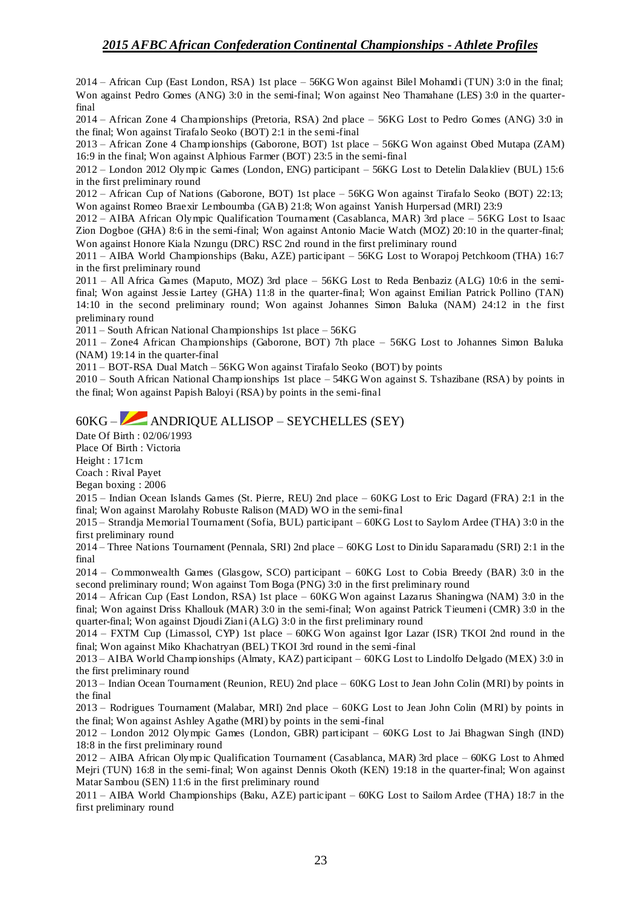2014 – African Cup (East London, RSA) 1st place – 56KG Won against Bilel Mohamdi (TUN) 3:0 in the final; Won against Pedro Gomes (ANG) 3:0 in the semi-final; Won against Neo Thamahane (LES) 3:0 in the quarter-final

2014 – African Zone 4 Championships (Pretoria, RSA) 2nd place – 56KG Lost to Pedro Gomes (ANG) 3:0 in the final; Won against Tirafalo Seoko (BOT) 2:1 in the semi-final

2013 – African Zone 4 Championships (Gaborone, BOT) 1st place – 56KG Won against Obed Mutapa (ZAM) 16:9 in the final; Won against Alphious Farmer (BOT) 23:5 in the semi-final

2012 – London 2012 Olympic Games (London, ENG) participant – 56KG Lost to Detelin Dalakliev (BUL) 15:6 in the first preliminary round

2012 – African Cup of Nations (Gaborone, BOT) 1st place – 56KG Won against Tirafalo Seoko (BOT) 22:13; Won against Romeo Braexir Lemboumba (GAB) 21:8; Won against Yanish Hurpersad (MRI) 23:9

2012 – AIBA African Olympic Qualification Tournament (Casablanca, MAR) 3rd place – 56KG Lost to Isaac Zion Dogboe (GHA) 8:6 in the semi-final; Won against Antonio Macie Watch (MOZ) 20:10 in the quarter-final; Won against Honore Kiala Nzungu (DRC) RSC 2nd round in the first preliminary round

2011 – AIBA World Championships (Baku, AZE) participant – 56KG Lost to Worapoj Petchkoom (THA) 16:7 in the first preliminary round

2011 – All Africa Games (Maputo, MOZ) 3rd place – 56KG Lost to Reda Benbaziz (ALG) 10:6 in the semi-final; Won against Jessie Lartey (GHA) 11:8 in the quarter-final; Won against Emilian Patrick Pollino (TAN) 14:10 in the second preliminary round; Won against Johannes Simon Baluka (NAM) 24:12 in the first preliminary round

2011 – South African National Championships 1st place – 56KG

2011 – Zone4 African Championships (Gaborone, BOT) 7th place – 56KG Lost to Johannes Simon Baluka (NAM) 19:14 in the quarter-final

2011 – BOT-RSA Dual Match – 56KG Won against Tirafalo Seoko (BOT) by points

2010 – South African National Championships 1st place – 54KG Won against S. Tshazibane (RSA) by points in the final; Won against Papish Baloyi (RSA) by points in the semi-final

## 60KG – ANDRIQUE ALLISOP – SEYCHELLES (SEY)

Date Of Birth : 02/06/1993
Place Of Birth : Victoria
Height : 171cm
Coach : Rival Payet
Began boxing : 2006

2015 – Indian Ocean Islands Games (St. Pierre, REU) 2nd place – 60KG Lost to Eric Dagard (FRA) 2:1 in the final; Won against Marolahy Robuste Ralison (MAD) WO in the semi-final

2015 – Strandja Memorial Tournament (Sofia, BUL) participant – 60KG Lost to Saylom Ardee (THA) 3:0 in the first preliminary round

2014 – Three Nations Tournament (Pennala, SRI) 2nd place – 60KG Lost to Dinidu Saparamadu (SRI) 2:1 in the final

2014 – Commonwealth Games (Glasgow, SCO) participant – 60KG Lost to Cobia Breedy (BAR) 3:0 in the second preliminary round; Won against Tom Boga (PNG) 3:0 in the first preliminary round

2014 – African Cup (East London, RSA) 1st place – 60KG Won against Lazarus Shaningwa (NAM) 3:0 in the final; Won against Driss Khallouk (MAR) 3:0 in the semi-final; Won against Patrick Tieumeni (CMR) 3:0 in the quarter-final; Won against Djoudi Ziani (ALG) 3:0 in the first preliminary round

2014 – FXTM Cup (Limassol, CYP) 1st place – 60KG Won against Igor Lazar (ISR) TKOI 2nd round in the final; Won against Miko Khachatryan (BEL) TKOI 3rd round in the semi-final

2013 – AIBA World Championships (Almaty, KAZ) participant – 60KG Lost to Lindolfo Delgado (MEX) 3:0 in the first preliminary round

2013 – Indian Ocean Tournament (Reunion, REU) 2nd place – 60KG Lost to Jean John Colin (MRI) by points in the final

2013 – Rodrigues Tournament (Malabar, MRI) 2nd place – 60KG Lost to Jean John Colin (MRI) by points in the final; Won against Ashley Agathe (MRI) by points in the semi-final

2012 – London 2012 Olympic Games (London, GBR) participant – 60KG Lost to Jai Bhagwan Singh (IND) 18:8 in the first preliminary round

2012 – AIBA African Olympic Qualification Tournament (Casablanca, MAR) 3rd place – 60KG Lost to Ahmed Mejri (TUN) 16:8 in the semi-final; Won against Dennis Okoth (KEN) 19:18 in the quarter-final; Won against Matar Sambou (SEN) 11:6 in the first preliminary round

2011 – AIBA World Championships (Baku, AZE) participant – 60KG Lost to Sailom Ardee (THA) 18:7 in the first preliminary round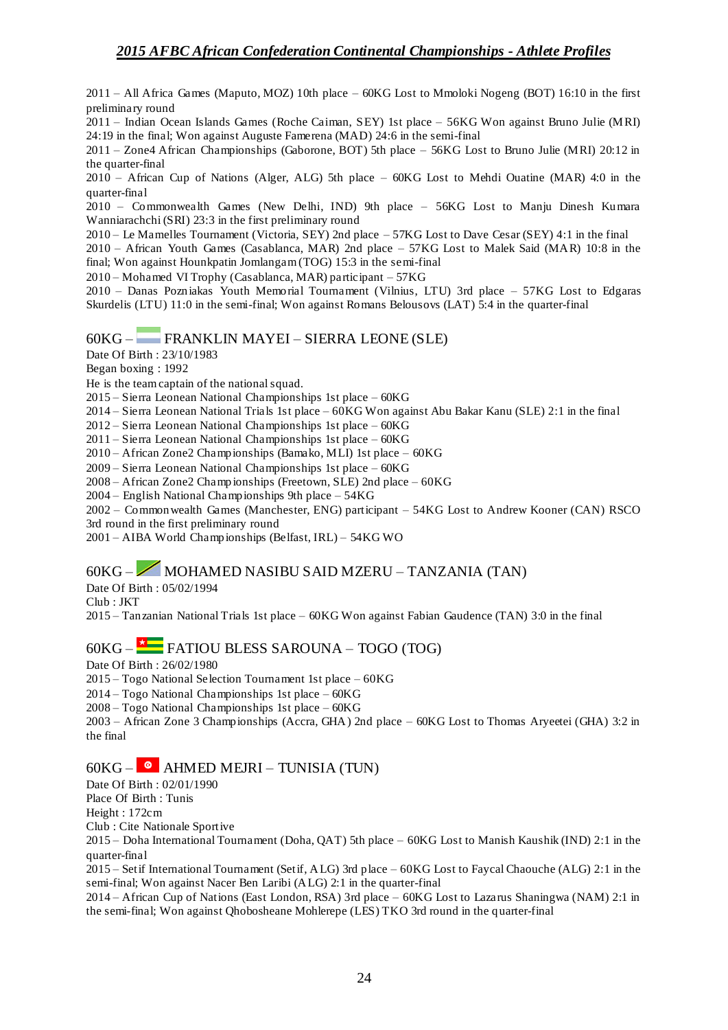2011 – All Africa Games (Maputo, MOZ) 10th place – 60KG Lost to Mmoloki Nogeng (BOT) 16:10 in the first preliminary round
2011 – Indian Ocean Islands Games (Roche Caiman, SEY) 1st place – 56KG Won against Bruno Julie (MRI) 24:19 in the final; Won against Auguste Famerena (MAD) 24:6 in the semi-final
2011 – Zone4 African Championships (Gaborone, BOT) 5th place – 56KG Lost to Bruno Julie (MRI) 20:12 in the quarter-final
2010 – African Cup of Nations (Alger, ALG) 5th place – 60KG Lost to Mehdi Ouatine (MAR) 4:0 in the quarter-final
2010 – Commonwealth Games (New Delhi, IND) 9th place – 56KG Lost to Manju Dinesh Kumara Wanniarachchi (SRI) 23:3 in the first preliminary round
2010 – Le Mamelles Tournament (Victoria, SEY) 2nd place – 57KG Lost to Dave Cesar (SEY) 4:1 in the final
2010 – African Youth Games (Casablanca, MAR) 2nd place – 57KG Lost to Malek Said (MAR) 10:8 in the final; Won against Hounkpatin Jomlangam (TOG) 15:3 in the semi-final
2010 – Mohamed VI Trophy (Casablanca, MAR) participant – 57KG
2010 – Danas Pozniakas Youth Memorial Tournament (Vilnius, LTU) 3rd place – 57KG Lost to Edgaras Skurdelis (LTU) 11:0 in the semi-final; Won against Romans Belousovs (LAT) 5:4 in the quarter-final

## 60KG – FRANKLIN MAYEI – SIERRA LEONE (SLE)

Date Of Birth : 23/10/1983
Began boxing : 1992
He is the team captain of the national squad.
2015 – Sierra Leonean National Championships 1st place – 60KG
2014 – Sierra Leonean National Trials 1st place – 60KG Won against Abu Bakar Kanu (SLE) 2:1 in the final
2012 – Sierra Leonean National Championships 1st place – 60KG
2011 – Sierra Leonean National Championships 1st place – 60KG
2010 – African Zone2 Championships (Bamako, MLI) 1st place – 60KG
2009 – Sierra Leonean National Championships 1st place – 60KG
2008 – African Zone2 Championships (Freetown, SLE) 2nd place – 60KG
2004 – English National Championships 9th place – 54KG
2002 – Commonwealth Games (Manchester, ENG) participant – 54KG Lost to Andrew Kooner (CAN) RSCO 3rd round in the first preliminary round
2001 – AIBA World Championships (Belfast, IRL) – 54KG WO

## 60KG – MOHAMED NASIBU SAID MZERU – TANZANIA (TAN)

Date Of Birth : 05/02/1994
Club : JKT
2015 – Tanzanian National Trials 1st place – 60KG Won against Fabian Gaudence (TAN) 3:0 in the final

## 60KG – FATIOU BLESS SAROUNA – TOGO (TOG)

Date Of Birth : 26/02/1980
2015 – Togo National Selection Tournament 1st place – 60KG
2014 – Togo National Championships 1st place – 60KG
2008 – Togo National Championships 1st place – 60KG
2003 – African Zone 3 Championships (Accra, GHA) 2nd place – 60KG Lost to Thomas Aryeetei (GHA) 3:2 in the final

## 60KG – AHMED MEJRI – TUNISIA (TUN)

Date Of Birth : 02/01/1990
Place Of Birth : Tunis
Height : 172cm
Club : Cite Nationale Sportive
2015 – Doha International Tournament (Doha, QAT) 5th place – 60KG Lost to Manish Kaushik (IND) 2:1 in the quarter-final
2015 – Setif International Tournament (Setif, ALG) 3rd place – 60KG Lost to Faycal Chaouche (ALG) 2:1 in the semi-final; Won against Nacer Ben Laribi (ALG) 2:1 in the quarter-final
2014 – African Cup of Nations (East London, RSA) 3rd place – 60KG Lost to Lazarus Shaningwa (NAM) 2:1 in the semi-final; Won against Qhobosheane Mohlerepe (LES) TKO 3rd round in the quarter-final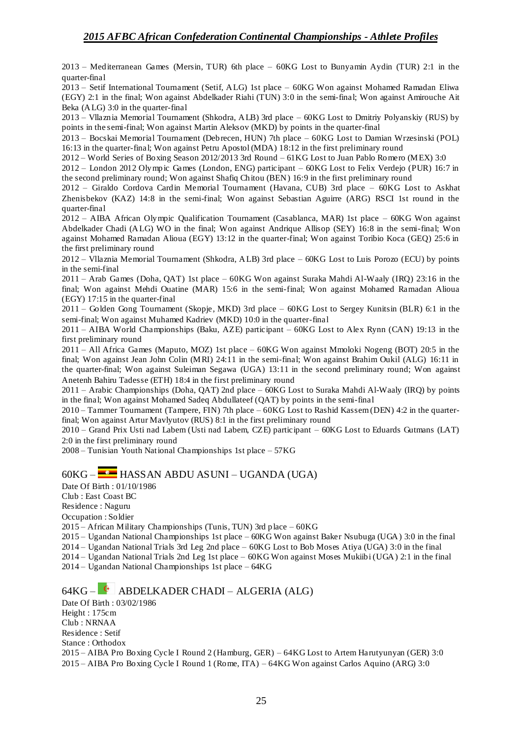2013 – Mediterranean Games (Mersin, TUR) 6th place – 60KG Lost to Bunyamin Aydin (TUR) 2:1 in the quarter-final

2013 – Setif International Tournament (Setif, ALG) 1st place – 60KG Won against Mohamed Ramadan Eliwa (EGY) 2:1 in the final; Won against Abdelkader Riahi (TUN) 3:0 in the semi-final; Won against Amirouche Ait Beka (ALG) 3:0 in the quarter-final

2013 – Vllaznia Memorial Tournament (Shkodra, ALB) 3rd place – 60KG Lost to Dmitriy Polyanskiy (RUS) by points in the semi-final; Won against Martin Aleksov (MKD) by points in the quarter-final

2013 – Bocskai Memorial Tournament (Debrecen, HUN) 7th place – 60KG Lost to Damian Wrzesinski (POL) 16:13 in the quarter-final; Won against Petru Apostol (MDA) 18:12 in the first preliminary round

2012 – World Series of Boxing Season 2012/2013 3rd Round – 61KG Lost to Juan Pablo Romero (MEX) 3:0

2012 – London 2012 Olympic Games (London, ENG) participant – 60KG Lost to Felix Verdejo (PUR) 16:7 in the second preliminary round; Won against Shafiq Chitou (BEN) 16:9 in the first preliminary round

2012 – Giraldo Cordova Cardin Memorial Tournament (Havana, CUB) 3rd place – 60KG Lost to Askhat Zhenisbekov (KAZ) 14:8 in the semi-final; Won against Sebastian Aguirre (ARG) RSCI 1st round in the quarter-final

2012 – AIBA African Olympic Qualification Tournament (Casablanca, MAR) 1st place – 60KG Won against Abdelkader Chadi (ALG) WO in the final; Won against Andrique Allisop (SEY) 16:8 in the semi-final; Won against Mohamed Ramadan Alioua (EGY) 13:12 in the quarter-final; Won against Toribio Koca (GEQ) 25:6 in the first preliminary round

2012 – Vllaznia Memorial Tournament (Shkodra, ALB) 3rd place – 60KG Lost to Luis Porozo (ECU) by points in the semi-final

2011 – Arab Games (Doha, QAT) 1st place – 60KG Won against Suraka Mahdi Al-Waaly (IRQ) 23:16 in the final; Won against Mehdi Ouatine (MAR) 15:6 in the semi-final; Won against Mohamed Ramadan Alioua (EGY) 17:15 in the quarter-final

2011 – Golden Gong Tournament (Skopje, MKD) 3rd place – 60KG Lost to Sergey Kunitsin (BLR) 6:1 in the semi-final; Won against Muhamed Kadriev (MKD) 10:0 in the quarter-final

2011 – AIBA World Championships (Baku, AZE) participant – 60KG Lost to Alex Rynn (CAN) 19:13 in the first preliminary round

2011 – All Africa Games (Maputo, MOZ) 1st place – 60KG Won against Mmoloki Nogeng (BOT) 20:5 in the final; Won against Jean John Colin (MRI) 24:11 in the semi-final; Won against Brahim Oukil (ALG) 16:11 in the quarter-final; Won against Suleiman Segawa (UGA) 13:11 in the second preliminary round; Won against Anetenh Bahiru Tadesse (ETH) 18:4 in the first preliminary round

2011 – Arabic Championships (Doha, QAT) 2nd place – 60KG Lost to Suraka Mahdi Al-Waaly (IRQ) by points in the final; Won against Mohamed Sadeq Abdullateef (QAT) by points in the semi-final

2010 – Tammer Tournament (Tampere, FIN) 7th place – 60KG Lost to Rashid Kassem (DEN) 4:2 in the quarter-final; Won against Artur Mavlyutov (RUS) 8:1 in the first preliminary round

2010 – Grand Prix Usti nad Labem (Usti nad Labem, CZE) participant – 60KG Lost to Eduards Gutmans (LAT) 2:0 in the first preliminary round

2008 – Tunisian Youth National Championships 1st place – 57KG

## 60KG – HASSAN ABDU ASUNI – UGANDA (UGA)

Date Of Birth : 01/10/1986
Club : East Coast BC
Residence : Naguru
Occupation : Soldier

2015 – African Military Championships (Tunis, TUN) 3rd place – 60KG

2015 – Ugandan National Championships 1st place – 60KG Won against Baker Nsubuga (UGA) 3:0 in the final

2014 – Ugandan National Trials 3rd Leg 2nd place – 60KG Lost to Bob Moses Atiya (UGA) 3:0 in the final

2014 – Ugandan National Trials 2nd Leg 1st place – 60KG Won against Moses Mukiibi (UGA) 2:1 in the final

2014 – Ugandan National Championships 1st place – 64KG

## 64KG – ABDELKADER CHADI – ALGERIA (ALG)

Date Of Birth : 03/02/1986
Height : 175cm
Club : NRNAA
Residence : Setif
Stance : Orthodox

2015 – AIBA Pro Boxing Cycle I Round 2 (Hamburg, GER) – 64KG Lost to Artem Harutyunyan (GER) 3:0

2015 – AIBA Pro Boxing Cycle I Round 1 (Rome, ITA) – 64KG Won against Carlos Aquino (ARG) 3:0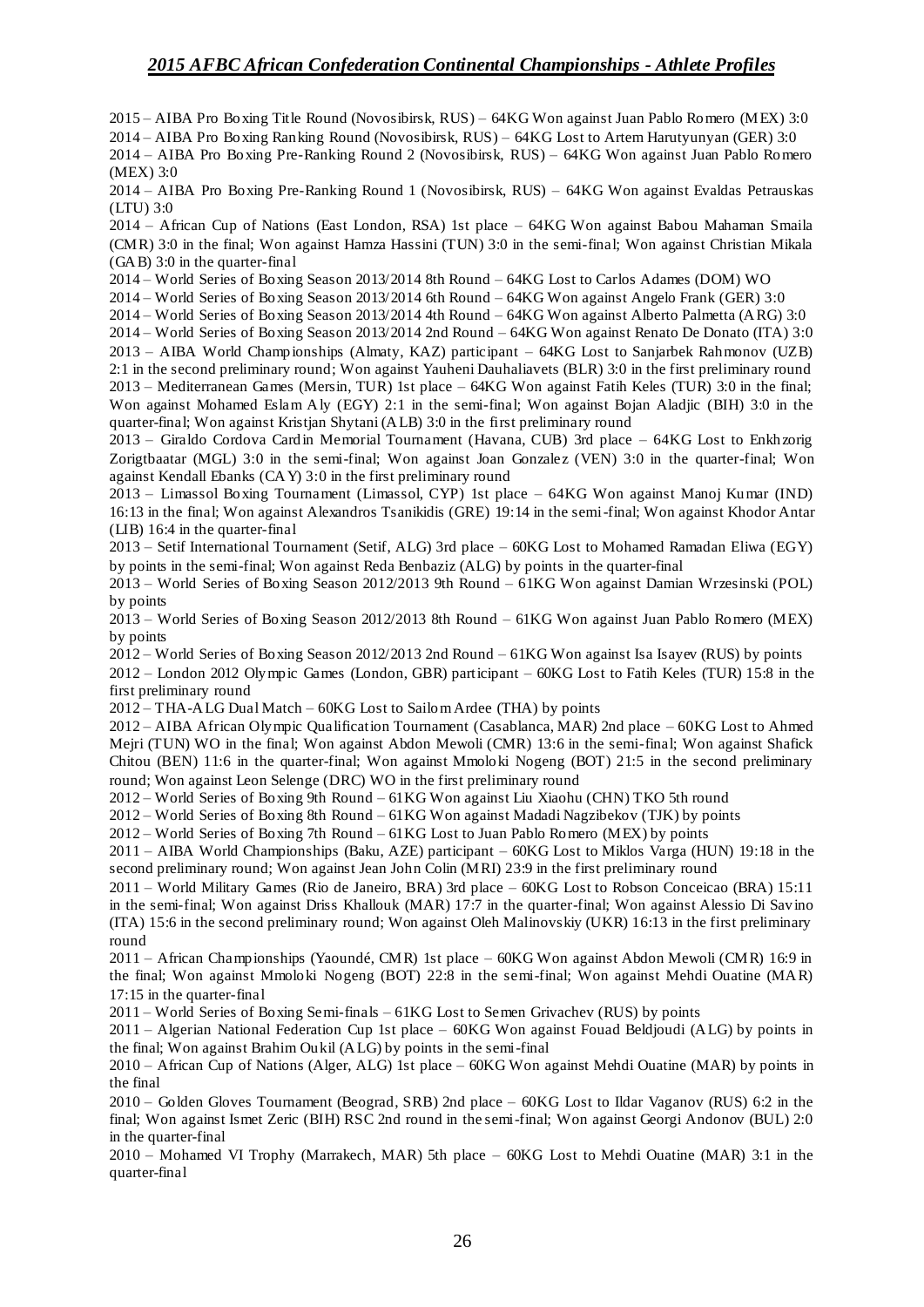2015 – AIBA Pro Boxing Title Round (Novosibirsk, RUS) – 64KG Won against Juan Pablo Romero (MEX) 3:0

2014 – AIBA Pro Boxing Ranking Round (Novosibirsk, RUS) – 64KG Lost to Artem Harutyunyan (GER) 3:0

2014 – AIBA Pro Boxing Pre-Ranking Round 2 (Novosibirsk, RUS) – 64KG Won against Juan Pablo Romero (MEX) 3:0

2014 – AIBA Pro Boxing Pre-Ranking Round 1 (Novosibirsk, RUS) – 64KG Won against Evaldas Petrauskas (LTU) 3:0

2014 – African Cup of Nations (East London, RSA) 1st place – 64KG Won against Babou Mahaman Smaila (CMR) 3:0 in the final; Won against Hamza Hassini (TUN) 3:0 in the semi-final; Won against Christian Mikala (GAB) 3:0 in the quarter-final

2014 – World Series of Boxing Season 2013/2014 8th Round – 64KG Lost to Carlos Adames (DOM) WO

2014 – World Series of Boxing Season 2013/2014 6th Round – 64KG Won against Angelo Frank (GER) 3:0

2014 – World Series of Boxing Season 2013/2014 4th Round – 64KG Won against Alberto Palmetta (ARG) 3:0

2014 – World Series of Boxing Season 2013/2014 2nd Round – 64KG Won against Renato De Donato (ITA) 3:0

2013 – AIBA World Championships (Almaty, KAZ) participant – 64KG Lost to Sanjarbek Rahmonov (UZB) 2:1 in the second preliminary round; Won against Yauheni Dauhaliavets (BLR) 3:0 in the first preliminary round

2013 – Mediterranean Games (Mersin, TUR) 1st place – 64KG Won against Fatih Keles (TUR) 3:0 in the final; Won against Mohamed Eslam Aly (EGY) 2:1 in the semi-final; Won against Bojan Aladjic (BIH) 3:0 in the quarter-final; Won against Kristjan Shytani (ALB) 3:0 in the first preliminary round

2013 – Giraldo Cordova Cardin Memorial Tournament (Havana, CUB) 3rd place – 64KG Lost to Enkhzorig Zorigtbaatar (MGL) 3:0 in the semi-final; Won against Joan Gonzalez (VEN) 3:0 in the quarter-final; Won against Kendall Ebanks (CAY) 3:0 in the first preliminary round

2013 – Limassol Boxing Tournament (Limassol, CYP) 1st place – 64KG Won against Manoj Kumar (IND) 16:13 in the final; Won against Alexandros Tsanikidis (GRE) 19:14 in the semi-final; Won against Khodor Antar (LIB) 16:4 in the quarter-final

2013 – Setif International Tournament (Setif, ALG) 3rd place – 60KG Lost to Mohamed Ramadan Eliwa (EGY) by points in the semi-final; Won against Reda Benbaziz (ALG) by points in the quarter-final

2013 – World Series of Boxing Season 2012/2013 9th Round – 61KG Won against Damian Wrzesinski (POL) by points

2013 – World Series of Boxing Season 2012/2013 8th Round – 61KG Won against Juan Pablo Romero (MEX) by points

2012 – World Series of Boxing Season 2012/2013 2nd Round – 61KG Won against Isa Isayev (RUS) by points

2012 – London 2012 Olympic Games (London, GBR) participant – 60KG Lost to Fatih Keles (TUR) 15:8 in the first preliminary round

2012 – THA-ALG Dual Match – 60KG Lost to Sailom Ardee (THA) by points

2012 – AIBA African Olympic Qualification Tournament (Casablanca, MAR) 2nd place – 60KG Lost to Ahmed Mejri (TUN) WO in the final; Won against Abdon Mewoli (CMR) 13:6 in the semi-final; Won against Shafick Chitou (BEN) 11:6 in the quarter-final; Won against Mmoloki Nogeng (BOT) 21:5 in the second preliminary round; Won against Leon Selenge (DRC) WO in the first preliminary round

2012 – World Series of Boxing 9th Round – 61KG Won against Liu Xiaohu (CHN) TKO 5th round

2012 – World Series of Boxing 8th Round – 61KG Won against Madadi Nagzibekov (TJK) by points

2012 – World Series of Boxing 7th Round – 61KG Lost to Juan Pablo Romero (MEX) by points

2011 – AIBA World Championships (Baku, AZE) participant – 60KG Lost to Miklos Varga (HUN) 19:18 in the second preliminary round; Won against Jean John Colin (MRI) 23:9 in the first preliminary round

2011 – World Military Games (Rio de Janeiro, BRA) 3rd place – 60KG Lost to Robson Conceicao (BRA) 15:11 in the semi-final; Won against Driss Khallouk (MAR) 17:7 in the quarter-final; Won against Alessio Di Savino (ITA) 15:6 in the second preliminary round; Won against Oleh Malinovskiy (UKR) 16:13 in the first preliminary round

2011 – African Championships (Yaoundé, CMR) 1st place – 60KG Won against Abdon Mewoli (CMR) 16:9 in the final; Won against Mmoloki Nogeng (BOT) 22:8 in the semi-final; Won against Mehdi Ouatine (MAR) 17:15 in the quarter-final

2011 – World Series of Boxing Semi-finals – 61KG Lost to Semen Grivachev (RUS) by points

2011 – Algerian National Federation Cup 1st place – 60KG Won against Fouad Beldjoudi (ALG) by points in the final; Won against Brahim Oukil (ALG) by points in the semi-final

2010 – African Cup of Nations (Alger, ALG) 1st place – 60KG Won against Mehdi Ouatine (MAR) by points in the final

2010 – Golden Gloves Tournament (Beograd, SRB) 2nd place – 60KG Lost to Ildar Vaganov (RUS) 6:2 in the final; Won against Ismet Zeric (BIH) RSC 2nd round in the semi-final; Won against Georgi Andonov (BUL) 2:0 in the quarter-final

2010 – Mohamed VI Trophy (Marrakech, MAR) 5th place – 60KG Lost to Mehdi Ouatine (MAR) 3:1 in the quarter-final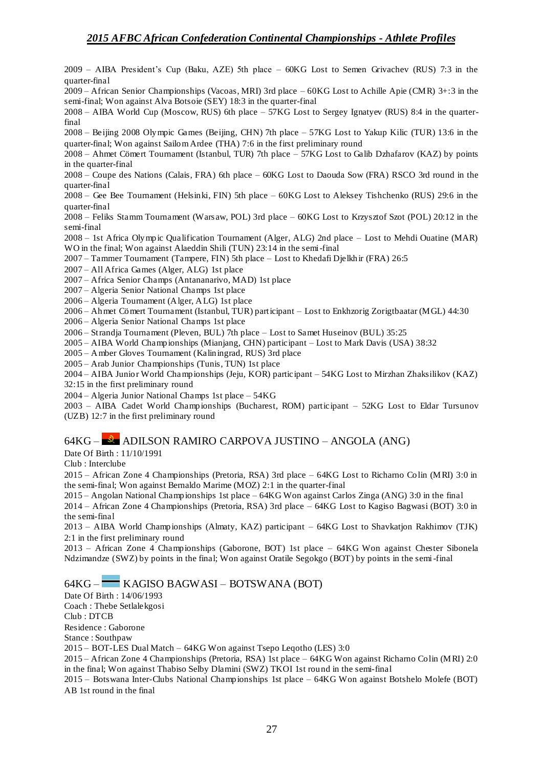2009 – AIBA President's Cup (Baku, AZE) 5th place – 60KG Lost to Semen Grivachev (RUS) 7:3 in the quarter-final

2009 – African Senior Championships (Vacoas, MRI) 3rd place – 60KG Lost to Achille Apie (CMR) 3+:3 in the semi-final; Won against Alva Botsoie (SEY) 18:3 in the quarter-final

2008 – AIBA World Cup (Moscow, RUS) 6th place – 57KG Lost to Sergey Ignatyev (RUS) 8:4 in the quarter-final

2008 – Beijing 2008 Olympic Games (Beijing, CHN) 7th place – 57KG Lost to Yakup Kilic (TUR) 13:6 in the quarter-final; Won against Sailom Ardee (THA) 7:6 in the first preliminary round

2008 – Ahmet Cömert Tournament (Istanbul, TUR) 7th place – 57KG Lost to Galib Dzhafarov (KAZ) by points in the quarter-final

2008 – Coupe des Nations (Calais, FRA) 6th place – 60KG Lost to Daouda Sow (FRA) RSCO 3rd round in the quarter-final

2008 – Gee Bee Tournament (Helsinki, FIN) 5th place – 60KG Lost to Aleksey Tishchenko (RUS) 29:6 in the quarter-final

2008 – Feliks Stamm Tournament (Warsaw, POL) 3rd place – 60KG Lost to Krzysztof Szot (POL) 20:12 in the semi-final

2008 – 1st Africa Olympic Qualification Tournament (Alger, ALG) 2nd place – Lost to Mehdi Ouatine (MAR) WO in the final; Won against Alaeddin Shili (TUN) 23:14 in the semi-final

2007 – Tammer Tournament (Tampere, FIN) 5th place – Lost to Khedafi Djelkhir (FRA) 26:5

2007 – All Africa Games (Alger, ALG) 1st place

2007 – Africa Senior Champs (Antananarivo, MAD) 1st place

2007 – Algeria Senior National Champs 1st place

2006 – Algeria Tournament (Alger, ALG) 1st place

2006 – Ahmet Cömert Tournament (Istanbul, TUR) participant – Lost to Enkhzorig Zorigtbaatar (MGL) 44:30

2006 – Algeria Senior National Champs 1st place

2006 – Strandja Tournament (Pleven, BUL) 7th place – Lost to Samet Huseinov (BUL) 35:25

2005 – AIBA World Championships (Mianjang, CHN) participant – Lost to Mark Davis (USA) 38:32

2005 – Amber Gloves Tournament (Kaliningrad, RUS) 3rd place

2005 – Arab Junior Championships (Tunis, TUN) 1st place

2004 – AIBA Junior World Championships (Jeju, KOR) participant – 54KG Lost to Mirzhan Zhaksilikov (KAZ) 32:15 in the first preliminary round

2004 – Algeria Junior National Champs 1st place – 54KG

2003 – AIBA Cadet World Championships (Bucharest, ROM) participant – 52KG Lost to Eldar Tursunov (UZB) 12:7 in the first preliminary round

## 64KG – ADILSON RAMIRO CARPOVA JUSTINO – ANGOLA (ANG)

Date Of Birth : 11/10/1991

Club : Interclube

2015 – African Zone 4 Championships (Pretoria, RSA) 3rd place – 64KG Lost to Richarno Colin (MRI) 3:0 in the semi-final; Won against Bernaldo Marime (MOZ) 2:1 in the quarter-final

2015 – Angolan National Championships 1st place – 64KG Won against Carlos Zinga (ANG) 3:0 in the final

2014 – African Zone 4 Championships (Pretoria, RSA) 3rd place – 64KG Lost to Kagiso Bagwasi (BOT) 3:0 in the semi-final

2013 – AIBA World Championships (Almaty, KAZ) participant – 64KG Lost to Shavkatjon Rakhimov (TJK) 2:1 in the first preliminary round

2013 – African Zone 4 Championships (Gaborone, BOT) 1st place – 64KG Won against Chester Sibonela Ndzimandze (SWZ) by points in the final; Won against Oratile Segokgo (BOT) by points in the semi-final

## 64KG – KAGISO BAGWASI – BOTSWANA (BOT)

Date Of Birth : 14/06/1993

Coach : Thebe Setlalekgosi

Club : DTCB

Residence : Gaborone

Stance : Southpaw

2015 – BOT-LES Dual Match – 64KG Won against Tsepo Leqotho (LES) 3:0

2015 – African Zone 4 Championships (Pretoria, RSA) 1st place – 64KG Won against Richarno Colin (MRI) 2:0 in the final; Won against Thabiso Selby Dlamini (SWZ) TKOI 1st round in the semi-final

2015 – Botswana Inter-Clubs National Championships 1st place – 64KG Won against Botshelo Molefe (BOT) AB 1st round in the final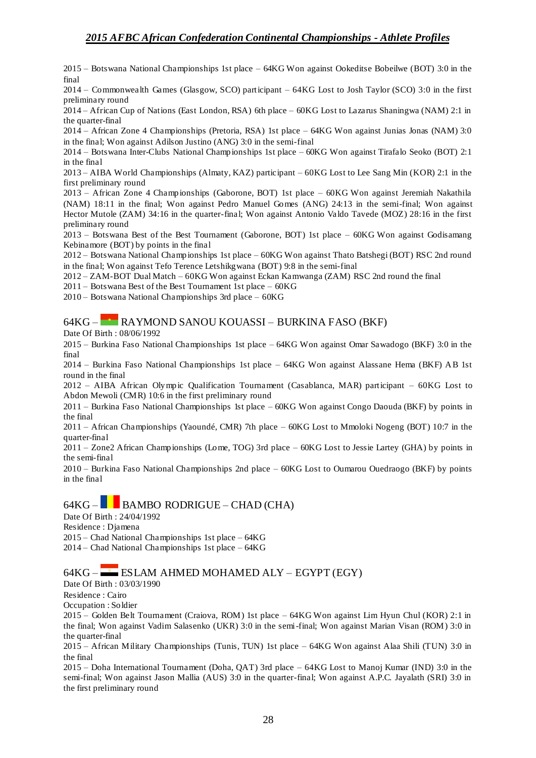2015 – Botswana National Championships 1st place – 64KG Won against Ookeditse Bobeilwe (BOT) 3:0 in the final

2014 – Commonwealth Games (Glasgow, SCO) participant – 64KG Lost to Josh Taylor (SCO) 3:0 in the first preliminary round

2014 – African Cup of Nations (East London, RSA) 6th place – 60KG Lost to Lazarus Shaningwa (NAM) 2:1 in the quarter-final

2014 – African Zone 4 Championships (Pretoria, RSA) 1st place – 64KG Won against Junias Jonas (NAM) 3:0 in the final; Won against Adilson Justino (ANG) 3:0 in the semi-final

2014 – Botswana Inter-Clubs National Championships 1st place – 60KG Won against Tirafalo Seoko (BOT) 2:1 in the final

2013 – AIBA World Championships (Almaty, KAZ) participant – 60KG Lost to Lee Sang Min (KOR) 2:1 in the first preliminary round

2013 – African Zone 4 Championships (Gaborone, BOT) 1st place – 60KG Won against Jeremiah Nakathila (NAM) 18:11 in the final; Won against Pedro Manuel Gomes (ANG) 24:13 in the semi-final; Won against Hector Mutole (ZAM) 34:16 in the quarter-final; Won against Antonio Valdo Tavede (MOZ) 28:16 in the first preliminary round

2013 – Botswana Best of the Best Tournament (Gaborone, BOT) 1st place – 60KG Won against Godisamang Kebinamore (BOT) by points in the final

2012 – Botswana National Championships 1st place – 60KG Won against Thato Batshegi (BOT) RSC 2nd round in the final; Won against Tefo Terence Letshikgwana (BOT) 9:8 in the semi-final

2012 – ZAM-BOT Dual Match – 60KG Won against Eckan Kamwanga (ZAM) RSC 2nd round the final

2011 – Botswana Best of the Best Tournament 1st place – 60KG

2010 – Botswana National Championships 3rd place – 60KG

## 64KG – RAYMOND SANOU KOUASSI – BURKINA FASO (BKF)

Date Of Birth : 08/06/1992

2015 – Burkina Faso National Championships 1st place – 64KG Won against Omar Sawadogo (BKF) 3:0 in the final

2014 – Burkina Faso National Championships 1st place – 64KG Won against Alassane Hema (BKF) AB 1st round in the final

2012 – AIBA African Olympic Qualification Tournament (Casablanca, MAR) participant – 60KG Lost to Abdon Mewoli (CMR) 10:6 in the first preliminary round

2011 – Burkina Faso National Championships 1st place – 60KG Won against Congo Daouda (BKF) by points in the final

2011 – African Championships (Yaoundé, CMR) 7th place – 60KG Lost to Mmoloki Nogeng (BOT) 10:7 in the quarter-final

2011 – Zone2 African Championships (Lome, TOG) 3rd place – 60KG Lost to Jessie Lartey (GHA) by points in the semi-final

2010 – Burkina Faso National Championships 2nd place – 60KG Lost to Oumarou Ouedraogo (BKF) by points in the final

## 64KG – BAMBO RODRIGUE – CHAD (CHA)

Date Of Birth : 24/04/1992

Residence : Djamena

2015 – Chad National Championships 1st place – 64KG

2014 – Chad National Championships 1st place – 64KG

## 64KG – ESLAM AHMED MOHAMED ALY – EGYPT (EGY)

Date Of Birth : 03/03/1990

Residence : Cairo

Occupation : Soldier

2015 – Golden Belt Tournament (Craiova, ROM) 1st place – 64KG Won against Lim Hyun Chul (KOR) 2:1 in the final; Won against Vadim Salasenko (UKR) 3:0 in the semi-final; Won against Marian Visan (ROM) 3:0 in the quarter-final

2015 – African Military Championships (Tunis, TUN) 1st place – 64KG Won against Alaa Shili (TUN) 3:0 in the final

2015 – Doha International Tournament (Doha, QAT) 3rd place – 64KG Lost to Manoj Kumar (IND) 3:0 in the semi-final; Won against Jason Mallia (AUS) 3:0 in the quarter-final; Won against A.P.C. Jayalath (SRI) 3:0 in the first preliminary round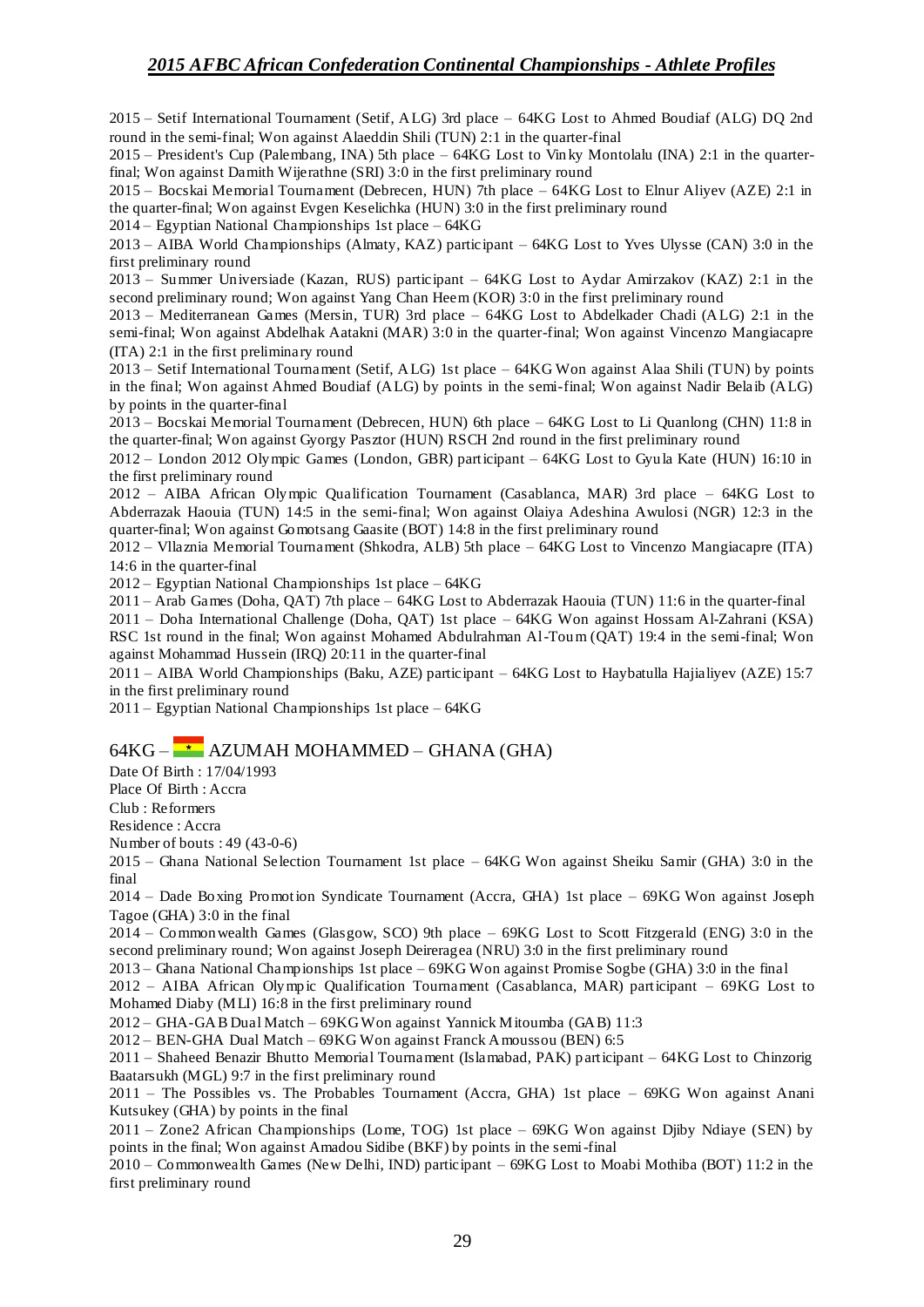2015 – Setif International Tournament (Setif, ALG) 3rd place – 64KG Lost to Ahmed Boudiaf (ALG) DQ 2nd round in the semi-final; Won against Alaeddin Shili (TUN) 2:1 in the quarter-final

2015 – President's Cup (Palembang, INA) 5th place – 64KG Lost to Vinky Montolalu (INA) 2:1 in the quarter-final; Won against Damith Wijerathne (SRI) 3:0 in the first preliminary round

2015 – Bocskai Memorial Tournament (Debrecen, HUN) 7th place – 64KG Lost to Elnur Aliyev (AZE) 2:1 in the quarter-final; Won against Evgen Keselichka (HUN) 3:0 in the first preliminary round

2014 – Egyptian National Championships 1st place – 64KG

2013 – AIBA World Championships (Almaty, KAZ) participant – 64KG Lost to Yves Ulysse (CAN) 3:0 in the first preliminary round

2013 – Summer Universiade (Kazan, RUS) participant – 64KG Lost to Aydar Amirzakov (KAZ) 2:1 in the second preliminary round; Won against Yang Chan Heem (KOR) 3:0 in the first preliminary round

2013 – Mediterranean Games (Mersin, TUR) 3rd place – 64KG Lost to Abdelkader Chadi (ALG) 2:1 in the semi-final; Won against Abdelhak Aatakni (MAR) 3:0 in the quarter-final; Won against Vincenzo Mangiacapre (ITA) 2:1 in the first preliminary round

2013 – Setif International Tournament (Setif, ALG) 1st place – 64KG Won against Alaa Shili (TUN) by points in the final; Won against Ahmed Boudiaf (ALG) by points in the semi-final; Won against Nadir Belaib (ALG) by points in the quarter-final

2013 – Bocskai Memorial Tournament (Debrecen, HUN) 6th place – 64KG Lost to Li Quanlong (CHN) 11:8 in the quarter-final; Won against Gyorgy Pasztor (HUN) RSCH 2nd round in the first preliminary round

2012 – London 2012 Olympic Games (London, GBR) participant – 64KG Lost to Gyula Kate (HUN) 16:10 in the first preliminary round

2012 – AIBA African Olympic Qualification Tournament (Casablanca, MAR) 3rd place – 64KG Lost to Abderrazak Haouia (TUN) 14:5 in the semi-final; Won against Olaiya Adeshina Awulosi (NGR) 12:3 in the quarter-final; Won against Gomotsang Gaasite (BOT) 14:8 in the first preliminary round

2012 – Vllaznia Memorial Tournament (Shkodra, ALB) 5th place – 64KG Lost to Vincenzo Mangiacapre (ITA) 14:6 in the quarter-final

2012 – Egyptian National Championships 1st place – 64KG

2011 – Arab Games (Doha, QAT) 7th place – 64KG Lost to Abderrazak Haouia (TUN) 11:6 in the quarter-final

2011 – Doha International Challenge (Doha, QAT) 1st place – 64KG Won against Hossam Al-Zahrani (KSA) RSC 1st round in the final; Won against Mohamed Abdulrahman Al-Toum (QAT) 19:4 in the semi-final; Won against Mohammad Hussein (IRQ) 20:11 in the quarter-final

2011 – AIBA World Championships (Baku, AZE) participant – 64KG Lost to Haybatulla Hajialiyev (AZE) 15:7 in the first preliminary round

2011 – Egyptian National Championships 1st place – 64KG

## 64KG – AZUMAH MOHAMMED – GHANA (GHA)

Date Of Birth : 17/04/1993
Place Of Birth : Accra
Club : Reformers
Residence : Accra
Number of bouts : 49 (43-0-6)

2015 – Ghana National Selection Tournament 1st place – 64KG Won against Sheiku Samir (GHA) 3:0 in the final

2014 – Dade Boxing Promotion Syndicate Tournament (Accra, GHA) 1st place – 69KG Won against Joseph Tagoe (GHA) 3:0 in the final

2014 – Commonwealth Games (Glasgow, SCO) 9th place – 69KG Lost to Scott Fitzgerald (ENG) 3:0 in the second preliminary round; Won against Joseph Deireragea (NRU) 3:0 in the first preliminary round

2013 – Ghana National Championships 1st place – 69KG Won against Promise Sogbe (GHA) 3:0 in the final

2012 – AIBA African Olympic Qualification Tournament (Casablanca, MAR) participant – 69KG Lost to Mohamed Diaby (MLI) 16:8 in the first preliminary round

2012 – GHA-GAB Dual Match – 69KG Won against Yannick Mitoumba (GAB) 11:3

2012 – BEN-GHA Dual Match – 69KG Won against Franck Amoussou (BEN) 6:5

2011 – Shaheed Benazir Bhutto Memorial Tournament (Islamabad, PAK) participant – 64KG Lost to Chinzorig Baatarsukh (MGL) 9:7 in the first preliminary round

2011 – The Possibles vs. The Probables Tournament (Accra, GHA) 1st place – 69KG Won against Anani Kutsukey (GHA) by points in the final

2011 – Zone2 African Championships (Lome, TOG) 1st place – 69KG Won against Djiby Ndiaye (SEN) by points in the final; Won against Amadou Sidibe (BKF) by points in the semi-final

2010 – Commonwealth Games (New Delhi, IND) participant – 69KG Lost to Moabi Mothiba (BOT) 11:2 in the first preliminary round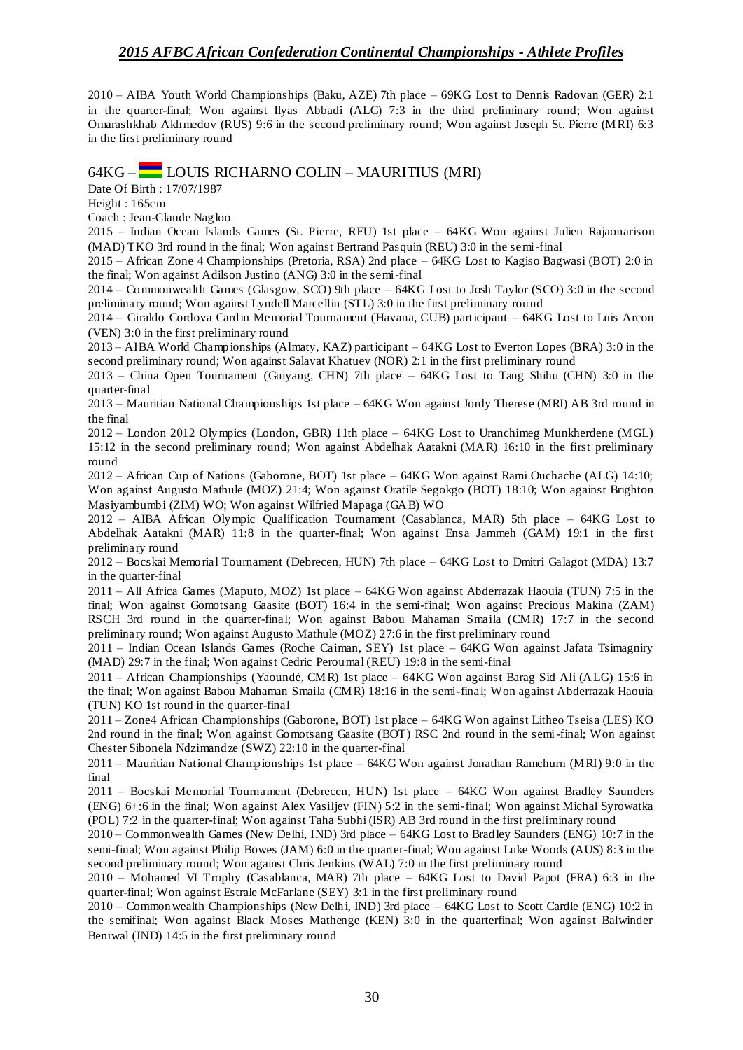2010 – AIBA Youth World Championships (Baku, AZE) 7th place – 69KG Lost to Dennis Radovan (GER) 2:1 in the quarter-final; Won against Ilyas Abbadi (ALG) 7:3 in the third preliminary round; Won against Omarashkhab Akhmedov (RUS) 9:6 in the second preliminary round; Won against Joseph St. Pierre (MRI) 6:3 in the first preliminary round

## 64KG – LOUIS RICHARNO COLIN – MAURITIUS (MRI)

Date Of Birth : 17/07/1987

Height : 165cm

Coach : Jean-Claude Nagloo

2015 – Indian Ocean Islands Games (St. Pierre, REU) 1st place – 64KG Won against Julien Rajaonarison (MAD) TKO 3rd round in the final; Won against Bertrand Pasquin (REU) 3:0 in the semi-final

2015 – African Zone 4 Championships (Pretoria, RSA) 2nd place – 64KG Lost to Kagiso Bagwasi (BOT) 2:0 in the final; Won against Adilson Justino (ANG) 3:0 in the semi-final

2014 – Commonwealth Games (Glasgow, SCO) 9th place – 64KG Lost to Josh Taylor (SCO) 3:0 in the second preliminary round; Won against Lyndell Marcellin (STL) 3:0 in the first preliminary round

2014 – Giraldo Cordova Cardin Memorial Tournament (Havana, CUB) participant – 64KG Lost to Luis Arcon (VEN) 3:0 in the first preliminary round

2013 – AIBA World Championships (Almaty, KAZ) participant – 64KG Lost to Everton Lopes (BRA) 3:0 in the second preliminary round; Won against Salavat Khatuev (NOR) 2:1 in the first preliminary round

2013 – China Open Tournament (Guiyang, CHN) 7th place – 64KG Lost to Tang Shihu (CHN) 3:0 in the quarter-final

2013 – Mauritian National Championships 1st place – 64KG Won against Jordy Therese (MRI) AB 3rd round in the final

2012 – London 2012 Olympics (London, GBR) 11th place – 64KG Lost to Uranchimeg Munkherdene (MGL) 15:12 in the second preliminary round; Won against Abdelhak Aatakni (MAR) 16:10 in the first preliminary round

2012 – African Cup of Nations (Gaborone, BOT) 1st place – 64KG Won against Rami Ouchache (ALG) 14:10; Won against Augusto Mathule (MOZ) 21:4; Won against Oratile Segokgo (BOT) 18:10; Won against Brighton Masiyambumbi (ZIM) WO; Won against Wilfried Mapaga (GAB) WO

2012 – AIBA African Olympic Qualification Tournament (Casablanca, MAR) 5th place – 64KG Lost to Abdelhak Aatakni (MAR) 11:8 in the quarter-final; Won against Ensa Jammeh (GAM) 19:1 in the first preliminary round

2012 – Bocskai Memorial Tournament (Debrecen, HUN) 7th place – 64KG Lost to Dmitri Galagot (MDA) 13:7 in the quarter-final

2011 – All Africa Games (Maputo, MOZ) 1st place – 64KG Won against Abderrazak Haouia (TUN) 7:5 in the final; Won against Gomotsang Gaasite (BOT) 16:4 in the semi-final; Won against Precious Makina (ZAM) RSCH 3rd round in the quarter-final; Won against Babou Mahaman Smaila (CMR) 17:7 in the second preliminary round; Won against Augusto Mathule (MOZ) 27:6 in the first preliminary round

2011 – Indian Ocean Islands Games (Roche Caiman, SEY) 1st place – 64KG Won against Jafata Tsimagniry (MAD) 29:7 in the final; Won against Cedric Peroumal (REU) 19:8 in the semi-final

2011 – African Championships (Yaoundé, CMR) 1st place – 64KG Won against Barag Sid Ali (ALG) 15:6 in the final; Won against Babou Mahaman Smaila (CMR) 18:16 in the semi-final; Won against Abderrazak Haouia (TUN) KO 1st round in the quarter-final

2011 – Zone4 African Championships (Gaborone, BOT) 1st place – 64KG Won against Litheo Tseisa (LES) KO 2nd round in the final; Won against Gomotsang Gaasite (BOT) RSC 2nd round in the semi-final; Won against Chester Sibonela Ndzimandze (SWZ) 22:10 in the quarter-final

2011 – Mauritian National Championships 1st place – 64KG Won against Jonathan Ramchurn (MRI) 9:0 in the final

2011 – Bocskai Memorial Tournament (Debrecen, HUN) 1st place – 64KG Won against Bradley Saunders (ENG) 6+:6 in the final; Won against Alex Vasiljev (FIN) 5:2 in the semi-final; Won against Michal Syrowatka (POL) 7:2 in the quarter-final; Won against Taha Subhi (ISR) AB 3rd round in the first preliminary round

2010 – Commonwealth Games (New Delhi, IND) 3rd place – 64KG Lost to Bradley Saunders (ENG) 10:7 in the semi-final; Won against Philip Bowes (JAM) 6:0 in the quarter-final; Won against Luke Woods (AUS) 8:3 in the second preliminary round; Won against Chris Jenkins (WAL) 7:0 in the first preliminary round

2010 – Mohamed VI Trophy (Casablanca, MAR) 7th place – 64KG Lost to David Papot (FRA) 6:3 in the quarter-final; Won against Estrale McFarlane (SEY) 3:1 in the first preliminary round

2010 – Commonwealth Championships (New Delhi, IND) 3rd place – 64KG Lost to Scott Cardle (ENG) 10:2 in the semifinal; Won against Black Moses Mathenge (KEN) 3:0 in the quarterfinal; Won against Balwinder Beniwal (IND) 14:5 in the first preliminary round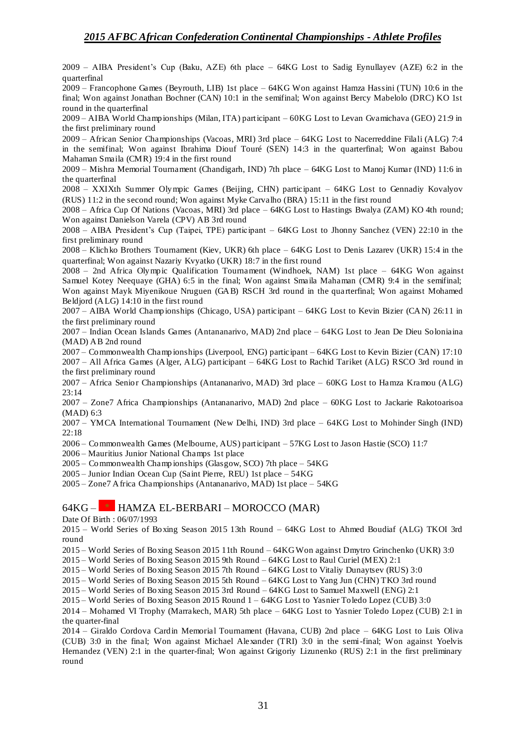2009 – AIBA President's Cup (Baku, AZE) 6th place – 64KG Lost to Sadig Eynullayev (AZE) 6:2 in the quarterfinal

2009 – Francophone Games (Beyrouth, LIB) 1st place – 64KG Won against Hamza Hassini (TUN) 10:6 in the final; Won against Jonathan Bochner (CAN) 10:1 in the semifinal; Won against Bercy Mabelolo (DRC) KO 1st round in the quarterfinal

2009 – AIBA World Championships (Milan, ITA) participant – 60KG Lost to Levan Gvamichava (GEO) 21:9 in the first preliminary round

2009 – African Senior Championships (Vacoas, MRI) 3rd place – 64KG Lost to Nacerreddine Filali (ALG) 7:4 in the semifinal; Won against Ibrahima Diouf Touré (SEN) 14:3 in the quarterfinal; Won against Babou Mahaman Smaila (CMR) 19:4 in the first round

2009 – Mishra Memorial Tournament (Chandigarh, IND) 7th place – 64KG Lost to Manoj Kumar (IND) 11:6 in the quarterfinal

2008 – XXIXth Summer Olympic Games (Beijing, CHN) participant – 64KG Lost to Gennadiy Kovalyov (RUS) 11:2 in the second round; Won against Myke Carvalho (BRA) 15:11 in the first round

2008 – Africa Cup Of Nations (Vacoas, MRI) 3rd place – 64KG Lost to Hastings Bwalya (ZAM) KO 4th round; Won against Danielson Varela (CPV) AB 3rd round

2008 – AIBA President's Cup (Taipei, TPE) participant – 64KG Lost to Jhonny Sanchez (VEN) 22:10 in the first preliminary round

2008 – Klichko Brothers Tournament (Kiev, UKR) 6th place – 64KG Lost to Denis Lazarev (UKR) 15:4 in the quarterfinal; Won against Nazariy Kvyatko (UKR) 18:7 in the first round

2008 – 2nd Africa Olympic Qualification Tournament (Windhoek, NAM) 1st place – 64KG Won against Samuel Kotey Neequaye (GHA) 6:5 in the final; Won against Smaila Mahaman (CMR) 9:4 in the semifinal; Won against Mayk Miyenikoue Nruguen (GAB) RSCH 3rd round in the quarterfinal; Won against Mohamed Beldjord (ALG) 14:10 in the first round

2007 – AIBA World Championships (Chicago, USA) participant – 64KG Lost to Kevin Bizier (CAN) 26:11 in the first preliminary round

2007 – Indian Ocean Islands Games (Antananarivo, MAD) 2nd place – 64KG Lost to Jean De Dieu Soloniaina (MAD) AB 2nd round

2007 – Commonwealth Championships (Liverpool, ENG) participant – 64KG Lost to Kevin Bizier (CAN) 17:10

2007 – All Africa Games (Alger, ALG) participant – 64KG Lost to Rachid Tariket (ALG) RSCO 3rd round in the first preliminary round

2007 – Africa Senior Championships (Antananarivo, MAD) 3rd place – 60KG Lost to Hamza Kramou (ALG) 23:14

2007 – Zone7 Africa Championships (Antananarivo, MAD) 2nd place – 60KG Lost to Jackarie Rakotoarisoa (MAD) 6:3

2007 – YMCA International Tournament (New Delhi, IND) 3rd place – 64KG Lost to Mohinder Singh (IND) 22:18

2006 – Commonwealth Games (Melbourne, AUS) participant – 57KG Lost to Jason Hastie (SCO) 11:7

2006 – Mauritius Junior National Champs 1st place

2005 – Commonwealth Championships (Glasgow, SCO) 7th place – 54KG

2005 – Junior Indian Ocean Cup (Saint Pierre, REU) 1st place – 54KG

2005 – Zone7 Africa Championships (Antananarivo, MAD) 1st place – 54KG

## 64KG – HAMZA EL-BERBARI – MOROCCO (MAR)

Date Of Birth : 06/07/1993

2015 – World Series of Boxing Season 2015 13th Round – 64KG Lost to Ahmed Boudiaf (ALG) TKOI 3rd round

2015 – World Series of Boxing Season 2015 11th Round – 64KG Won against Dmytro Grinchenko (UKR) 3:0

2015 – World Series of Boxing Season 2015 9th Round – 64KG Lost to Raul Curiel (MEX) 2:1

2015 – World Series of Boxing Season 2015 7th Round – 64KG Lost to Vitaliy Dunaytsev (RUS) 3:0

2015 – World Series of Boxing Season 2015 5th Round – 64KG Lost to Yang Jun (CHN) TKO 3rd round

2015 – World Series of Boxing Season 2015 3rd Round – 64KG Lost to Samuel Maxwell (ENG) 2:1

2015 – World Series of Boxing Season 2015 Round 1 – 64KG Lost to Yasnier Toledo Lopez (CUB) 3:0

2014 – Mohamed VI Trophy (Marrakech, MAR) 5th place – 64KG Lost to Yasnier Toledo Lopez (CUB) 2:1 in the quarter-final

2014 – Giraldo Cordova Cardin Memorial Tournament (Havana, CUB) 2nd place – 64KG Lost to Luis Oliva (CUB) 3:0 in the final; Won against Michael Alexander (TRI) 3:0 in the semi-final; Won against Yoelvis Hernandez (VEN) 2:1 in the quarter-final; Won against Grigoriy Lizunenko (RUS) 2:1 in the first preliminary round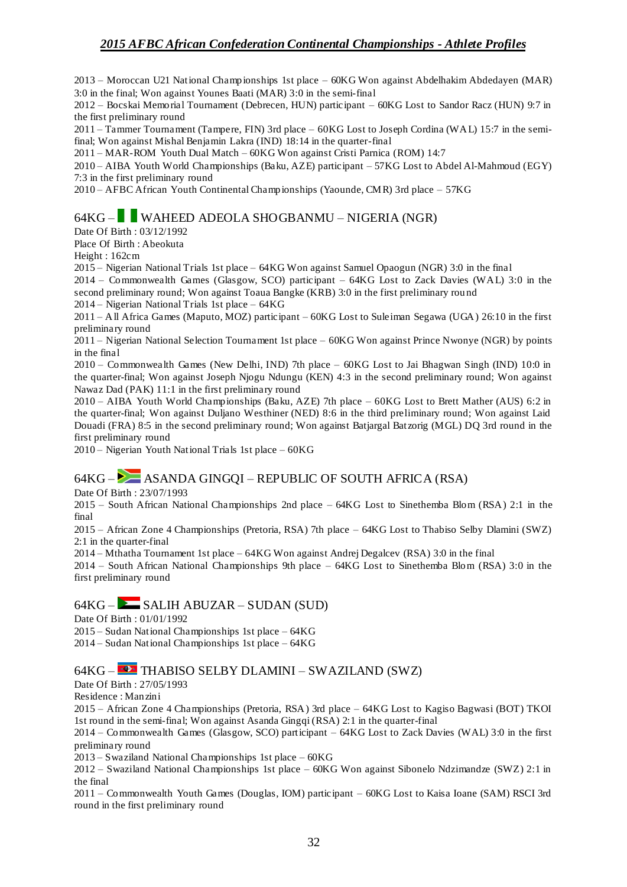2013 – Moroccan U21 National Championships 1st place – 60KG Won against Abdelhakim Abdedayen (MAR) 3:0 in the final; Won against Younes Baati (MAR) 3:0 in the semi-final
2012 – Bocskai Memorial Tournament (Debrecen, HUN) participant – 60KG Lost to Sandor Racz (HUN) 9:7 in the first preliminary round
2011 – Tammer Tournament (Tampere, FIN) 3rd place – 60KG Lost to Joseph Cordina (WAL) 15:7 in the semi-final; Won against Mishal Benjamin Lakra (IND) 18:14 in the quarter-final
2011 – MAR-ROM Youth Dual Match – 60KG Won against Cristi Parnica (ROM) 14:7
2010 – AIBA Youth World Championships (Baku, AZE) participant – 57KG Lost to Abdel Al-Mahmoud (EGY) 7:3 in the first preliminary round
2010 – AFBC African Youth Continental Championships (Yaounde, CMR) 3rd place – 57KG

## 64KG – WAHEED ADEOLA SHOGBANMU – NIGERIA (NGR)

Date Of Birth : 03/12/1992
Place Of Birth : Abeokuta
Height : 162cm
2015 – Nigerian National Trials 1st place – 64KG Won against Samuel Opaogun (NGR) 3:0 in the final
2014 – Commonwealth Games (Glasgow, SCO) participant – 64KG Lost to Zack Davies (WAL) 3:0 in the second preliminary round; Won against Toaua Bangke (KRB) 3:0 in the first preliminary round
2014 – Nigerian National Trials 1st place – 64KG
2011 – All Africa Games (Maputo, MOZ) participant – 60KG Lost to Suleiman Segawa (UGA) 26:10 in the first preliminary round
2011 – Nigerian National Selection Tournament 1st place – 60KG Won against Prince Nwonye (NGR) by points in the final
2010 – Commonwealth Games (New Delhi, IND) 7th place – 60KG Lost to Jai Bhagwan Singh (IND) 10:0 in the quarter-final; Won against Joseph Njogu Ndungu (KEN) 4:3 in the second preliminary round; Won against Nawaz Dad (PAK) 11:1 in the first preliminary round
2010 – AIBA Youth World Championships (Baku, AZE) 7th place – 60KG Lost to Brett Mather (AUS) 6:2 in the quarter-final; Won against Duljano Westhiner (NED) 8:6 in the third preliminary round; Won against Laid Douadi (FRA) 8:5 in the second preliminary round; Won against Batjargal Batzorig (MGL) DQ 3rd round in the first preliminary round
2010 – Nigerian Youth National Trials 1st place – 60KG

## 64KG – ASANDA GINGQI – REPUBLIC OF SOUTH AFRICA (RSA)

Date Of Birth : 23/07/1993
2015 – South African National Championships 2nd place – 64KG Lost to Sinethemba Blom (RSA) 2:1 in the final
2015 – African Zone 4 Championships (Pretoria, RSA) 7th place – 64KG Lost to Thabiso Selby Dlamini (SWZ) 2:1 in the quarter-final
2014 – Mthatha Tournament 1st place – 64KG Won against Andrej Degalcev (RSA) 3:0 in the final
2014 – South African National Championships 9th place – 64KG Lost to Sinethemba Blom (RSA) 3:0 in the first preliminary round

## 64KG – SALIH ABUZAR – SUDAN (SUD)

Date Of Birth : 01/01/1992
2015 – Sudan National Championships 1st place – 64KG
2014 – Sudan National Championships 1st place – 64KG

## 64KG – THABISO SELBY DLAMINI – SWAZILAND (SWZ)

Date Of Birth : 27/05/1993
Residence : Manzini
2015 – African Zone 4 Championships (Pretoria, RSA) 3rd place – 64KG Lost to Kagiso Bagwasi (BOT) TKOI 1st round in the semi-final; Won against Asanda Gingqi (RSA) 2:1 in the quarter-final
2014 – Commonwealth Games (Glasgow, SCO) participant – 64KG Lost to Zack Davies (WAL) 3:0 in the first preliminary round
2013 – Swaziland National Championships 1st place – 60KG
2012 – Swaziland National Championships 1st place – 60KG Won against Sibonelo Ndzimandze (SWZ) 2:1 in the final
2011 – Commonwealth Youth Games (Douglas, IOM) participant – 60KG Lost to Kaisa Ioane (SAM) RSCI 3rd round in the first preliminary round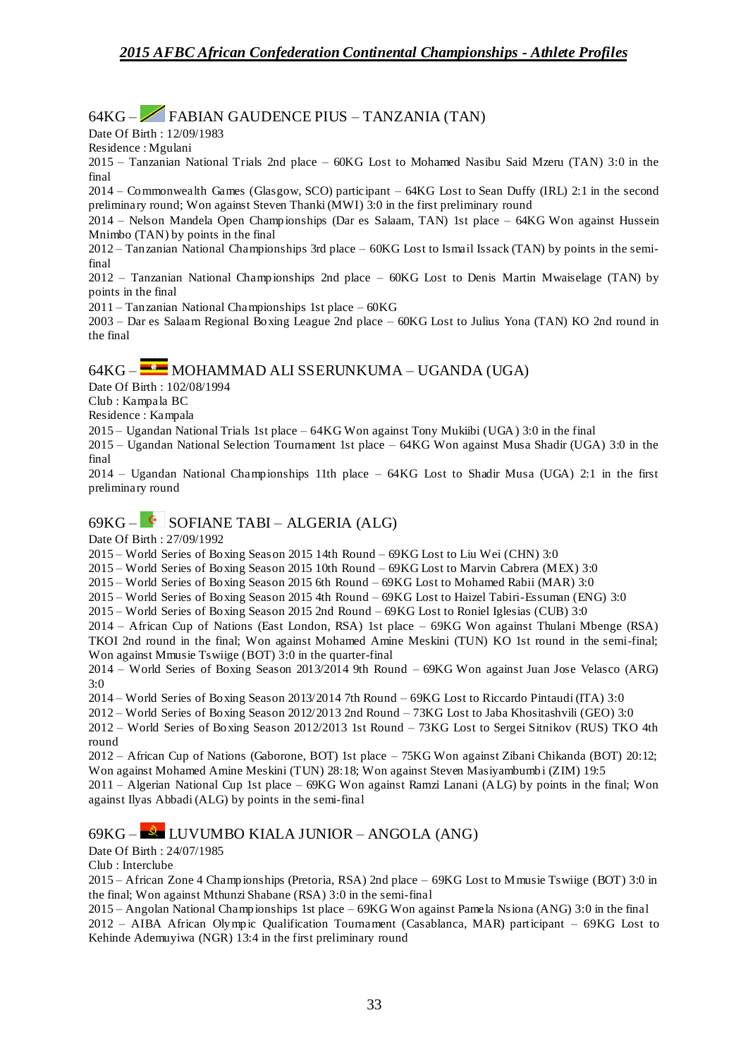## 64KG – FABIAN GAUDENCE PIUS – TANZANIA (TAN)

Date Of Birth : 12/09/1983
Residence : Mgulani

2015 – Tanzanian National Trials 2nd place – 60KG Lost to Mohamed Nasibu Said Mzeru (TAN) 3:0 in the final
2014 – Commonwealth Games (Glasgow, SCO) participant – 64KG Lost to Sean Duffy (IRL) 2:1 in the second preliminary round; Won against Steven Thanki (MWI) 3:0 in the first preliminary round
2014 – Nelson Mandela Open Championships (Dar es Salaam, TAN) 1st place – 64KG Won against Hussein Mnimbo (TAN) by points in the final
2012 – Tanzanian National Championships 3rd place – 60KG Lost to Ismail Issack (TAN) by points in the semi-final
2012 – Tanzanian National Championships 2nd place – 60KG Lost to Denis Martin Mwaiselage (TAN) by points in the final
2011 – Tanzanian National Championships 1st place – 60KG
2003 – Dar es Salaam Regional Boxing League 2nd place – 60KG Lost to Julius Yona (TAN) KO 2nd round in the final

## 64KG – MOHAMMAD ALI SSERUNKUMA – UGANDA (UGA)

Date Of Birth : 102/08/1994
Club : Kampala BC
Residence : Kampala

2015 – Ugandan National Trials 1st place – 64KG Won against Tony Mukiibi (UGA) 3:0 in the final
2015 – Ugandan National Selection Tournament 1st place – 64KG Won against Musa Shadir (UGA) 3:0 in the final
2014 – Ugandan National Championships 11th place – 64KG Lost to Shadir Musa (UGA) 2:1 in the first preliminary round

## 69KG – SOFIANE TABI – ALGERIA (ALG)

Date Of Birth : 27/09/1992

2015 – World Series of Boxing Season 2015 14th Round – 69KG Lost to Liu Wei (CHN) 3:0
2015 – World Series of Boxing Season 2015 10th Round – 69KG Lost to Marvin Cabrera (MEX) 3:0
2015 – World Series of Boxing Season 2015 6th Round – 69KG Lost to Mohamed Rabii (MAR) 3:0
2015 – World Series of Boxing Season 2015 4th Round – 69KG Lost to Haizel Tabiri-Essuman (ENG) 3:0
2015 – World Series of Boxing Season 2015 2nd Round – 69KG Lost to Roniel Iglesias (CUB) 3:0
2014 – African Cup of Nations (East London, RSA) 1st place – 69KG Won against Thulani Mbenge (RSA) TKOI 2nd round in the final; Won against Mohamed Amine Meskini (TUN) KO 1st round in the semi-final; Won against Mmusie Tswiige (BOT) 3:0 in the quarter-final
2014 – World Series of Boxing Season 2013/2014 9th Round – 69KG Won against Juan Jose Velasco (ARG) 3:0
2014 – World Series of Boxing Season 2013/2014 7th Round – 69KG Lost to Riccardo Pintaudi (ITA) 3:0
2012 – World Series of Boxing Season 2012/2013 2nd Round – 73KG Lost to Jaba Khositashvili (GEO) 3:0
2012 – World Series of Boxing Season 2012/2013 1st Round – 73KG Lost to Sergei Sitnikov (RUS) TKO 4th round
2012 – African Cup of Nations (Gaborone, BOT) 1st place – 75KG Won against Zibani Chikanda (BOT) 20:12; Won against Mohamed Amine Meskini (TUN) 28:18; Won against Steven Masiyambumbi (ZIM) 19:5
2011 – Algerian National Cup 1st place – 69KG Won against Ramzi Lanani (ALG) by points in the final; Won against Ilyas Abbadi (ALG) by points in the semi-final

## 69KG – LUVUMBO KIALA JUNIOR – ANGOLA (ANG)

Date Of Birth : 24/07/1985
Club : Interclube

2015 – African Zone 4 Championships (Pretoria, RSA) 2nd place – 69KG Lost to Mmusie Tswiige (BOT) 3:0 in the final; Won against Mthunzi Shabane (RSA) 3:0 in the semi-final
2015 – Angolan National Championships 1st place – 69KG Won against Pamela Nsiona (ANG) 3:0 in the final
2012 – AIBA African Olympic Qualification Tournament (Casablanca, MAR) participant – 69KG Lost to Kehinde Ademuyiwa (NGR) 13:4 in the first preliminary round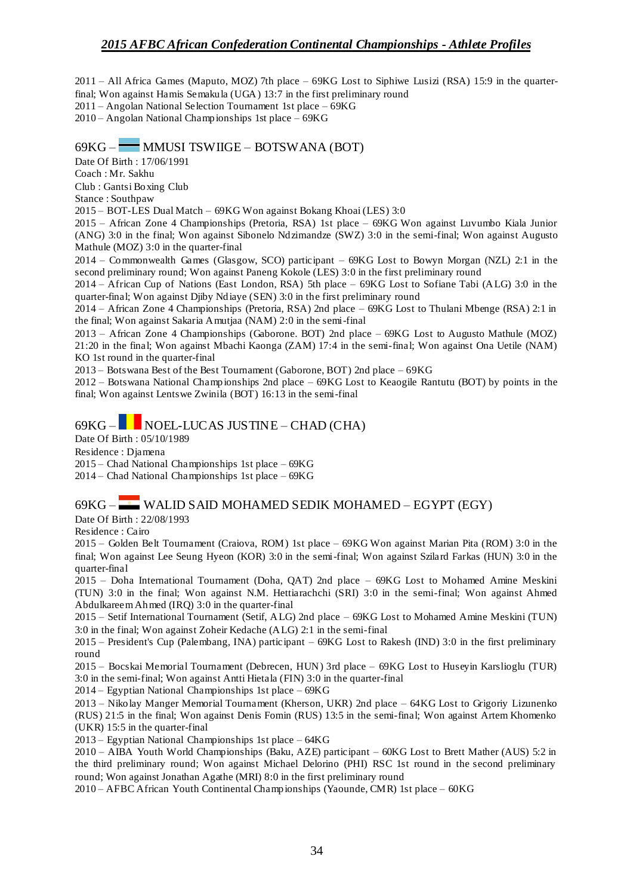2011 – All Africa Games (Maputo, MOZ) 7th place – 69KG Lost to Siphiwe Lusizi (RSA) 15:9 in the quarter-final; Won against Hamis Semakula (UGA) 13:7 in the first preliminary round
2011 – Angolan National Selection Tournament 1st place – 69KG
2010 – Angolan National Championships 1st place – 69KG

## 69KG – MMUSI TSWIIGE – BOTSWANA (BOT)

Date Of Birth : 17/06/1991
Coach : Mr. Sakhu
Club : Gantsi Boxing Club
Stance : Southpaw
2015 – BOT-LES Dual Match – 69KG Won against Bokang Khoai (LES) 3:0
2015 – African Zone 4 Championships (Pretoria, RSA) 1st place – 69KG Won against Luvumbo Kiala Junior (ANG) 3:0 in the final; Won against Sibonelo Ndzimandze (SWZ) 3:0 in the semi-final; Won against Augusto Mathule (MOZ) 3:0 in the quarter-final
2014 – Commonwealth Games (Glasgow, SCO) participant – 69KG Lost to Bowyn Morgan (NZL) 2:1 in the second preliminary round; Won against Paneng Kokole (LES) 3:0 in the first preliminary round
2014 – African Cup of Nations (East London, RSA) 5th place – 69KG Lost to Sofiane Tabi (ALG) 3:0 in the quarter-final; Won against Djiby Ndiaye (SEN) 3:0 in the first preliminary round
2014 – African Zone 4 Championships (Pretoria, RSA) 2nd place – 69KG Lost to Thulani Mbenge (RSA) 2:1 in the final; Won against Sakaria Amutjaa (NAM) 2:0 in the semi-final
2013 – African Zone 4 Championships (Gaborone. BOT) 2nd place – 69KG Lost to Augusto Mathule (MOZ) 21:20 in the final; Won against Mbachi Kaonga (ZAM) 17:4 in the semi-final; Won against Ona Uetile (NAM) KO 1st round in the quarter-final
2013 – Botswana Best of the Best Tournament (Gaborone, BOT) 2nd place – 69KG
2012 – Botswana National Championships 2nd place – 69KG Lost to Keaogile Rantutu (BOT) by points in the final; Won against Lentswe Zwinila (BOT) 16:13 in the semi-final

## 69KG – NOEL-LUCAS JUSTINE – CHAD (CHA)

Date Of Birth : 05/10/1989
Residence : Djamena
2015 – Chad National Championships 1st place – 69KG
2014 – Chad National Championships 1st place – 69KG

## 69KG – WALID SAID MOHAMED SEDIK MOHAMED – EGYPT (EGY)

Date Of Birth : 22/08/1993
Residence : Cairo
2015 – Golden Belt Tournament (Craiova, ROM) 1st place – 69KG Won against Marian Pita (ROM) 3:0 in the final; Won against Lee Seung Hyeon (KOR) 3:0 in the semi-final; Won against Szilard Farkas (HUN) 3:0 in the quarter-final
2015 – Doha International Tournament (Doha, QAT) 2nd place – 69KG Lost to Mohamed Amine Meskini (TUN) 3:0 in the final; Won against N.M. Hettiarachchi (SRI) 3:0 in the semi-final; Won against Ahmed Abdulkareem Ahmed (IRQ) 3:0 in the quarter-final
2015 – Setif International Tournament (Setif, ALG) 2nd place – 69KG Lost to Mohamed Amine Meskini (TUN) 3:0 in the final; Won against Zoheir Kedache (ALG) 2:1 in the semi-final
2015 – President's Cup (Palembang, INA) participant – 69KG Lost to Rakesh (IND) 3:0 in the first preliminary round
2015 – Bocskai Memorial Tournament (Debrecen, HUN) 3rd place – 69KG Lost to Huseyin Karslioglu (TUR) 3:0 in the semi-final; Won against Antti Hietala (FIN) 3:0 in the quarter-final
2014 – Egyptian National Championships 1st place – 69KG
2013 – Nikolay Manger Memorial Tournament (Kherson, UKR) 2nd place – 64KG Lost to Grigoriy Lizunenko (RUS) 21:5 in the final; Won against Denis Fomin (RUS) 13:5 in the semi-final; Won against Artem Khomenko (UKR) 15:5 in the quarter-final
2013 – Egyptian National Championships 1st place – 64KG
2010 – AIBA Youth World Championships (Baku, AZE) participant – 60KG Lost to Brett Mather (AUS) 5:2 in the third preliminary round; Won against Michael Delorino (PHI) RSC 1st round in the second preliminary round; Won against Jonathan Agathe (MRI) 8:0 in the first preliminary round
2010 – AFBC African Youth Continental Championships (Yaounde, CMR) 1st place – 60KG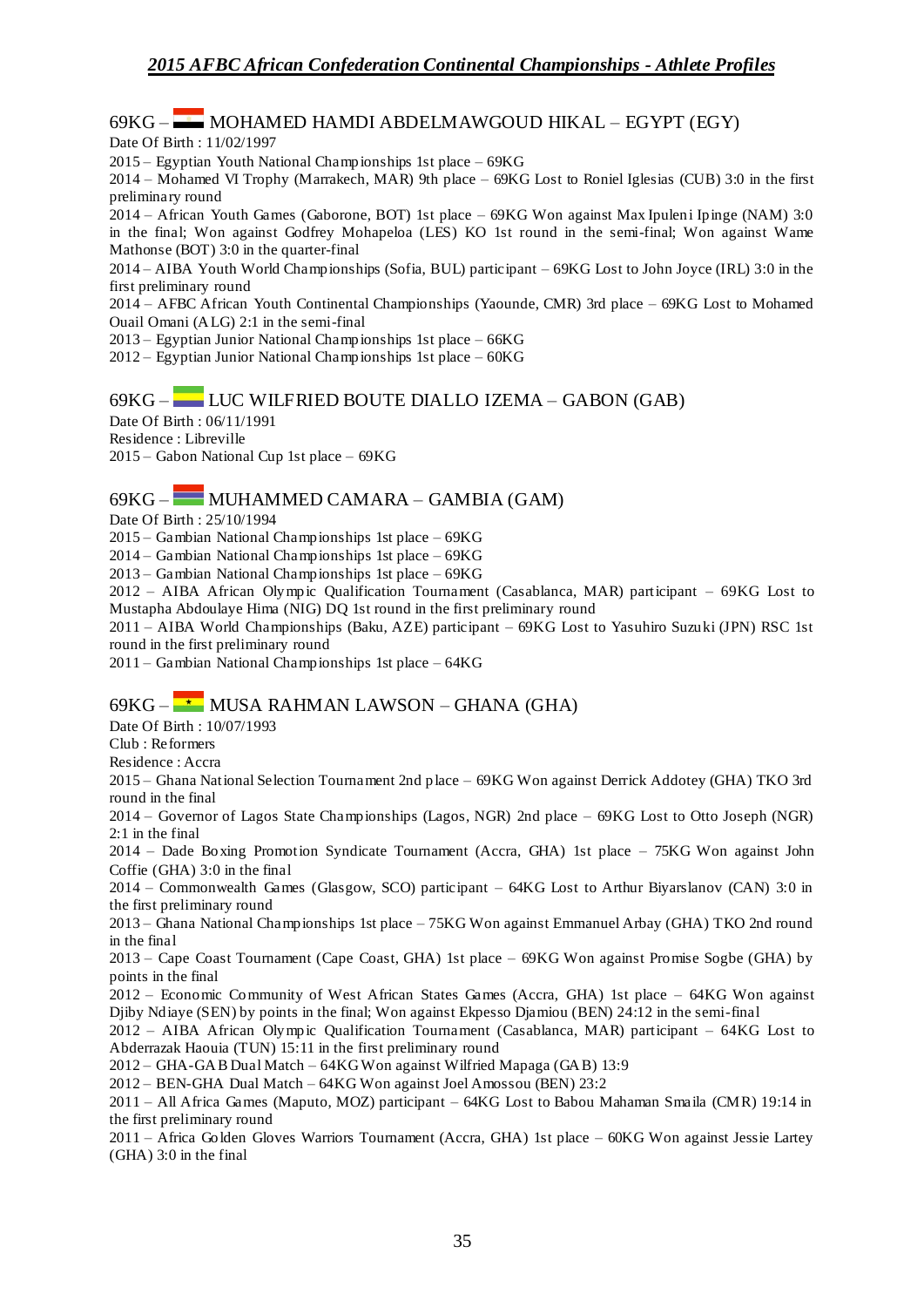## 69KG – MOHAMED HAMDI ABDELMAWGOUD HIKAL – EGYPT (EGY)

Date Of Birth : 11/02/1997

2015 – Egyptian Youth National Championships 1st place – 69KG

2014 – Mohamed VI Trophy (Marrakech, MAR) 9th place – 69KG Lost to Roniel Iglesias (CUB) 3:0 in the first preliminary round

2014 – African Youth Games (Gaborone, BOT) 1st place – 69KG Won against Max Ipuleni Ipinge (NAM) 3:0 in the final; Won against Godfrey Mohapeloa (LES) KO 1st round in the semi-final; Won against Wame Mathonse (BOT) 3:0 in the quarter-final

2014 – AIBA Youth World Championships (Sofia, BUL) participant – 69KG Lost to John Joyce (IRL) 3:0 in the first preliminary round

2014 – AFBC African Youth Continental Championships (Yaounde, CMR) 3rd place – 69KG Lost to Mohamed Ouail Omani (ALG) 2:1 in the semi-final

2013 – Egyptian Junior National Championships 1st place – 66KG

2012 – Egyptian Junior National Championships 1st place – 60KG

## 69KG – LUC WILFRIED BOUTE DIALLO IZEMA – GABON (GAB)

Date Of Birth : 06/11/1991

Residence : Libreville

2015 – Gabon National Cup 1st place – 69KG

## 69KG – MUHAMMED CAMARA – GAMBIA (GAM)

Date Of Birth : 25/10/1994

2015 – Gambian National Championships 1st place – 69KG

2014 – Gambian National Championships 1st place – 69KG

2013 – Gambian National Championships 1st place – 69KG

2012 – AIBA African Olympic Qualification Tournament (Casablanca, MAR) participant – 69KG Lost to Mustapha Abdoulaye Hima (NIG) DQ 1st round in the first preliminary round

2011 – AIBA World Championships (Baku, AZE) participant – 69KG Lost to Yasuhiro Suzuki (JPN) RSC 1st round in the first preliminary round

2011 – Gambian National Championships 1st place – 64KG

## 69KG – MUSA RAHMAN LAWSON – GHANA (GHA)

Date Of Birth : 10/07/1993

Club : Reformers

Residence : Accra

2015 – Ghana National Selection Tournament 2nd place – 69KG Won against Derrick Addotey (GHA) TKO 3rd round in the final

2014 – Governor of Lagos State Championships (Lagos, NGR) 2nd place – 69KG Lost to Otto Joseph (NGR) 2:1 in the final

2014 – Dade Boxing Promotion Syndicate Tournament (Accra, GHA) 1st place – 75KG Won against John Coffie (GHA) 3:0 in the final

2014 – Commonwealth Games (Glasgow, SCO) participant – 64KG Lost to Arthur Biyarslanov (CAN) 3:0 in the first preliminary round

2013 – Ghana National Championships 1st place – 75KG Won against Emmanuel Arbay (GHA) TKO 2nd round in the final

2013 – Cape Coast Tournament (Cape Coast, GHA) 1st place – 69KG Won against Promise Sogbe (GHA) by points in the final

2012 – Economic Community of West African States Games (Accra, GHA) 1st place – 64KG Won against Djiby Ndiaye (SEN) by points in the final; Won against Ekpesso Djamiou (BEN) 24:12 in the semi-final

2012 – AIBA African Olympic Qualification Tournament (Casablanca, MAR) participant – 64KG Lost to Abderrazak Haouia (TUN) 15:11 in the first preliminary round

2012 – GHA-GAB Dual Match – 64KG Won against Wilfried Mapaga (GAB) 13:9

2012 – BEN-GHA Dual Match – 64KG Won against Joel Amossou (BEN) 23:2

2011 – All Africa Games (Maputo, MOZ) participant – 64KG Lost to Babou Mahaman Smaila (CMR) 19:14 in the first preliminary round

2011 – Africa Golden Gloves Warriors Tournament (Accra, GHA) 1st place – 60KG Won against Jessie Lartey (GHA) 3:0 in the final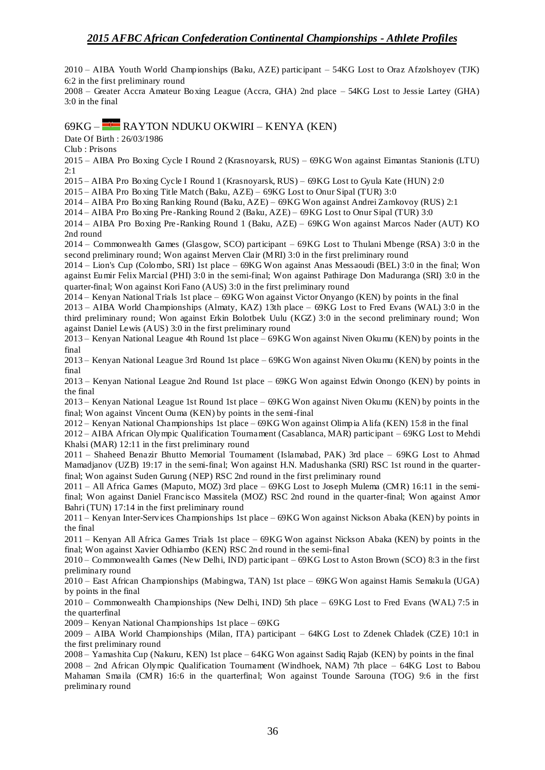2010 – AIBA Youth World Championships (Baku, AZE) participant – 54KG Lost to Oraz Afzolshoyev (TJK) 6:2 in the first preliminary round

2008 – Greater Accra Amateur Boxing League (Accra, GHA) 2nd place – 54KG Lost to Jessie Lartey (GHA) 3:0 in the final

## 69KG – RAYTON NDUKU OKWIRI – KENYA (KEN)

Date Of Birth : 26/03/1986

Club : Prisons

2015 – AIBA Pro Boxing Cycle I Round 2 (Krasnoyarsk, RUS) – 69KG Won against Eimantas Stanionis (LTU) 2:1

2015 – AIBA Pro Boxing Cycle I Round 1 (Krasnoyarsk, RUS) – 69KG Lost to Gyula Kate (HUN) 2:0

2015 – AIBA Pro Boxing Title Match (Baku, AZE) – 69KG Lost to Onur Sipal (TUR) 3:0

2014 – AIBA Pro Boxing Ranking Round (Baku, AZE) – 69KG Won against Andrei Zamkovoy (RUS) 2:1

2014 – AIBA Pro Boxing Pre-Ranking Round 2 (Baku, AZE) – 69KG Lost to Onur Sipal (TUR) 3:0

2014 – AIBA Pro Boxing Pre-Ranking Round 1 (Baku, AZE) – 69KG Won against Marcos Nader (AUT) KO 2nd round

2014 – Commonwealth Games (Glasgow, SCO) participant – 69KG Lost to Thulani Mbenge (RSA) 3:0 in the second preliminary round; Won against Merven Clair (MRI) 3:0 in the first preliminary round

2014 – Lion's Cup (Colombo, SRI) 1st place – 69KG Won against Anas Messaoudi (BEL) 3:0 in the final; Won against Eumir Felix Marcial (PHI) 3:0 in the semi-final; Won against Pathirage Don Maduranga (SRI) 3:0 in the quarter-final; Won against Kori Fano (AUS) 3:0 in the first preliminary round

2014 – Kenyan National Trials 1st place – 69KG Won against Victor Onyango (KEN) by points in the final

2013 – AIBA World Championships (Almaty, KAZ) 13th place – 69KG Lost to Fred Evans (WAL) 3:0 in the third preliminary round; Won against Erkin Bolotbek Uulu (KGZ) 3:0 in the second preliminary round; Won against Daniel Lewis (AUS) 3:0 in the first preliminary round

2013 – Kenyan National League 4th Round 1st place – 69KG Won against Niven Okumu (KEN) by points in the final

2013 – Kenyan National League 3rd Round 1st place – 69KG Won against Niven Okumu (KEN) by points in the final

2013 – Kenyan National League 2nd Round 1st place – 69KG Won against Edwin Onongo (KEN) by points in the final

2013 – Kenyan National League 1st Round 1st place – 69KG Won against Niven Okumu (KEN) by points in the final; Won against Vincent Ouma (KEN) by points in the semi-final

2012 – Kenyan National Championships 1st place – 69KG Won against Olimpia Alifa (KEN) 15:8 in the final

2012 – AIBA African Olympic Qualification Tournament (Casablanca, MAR) participant – 69KG Lost to Mehdi Khalsi (MAR) 12:11 in the first preliminary round

2011 – Shaheed Benazir Bhutto Memorial Tournament (Islamabad, PAK) 3rd place – 69KG Lost to Ahmad Mamadjanov (UZB) 19:17 in the semi-final; Won against H.N. Madushanka (SRI) RSC 1st round in the quarter-final; Won against Suden Gurung (NEP) RSC 2nd round in the first preliminary round

2011 – All Africa Games (Maputo, MOZ) 3rd place – 69KG Lost to Joseph Mulema (CMR) 16:11 in the semi-final; Won against Daniel Francisco Massitela (MOZ) RSC 2nd round in the quarter-final; Won against Amor Bahri (TUN) 17:14 in the first preliminary round

2011 – Kenyan Inter-Services Championships 1st place – 69KG Won against Nickson Abaka (KEN) by points in the final

2011 – Kenyan All Africa Games Trials 1st place – 69KG Won against Nickson Abaka (KEN) by points in the final; Won against Xavier Odhiambo (KEN) RSC 2nd round in the semi-final

2010 – Commonwealth Games (New Delhi, IND) participant – 69KG Lost to Aston Brown (SCO) 8:3 in the first preliminary round

2010 – East African Championships (Mabingwa, TAN) 1st place – 69KG Won against Hamis Semakula (UGA) by points in the final

2010 – Commonwealth Championships (New Delhi, IND) 5th place – 69KG Lost to Fred Evans (WAL) 7:5 in the quarterfinal

2009 – Kenyan National Championships 1st place – 69KG

2009 – AIBA World Championships (Milan, ITA) participant – 64KG Lost to Zdenek Chladek (CZE) 10:1 in the first preliminary round

2008 – Yamashita Cup (Nakuru, KEN) 1st place – 64KG Won against Sadiq Rajab (KEN) by points in the final

2008 – 2nd African Olympic Qualification Tournament (Windhoek, NAM) 7th place – 64KG Lost to Babou Mahaman Smaila (CMR) 16:6 in the quarterfinal; Won against Tounde Sarouna (TOG) 9:6 in the first preliminary round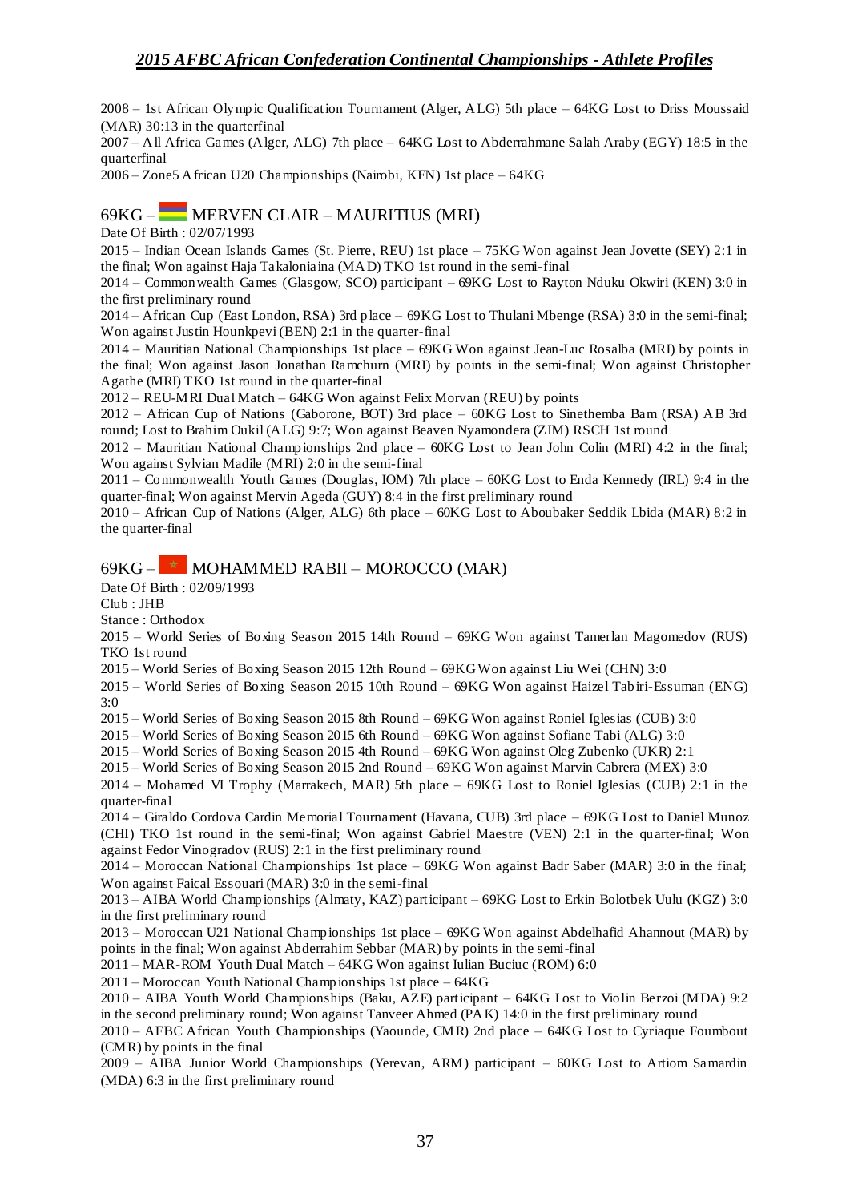2008 – 1st African Olympic Qualification Tournament (Alger, ALG) 5th place – 64KG Lost to Driss Moussaid (MAR) 30:13 in the quarterfinal

2007 – All Africa Games (Alger, ALG) 7th place – 64KG Lost to Abderrahmane Salah Araby (EGY) 18:5 in the quarterfinal

2006 – Zone5 African U20 Championships (Nairobi, KEN) 1st place – 64KG

## 69KG – MERVEN CLAIR – MAURITIUS (MRI)

Date Of Birth : 02/07/1993

2015 – Indian Ocean Islands Games (St. Pierre, REU) 1st place – 75KG Won against Jean Jovette (SEY) 2:1 in the final; Won against Haja Takaloniaina (MAD) TKO 1st round in the semi-final

2014 – Commonwealth Games (Glasgow, SCO) participant – 69KG Lost to Rayton Nduku Okwiri (KEN) 3:0 in the first preliminary round

2014 – African Cup (East London, RSA) 3rd place – 69KG Lost to Thulani Mbenge (RSA) 3:0 in the semi-final; Won against Justin Hounkpevi (BEN) 2:1 in the quarter-final

2014 – Mauritian National Championships 1st place – 69KG Won against Jean-Luc Rosalba (MRI) by points in the final; Won against Jason Jonathan Ramchurn (MRI) by points in the semi-final; Won against Christopher Agathe (MRI) TKO 1st round in the quarter-final

2012 – REU-MRI Dual Match – 64KG Won against Felix Morvan (REU) by points

2012 – African Cup of Nations (Gaborone, BOT) 3rd place – 60KG Lost to Sinethemba Bam (RSA) AB 3rd round; Lost to Brahim Oukil (ALG) 9:7; Won against Beaven Nyamondera (ZIM) RSCH 1st round

2012 – Mauritian National Championships 2nd place – 60KG Lost to Jean John Colin (MRI) 4:2 in the final; Won against Sylvian Madile (MRI) 2:0 in the semi-final

2011 – Commonwealth Youth Games (Douglas, IOM) 7th place – 60KG Lost to Enda Kennedy (IRL) 9:4 in the quarter-final; Won against Mervin Ageda (GUY) 8:4 in the first preliminary round

2010 – African Cup of Nations (Alger, ALG) 6th place – 60KG Lost to Aboubaker Seddik Lbida (MAR) 8:2 in the quarter-final

## 69KG – MOHAMMED RABII – MOROCCO (MAR)

Date Of Birth : 02/09/1993

Club : JHB

Stance : Orthodox

2015 – World Series of Boxing Season 2015 14th Round – 69KG Won against Tamerlan Magomedov (RUS) TKO 1st round

2015 – World Series of Boxing Season 2015 12th Round – 69KG Won against Liu Wei (CHN) 3:0

2015 – World Series of Boxing Season 2015 10th Round – 69KG Won against Haizel Tabiri-Essuman (ENG) 3:0

2015 – World Series of Boxing Season 2015 8th Round – 69KG Won against Roniel Iglesias (CUB) 3:0

2015 – World Series of Boxing Season 2015 6th Round – 69KG Won against Sofiane Tabi (ALG) 3:0

2015 – World Series of Boxing Season 2015 4th Round – 69KG Won against Oleg Zubenko (UKR) 2:1

2015 – World Series of Boxing Season 2015 2nd Round – 69KG Won against Marvin Cabrera (MEX) 3:0

2014 – Mohamed VI Trophy (Marrakech, MAR) 5th place – 69KG Lost to Roniel Iglesias (CUB) 2:1 in the quarter-final

2014 – Giraldo Cordova Cardin Memorial Tournament (Havana, CUB) 3rd place – 69KG Lost to Daniel Munoz (CHI) TKO 1st round in the semi-final; Won against Gabriel Maestre (VEN) 2:1 in the quarter-final; Won against Fedor Vinogradov (RUS) 2:1 in the first preliminary round

2014 – Moroccan National Championships 1st place – 69KG Won against Badr Saber (MAR) 3:0 in the final; Won against Faical Essouari (MAR) 3:0 in the semi-final

2013 – AIBA World Championships (Almaty, KAZ) participant – 69KG Lost to Erkin Bolotbek Uulu (KGZ) 3:0 in the first preliminary round

2013 – Moroccan U21 National Championships 1st place – 69KG Won against Abdelhafid Ahannout (MAR) by points in the final; Won against Abderrahim Sebbar (MAR) by points in the semi-final

2011 – MAR-ROM Youth Dual Match – 64KG Won against Iulian Buciuc (ROM) 6:0

2011 – Moroccan Youth National Championships 1st place – 64KG

2010 – AIBA Youth World Championships (Baku, AZE) participant – 64KG Lost to Violin Berzoi (MDA) 9:2 in the second preliminary round; Won against Tanveer Ahmed (PAK) 14:0 in the first preliminary round

2010 – AFBC African Youth Championships (Yaounde, CMR) 2nd place – 64KG Lost to Cyriaque Foumbout (CMR) by points in the final

2009 – AIBA Junior World Championships (Yerevan, ARM) participant – 60KG Lost to Artiom Samardin (MDA) 6:3 in the first preliminary round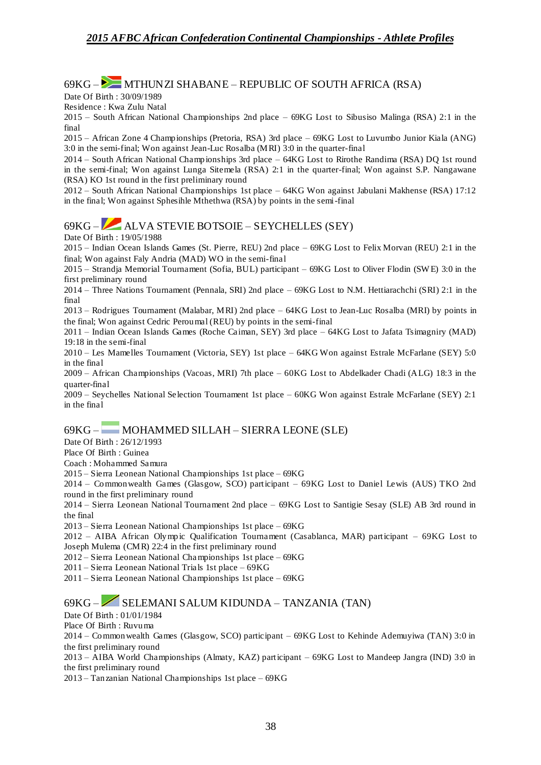## 69KG – MTHUNZI SHABANE – REPUBLIC OF SOUTH AFRICA (RSA)

Date Of Birth : 30/09/1989
Residence : Kwa Zulu Natal
2015 – South African National Championships 2nd place – 69KG Lost to Sibusiso Malinga (RSA) 2:1 in the final
2015 – African Zone 4 Championships (Pretoria, RSA) 3rd place – 69KG Lost to Luvumbo Junior Kiala (ANG) 3:0 in the semi-final; Won against Jean-Luc Rosalba (MRI) 3:0 in the quarter-final
2014 – South African National Championships 3rd place – 64KG Lost to Rirothe Randima (RSA) DQ 1st round in the semi-final; Won against Lunga Sitemela (RSA) 2:1 in the quarter-final; Won against S.P. Nangawane (RSA) KO 1st round in the first preliminary round
2012 – South African National Championships 1st place – 64KG Won against Jabulani Makhense (RSA) 17:12 in the final; Won against Sphesihle Mthethwa (RSA) by points in the semi-final

## 69KG – ALVA STEVIE BOTSOIE – SEYCHELLES (SEY)

Date Of Birth : 19/05/1988
2015 – Indian Ocean Islands Games (St. Pierre, REU) 2nd place – 69KG Lost to Felix Morvan (REU) 2:1 in the final; Won against Faly Andria (MAD) WO in the semi-final
2015 – Strandja Memorial Tournament (Sofia, BUL) participant – 69KG Lost to Oliver Flodin (SWE) 3:0 in the first preliminary round
2014 – Three Nations Tournament (Pennala, SRI) 2nd place – 69KG Lost to N.M. Hettiarachchi (SRI) 2:1 in the final
2013 – Rodrigues Tournament (Malabar, MRI) 2nd place – 64KG Lost to Jean-Luc Rosalba (MRI) by points in the final; Won against Cedric Peroumal (REU) by points in the semi-final
2011 – Indian Ocean Islands Games (Roche Caiman, SEY) 3rd place – 64KG Lost to Jafata Tsimagniry (MAD) 19:18 in the semi-final
2010 – Les Mamelles Tournament (Victoria, SEY) 1st place – 64KG Won against Estrale McFarlane (SEY) 5:0 in the final
2009 – African Championships (Vacoas, MRI) 7th place – 60KG Lost to Abdelkader Chadi (ALG) 18:3 in the quarter-final
2009 – Seychelles National Selection Tournament 1st place – 60KG Won against Estrale McFarlane (SEY) 2:1 in the final

## 69KG – MOHAMMED SILLAH – SIERRA LEONE (SLE)

Date Of Birth : 26/12/1993
Place Of Birth : Guinea
Coach : Mohammed Samura
2015 – Sierra Leonean National Championships 1st place – 69KG
2014 – Commonwealth Games (Glasgow, SCO) participant – 69KG Lost to Daniel Lewis (AUS) TKO 2nd round in the first preliminary round
2014 – Sierra Leonean National Tournament 2nd place – 69KG Lost to Santigie Sesay (SLE) AB 3rd round in the final
2013 – Sierra Leonean National Championships 1st place – 69KG
2012 – AIBA African Olympic Qualification Tournament (Casablanca, MAR) participant – 69KG Lost to Joseph Mulema (CMR) 22:4 in the first preliminary round
2012 – Sierra Leonean National Championships 1st place – 69KG
2011 – Sierra Leonean National Trials 1st place – 69KG
2011 – Sierra Leonean National Championships 1st place – 69KG

## 69KG – SELEMANI SALUM KIDUNDA – TANZANIA (TAN)

Date Of Birth : 01/01/1984
Place Of Birth : Ruvuma
2014 – Commonwealth Games (Glasgow, SCO) participant – 69KG Lost to Kehinde Ademuyiwa (TAN) 3:0 in the first preliminary round
2013 – AIBA World Championships (Almaty, KAZ) participant – 69KG Lost to Mandeep Jangra (IND) 3:0 in the first preliminary round
2013 – Tanzanian National Championships 1st place – 69KG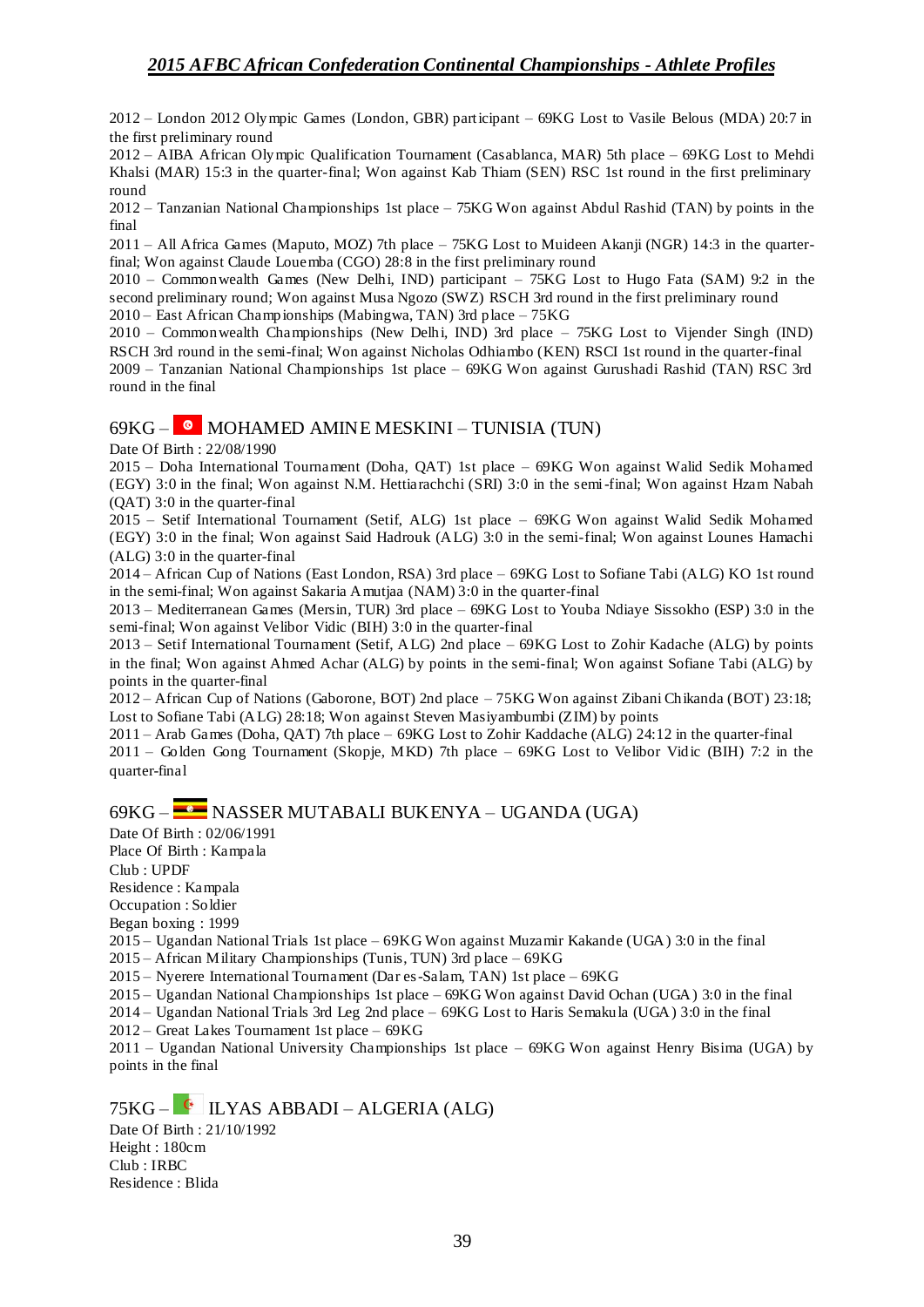2012 – London 2012 Olympic Games (London, GBR) participant – 69KG Lost to Vasile Belous (MDA) 20:7 in the first preliminary round

2012 – AIBA African Olympic Qualification Tournament (Casablanca, MAR) 5th place – 69KG Lost to Mehdi Khalsi (MAR) 15:3 in the quarter-final; Won against Kab Thiam (SEN) RSC 1st round in the first preliminary round

2012 – Tanzanian National Championships 1st place – 75KG Won against Abdul Rashid (TAN) by points in the final

2011 – All Africa Games (Maputo, MOZ) 7th place – 75KG Lost to Muideen Akanji (NGR) 14:3 in the quarter-final; Won against Claude Louemba (CGO) 28:8 in the first preliminary round

2010 – Commonwealth Games (New Delhi, IND) participant – 75KG Lost to Hugo Fata (SAM) 9:2 in the second preliminary round; Won against Musa Ngozo (SWZ) RSCH 3rd round in the first preliminary round

2010 – East African Championships (Mabingwa, TAN) 3rd place – 75KG

2010 – Commonwealth Championships (New Delhi, IND) 3rd place – 75KG Lost to Vijender Singh (IND) RSCH 3rd round in the semi-final; Won against Nicholas Odhiambo (KEN) RSCI 1st round in the quarter-final

2009 – Tanzanian National Championships 1st place – 69KG Won against Gurushadi Rashid (TAN) RSC 3rd round in the final

## 69KG – MOHAMED AMINE MESKINI – TUNISIA (TUN)

Date Of Birth : 22/08/1990

2015 – Doha International Tournament (Doha, QAT) 1st place – 69KG Won against Walid Sedik Mohamed (EGY) 3:0 in the final; Won against N.M. Hettiarachchi (SRI) 3:0 in the semi-final; Won against Hzam Nabah (QAT) 3:0 in the quarter-final

2015 – Setif International Tournament (Setif, ALG) 1st place – 69KG Won against Walid Sedik Mohamed (EGY) 3:0 in the final; Won against Said Hadrouk (ALG) 3:0 in the semi-final; Won against Lounes Hamachi (ALG) 3:0 in the quarter-final

2014 – African Cup of Nations (East London, RSA) 3rd place – 69KG Lost to Sofiane Tabi (ALG) KO 1st round in the semi-final; Won against Sakaria Amutjaa (NAM) 3:0 in the quarter-final

2013 – Mediterranean Games (Mersin, TUR) 3rd place – 69KG Lost to Youba Ndiaye Sissokho (ESP) 3:0 in the semi-final; Won against Velibor Vidic (BIH) 3:0 in the quarter-final

2013 – Setif International Tournament (Setif, ALG) 2nd place – 69KG Lost to Zohir Kadache (ALG) by points in the final; Won against Ahmed Achar (ALG) by points in the semi-final; Won against Sofiane Tabi (ALG) by points in the quarter-final

2012 – African Cup of Nations (Gaborone, BOT) 2nd place – 75KG Won against Zibani Chikanda (BOT) 23:18; Lost to Sofiane Tabi (ALG) 28:18; Won against Steven Masiyambumbi (ZIM) by points

2011 – Arab Games (Doha, QAT) 7th place – 69KG Lost to Zohir Kaddache (ALG) 24:12 in the quarter-final

2011 – Golden Gong Tournament (Skopje, MKD) 7th place – 69KG Lost to Velibor Vidic (BIH) 7:2 in the quarter-final

## 69KG – NASSER MUTABALI BUKENYA – UGANDA (UGA)

Date Of Birth : 02/06/1991
Place Of Birth : Kampala
Club : UPDF
Residence : Kampala
Occupation : Soldier
Began boxing : 1999

2015 – Ugandan National Trials 1st place – 69KG Won against Muzamir Kakande (UGA) 3:0 in the final

2015 – African Military Championships (Tunis, TUN) 3rd place – 69KG

2015 – Nyerere International Tournament (Dar es-Salam, TAN) 1st place – 69KG

2015 – Ugandan National Championships 1st place – 69KG Won against David Ochan (UGA) 3:0 in the final

2014 – Ugandan National Trials 3rd Leg 2nd place – 69KG Lost to Haris Semakula (UGA) 3:0 in the final

2012 – Great Lakes Tournament 1st place – 69KG

2011 – Ugandan National University Championships 1st place – 69KG Won against Henry Bisima (UGA) by points in the final

## 75KG – ILYAS ABBADI – ALGERIA (ALG)

Date Of Birth : 21/10/1992
Height : 180cm
Club : IRBC
Residence : Blida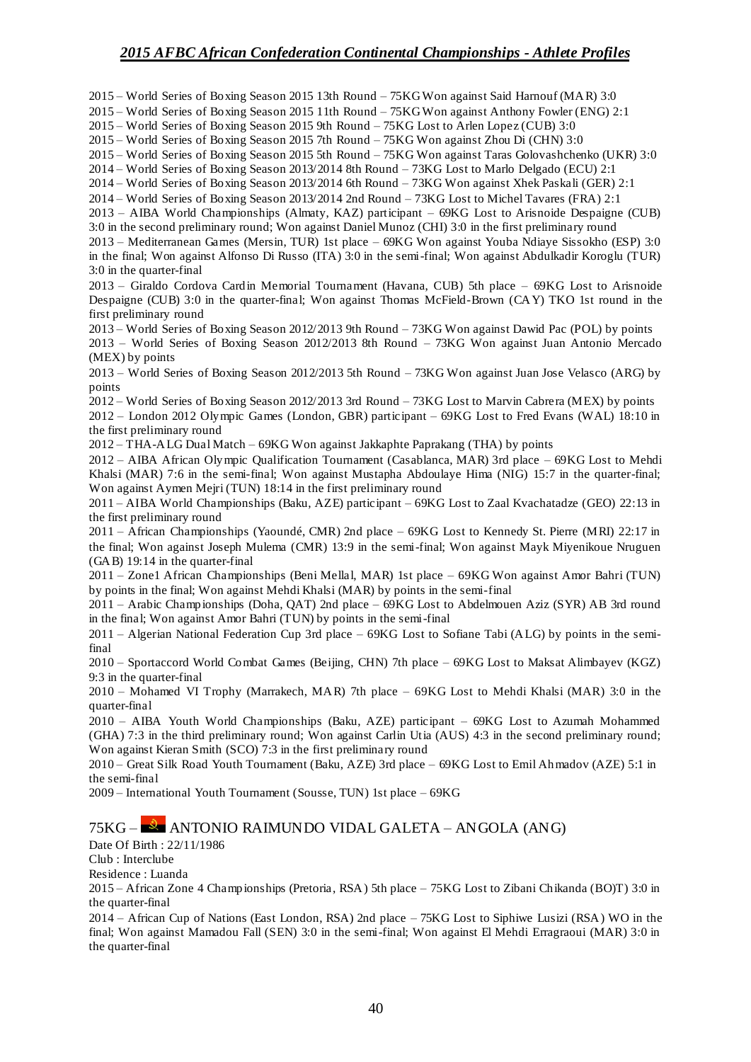2015 – World Series of Boxing Season 2015 13th Round – 75KG Won against Said Harnouf (MAR) 3:0

2015 – World Series of Boxing Season 2015 11th Round – 75KG Won against Anthony Fowler (ENG) 2:1

2015 – World Series of Boxing Season 2015 9th Round – 75KG Lost to Arlen Lopez (CUB) 3:0

2015 – World Series of Boxing Season 2015 7th Round – 75KG Won against Zhou Di (CHN) 3:0

2015 – World Series of Boxing Season 2015 5th Round – 75KG Won against Taras Golovashchenko (UKR) 3:0

2014 – World Series of Boxing Season 2013/2014 8th Round – 73KG Lost to Marlo Delgado (ECU) 2:1

2014 – World Series of Boxing Season 2013/2014 6th Round – 73KG Won against Xhek Paskali (GER) 2:1

2014 – World Series of Boxing Season 2013/2014 2nd Round – 73KG Lost to Michel Tavares (FRA) 2:1

2013 – AIBA World Championships (Almaty, KAZ) participant – 69KG Lost to Arisnoide Despaigne (CUB) 3:0 in the second preliminary round; Won against Daniel Munoz (CHI) 3:0 in the first preliminary round

2013 – Mediterranean Games (Mersin, TUR) 1st place – 69KG Won against Youba Ndiaye Sissokho (ESP) 3:0 in the final; Won against Alfonso Di Russo (ITA) 3:0 in the semi-final; Won against Abdulkadir Koroglu (TUR) 3:0 in the quarter-final

2013 – Giraldo Cordova Cardin Memorial Tournament (Havana, CUB) 5th place – 69KG Lost to Arisnoide Despaigne (CUB) 3:0 in the quarter-final; Won against Thomas McField-Brown (CAY) TKO 1st round in the first preliminary round

2013 – World Series of Boxing Season 2012/2013 9th Round – 73KG Won against Dawid Pac (POL) by points

2013 – World Series of Boxing Season 2012/2013 8th Round – 73KG Won against Juan Antonio Mercado (MEX) by points

2013 – World Series of Boxing Season 2012/2013 5th Round – 73KG Won against Juan Jose Velasco (ARG) by points

2012 – World Series of Boxing Season 2012/2013 3rd Round – 73KG Lost to Marvin Cabrera (MEX) by points

2012 – London 2012 Olympic Games (London, GBR) participant – 69KG Lost to Fred Evans (WAL) 18:10 in the first preliminary round

2012 – THA-ALG Dual Match – 69KG Won against Jakkaphte Paprakang (THA) by points

2012 – AIBA African Olympic Qualification Tournament (Casablanca, MAR) 3rd place – 69KG Lost to Mehdi Khalsi (MAR) 7:6 in the semi-final; Won against Mustapha Abdoulaye Hima (NIG) 15:7 in the quarter-final; Won against Aymen Mejri (TUN) 18:14 in the first preliminary round

2011 – AIBA World Championships (Baku, AZE) participant – 69KG Lost to Zaal Kvachatadze (GEO) 22:13 in the first preliminary round

2011 – African Championships (Yaoundé, CMR) 2nd place – 69KG Lost to Kennedy St. Pierre (MRI) 22:17 in the final; Won against Joseph Mulema (CMR) 13:9 in the semi-final; Won against Mayk Miyenikoue Nruguen (GAB) 19:14 in the quarter-final

2011 – Zone1 African Championships (Beni Mellal, MAR) 1st place – 69KG Won against Amor Bahri (TUN) by points in the final; Won against Mehdi Khalsi (MAR) by points in the semi-final

2011 – Arabic Championships (Doha, QAT) 2nd place – 69KG Lost to Abdelmouen Aziz (SYR) AB 3rd round in the final; Won against Amor Bahri (TUN) by points in the semi-final

2011 – Algerian National Federation Cup 3rd place – 69KG Lost to Sofiane Tabi (ALG) by points in the semi-final

2010 – Sportaccord World Combat Games (Beijing, CHN) 7th place – 69KG Lost to Maksat Alimbayev (KGZ) 9:3 in the quarter-final

2010 – Mohamed VI Trophy (Marrakech, MAR) 7th place – 69KG Lost to Mehdi Khalsi (MAR) 3:0 in the quarter-final

2010 – AIBA Youth World Championships (Baku, AZE) participant – 69KG Lost to Azumah Mohammed (GHA) 7:3 in the third preliminary round; Won against Carlin Utia (AUS) 4:3 in the second preliminary round; Won against Kieran Smith (SCO) 7:3 in the first preliminary round

2010 – Great Silk Road Youth Tournament (Baku, AZE) 3rd place – 69KG Lost to Emil Ahmadov (AZE) 5:1 in the semi-final

2009 – International Youth Tournament (Sousse, TUN) 1st place – 69KG

## 75KG – ANTONIO RAIMUNDO VIDAL GALETA – ANGOLA (ANG)

Date Of Birth : 22/11/1986

Club : Interclube

Residence : Luanda

2015 – African Zone 4 Championships (Pretoria, RSA) 5th place – 75KG Lost to Zibani Chikanda (BO)T) 3:0 in the quarter-final

2014 – African Cup of Nations (East London, RSA) 2nd place – 75KG Lost to Siphiwe Lusizi (RSA) WO in the final; Won against Mamadou Fall (SEN) 3:0 in the semi-final; Won against El Mehdi Erragraoui (MAR) 3:0 in the quarter-final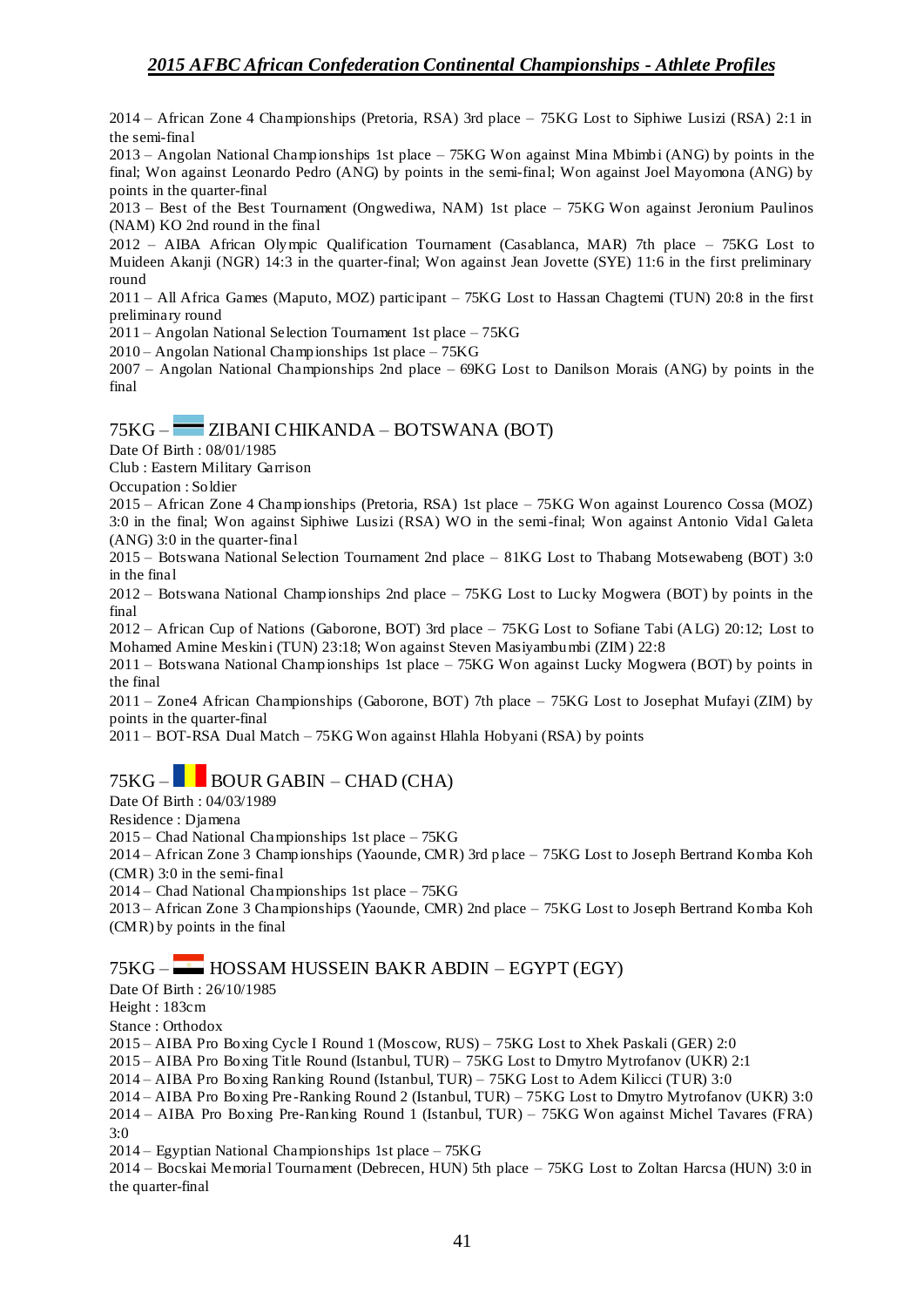2014 – African Zone 4 Championships (Pretoria, RSA) 3rd place – 75KG Lost to Siphiwe Lusizi (RSA) 2:1 in the semi-final

2013 – Angolan National Championships 1st place – 75KG Won against Mina Mbimbi (ANG) by points in the final; Won against Leonardo Pedro (ANG) by points in the semi-final; Won against Joel Mayomona (ANG) by points in the quarter-final

2013 – Best of the Best Tournament (Ongwediwa, NAM) 1st place – 75KG Won against Jeronium Paulinos (NAM) KO 2nd round in the final

2012 – AIBA African Olympic Qualification Tournament (Casablanca, MAR) 7th place – 75KG Lost to Muideen Akanji (NGR) 14:3 in the quarter-final; Won against Jean Jovette (SYE) 11:6 in the first preliminary round

2011 – All Africa Games (Maputo, MOZ) participant – 75KG Lost to Hassan Chagtemi (TUN) 20:8 in the first preliminary round

2011 – Angolan National Selection Tournament 1st place – 75KG

2010 – Angolan National Championships 1st place – 75KG

2007 – Angolan National Championships 2nd place – 69KG Lost to Danilson Morais (ANG) by points in the final

## 75KG – ZIBANI CHIKANDA – BOTSWANA (BOT)

Date Of Birth : 08/01/1985

Club : Eastern Military Garrison

Occupation : Soldier

2015 – African Zone 4 Championships (Pretoria, RSA) 1st place – 75KG Won against Lourenco Cossa (MOZ) 3:0 in the final; Won against Siphiwe Lusizi (RSA) WO in the semi-final; Won against Antonio Vidal Galeta (ANG) 3:0 in the quarter-final

2015 – Botswana National Selection Tournament 2nd place – 81KG Lost to Thabang Motsewabeng (BOT) 3:0 in the final

2012 – Botswana National Championships 2nd place – 75KG Lost to Lucky Mogwera (BOT) by points in the final

2012 – African Cup of Nations (Gaborone, BOT) 3rd place – 75KG Lost to Sofiane Tabi (ALG) 20:12; Lost to Mohamed Amine Meskini (TUN) 23:18; Won against Steven Masiyambumbi (ZIM) 22:8

2011 – Botswana National Championships 1st place – 75KG Won against Lucky Mogwera (BOT) by points in the final

2011 – Zone4 African Championships (Gaborone, BOT) 7th place – 75KG Lost to Josephat Mufayi (ZIM) by points in the quarter-final

2011 – BOT-RSA Dual Match – 75KG Won against Hlahla Hobyani (RSA) by points

## 75KG – BOUR GABIN – CHAD (CHA)

Date Of Birth : 04/03/1989

Residence : Djamena

2015 – Chad National Championships 1st place – 75KG

2014 – African Zone 3 Championships (Yaounde, CMR) 3rd place – 75KG Lost to Joseph Bertrand Komba Koh (CMR) 3:0 in the semi-final

2014 – Chad National Championships 1st place – 75KG

2013 – African Zone 3 Championships (Yaounde, CMR) 2nd place – 75KG Lost to Joseph Bertrand Komba Koh (CMR) by points in the final

## 75KG – HOSSAM HUSSEIN BAKR ABDIN – EGYPT (EGY)

Date Of Birth : 26/10/1985

Height : 183cm

Stance : Orthodox

2015 – AIBA Pro Boxing Cycle I Round 1 (Moscow, RUS) – 75KG Lost to Xhek Paskali (GER) 2:0

2015 – AIBA Pro Boxing Title Round (Istanbul, TUR) – 75KG Lost to Dmytro Mytrofanov (UKR) 2:1

2014 – AIBA Pro Boxing Ranking Round (Istanbul, TUR) – 75KG Lost to Adem Kilicci (TUR) 3:0

2014 – AIBA Pro Boxing Pre-Ranking Round 2 (Istanbul, TUR) – 75KG Lost to Dmytro Mytrofanov (UKR) 3:0

2014 – AIBA Pro Boxing Pre-Ranking Round 1 (Istanbul, TUR) – 75KG Won against Michel Tavares (FRA) 3:0

2014 – Egyptian National Championships 1st place – 75KG

2014 – Bocskai Memorial Tournament (Debrecen, HUN) 5th place – 75KG Lost to Zoltan Harcsa (HUN) 3:0 in the quarter-final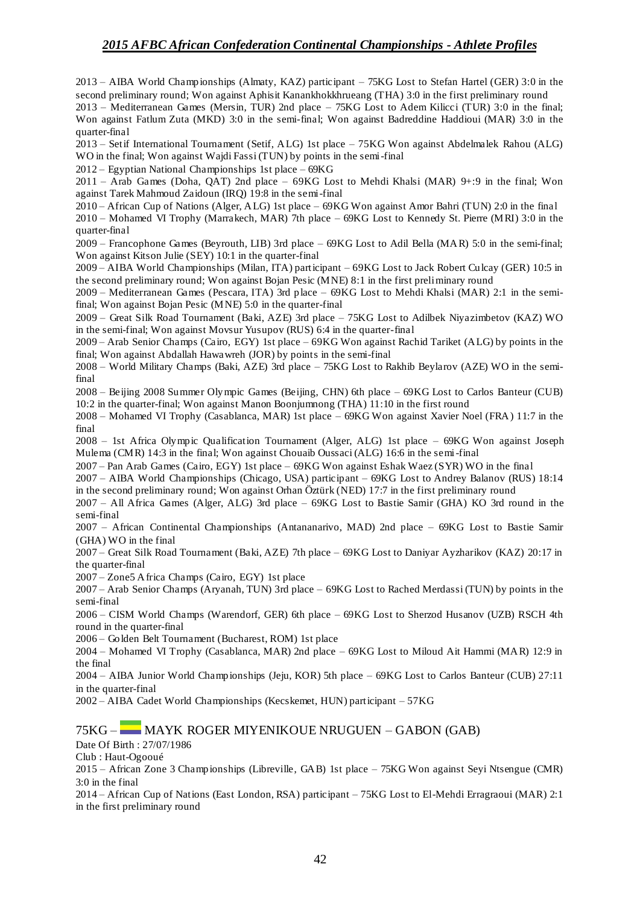2013 – AIBA World Championships (Almaty, KAZ) participant – 75KG Lost to Stefan Hartel (GER) 3:0 in the second preliminary round; Won against Aphisit Kanankhokkhrueang (THA) 3:0 in the first preliminary round

2013 – Mediterranean Games (Mersin, TUR) 2nd place – 75KG Lost to Adem Kilicci (TUR) 3:0 in the final; Won against Fatlum Zuta (MKD) 3:0 in the semi-final; Won against Badreddine Haddioui (MAR) 3:0 in the quarter-final

2013 – Setif International Tournament (Setif, ALG) 1st place – 75KG Won against Abdelmalek Rahou (ALG) WO in the final; Won against Wajdi Fassi (TUN) by points in the semi-final

2012 – Egyptian National Championships 1st place – 69KG

2011 – Arab Games (Doha, QAT) 2nd place – 69KG Lost to Mehdi Khalsi (MAR) 9+:9 in the final; Won against Tarek Mahmoud Zaidoun (IRQ) 19:8 in the semi-final

2010 – African Cup of Nations (Alger, ALG) 1st place – 69KG Won against Amor Bahri (TUN) 2:0 in the final

2010 – Mohamed VI Trophy (Marrakech, MAR) 7th place – 69KG Lost to Kennedy St. Pierre (MRI) 3:0 in the quarter-final

2009 – Francophone Games (Beyrouth, LIB) 3rd place – 69KG Lost to Adil Bella (MAR) 5:0 in the semi-final; Won against Kitson Julie (SEY) 10:1 in the quarter-final

2009 – AIBA World Championships (Milan, ITA) participant – 69KG Lost to Jack Robert Culcay (GER) 10:5 in the second preliminary round; Won against Bojan Pesic (MNE) 8:1 in the first preliminary round

2009 – Mediterranean Games (Pescara, ITA) 3rd place – 69KG Lost to Mehdi Khalsi (MAR) 2:1 in the semi-final; Won against Bojan Pesic (MNE) 5:0 in the quarter-final

2009 – Great Silk Road Tournament (Baki, AZE) 3rd place – 75KG Lost to Adilbek Niyazimbetov (KAZ) WO in the semi-final; Won against Movsur Yusupov (RUS) 6:4 in the quarter-final

2009 – Arab Senior Champs (Cairo, EGY) 1st place – 69KG Won against Rachid Tariket (ALG) by points in the final; Won against Abdallah Hawawreh (JOR) by points in the semi-final

2008 – World Military Champs (Baki, AZE) 3rd place – 75KG Lost to Rakhib Beylarov (AZE) WO in the semi-final

2008 – Beijing 2008 Summer Olympic Games (Beijing, CHN) 6th place – 69KG Lost to Carlos Banteur (CUB) 10:2 in the quarter-final; Won against Manon Boonjumnong (THA) 11:10 in the first round

2008 – Mohamed VI Trophy (Casablanca, MAR) 1st place – 69KG Won against Xavier Noel (FRA) 11:7 in the final

2008 – 1st Africa Olympic Qualification Tournament (Alger, ALG) 1st place – 69KG Won against Joseph Mulema (CMR) 14:3 in the final; Won against Chouaib Oussaci (ALG) 16:6 in the semi-final

2007 – Pan Arab Games (Cairo, EGY) 1st place – 69KG Won against Eshak Waez (SYR) WO in the final

2007 – AIBA World Championships (Chicago, USA) participant – 69KG Lost to Andrey Balanov (RUS) 18:14 in the second preliminary round; Won against Orhan Öztürk (NED) 17:7 in the first preliminary round

2007 – All Africa Games (Alger, ALG) 3rd place – 69KG Lost to Bastie Samir (GHA) KO 3rd round in the semi-final

2007 – African Continental Championships (Antananarivo, MAD) 2nd place – 69KG Lost to Bastie Samir (GHA) WO in the final

2007 – Great Silk Road Tournament (Baki, AZE) 7th place – 69KG Lost to Daniyar Ayzharikov (KAZ) 20:17 in the quarter-final

2007 – Zone5 Africa Champs (Cairo, EGY) 1st place

2007 – Arab Senior Champs (Aryanah, TUN) 3rd place – 69KG Lost to Rached Merdassi (TUN) by points in the semi-final

2006 – CISM World Champs (Warendorf, GER) 6th place – 69KG Lost to Sherzod Husanov (UZB) RSCH 4th round in the quarter-final

2006 – Golden Belt Tournament (Bucharest, ROM) 1st place

2004 – Mohamed VI Trophy (Casablanca, MAR) 2nd place – 69KG Lost to Miloud Ait Hammi (MAR) 12:9 in the final

2004 – AIBA Junior World Championships (Jeju, KOR) 5th place – 69KG Lost to Carlos Banteur (CUB) 27:11 in the quarter-final

2002 – AIBA Cadet World Championships (Kecskemet, HUN) participant – 57KG

## 75KG – MAYK ROGER MIYENIKOUE NRUGUEN – GABON (GAB)

Date Of Birth : 27/07/1986

Club : Haut-Ogooué

2015 – African Zone 3 Championships (Libreville, GAB) 1st place – 75KG Won against Seyi Ntsengue (CMR) 3:0 in the final

2014 – African Cup of Nations (East London, RSA) participant – 75KG Lost to El-Mehdi Erragraoui (MAR) 2:1 in the first preliminary round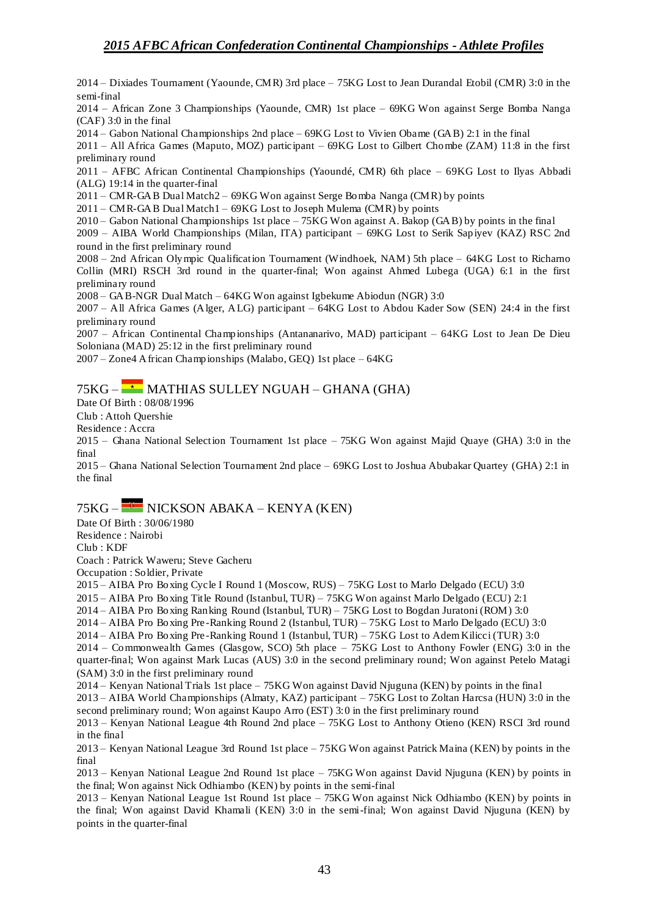2014 – Dixiades Tournament (Yaounde, CMR) 3rd place – 75KG Lost to Jean Durandal Etobil (CMR) 3:0 in the semi-final

2014 – African Zone 3 Championships (Yaounde, CMR) 1st place – 69KG Won against Serge Bomba Nanga (CAF) 3:0 in the final

2014 – Gabon National Championships 2nd place – 69KG Lost to Vivien Obame (GAB) 2:1 in the final

2011 – All Africa Games (Maputo, MOZ) participant – 69KG Lost to Gilbert Chombe (ZAM) 11:8 in the first preliminary round

2011 – AFBC African Continental Championships (Yaoundé, CMR) 6th place – 69KG Lost to Ilyas Abbadi (ALG) 19:14 in the quarter-final

2011 – CMR-GAB Dual Match2 – 69KG Won against Serge Bomba Nanga (CMR) by points

2011 – CMR-GAB Dual Match1 – 69KG Lost to Joseph Mulema (CMR) by points

2010 – Gabon National Championships 1st place – 75KG Won against A. Bakop (GAB) by points in the final

2009 – AIBA World Championships (Milan, ITA) participant – 69KG Lost to Serik Sapiyev (KAZ) RSC 2nd round in the first preliminary round

2008 – 2nd African Olympic Qualification Tournament (Windhoek, NAM) 5th place – 64KG Lost to Richarno Collin (MRI) RSCH 3rd round in the quarter-final; Won against Ahmed Lubega (UGA) 6:1 in the first preliminary round

2008 – GAB-NGR Dual Match – 64KG Won against Igbekume Abiodun (NGR) 3:0

2007 – All Africa Games (Alger, ALG) participant – 64KG Lost to Abdou Kader Sow (SEN) 24:4 in the first preliminary round

2007 – African Continental Championships (Antananarivo, MAD) participant – 64KG Lost to Jean De Dieu Soloniana (MAD) 25:12 in the first preliminary round

2007 – Zone4 African Championships (Malabo, GEQ) 1st place – 64KG

## 75KG – MATHIAS SULLEY NGUAH – GHANA (GHA)

Date Of Birth : 08/08/1996

Club : Attoh Quershie

Residence : Accra

2015 – Ghana National Selection Tournament 1st place – 75KG Won against Majid Quaye (GHA) 3:0 in the final

2015 – Ghana National Selection Tournament 2nd place – 69KG Lost to Joshua Abubakar Quartey (GHA) 2:1 in the final

## 75KG – NICKSON ABAKA – KENYA (KEN)

Date Of Birth : 30/06/1980

Residence : Nairobi

Club : KDF

Coach : Patrick Waweru; Steve Gacheru

Occupation : Soldier, Private

2015 – AIBA Pro Boxing Cycle I Round 1 (Moscow, RUS) – 75KG Lost to Marlo Delgado (ECU) 3:0

2015 – AIBA Pro Boxing Title Round (Istanbul, TUR) – 75KG Won against Marlo Delgado (ECU) 2:1

2014 – AIBA Pro Boxing Ranking Round (Istanbul, TUR) – 75KG Lost to Bogdan Juratoni (ROM) 3:0

2014 – AIBA Pro Boxing Pre-Ranking Round 2 (Istanbul, TUR) – 75KG Lost to Marlo Delgado (ECU) 3:0

2014 – AIBA Pro Boxing Pre-Ranking Round 1 (Istanbul, TUR) – 75KG Lost to Adem Kilicci (TUR) 3:0

2014 – Commonwealth Games (Glasgow, SCO) 5th place – 75KG Lost to Anthony Fowler (ENG) 3:0 in the quarter-final; Won against Mark Lucas (AUS) 3:0 in the second preliminary round; Won against Petelo Matagi (SAM) 3:0 in the first preliminary round

2014 – Kenyan National Trials 1st place – 75KG Won against David Njuguna (KEN) by points in the final

2013 – AIBA World Championships (Almaty, KAZ) participant – 75KG Lost to Zoltan Harcsa (HUN) 3:0 in the second preliminary round; Won against Kaupo Arro (EST) 3:0 in the first preliminary round

2013 – Kenyan National League 4th Round 2nd place – 75KG Lost to Anthony Otieno (KEN) RSCI 3rd round in the final

2013 – Kenyan National League 3rd Round 1st place – 75KG Won against Patrick Maina (KEN) by points in the final

2013 – Kenyan National League 2nd Round 1st place – 75KG Won against David Njuguna (KEN) by points in the final; Won against Nick Odhiambo (KEN) by points in the semi-final

2013 – Kenyan National League 1st Round 1st place – 75KG Won against Nick Odhiambo (KEN) by points in the final; Won against David Khamali (KEN) 3:0 in the semi-final; Won against David Njuguna (KEN) by points in the quarter-final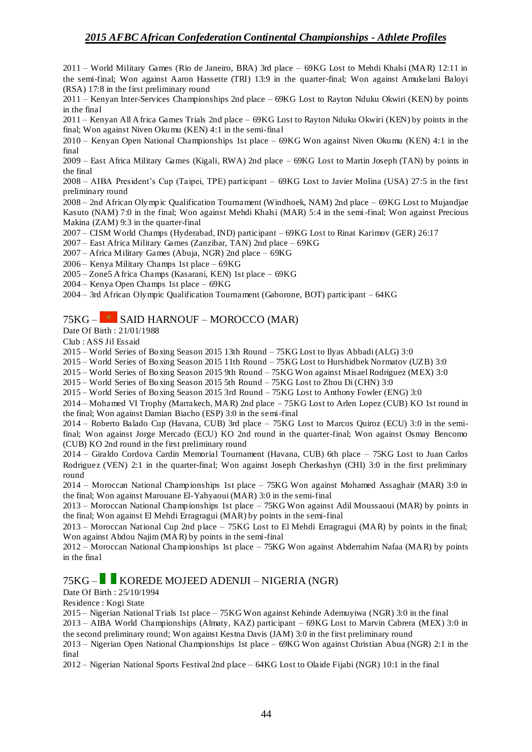2011 – World Military Games (Rio de Janeiro, BRA) 3rd place – 69KG Lost to Mehdi Khalsi (MAR) 12:11 in the semi-final; Won against Aaron Hassette (TRI) 13:9 in the quarter-final; Won against Amukelani Baloyi (RSA) 17:8 in the first preliminary round

2011 – Kenyan Inter-Services Championships 2nd place – 69KG Lost to Rayton Nduku Okwiri (KEN) by points in the final

2011 – Kenyan All Africa Games Trials 2nd place – 69KG Lost to Rayton Nduku Okwiri (KEN) by points in the final; Won against Niven Okumu (KEN) 4:1 in the semi-final

2010 – Kenyan Open National Championships 1st place – 69KG Won against Niven Okumu (KEN) 4:1 in the final

2009 – East Africa Military Games (Kigali, RWA) 2nd place – 69KG Lost to Martin Joseph (TAN) by points in the final

2008 – AIBA President's Cup (Taipei, TPE) participant – 69KG Lost to Javier Molina (USA) 27:5 in the first preliminary round

2008 – 2nd African Olympic Qualification Tournament (Windhoek, NAM) 2nd place – 69KG Lost to Mujandjae Kasuto (NAM) 7:0 in the final; Won against Mehdi Khalsi (MAR) 5:4 in the semi-final; Won against Precious Makina (ZAM) 9:3 in the quarter-final

2007 – CISM World Champs (Hyderabad, IND) participant – 69KG Lost to Rinat Karimov (GER) 26:17

2007 – East Africa Military Games (Zanzibar, TAN) 2nd place – 69KG

2007 – Africa Military Games (Abuja, NGR) 2nd place – 69KG

2006 – Kenya Military Champs 1st place – 69KG

2005 – Zone5 Africa Champs (Kasarani, KEN) 1st place – 69KG

2004 – Kenya Open Champs 1st place – 69KG

2004 – 3rd African Olympic Qualification Tournament (Gaborone, BOT) participant – 64KG

## 75KG – SAID HARNOUF – MOROCCO (MAR)

Date Of Birth : 21/01/1988

Club : ASS Jil Essaid

2015 – World Series of Boxing Season 2015 13th Round – 75KG Lost to Ilyas Abbadi (ALG) 3:0

2015 – World Series of Boxing Season 2015 11th Round – 75KG Lost to Hurshidbek Normatov (UZB) 3:0

2015 – World Series of Boxing Season 2015 9th Round – 75KG Won against Misael Rodriguez (MEX) 3:0

2015 – World Series of Boxing Season 2015 5th Round – 75KG Lost to Zhou Di (CHN) 3:0

2015 – World Series of Boxing Season 2015 3rd Round – 75KG Lost to Anthony Fowler (ENG) 3:0

2014 – Mohamed VI Trophy (Marrakech, MAR) 2nd place – 75KG Lost to Arlen Lopez (CUB) KO 1st round in the final; Won against Damian Biacho (ESP) 3:0 in the semi-final

2014 – Roberto Balado Cup (Havana, CUB) 3rd place – 75KG Lost to Marcos Quiroz (ECU) 3:0 in the semi-final; Won against Jorge Mercado (ECU) KO 2nd round in the quarter-final; Won against Osmay Bencomo (CUB) KO 2nd round in the first preliminary round

2014 – Giraldo Cordova Cardin Memorial Tournament (Havana, CUB) 6th place – 75KG Lost to Juan Carlos Rodriguez (VEN) 2:1 in the quarter-final; Won against Joseph Cherkashyn (CHI) 3:0 in the first preliminary round

2014 – Moroccan National Championships 1st place – 75KG Won against Mohamed Assaghair (MAR) 3:0 in the final; Won against Marouane El-Yahyaoui (MAR) 3:0 in the semi-final

2013 – Moroccan National Championships 1st place – 75KG Won against Adil Moussaoui (MAR) by points in the final; Won against El Mehdi Erragragui (MAR) by points in the semi-final

2013 – Moroccan National Cup 2nd place – 75KG Lost to El Mehdi Erragragui (MAR) by points in the final; Won against Abdou Najim (MAR) by points in the semi-final

2012 – Moroccan National Championships 1st place – 75KG Won against Abderrahim Nafaa (MAR) by points in the final

## 75KG – KOREDE MOJEED ADENIJI – NIGERIA (NGR)

Date Of Birth : 25/10/1994

Residence : Kogi State

2015 – Nigerian National Trials 1st place – 75KG Won against Kehinde Ademuyiwa (NGR) 3:0 in the final

2013 – AIBA World Championships (Almaty, KAZ) participant – 69KG Lost to Marvin Cabrera (MEX) 3:0 in the second preliminary round; Won against Kestna Davis (JAM) 3:0 in the first preliminary round

2013 – Nigerian Open National Championships 1st place – 69KG Won against Christian Abua (NGR) 2:1 in the final

2012 – Nigerian National Sports Festival 2nd place – 64KG Lost to Olaide Fijabi (NGR) 10:1 in the final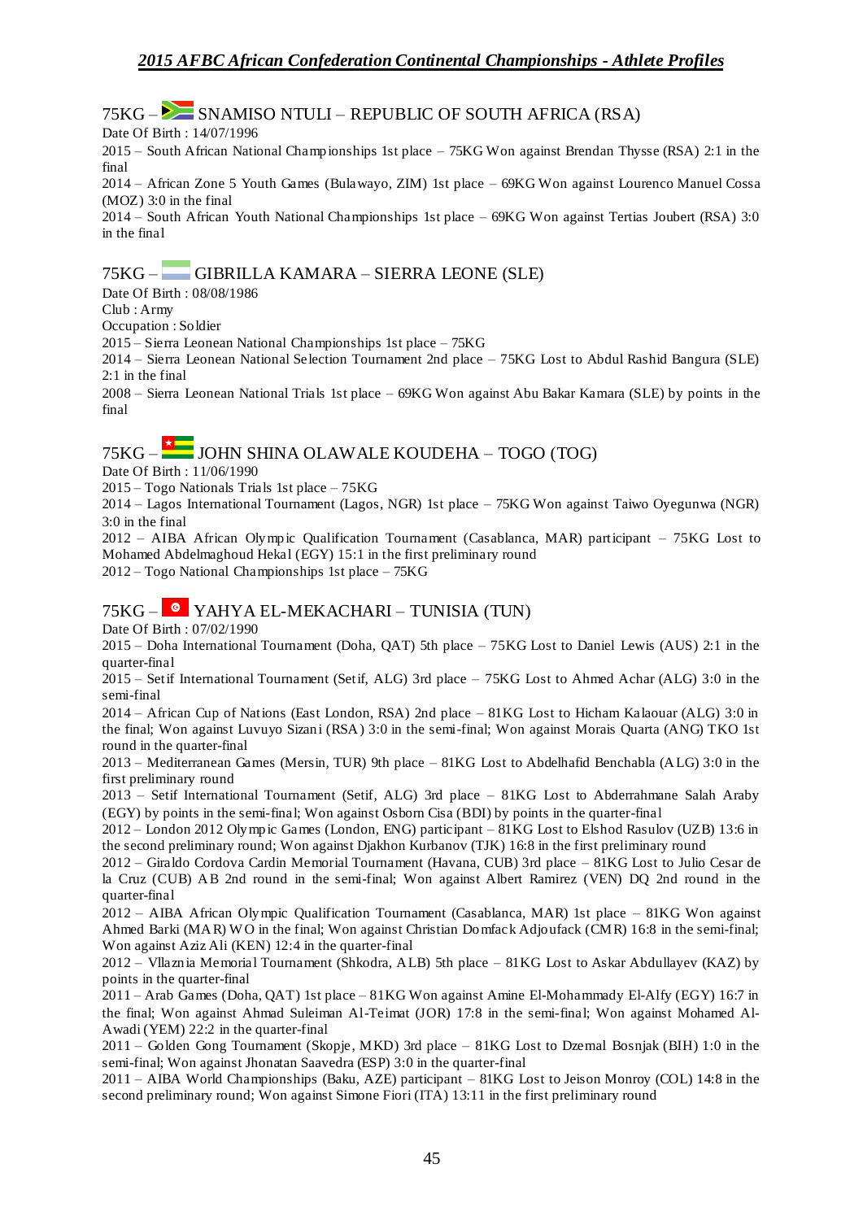## 75KG – SNAMISO NTULI – REPUBLIC OF SOUTH AFRICA (RSA)

Date Of Birth : 14/07/1996

2015 – South African National Championships 1st place – 75KG Won against Brendan Thysse (RSA) 2:1 in the final

2014 – African Zone 5 Youth Games (Bulawayo, ZIM) 1st place – 69KG Won against Lourenco Manuel Cossa (MOZ) 3:0 in the final

2014 – South African Youth National Championships 1st place – 69KG Won against Tertias Joubert (RSA) 3:0 in the final

## 75KG – GIBRILLA KAMARA – SIERRA LEONE (SLE)

Date Of Birth : 08/08/1986

Club : Army

Occupation : Soldier

2015 – Sierra Leonean National Championships 1st place – 75KG

2014 – Sierra Leonean National Selection Tournament 2nd place – 75KG Lost to Abdul Rashid Bangura (SLE) 2:1 in the final

2008 – Sierra Leonean National Trials 1st place – 69KG Won against Abu Bakar Kamara (SLE) by points in the final

## 75KG – JOHN SHINA OLAWALE KOUDEHA – TOGO (TOG)

Date Of Birth : 11/06/1990

2015 – Togo Nationals Trials 1st place – 75KG

2014 – Lagos International Tournament (Lagos, NGR) 1st place – 75KG Won against Taiwo Oyegunwa (NGR) 3:0 in the final

2012 – AIBA African Olympic Qualification Tournament (Casablanca, MAR) participant – 75KG Lost to Mohamed Abdelmaghoud Hekal (EGY) 15:1 in the first preliminary round

2012 – Togo National Championships 1st place – 75KG

## 75KG – YAHYA EL-MEKACHARI – TUNISIA (TUN)

Date Of Birth : 07/02/1990

2015 – Doha International Tournament (Doha, QAT) 5th place – 75KG Lost to Daniel Lewis (AUS) 2:1 in the quarter-final

2015 – Setif International Tournament (Setif, ALG) 3rd place – 75KG Lost to Ahmed Achar (ALG) 3:0 in the semi-final

2014 – African Cup of Nations (East London, RSA) 2nd place – 81KG Lost to Hicham Kalaouar (ALG) 3:0 in the final; Won against Luvuyo Sizani (RSA) 3:0 in the semi-final; Won against Morais Quarta (ANG) TKO 1st round in the quarter-final

2013 – Mediterranean Games (Mersin, TUR) 9th place – 81KG Lost to Abdelhafid Benchabla (ALG) 3:0 in the first preliminary round

2013 – Setif International Tournament (Setif, ALG) 3rd place – 81KG Lost to Abderrahmane Salah Araby (EGY) by points in the semi-final; Won against Osborn Cisa (BDI) by points in the quarter-final

2012 – London 2012 Olympic Games (London, ENG) participant – 81KG Lost to Elshod Rasulov (UZB) 13:6 in the second preliminary round; Won against Djakhon Kurbanov (TJK) 16:8 in the first preliminary round

2012 – Giraldo Cordova Cardin Memorial Tournament (Havana, CUB) 3rd place – 81KG Lost to Julio Cesar de la Cruz (CUB) AB 2nd round in the semi-final; Won against Albert Ramirez (VEN) DQ 2nd round in the quarter-final

2012 – AIBA African Olympic Qualification Tournament (Casablanca, MAR) 1st place – 81KG Won against Ahmed Barki (MAR) WO in the final; Won against Christian Domfack Adjoufack (CMR) 16:8 in the semi-final; Won against Aziz Ali (KEN) 12:4 in the quarter-final

2012 – Vllaznia Memorial Tournament (Shkodra, ALB) 5th place – 81KG Lost to Askar Abdullayev (KAZ) by points in the quarter-final

2011 – Arab Games (Doha, QAT) 1st place – 81KG Won against Amine El-Mohammady El-Alfy (EGY) 16:7 in the final; Won against Ahmad Suleiman Al-Teimat (JOR) 17:8 in the semi-final; Won against Mohamed Al-Awadi (YEM) 22:2 in the quarter-final

2011 – Golden Gong Tournament (Skopje, MKD) 3rd place – 81KG Lost to Dzemal Bosnjak (BIH) 1:0 in the semi-final; Won against Jhonatan Saavedra (ESP) 3:0 in the quarter-final

2011 – AIBA World Championships (Baku, AZE) participant – 81KG Lost to Jeison Monroy (COL) 14:8 in the second preliminary round; Won against Simone Fiori (ITA) 13:11 in the first preliminary round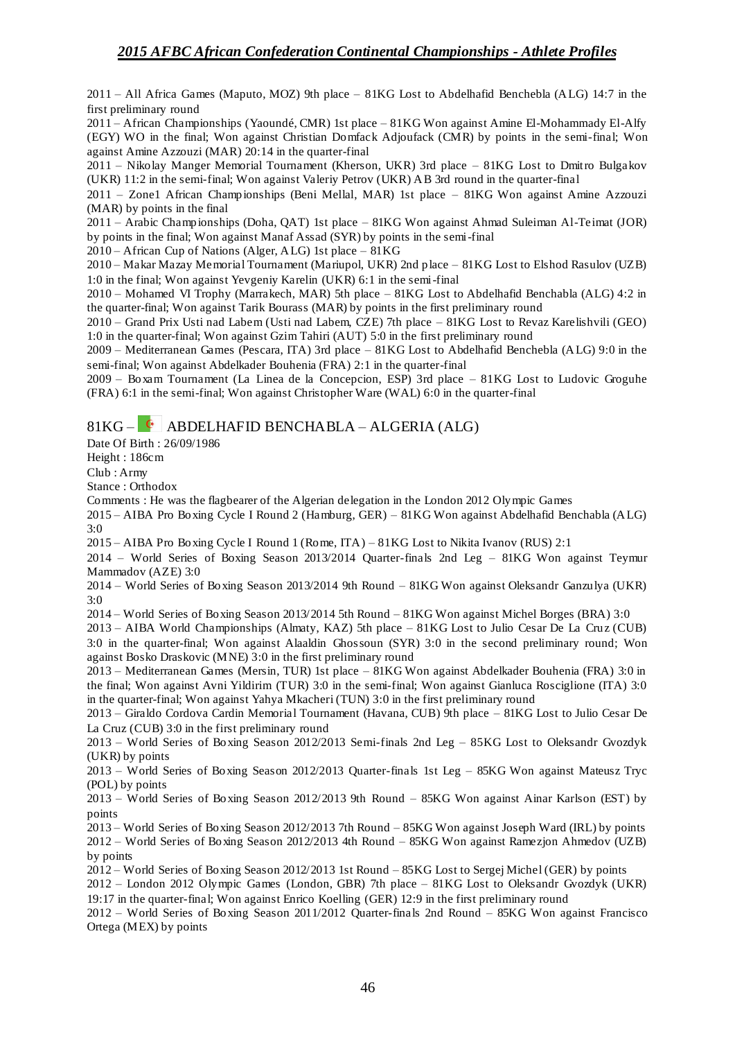2011 – All Africa Games (Maputo, MOZ) 9th place – 81KG Lost to Abdelhafid Benchebla (ALG) 14:7 in the first preliminary round

2011 – African Championships (Yaoundé, CMR) 1st place – 81KG Won against Amine El-Mohammady El-Alfy (EGY) WO in the final; Won against Christian Domfack Adjoufack (CMR) by points in the semi-final; Won against Amine Azzouzi (MAR) 20:14 in the quarter-final

2011 – Nikolay Manger Memorial Tournament (Kherson, UKR) 3rd place – 81KG Lost to Dmitro Bulgakov (UKR) 11:2 in the semi-final; Won against Valeriy Petrov (UKR) AB 3rd round in the quarter-final

2011 – Zone1 African Championships (Beni Mellal, MAR) 1st place – 81KG Won against Amine Azzouzi (MAR) by points in the final

2011 – Arabic Championships (Doha, QAT) 1st place – 81KG Won against Ahmad Suleiman Al-Teimat (JOR) by points in the final; Won against Manaf Assad (SYR) by points in the semi-final

2010 – African Cup of Nations (Alger, ALG) 1st place – 81KG

2010 – Makar Mazay Memorial Tournament (Mariupol, UKR) 2nd place – 81KG Lost to Elshod Rasulov (UZB) 1:0 in the final; Won against Yevgeniy Karelin (UKR) 6:1 in the semi-final

2010 – Mohamed VI Trophy (Marrakech, MAR) 5th place – 81KG Lost to Abdelhafid Benchabla (ALG) 4:2 in the quarter-final; Won against Tarik Bourass (MAR) by points in the first preliminary round

2010 – Grand Prix Usti nad Labem (Usti nad Labem, CZE) 7th place – 81KG Lost to Revaz Karelishvili (GEO) 1:0 in the quarter-final; Won against Gzim Tahiri (AUT) 5:0 in the first preliminary round

2009 – Mediterranean Games (Pescara, ITA) 3rd place – 81KG Lost to Abdelhafid Benchebla (ALG) 9:0 in the semi-final; Won against Abdelkader Bouhenia (FRA) 2:1 in the quarter-final

2009 – Boxam Tournament (La Linea de la Concepcion, ESP) 3rd place – 81KG Lost to Ludovic Groguhe (FRA) 6:1 in the semi-final; Won against Christopher Ware (WAL) 6:0 in the quarter-final

## 81KG – ABDELHAFID BENCHABLA – ALGERIA (ALG)

Date Of Birth : 26/09/1986

Height : 186cm

Club : Army

Stance : Orthodox

Comments : He was the flagbearer of the Algerian delegation in the London 2012 Olympic Games

2015 – AIBA Pro Boxing Cycle I Round 2 (Hamburg, GER) – 81KG Won against Abdelhafid Benchabla (ALG) 3:0

2015 – AIBA Pro Boxing Cycle I Round 1 (Rome, ITA) – 81KG Lost to Nikita Ivanov (RUS) 2:1

2014 – World Series of Boxing Season 2013/2014 Quarter-finals 2nd Leg – 81KG Won against Teymur Mammadov (AZE) 3:0

2014 – World Series of Boxing Season 2013/2014 9th Round – 81KG Won against Oleksandr Ganzulya (UKR) 3:0

2014 – World Series of Boxing Season 2013/2014 5th Round – 81KG Won against Michel Borges (BRA) 3:0

2013 – AIBA World Championships (Almaty, KAZ) 5th place – 81KG Lost to Julio Cesar De La Cruz (CUB) 3:0 in the quarter-final; Won against Alaaldin Ghossoun (SYR) 3:0 in the second preliminary round; Won against Bosko Draskovic (MNE) 3:0 in the first preliminary round

2013 – Mediterranean Games (Mersin, TUR) 1st place – 81KG Won against Abdelkader Bouhenia (FRA) 3:0 in the final; Won against Avni Yildirim (TUR) 3:0 in the semi-final; Won against Gianluca Rosciglione (ITA) 3:0 in the quarter-final; Won against Yahya Mkacheri (TUN) 3:0 in the first preliminary round

2013 – Giraldo Cordova Cardin Memorial Tournament (Havana, CUB) 9th place – 81KG Lost to Julio Cesar De La Cruz (CUB) 3:0 in the first preliminary round

2013 – World Series of Boxing Season 2012/2013 Semi-finals 2nd Leg – 85KG Lost to Oleksandr Gvozdyk (UKR) by points

2013 – World Series of Boxing Season 2012/2013 Quarter-finals 1st Leg – 85KG Won against Mateusz Tryc (POL) by points

2013 – World Series of Boxing Season 2012/2013 9th Round – 85KG Won against Ainar Karlson (EST) by points

2013 – World Series of Boxing Season 2012/2013 7th Round – 85KG Won against Joseph Ward (IRL) by points

2012 – World Series of Boxing Season 2012/2013 4th Round – 85KG Won against Ramezjon Ahmedov (UZB) by points

2012 – World Series of Boxing Season 2012/2013 1st Round – 85KG Lost to Sergej Michel (GER) by points

2012 – London 2012 Olympic Games (London, GBR) 7th place – 81KG Lost to Oleksandr Gvozdyk (UKR) 19:17 in the quarter-final; Won against Enrico Koelling (GER) 12:9 in the first preliminary round

2012 – World Series of Boxing Season 2011/2012 Quarter-finals 2nd Round – 85KG Won against Francisco Ortega (MEX) by points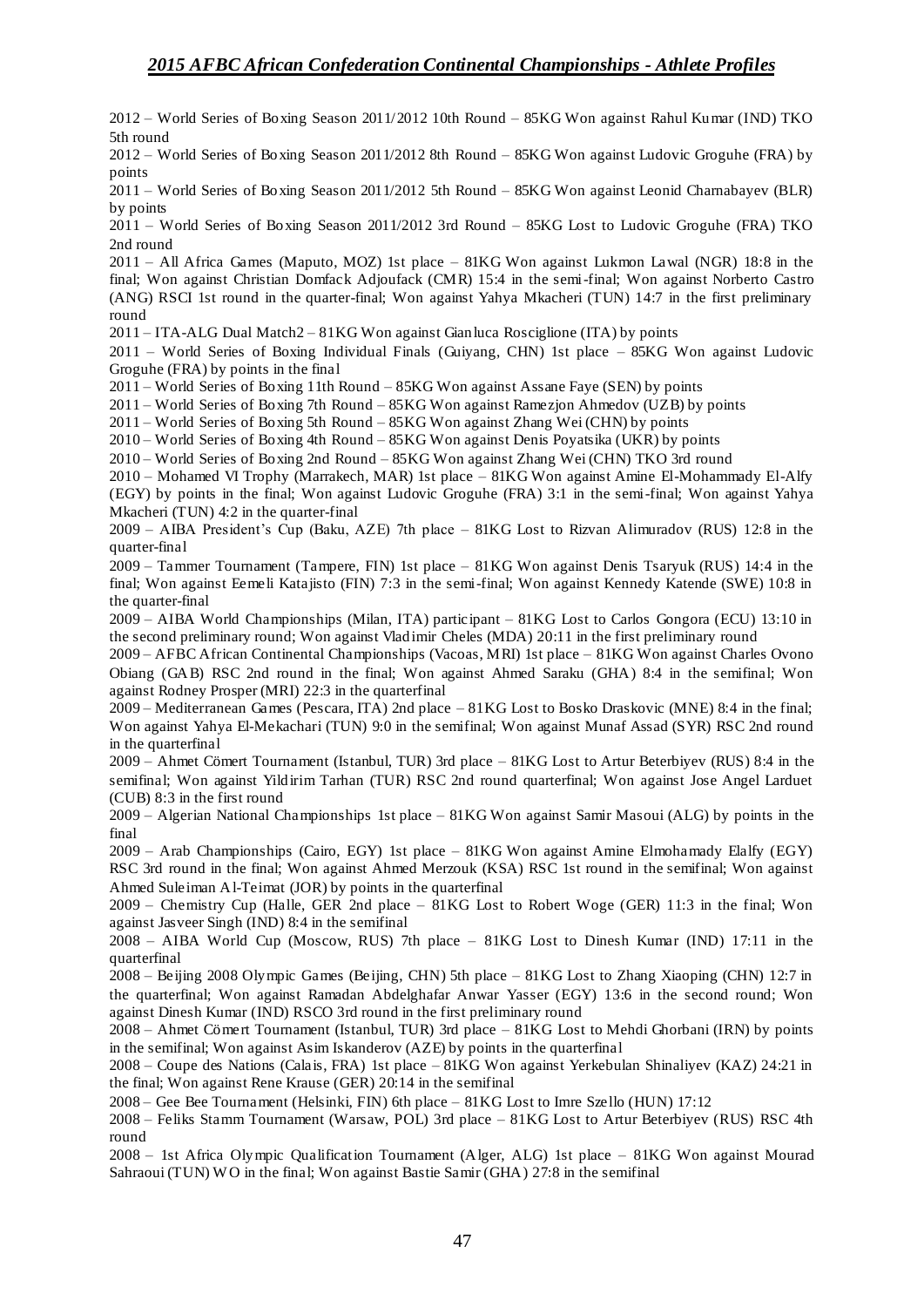2012 – World Series of Boxing Season 2011/2012 10th Round – 85KG Won against Rahul Kumar (IND) TKO 5th round

2012 – World Series of Boxing Season 2011/2012 8th Round – 85KG Won against Ludovic Groguhe (FRA) by points

2011 – World Series of Boxing Season 2011/2012 5th Round – 85KG Won against Leonid Charnabayev (BLR) by points

2011 – World Series of Boxing Season 2011/2012 3rd Round – 85KG Lost to Ludovic Groguhe (FRA) TKO 2nd round

2011 – All Africa Games (Maputo, MOZ) 1st place – 81KG Won against Lukmon Lawal (NGR) 18:8 in the final; Won against Christian Domfack Adjoufack (CMR) 15:4 in the semi-final; Won against Norberto Castro (ANG) RSCI 1st round in the quarter-final; Won against Yahya Mkacheri (TUN) 14:7 in the first preliminary round

2011 – ITA-ALG Dual Match2 – 81KG Won against Gianluca Rosciglione (ITA) by points

2011 – World Series of Boxing Individual Finals (Guiyang, CHN) 1st place – 85KG Won against Ludovic Groguhe (FRA) by points in the final

2011 – World Series of Boxing 11th Round – 85KG Won against Assane Faye (SEN) by points

2011 – World Series of Boxing 7th Round – 85KG Won against Ramezjon Ahmedov (UZB) by points

2011 – World Series of Boxing 5th Round – 85KG Won against Zhang Wei (CHN) by points

2010 – World Series of Boxing 4th Round – 85KG Won against Denis Poyatsika (UKR) by points

2010 – World Series of Boxing 2nd Round – 85KG Won against Zhang Wei (CHN) TKO 3rd round

2010 – Mohamed VI Trophy (Marrakech, MAR) 1st place – 81KG Won against Amine El-Mohammady El-Alfy (EGY) by points in the final; Won against Ludovic Groguhe (FRA) 3:1 in the semi-final; Won against Yahya Mkacheri (TUN) 4:2 in the quarter-final

2009 – AIBA President's Cup (Baku, AZE) 7th place – 81KG Lost to Rizvan Alimuradov (RUS) 12:8 in the quarter-final

2009 – Tammer Tournament (Tampere, FIN) 1st place – 81KG Won against Denis Tsaryuk (RUS) 14:4 in the final; Won against Eemeli Katajisto (FIN) 7:3 in the semi-final; Won against Kennedy Katende (SWE) 10:8 in the quarter-final

2009 – AIBA World Championships (Milan, ITA) participant – 81KG Lost to Carlos Gongora (ECU) 13:10 in the second preliminary round; Won against Vladimir Cheles (MDA) 20:11 in the first preliminary round

2009 – AFBC African Continental Championships (Vacoas, MRI) 1st place – 81KG Won against Charles Ovono Obiang (GAB) RSC 2nd round in the final; Won against Ahmed Saraku (GHA) 8:4 in the semifinal; Won against Rodney Prosper (MRI) 22:3 in the quarterfinal

2009 – Mediterranean Games (Pescara, ITA) 2nd place – 81KG Lost to Bosko Draskovic (MNE) 8:4 in the final; Won against Yahya El-Mekachari (TUN) 9:0 in the semifinal; Won against Munaf Assad (SYR) RSC 2nd round in the quarterfinal

2009 – Ahmet Cömert Tournament (Istanbul, TUR) 3rd place – 81KG Lost to Artur Beterbiyev (RUS) 8:4 in the semifinal; Won against Yildirim Tarhan (TUR) RSC 2nd round quarterfinal; Won against Jose Angel Larduet (CUB) 8:3 in the first round

2009 – Algerian National Championships 1st place – 81KG Won against Samir Masoui (ALG) by points in the final

2009 – Arab Championships (Cairo, EGY) 1st place – 81KG Won against Amine Elmohamady Elalfy (EGY) RSC 3rd round in the final; Won against Ahmed Merzouk (KSA) RSC 1st round in the semifinal; Won against Ahmed Suleiman Al-Teimat (JOR) by points in the quarterfinal

2009 – Chemistry Cup (Halle, GER 2nd place – 81KG Lost to Robert Woge (GER) 11:3 in the final; Won against Jasveer Singh (IND) 8:4 in the semifinal

2008 – AIBA World Cup (Moscow, RUS) 7th place – 81KG Lost to Dinesh Kumar (IND) 17:11 in the quarterfinal

2008 – Beijing 2008 Olympic Games (Beijing, CHN) 5th place – 81KG Lost to Zhang Xiaoping (CHN) 12:7 in the quarterfinal; Won against Ramadan Abdelghafar Anwar Yasser (EGY) 13:6 in the second round; Won against Dinesh Kumar (IND) RSCO 3rd round in the first preliminary round

2008 – Ahmet Cömert Tournament (Istanbul, TUR) 3rd place – 81KG Lost to Mehdi Ghorbani (IRN) by points in the semifinal; Won against Asim Iskanderov (AZE) by points in the quarterfinal

2008 – Coupe des Nations (Calais, FRA) 1st place – 81KG Won against Yerkebulan Shinaliyev (KAZ) 24:21 in the final; Won against Rene Krause (GER) 20:14 in the semifinal

2008 – Gee Bee Tournament (Helsinki, FIN) 6th place – 81KG Lost to Imre Szello (HUN) 17:12

2008 – Feliks Stamm Tournament (Warsaw, POL) 3rd place – 81KG Lost to Artur Beterbiyev (RUS) RSC 4th round

2008 – 1st Africa Olympic Qualification Tournament (Alger, ALG) 1st place – 81KG Won against Mourad Sahraoui (TUN) WO in the final; Won against Bastie Samir (GHA) 27:8 in the semifinal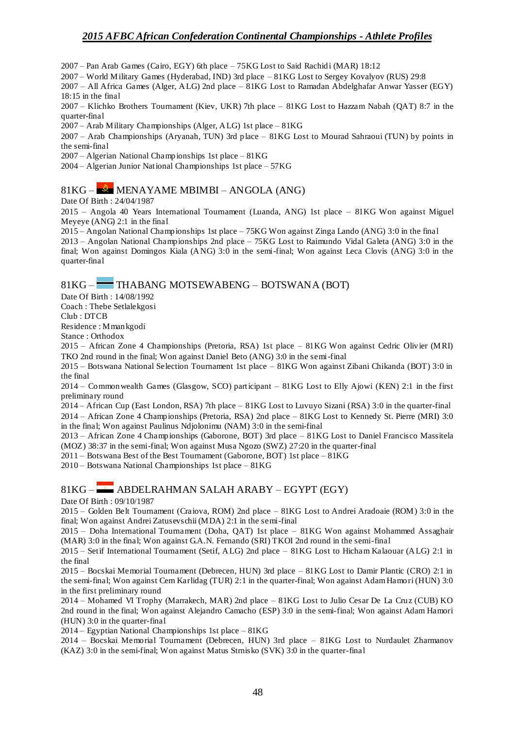2007 – Pan Arab Games (Cairo, EGY) 6th place – 75KG Lost to Said Rachidi (MAR) 18:12

2007 – World Military Games (Hyderabad, IND) 3rd place – 81KG Lost to Sergey Kovalyov (RUS) 29:8

2007 – All Africa Games (Alger, ALG) 2nd place – 81KG Lost to Ramadan Abdelghafar Anwar Yasser (EGY) 18:15 in the final

2007 – Klichko Brothers Tournament (Kiev, UKR) 7th place – 81KG Lost to Hazzam Nabah (QAT) 8:7 in the quarter-final

2007 – Arab Military Championships (Alger, ALG) 1st place – 81KG

2007 – Arab Championships (Aryanah, TUN) 3rd place – 81KG Lost to Mourad Sahraoui (TUN) by points in the semi-final

2007 – Algerian National Championships 1st place – 81KG

2004 – Algerian Junior National Championships 1st place – 57KG

## 81KG – MENAYAME MBIMBI – ANGOLA (ANG)

Date Of Birth : 24/04/1987

2015 – Angola 40 Years International Tournament (Luanda, ANG) 1st place – 81KG Won against Miguel Meyeye (ANG) 2:1 in the final

2015 – Angolan National Championships 1st place – 75KG Won against Zinga Lando (ANG) 3:0 in the final

2013 – Angolan National Championships 2nd place – 75KG Lost to Raimundo Vidal Galeta (ANG) 3:0 in the final; Won against Domingos Kiala (ANG) 3:0 in the semi-final; Won against Leca Clovis (ANG) 3:0 in the quarter-final

## 81KG – THABANG MOTSEWABENG – BOTSWANA (BOT)

Date Of Birth : 14/08/1992
Coach : Thebe Setlalekgosi
Club : DTCB
Residence : Mmankgodi
Stance : Orthodox

2015 – African Zone 4 Championships (Pretoria, RSA) 1st place – 81KG Won against Cedric Olivier (MRI) TKO 2nd round in the final; Won against Daniel Beto (ANG) 3:0 in the semi-final

2015 – Botswana National Selection Tournament 1st place – 81KG Won against Zibani Chikanda (BOT) 3:0 in the final

2014 – Commonwealth Games (Glasgow, SCO) participant – 81KG Lost to Elly Ajowi (KEN) 2:1 in the first preliminary round

2014 – African Cup (East London, RSA) 7th place – 81KG Lost to Luvuyo Sizani (RSA) 3:0 in the quarter-final

2014 – African Zone 4 Championships (Pretoria, RSA) 2nd place – 81KG Lost to Kennedy St. Pierre (MRI) 3:0 in the final; Won against Paulinus Ndjolonimu (NAM) 3:0 in the semi-final

2013 – African Zone 4 Championships (Gaborone, BOT) 3rd place – 81KG Lost to Daniel Francisco Massitela (MOZ) 38:37 in the semi-final; Won against Musa Ngozo (SWZ) 27:20 in the quarter-final

2011 – Botswana Best of the Best Tournament (Gaborone, BOT) 1st place – 81KG

2010 – Botswana National Championships 1st place – 81KG

## 81KG – ABDELRAHMAN SALAH ARABY – EGYPT (EGY)

Date Of Birth : 09/10/1987

2015 – Golden Belt Tournament (Craiova, ROM) 2nd place – 81KG Lost to Andrei Aradoaie (ROM) 3:0 in the final; Won against Andrei Zatusevschii (MDA) 2:1 in the semi-final

2015 – Doha International Tournament (Doha, QAT) 1st place – 81KG Won against Mohammed Assaghair (MAR) 3:0 in the final; Won against G.A.N. Fernando (SRI) TKOI 2nd round in the semi-final

2015 – Setif International Tournament (Setif, ALG) 2nd place – 81KG Lost to Hicham Kalaouar (ALG) 2:1 in the final

2015 – Bocskai Memorial Tournament (Debrecen, HUN) 3rd place – 81KG Lost to Damir Plantic (CRO) 2:1 in the semi-final; Won against Cem Karlidag (TUR) 2:1 in the quarter-final; Won against Adam Hamori (HUN) 3:0 in the first preliminary round

2014 – Mohamed VI Trophy (Marrakech, MAR) 2nd place – 81KG Lost to Julio Cesar De La Cruz (CUB) KO 2nd round in the final; Won against Alejandro Camacho (ESP) 3:0 in the semi-final; Won against Adam Hamori (HUN) 3:0 in the quarter-final

2014 – Egyptian National Championships 1st place – 81KG

2014 – Bocskai Memorial Tournament (Debrecen, HUN) 3rd place – 81KG Lost to Nurdaulet Zharmanov (KAZ) 3:0 in the semi-final; Won against Matus Strnisko (SVK) 3:0 in the quarter-final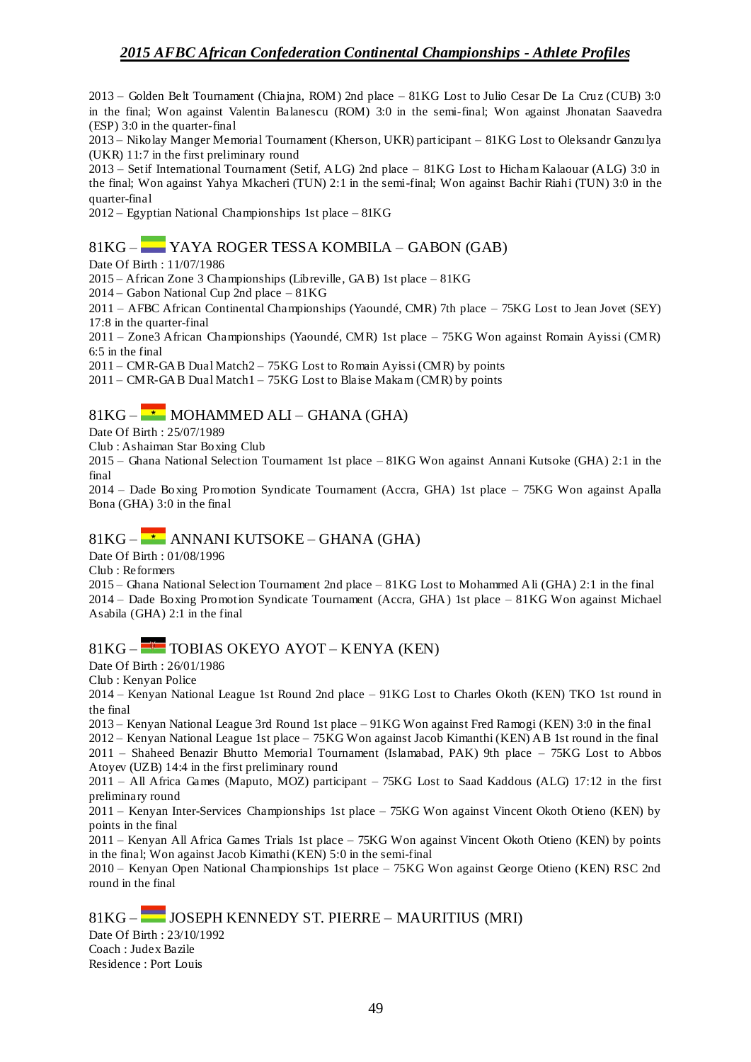2013 – Golden Belt Tournament (Chiajna, ROM) 2nd place – 81KG Lost to Julio Cesar De La Cruz (CUB) 3:0 in the final; Won against Valentin Balanescu (ROM) 3:0 in the semi-final; Won against Jhonatan Saavedra (ESP) 3:0 in the quarter-final
2013 – Nikolay Manger Memorial Tournament (Kherson, UKR) participant – 81KG Lost to Oleksandr Ganzulya (UKR) 11:7 in the first preliminary round
2013 – Setif International Tournament (Setif, ALG) 2nd place – 81KG Lost to Hicham Kalaouar (ALG) 3:0 in the final; Won against Yahya Mkacheri (TUN) 2:1 in the semi-final; Won against Bachir Riahi (TUN) 3:0 in the quarter-final
2012 – Egyptian National Championships 1st place – 81KG

## 81KG – YAYA ROGER TESSA KOMBILA – GABON (GAB)

Date Of Birth : 11/07/1986
2015 – African Zone 3 Championships (Libreville, GAB) 1st place – 81KG
2014 – Gabon National Cup 2nd place – 81KG
2011 – AFBC African Continental Championships (Yaoundé, CMR) 7th place – 75KG Lost to Jean Jovet (SEY) 17:8 in the quarter-final
2011 – Zone3 African Championships (Yaoundé, CMR) 1st place – 75KG Won against Romain Ayissi (CMR) 6:5 in the final
2011 – CMR-GAB Dual Match2 – 75KG Lost to Romain Ayissi (CMR) by points
2011 – CMR-GAB Dual Match1 – 75KG Lost to Blaise Makam (CMR) by points

## 81KG – MOHAMMED ALI – GHANA (GHA)

Date Of Birth : 25/07/1989
Club : Ashaiman Star Boxing Club
2015 – Ghana National Selection Tournament 1st place – 81KG Won against Annani Kutsoke (GHA) 2:1 in the final
2014 – Dade Boxing Promotion Syndicate Tournament (Accra, GHA) 1st place – 75KG Won against Apalla Bona (GHA) 3:0 in the final

## 81KG – ANNANI KUTSOKE – GHANA (GHA)

Date Of Birth : 01/08/1996
Club : Reformers
2015 – Ghana National Selection Tournament 2nd place – 81KG Lost to Mohammed Ali (GHA) 2:1 in the final
2014 – Dade Boxing Promotion Syndicate Tournament (Accra, GHA) 1st place – 81KG Won against Michael Asabila (GHA) 2:1 in the final

## 81KG – TOBIAS OKEYO AYOT – KENYA (KEN)

Date Of Birth : 26/01/1986
Club : Kenyan Police
2014 – Kenyan National League 1st Round 2nd place – 91KG Lost to Charles Okoth (KEN) TKO 1st round in the final
2013 – Kenyan National League 3rd Round 1st place – 91KG Won against Fred Ramogi (KEN) 3:0 in the final
2012 – Kenyan National League 1st place – 75KG Won against Jacob Kimanthi (KEN) AB 1st round in the final
2011 – Shaheed Benazir Bhutto Memorial Tournament (Islamabad, PAK) 9th place – 75KG Lost to Abbos Atoyev (UZB) 14:4 in the first preliminary round
2011 – All Africa Games (Maputo, MOZ) participant – 75KG Lost to Saad Kaddous (ALG) 17:12 in the first preliminary round
2011 – Kenyan Inter-Services Championships 1st place – 75KG Won against Vincent Okoth Otieno (KEN) by points in the final
2011 – Kenyan All Africa Games Trials 1st place – 75KG Won against Vincent Okoth Otieno (KEN) by points in the final; Won against Jacob Kimathi (KEN) 5:0 in the semi-final
2010 – Kenyan Open National Championships 1st place – 75KG Won against George Otieno (KEN) RSC 2nd round in the final

## 81KG – JOSEPH KENNEDY ST. PIERRE – MAURITIUS (MRI)

Date Of Birth : 23/10/1992
Coach : Judex Bazile
Residence : Port Louis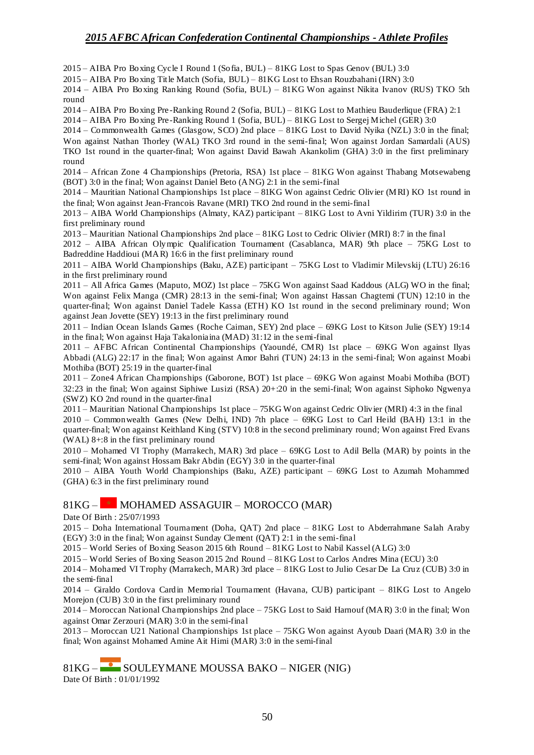2015 – AIBA Pro Boxing Cycle I Round 1 (Sofia, BUL) – 81KG Lost to Spas Genov (BUL) 3:0

2015 – AIBA Pro Boxing Title Match (Sofia, BUL) – 81KG Lost to Ehsan Rouzbahani (IRN) 3:0

2014 – AIBA Pro Boxing Ranking Round (Sofia, BUL) – 81KG Won against Nikita Ivanov (RUS) TKO 5th round

2014 – AIBA Pro Boxing Pre-Ranking Round 2 (Sofia, BUL) – 81KG Lost to Mathieu Bauderlique (FRA) 2:1

2014 – AIBA Pro Boxing Pre-Ranking Round 1 (Sofia, BUL) – 81KG Lost to Sergej Michel (GER) 3:0

2014 – Commonwealth Games (Glasgow, SCO) 2nd place – 81KG Lost to David Nyika (NZL) 3:0 in the final; Won against Nathan Thorley (WAL) TKO 3rd round in the semi-final; Won against Jordan Samardali (AUS) TKO 1st round in the quarter-final; Won against David Bawah Akankolim (GHA) 3:0 in the first preliminary round

2014 – African Zone 4 Championships (Pretoria, RSA) 1st place – 81KG Won against Thabang Motsewabeng (BOT) 3:0 in the final; Won against Daniel Beto (ANG) 2:1 in the semi-final

2014 – Mauritian National Championships 1st place – 81KG Won against Cedric Olivier (MRI) KO 1st round in the final; Won against Jean-Francois Ravane (MRI) TKO 2nd round in the semi-final

2013 – AIBA World Championships (Almaty, KAZ) participant – 81KG Lost to Avni Yildirim (TUR) 3:0 in the first preliminary round

2013 – Mauritian National Championships 2nd place – 81KG Lost to Cedric Olivier (MRI) 8:7 in the final

2012 – AIBA African Olympic Qualification Tournament (Casablanca, MAR) 9th place – 75KG Lost to Badreddine Haddioui (MAR) 16:6 in the first preliminary round

2011 – AIBA World Championships (Baku, AZE) participant – 75KG Lost to Vladimir Milevskij (LTU) 26:16 in the first preliminary round

2011 – All Africa Games (Maputo, MOZ) 1st place – 75KG Won against Saad Kaddous (ALG) WO in the final; Won against Felix Manga (CMR) 28:13 in the semi-final; Won against Hassan Chagtemi (TUN) 12:10 in the quarter-final; Won against Daniel Tadele Kassa (ETH) KO 1st round in the second preliminary round; Won against Jean Jovette (SEY) 19:13 in the first preliminary round

2011 – Indian Ocean Islands Games (Roche Caiman, SEY) 2nd place – 69KG Lost to Kitson Julie (SEY) 19:14 in the final; Won against Haja Takaloniaina (MAD) 31:12 in the semi-final

2011 – AFBC African Continental Championships (Yaoundé, CMR) 1st place – 69KG Won against Ilyas Abbadi (ALG) 22:17 in the final; Won against Amor Bahri (TUN) 24:13 in the semi-final; Won against Moabi Mothiba (BOT) 25:19 in the quarter-final

2011 – Zone4 African Championships (Gaborone, BOT) 1st place – 69KG Won against Moabi Mothiba (BOT) 32:23 in the final; Won against Siphiwe Lusizi (RSA) 20+:20 in the semi-final; Won against Siphoko Ngwenya (SWZ) KO 2nd round in the quarter-final

2011 – Mauritian National Championships 1st place – 75KG Won against Cedric Olivier (MRI) 4:3 in the final

2010 – Commonwealth Games (New Delhi, IND) 7th place – 69KG Lost to Carl Heild (BAH) 13:1 in the quarter-final; Won against Keithland King (STV) 10:8 in the second preliminary round; Won against Fred Evans (WAL) 8+:8 in the first preliminary round

2010 – Mohamed VI Trophy (Marrakech, MAR) 3rd place – 69KG Lost to Adil Bella (MAR) by points in the semi-final; Won against Hossam Bakr Abdin (EGY) 3:0 in the quarter-final

2010 – AIBA Youth World Championships (Baku, AZE) participant – 69KG Lost to Azumah Mohammed (GHA) 6:3 in the first preliminary round

## 81KG – MOHAMED ASSAGUIR – MOROCCO (MAR)

Date Of Birth : 25/07/1993

2015 – Doha International Tournament (Doha, QAT) 2nd place – 81KG Lost to Abderrahmane Salah Araby (EGY) 3:0 in the final; Won against Sunday Clement (QAT) 2:1 in the semi-final

2015 – World Series of Boxing Season 2015 6th Round – 81KG Lost to Nabil Kassel (ALG) 3:0

2015 – World Series of Boxing Season 2015 2nd Round – 81KG Lost to Carlos Andres Mina (ECU) 3:0

2014 – Mohamed VI Trophy (Marrakech, MAR) 3rd place – 81KG Lost to Julio Cesar De La Cruz (CUB) 3:0 in the semi-final

2014 – Giraldo Cordova Cardin Memorial Tournament (Havana, CUB) participant – 81KG Lost to Angelo Morejon (CUB) 3:0 in the first preliminary round

2014 – Moroccan National Championships 2nd place – 75KG Lost to Said Harnouf (MAR) 3:0 in the final; Won against Omar Zerzouri (MAR) 3:0 in the semi-final

2013 – Moroccan U21 National Championships 1st place – 75KG Won against Ayoub Daari (MAR) 3:0 in the final; Won against Mohamed Amine Ait Himi (MAR) 3:0 in the semi-final

## 81KG – SOULEYMANE MOUSSA BAKO – NIGER (NIG)

Date Of Birth : 01/01/1992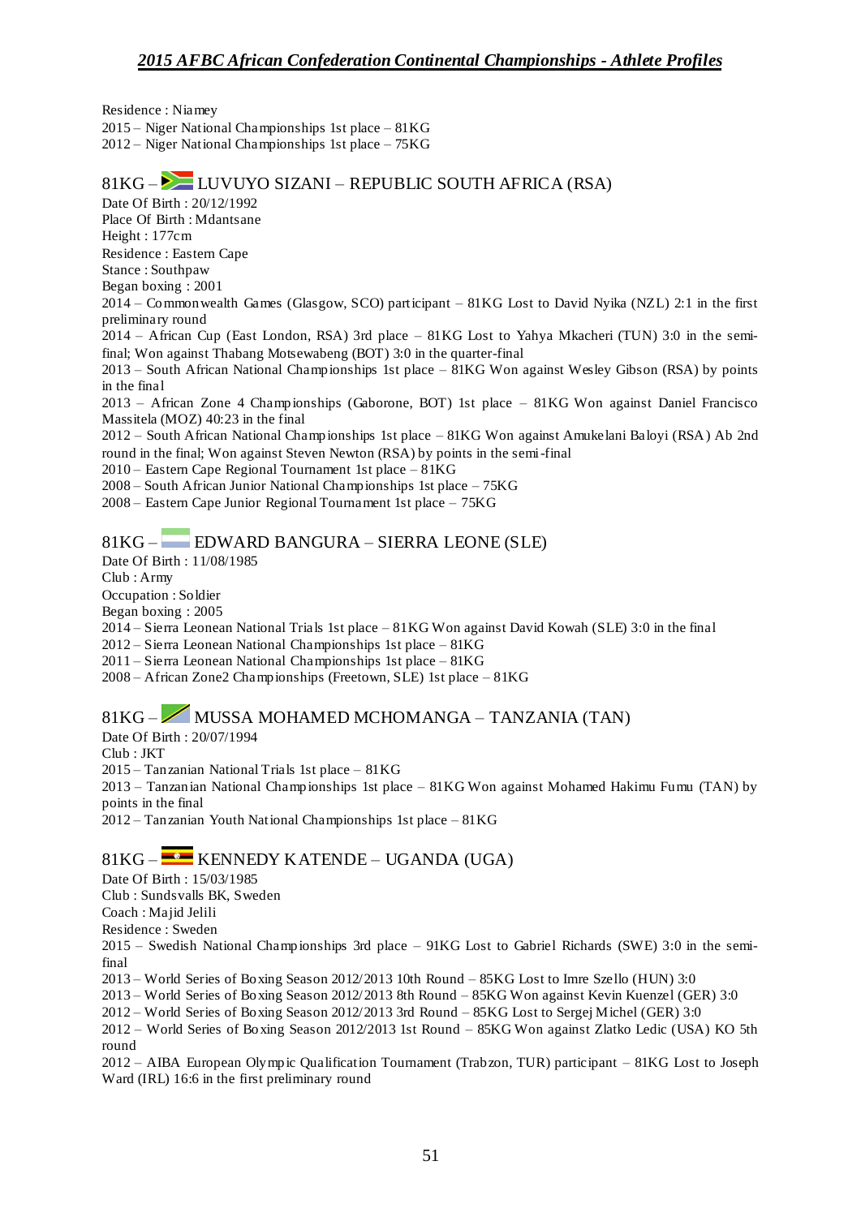Residence : Niamey
2015 – Niger National Championships 1st place – 81KG
2012 – Niger National Championships 1st place – 75KG

## 81KG – LUVUYO SIZANI – REPUBLIC SOUTH AFRICA (RSA)

Date Of Birth : 20/12/1992
Place Of Birth : Mdantsane
Height : 177cm
Residence : Eastern Cape
Stance : Southpaw
Began boxing : 2001
2014 – Commonwealth Games (Glasgow, SCO) participant – 81KG Lost to David Nyika (NZL) 2:1 in the first preliminary round
2014 – African Cup (East London, RSA) 3rd place – 81KG Lost to Yahya Mkacheri (TUN) 3:0 in the semi-final; Won against Thabang Motsewabeng (BOT) 3:0 in the quarter-final
2013 – South African National Championships 1st place – 81KG Won against Wesley Gibson (RSA) by points in the final
2013 – African Zone 4 Championships (Gaborone, BOT) 1st place – 81KG Won against Daniel Francisco Massitela (MOZ) 40:23 in the final
2012 – South African National Championships 1st place – 81KG Won against Amukelani Baloyi (RSA) Ab 2nd round in the final; Won against Steven Newton (RSA) by points in the semi-final
2010 – Eastern Cape Regional Tournament 1st place – 81KG
2008 – South African Junior National Championships 1st place – 75KG
2008 – Eastern Cape Junior Regional Tournament 1st place – 75KG

## 81KG – EDWARD BANGURA – SIERRA LEONE (SLE)

Date Of Birth : 11/08/1985
Club : Army
Occupation : Soldier
Began boxing : 2005
2014 – Sierra Leonean National Trials 1st place – 81KG Won against David Kowah (SLE) 3:0 in the final
2012 – Sierra Leonean National Championships 1st place – 81KG
2011 – Sierra Leonean National Championships 1st place – 81KG
2008 – African Zone2 Championships (Freetown, SLE) 1st place – 81KG

## 81KG – MUSSA MOHAMED MCHOMANGA – TANZANIA (TAN)

Date Of Birth : 20/07/1994
Club : JKT
2015 – Tanzanian National Trials 1st place – 81KG
2013 – Tanzanian National Championships 1st place – 81KG Won against Mohamed Hakimu Fumu (TAN) by points in the final
2012 – Tanzanian Youth National Championships 1st place – 81KG

## 81KG – KENNEDY KATENDE – UGANDA (UGA)

Date Of Birth : 15/03/1985
Club : Sundsvalls BK, Sweden
Coach : Majid Jelili
Residence : Sweden
2015 – Swedish National Championships 3rd place – 91KG Lost to Gabriel Richards (SWE) 3:0 in the semi-final
2013 – World Series of Boxing Season 2012/2013 10th Round – 85KG Lost to Imre Szello (HUN) 3:0
2013 – World Series of Boxing Season 2012/2013 8th Round – 85KG Won against Kevin Kuenzel (GER) 3:0
2012 – World Series of Boxing Season 2012/2013 3rd Round – 85KG Lost to Sergej Michel (GER) 3:0
2012 – World Series of Boxing Season 2012/2013 1st Round – 85KG Won against Zlatko Ledic (USA) KO 5th round
2012 – AIBA European Olympic Qualification Tournament (Trabzon, TUR) participant – 81KG Lost to Joseph Ward (IRL) 16:6 in the first preliminary round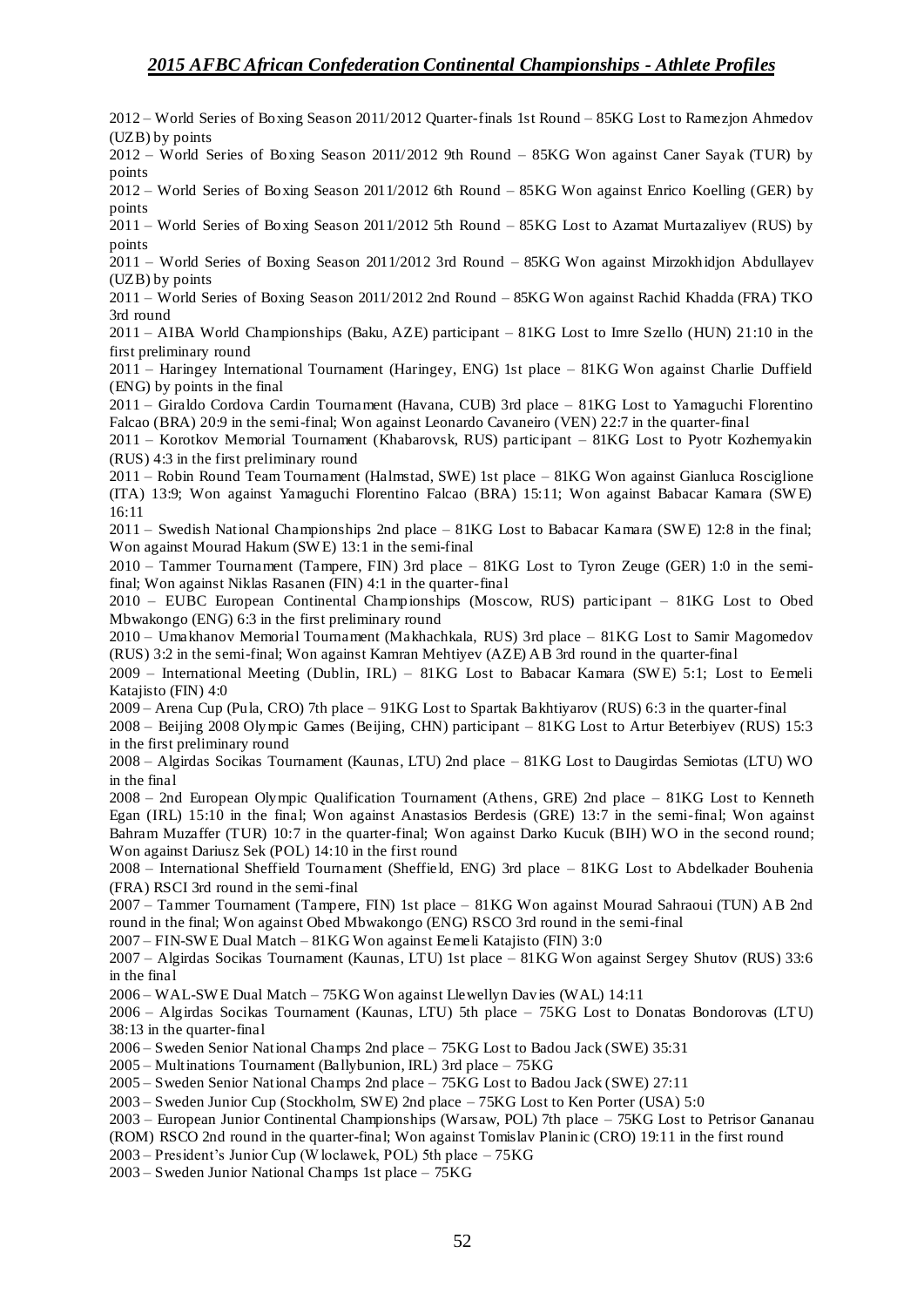2012 – World Series of Boxing Season 2011/2012 Quarter-finals 1st Round – 85KG Lost to Ramezjon Ahmedov (UZB) by points

2012 – World Series of Boxing Season 2011/2012 9th Round – 85KG Won against Caner Sayak (TUR) by points

2012 – World Series of Boxing Season 2011/2012 6th Round – 85KG Won against Enrico Koelling (GER) by points

2011 – World Series of Boxing Season 2011/2012 5th Round – 85KG Lost to Azamat Murtazaliyev (RUS) by points

2011 – World Series of Boxing Season 2011/2012 3rd Round – 85KG Won against Mirzokhidjon Abdullayev (UZB) by points

2011 – World Series of Boxing Season 2011/2012 2nd Round – 85KG Won against Rachid Khadda (FRA) TKO 3rd round

2011 – AIBA World Championships (Baku, AZE) participant – 81KG Lost to Imre Szello (HUN) 21:10 in the first preliminary round

2011 – Haringey International Tournament (Haringey, ENG) 1st place – 81KG Won against Charlie Duffield (ENG) by points in the final

2011 – Giraldo Cordova Cardin Tournament (Havana, CUB) 3rd place – 81KG Lost to Yamaguchi Florentino Falcao (BRA) 20:9 in the semi-final; Won against Leonardo Cavaneiro (VEN) 22:7 in the quarter-final

2011 – Korotkov Memorial Tournament (Khabarovsk, RUS) participant – 81KG Lost to Pyotr Kozhemyakin (RUS) 4:3 in the first preliminary round

2011 – Robin Round Team Tournament (Halmstad, SWE) 1st place – 81KG Won against Gianluca Rosciglione (ITA) 13:9; Won against Yamaguchi Florentino Falcao (BRA) 15:11; Won against Babacar Kamara (SWE) 16:11

2011 – Swedish National Championships 2nd place – 81KG Lost to Babacar Kamara (SWE) 12:8 in the final; Won against Mourad Hakum (SWE) 13:1 in the semi-final

2010 – Tammer Tournament (Tampere, FIN) 3rd place – 81KG Lost to Tyron Zeuge (GER) 1:0 in the semi-final; Won against Niklas Rasanen (FIN) 4:1 in the quarter-final

2010 – EUBC European Continental Championships (Moscow, RUS) participant – 81KG Lost to Obed Mbwakongo (ENG) 6:3 in the first preliminary round

2010 – Umakhanov Memorial Tournament (Makhachkala, RUS) 3rd place – 81KG Lost to Samir Magomedov (RUS) 3:2 in the semi-final; Won against Kamran Mehtiyev (AZE) AB 3rd round in the quarter-final

2009 – International Meeting (Dublin, IRL) – 81KG Lost to Babacar Kamara (SWE) 5:1; Lost to Eemeli Katajisto (FIN) 4:0

2009 – Arena Cup (Pula, CRO) 7th place – 91KG Lost to Spartak Bakhtiyarov (RUS) 6:3 in the quarter-final

2008 – Beijing 2008 Olympic Games (Beijing, CHN) participant – 81KG Lost to Artur Beterbiyev (RUS) 15:3 in the first preliminary round

2008 – Algirdas Socikas Tournament (Kaunas, LTU) 2nd place – 81KG Lost to Daugirdas Semiotas (LTU) WO in the final

2008 – 2nd European Olympic Qualification Tournament (Athens, GRE) 2nd place – 81KG Lost to Kenneth Egan (IRL) 15:10 in the final; Won against Anastasios Berdesis (GRE) 13:7 in the semi-final; Won against Bahram Muzaffer (TUR) 10:7 in the quarter-final; Won against Darko Kucuk (BIH) WO in the second round; Won against Dariusz Sek (POL) 14:10 in the first round

2008 – International Sheffield Tournament (Sheffield, ENG) 3rd place – 81KG Lost to Abdelkader Bouhenia (FRA) RSCI 3rd round in the semi-final

2007 – Tammer Tournament (Tampere, FIN) 1st place – 81KG Won against Mourad Sahraoui (TUN) AB 2nd round in the final; Won against Obed Mbwakongo (ENG) RSCO 3rd round in the semi-final

2007 – FIN-SWE Dual Match – 81KG Won against Eemeli Katajisto (FIN) 3:0

2007 – Algirdas Socikas Tournament (Kaunas, LTU) 1st place – 81KG Won against Sergey Shutov (RUS) 33:6 in the final

2006 – WAL-SWE Dual Match – 75KG Won against Llewellyn Davies (WAL) 14:11

2006 – Algirdas Socikas Tournament (Kaunas, LTU) 5th place – 75KG Lost to Donatas Bondorovas (LTU) 38:13 in the quarter-final

2006 – Sweden Senior National Champs 2nd place – 75KG Lost to Badou Jack (SWE) 35:31

2005 – Multinations Tournament (Ballybunion, IRL) 3rd place – 75KG

2005 – Sweden Senior National Champs 2nd place – 75KG Lost to Badou Jack (SWE) 27:11

2003 – Sweden Junior Cup (Stockholm, SWE) 2nd place – 75KG Lost to Ken Porter (USA) 5:0

2003 – European Junior Continental Championships (Warsaw, POL) 7th place – 75KG Lost to Petrisor Gananau (ROM) RSCO 2nd round in the quarter-final; Won against Tomislav Planinic (CRO) 19:11 in the first round

2003 – President's Junior Cup (Wloclawek, POL) 5th place – 75KG

2003 – Sweden Junior National Champs 1st place – 75KG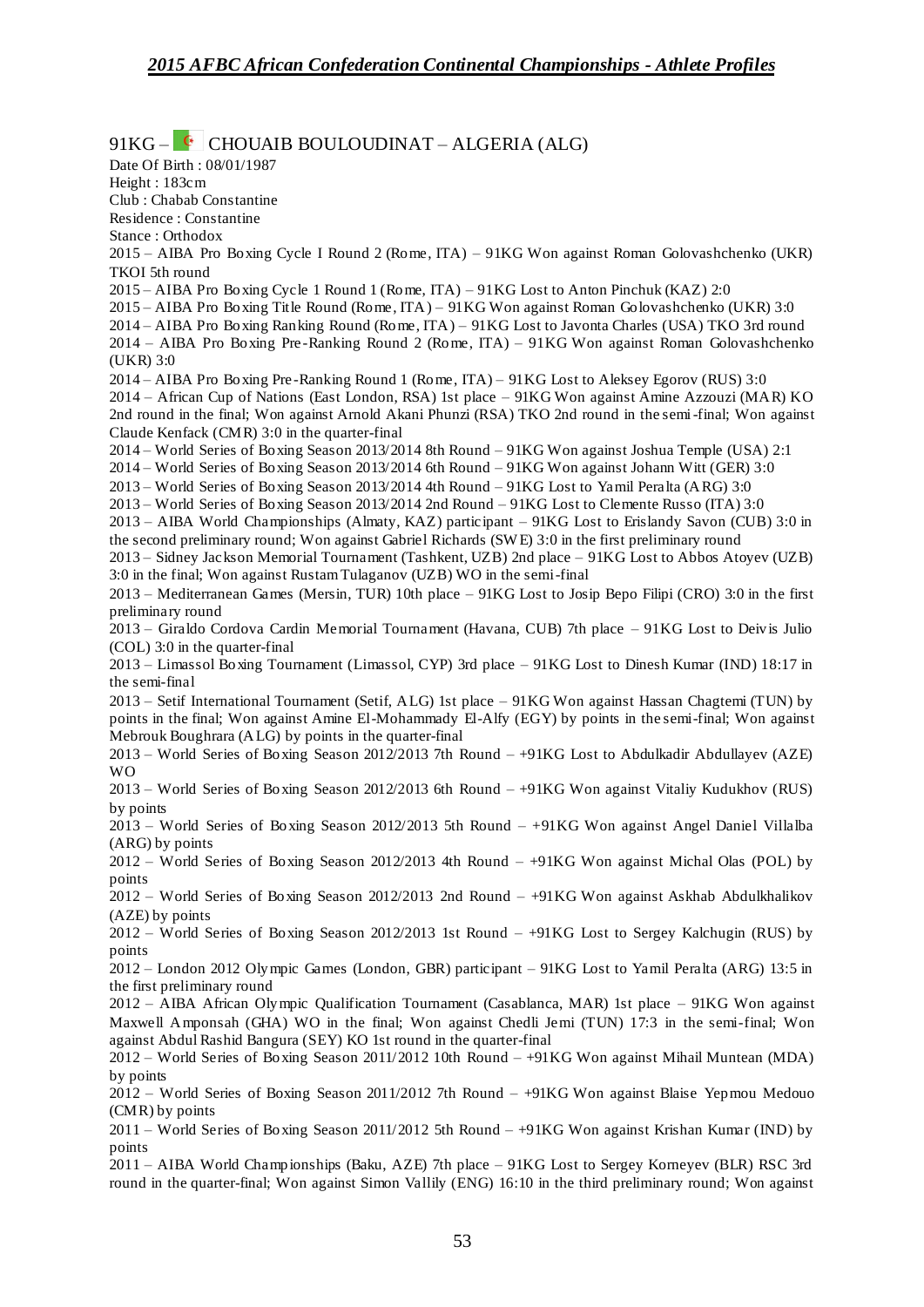## 91KG – CHOUAIB BOULOUDINAT – ALGERIA (ALG)

Date Of Birth : 08/01/1987
Height : 183cm
Club : Chabab Constantine
Residence : Constantine
Stance : Orthodox

2015 – AIBA Pro Boxing Cycle I Round 2 (Rome, ITA) – 91KG Won against Roman Golovashchenko (UKR) TKOI 5th round
2015 – AIBA Pro Boxing Cycle 1 Round 1 (Rome, ITA) – 91KG Lost to Anton Pinchuk (KAZ) 2:0
2015 – AIBA Pro Boxing Title Round (Rome, ITA) – 91KG Won against Roman Golovashchenko (UKR) 3:0
2014 – AIBA Pro Boxing Ranking Round (Rome, ITA) – 91KG Lost to Javonta Charles (USA) TKO 3rd round
2014 – AIBA Pro Boxing Pre-Ranking Round 2 (Rome, ITA) – 91KG Won against Roman Golovashchenko (UKR) 3:0
2014 – AIBA Pro Boxing Pre-Ranking Round 1 (Rome, ITA) – 91KG Lost to Aleksey Egorov (RUS) 3:0
2014 – African Cup of Nations (East London, RSA) 1st place – 91KG Won against Amine Azzouzi (MAR) KO 2nd round in the final; Won against Arnold Akani Phunzi (RSA) TKO 2nd round in the semi-final; Won against Claude Kenfack (CMR) 3:0 in the quarter-final
2014 – World Series of Boxing Season 2013/2014 8th Round – 91KG Won against Joshua Temple (USA) 2:1
2014 – World Series of Boxing Season 2013/2014 6th Round – 91KG Won against Johann Witt (GER) 3:0
2013 – World Series of Boxing Season 2013/2014 4th Round – 91KG Lost to Yamil Peralta (ARG) 3:0
2013 – World Series of Boxing Season 2013/2014 2nd Round – 91KG Lost to Clemente Russo (ITA) 3:0
2013 – AIBA World Championships (Almaty, KAZ) participant – 91KG Lost to Erislandy Savon (CUB) 3:0 in the second preliminary round; Won against Gabriel Richards (SWE) 3:0 in the first preliminary round
2013 – Sidney Jackson Memorial Tournament (Tashkent, UZB) 2nd place – 91KG Lost to Abbos Atoyev (UZB) 3:0 in the final; Won against Rustam Tulaganov (UZB) WO in the semi-final
2013 – Mediterranean Games (Mersin, TUR) 10th place – 91KG Lost to Josip Bepo Filipi (CRO) 3:0 in the first preliminary round
2013 – Giraldo Cordova Cardin Memorial Tournament (Havana, CUB) 7th place – 91KG Lost to Deivis Julio (COL) 3:0 in the quarter-final
2013 – Limassol Boxing Tournament (Limassol, CYP) 3rd place – 91KG Lost to Dinesh Kumar (IND) 18:17 in the semi-final
2013 – Setif International Tournament (Setif, ALG) 1st place – 91KG Won against Hassan Chagtemi (TUN) by points in the final; Won against Amine El-Mohammady El-Alfy (EGY) by points in the semi-final; Won against Mebrouk Boughrara (ALG) by points in the quarter-final
2013 – World Series of Boxing Season 2012/2013 7th Round – +91KG Lost to Abdulkadir Abdullayev (AZE) WO
2013 – World Series of Boxing Season 2012/2013 6th Round – +91KG Won against Vitaliy Kudukhov (RUS) by points
2013 – World Series of Boxing Season 2012/2013 5th Round – +91KG Won against Angel Daniel Villalba (ARG) by points
2012 – World Series of Boxing Season 2012/2013 4th Round – +91KG Won against Michal Olas (POL) by points
2012 – World Series of Boxing Season 2012/2013 2nd Round – +91KG Won against Askhab Abdulkhalikov (AZE) by points
2012 – World Series of Boxing Season 2012/2013 1st Round – +91KG Lost to Sergey Kalchugin (RUS) by points
2012 – London 2012 Olympic Games (London, GBR) participant – 91KG Lost to Yamil Peralta (ARG) 13:5 in the first preliminary round
2012 – AIBA African Olympic Qualification Tournament (Casablanca, MAR) 1st place – 91KG Won against Maxwell Amponsah (GHA) WO in the final; Won against Chedli Jemi (TUN) 17:3 in the semi-final; Won against Abdul Rashid Bangura (SEY) KO 1st round in the quarter-final
2012 – World Series of Boxing Season 2011/2012 10th Round – +91KG Won against Mihail Muntean (MDA) by points
2012 – World Series of Boxing Season 2011/2012 7th Round – +91KG Won against Blaise Yepmou Medouo (CMR) by points
2011 – World Series of Boxing Season 2011/2012 5th Round – +91KG Won against Krishan Kumar (IND) by points
2011 – AIBA World Championships (Baku, AZE) 7th place – 91KG Lost to Sergey Korneyev (BLR) RSC 3rd round in the quarter-final; Won against Simon Vallily (ENG) 16:10 in the third preliminary round; Won against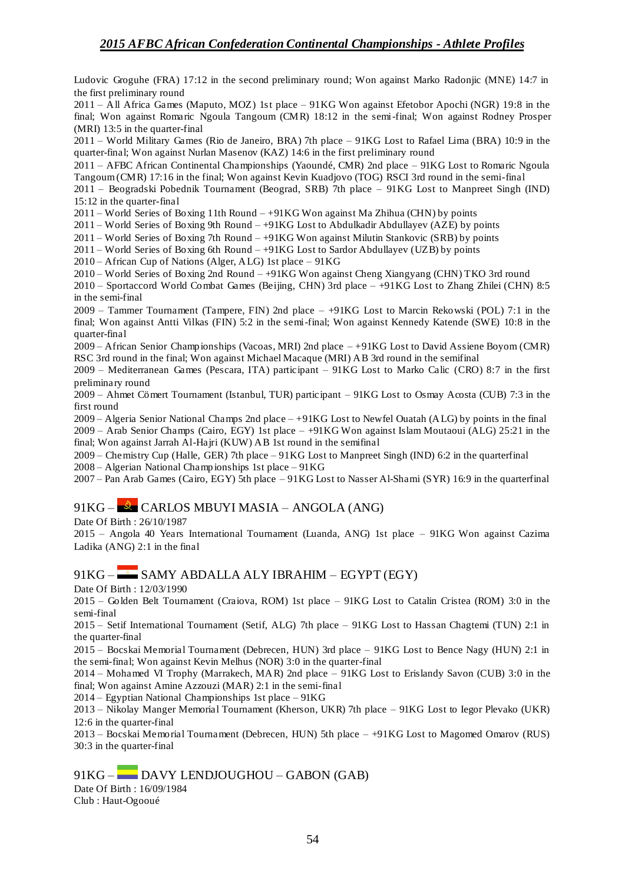Ludovic Groguhe (FRA) 17:12 in the second preliminary round; Won against Marko Radonjic (MNE) 14:7 in the first preliminary round

2011 – All Africa Games (Maputo, MOZ) 1st place – 91KG Won against Efetobor Apochi (NGR) 19:8 in the final; Won against Romaric Ngoula Tangoum (CMR) 18:12 in the semi-final; Won against Rodney Prosper (MRI) 13:5 in the quarter-final

2011 – World Military Games (Rio de Janeiro, BRA) 7th place – 91KG Lost to Rafael Lima (BRA) 10:9 in the quarter-final; Won against Nurlan Masenov (KAZ) 14:6 in the first preliminary round

2011 – AFBC African Continental Championships (Yaoundé, CMR) 2nd place – 91KG Lost to Romaric Ngoula Tangoum (CMR) 17:16 in the final; Won against Kevin Kuadjovo (TOG) RSCI 3rd round in the semi-final

2011 – Beogradski Pobednik Tournament (Beograd, SRB) 7th place – 91KG Lost to Manpreet Singh (IND) 15:12 in the quarter-final

2011 – World Series of Boxing 11th Round – +91KG Won against Ma Zhihua (CHN) by points

2011 – World Series of Boxing 9th Round – +91KG Lost to Abdulkadir Abdullayev (AZE) by points

2011 – World Series of Boxing 7th Round – +91KG Won against Milutin Stankovic (SRB) by points

2011 – World Series of Boxing 6th Round – +91KG Lost to Sardor Abdullayev (UZB) by points

2010 – African Cup of Nations (Alger, ALG) 1st place – 91KG

2010 – World Series of Boxing 2nd Round – +91KG Won against Cheng Xiangyang (CHN) TKO 3rd round

2010 – Sportaccord World Combat Games (Beijing, CHN) 3rd place – +91KG Lost to Zhang Zhilei (CHN) 8:5 in the semi-final

2009 – Tammer Tournament (Tampere, FIN) 2nd place – +91KG Lost to Marcin Rekowski (POL) 7:1 in the final; Won against Antti Vilkas (FIN) 5:2 in the semi-final; Won against Kennedy Katende (SWE) 10:8 in the quarter-final

2009 – African Senior Championships (Vacoas, MRI) 2nd place – +91KG Lost to David Assiene Boyom (CMR) RSC 3rd round in the final; Won against Michael Macaque (MRI) AB 3rd round in the semifinal

2009 – Mediterranean Games (Pescara, ITA) participant – 91KG Lost to Marko Calic (CRO) 8:7 in the first preliminary round

2009 – Ahmet Cömert Tournament (Istanbul, TUR) participant – 91KG Lost to Osmay Acosta (CUB) 7:3 in the first round

2009 – Algeria Senior National Champs 2nd place – +91KG Lost to Newfel Ouatah (ALG) by points in the final

2009 – Arab Senior Champs (Cairo, EGY) 1st place – +91KG Won against Islam Moutaoui (ALG) 25:21 in the final; Won against Jarrah Al-Hajri (KUW) AB 1st round in the semifinal

2009 – Chemistry Cup (Halle, GER) 7th place – 91KG Lost to Manpreet Singh (IND) 6:2 in the quarterfinal

2008 – Algerian National Championships 1st place – 91KG

2007 – Pan Arab Games (Cairo, EGY) 5th place – 91KG Lost to Nasser Al-Shami (SYR) 16:9 in the quarterfinal

## 91KG – CARLOS MBUYI MASIA – ANGOLA (ANG)

Date Of Birth : 26/10/1987

2015 – Angola 40 Years International Tournament (Luanda, ANG) 1st place – 91KG Won against Cazima Ladika (ANG) 2:1 in the final

## 91KG – SAMY ABDALLA ALY IBRAHIM – EGYPT (EGY)

Date Of Birth : 12/03/1990

2015 – Golden Belt Tournament (Craiova, ROM) 1st place – 91KG Lost to Catalin Cristea (ROM) 3:0 in the semi-final

2015 – Setif International Tournament (Setif, ALG) 7th place – 91KG Lost to Hassan Chagtemi (TUN) 2:1 in the quarter-final

2015 – Bocskai Memorial Tournament (Debrecen, HUN) 3rd place – 91KG Lost to Bence Nagy (HUN) 2:1 in the semi-final; Won against Kevin Melhus (NOR) 3:0 in the quarter-final

2014 – Mohamed VI Trophy (Marrakech, MAR) 2nd place – 91KG Lost to Erislandy Savon (CUB) 3:0 in the final; Won against Amine Azzouzi (MAR) 2:1 in the semi-final

2014 – Egyptian National Championships 1st place – 91KG

2013 – Nikolay Manger Memorial Tournament (Kherson, UKR) 7th place – 91KG Lost to Iegor Plevako (UKR) 12:6 in the quarter-final

2013 – Bocskai Memorial Tournament (Debrecen, HUN) 5th place – +91KG Lost to Magomed Omarov (RUS) 30:3 in the quarter-final

## 91KG – DAVY LENDJOUGHOU – GABON (GAB)

Date Of Birth : 16/09/1984

Club : Haut-Ogooué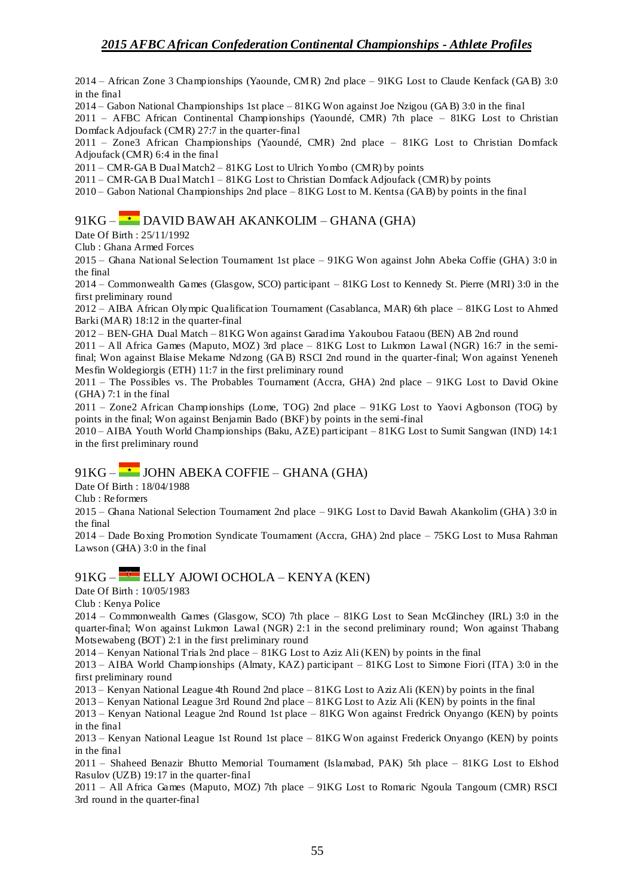2014 – African Zone 3 Championships (Yaounde, CMR) 2nd place – 91KG Lost to Claude Kenfack (GAB) 3:0 in the final

2014 – Gabon National Championships 1st place – 81KG Won against Joe Nzigou (GAB) 3:0 in the final

2011 – AFBC African Continental Championships (Yaoundé, CMR) 7th place – 81KG Lost to Christian Domfack Adjoufack (CMR) 27:7 in the quarter-final

2011 – Zone3 African Championships (Yaoundé, CMR) 2nd place – 81KG Lost to Christian Domfack Adjoufack (CMR) 6:4 in the final

2011 – CMR-GAB Dual Match2 – 81KG Lost to Ulrich Yombo (CMR) by points

2011 – CMR-GAB Dual Match1 – 81KG Lost to Christian Domfack Adjoufack (CMR) by points

2010 – Gabon National Championships 2nd place – 81KG Lost to M. Kentsa (GAB) by points in the final

## 91KG – DAVID BAWAH AKANKOLIM – GHANA (GHA)

Date Of Birth : 25/11/1992

Club : Ghana Armed Forces

2015 – Ghana National Selection Tournament 1st place – 91KG Won against John Abeka Coffie (GHA) 3:0 in the final

2014 – Commonwealth Games (Glasgow, SCO) participant – 81KG Lost to Kennedy St. Pierre (MRI) 3:0 in the first preliminary round

2012 – AIBA African Olympic Qualification Tournament (Casablanca, MAR) 6th place – 81KG Lost to Ahmed Barki (MAR) 18:12 in the quarter-final

2012 – BEN-GHA Dual Match – 81KG Won against Garadima Yakoubou Fataou (BEN) AB 2nd round

2011 – All Africa Games (Maputo, MOZ) 3rd place – 81KG Lost to Lukmon Lawal (NGR) 16:7 in the semi-final; Won against Blaise Mekame Ndzong (GAB) RSCI 2nd round in the quarter-final; Won against Yeneneh Mesfin Woldegiorgis (ETH) 11:7 in the first preliminary round

2011 – The Possibles vs. The Probables Tournament (Accra, GHA) 2nd place – 91KG Lost to David Okine (GHA) 7:1 in the final

2011 – Zone2 African Championships (Lome, TOG) 2nd place – 91KG Lost to Yaovi Agbonson (TOG) by points in the final; Won against Benjamin Bado (BKF) by points in the semi-final

2010 – AIBA Youth World Championships (Baku, AZE) participant – 81KG Lost to Sumit Sangwan (IND) 14:1 in the first preliminary round

## 91KG – JOHN ABEKA COFFIE – GHANA (GHA)

Date Of Birth : 18/04/1988

Club : Reformers

2015 – Ghana National Selection Tournament 2nd place – 91KG Lost to David Bawah Akankolim (GHA) 3:0 in the final

2014 – Dade Boxing Promotion Syndicate Tournament (Accra, GHA) 2nd place – 75KG Lost to Musa Rahman Lawson (GHA) 3:0 in the final

## 91KG – ELLY AJOWI OCHOLA – KENYA (KEN)

Date Of Birth : 10/05/1983

Club : Kenya Police

2014 – Commonwealth Games (Glasgow, SCO) 7th place – 81KG Lost to Sean McGlinchey (IRL) 3:0 in the quarter-final; Won against Lukmon Lawal (NGR) 2:1 in the second preliminary round; Won against Thabang Motsewabeng (BOT) 2:1 in the first preliminary round

2014 – Kenyan National Trials 2nd place – 81KG Lost to Aziz Ali (KEN) by points in the final

2013 – AIBA World Championships (Almaty, KAZ) participant – 81KG Lost to Simone Fiori (ITA) 3:0 in the first preliminary round

2013 – Kenyan National League 4th Round 2nd place – 81KG Lost to Aziz Ali (KEN) by points in the final

2013 – Kenyan National League 3rd Round 2nd place – 81KG Lost to Aziz Ali (KEN) by points in the final

2013 – Kenyan National League 2nd Round 1st place – 81KG Won against Fredrick Onyango (KEN) by points in the final

2013 – Kenyan National League 1st Round 1st place – 81KG Won against Frederick Onyango (KEN) by points in the final

2011 – Shaheed Benazir Bhutto Memorial Tournament (Islamabad, PAK) 5th place – 81KG Lost to Elshod Rasulov (UZB) 19:17 in the quarter-final

2011 – All Africa Games (Maputo, MOZ) 7th place – 91KG Lost to Romaric Ngoula Tangoum (CMR) RSCI 3rd round in the quarter-final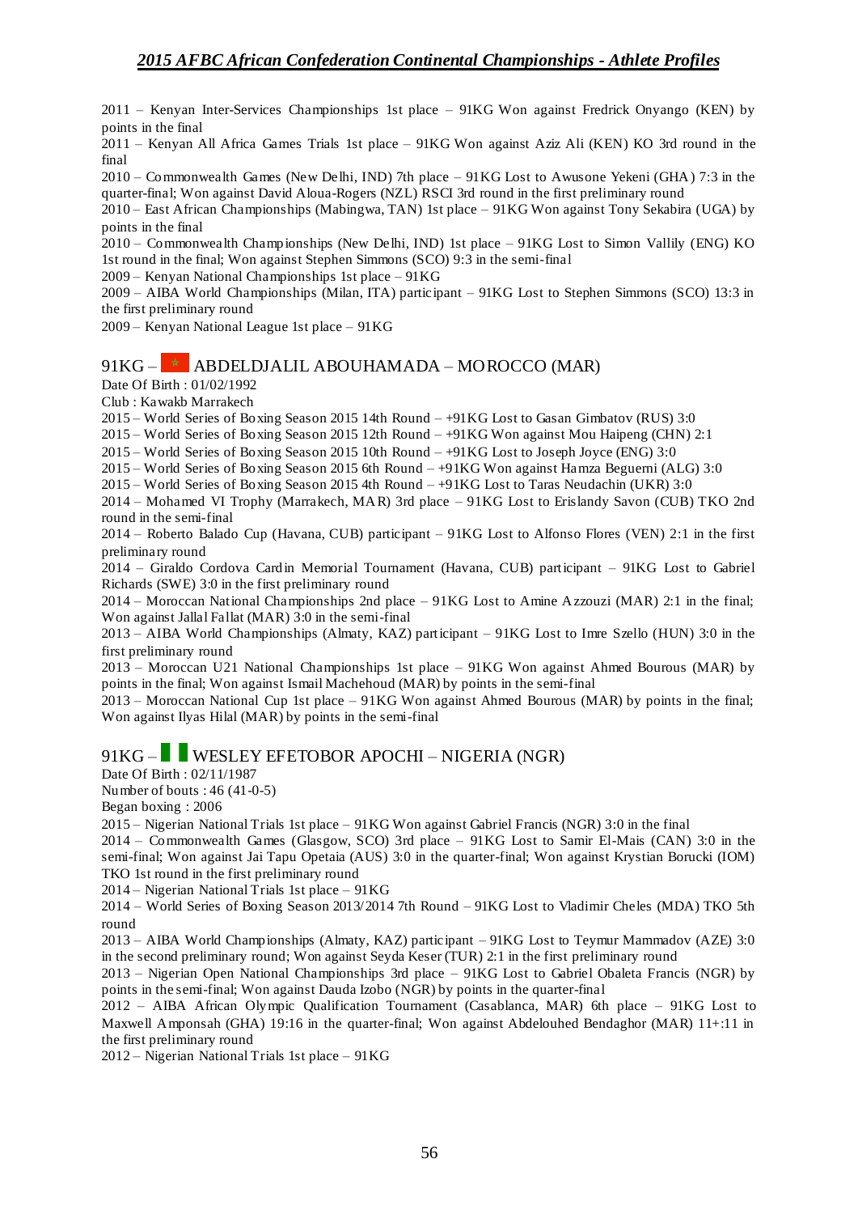2011 – Kenyan Inter-Services Championships 1st place – 91KG Won against Fredrick Onyango (KEN) by points in the final

2011 – Kenyan All Africa Games Trials 1st place – 91KG Won against Aziz Ali (KEN) KO 3rd round in the final

2010 – Commonwealth Games (New Delhi, IND) 7th place – 91KG Lost to Awusone Yekeni (GHA) 7:3 in the quarter-final; Won against David Aloua-Rogers (NZL) RSCI 3rd round in the first preliminary round

2010 – East African Championships (Mabingwa, TAN) 1st place – 91KG Won against Tony Sekabira (UGA) by points in the final

2010 – Commonwealth Championships (New Delhi, IND) 1st place – 91KG Lost to Simon Vallily (ENG) KO 1st round in the final; Won against Stephen Simmons (SCO) 9:3 in the semi-final

2009 – Kenyan National Championships 1st place – 91KG

2009 – AIBA World Championships (Milan, ITA) participant – 91KG Lost to Stephen Simmons (SCO) 13:3 in the first preliminary round

2009 – Kenyan National League 1st place – 91KG

## 91KG – ABDELDJALIL ABOUHAMADA – MOROCCO (MAR)

Date Of Birth : 01/02/1992

Club : Kawakb Marrakech

2015 – World Series of Boxing Season 2015 14th Round – +91KG Lost to Gasan Gimbatov (RUS) 3:0

2015 – World Series of Boxing Season 2015 12th Round – +91KG Won against Mou Haipeng (CHN) 2:1

2015 – World Series of Boxing Season 2015 10th Round – +91KG Lost to Joseph Joyce (ENG) 3:0

2015 – World Series of Boxing Season 2015 6th Round – +91KG Won against Hamza Beguerni (ALG) 3:0

2015 – World Series of Boxing Season 2015 4th Round – +91KG Lost to Taras Neudachin (UKR) 3:0

2014 – Mohamed VI Trophy (Marrakech, MAR) 3rd place – 91KG Lost to Erislandy Savon (CUB) TKO 2nd round in the semi-final

2014 – Roberto Balado Cup (Havana, CUB) participant – 91KG Lost to Alfonso Flores (VEN) 2:1 in the first preliminary round

2014 – Giraldo Cordova Cardin Memorial Tournament (Havana, CUB) participant – 91KG Lost to Gabriel Richards (SWE) 3:0 in the first preliminary round

2014 – Moroccan National Championships 2nd place – 91KG Lost to Amine Azzouzi (MAR) 2:1 in the final; Won against Jallal Fallat (MAR) 3:0 in the semi-final

2013 – AIBA World Championships (Almaty, KAZ) participant – 91KG Lost to Imre Szello (HUN) 3:0 in the first preliminary round

2013 – Moroccan U21 National Championships 1st place – 91KG Won against Ahmed Bourous (MAR) by points in the final; Won against Ismail Machehoud (MAR) by points in the semi-final

2013 – Moroccan National Cup 1st place – 91KG Won against Ahmed Bourous (MAR) by points in the final; Won against Ilyas Hilal (MAR) by points in the semi-final

## 91KG – WESLEY EFETOBOR APOCHI – NIGERIA (NGR)

Date Of Birth : 02/11/1987

Number of bouts : 46 (41-0-5)

Began boxing : 2006

2015 – Nigerian National Trials 1st place – 91KG Won against Gabriel Francis (NGR) 3:0 in the final

2014 – Commonwealth Games (Glasgow, SCO) 3rd place – 91KG Lost to Samir El-Mais (CAN) 3:0 in the semi-final; Won against Jai Tapu Opetaia (AUS) 3:0 in the quarter-final; Won against Krystian Borucki (IOM) TKO 1st round in the first preliminary round

2014 – Nigerian National Trials 1st place – 91KG

2014 – World Series of Boxing Season 2013/2014 7th Round – 91KG Lost to Vladimir Cheles (MDA) TKO 5th round

2013 – AIBA World Championships (Almaty, KAZ) participant – 91KG Lost to Teymur Mammadov (AZE) 3:0 in the second preliminary round; Won against Seyda Keser (TUR) 2:1 in the first preliminary round

2013 – Nigerian Open National Championships 3rd place – 91KG Lost to Gabriel Obaleta Francis (NGR) by points in the semi-final; Won against Dauda Izobo (NGR) by points in the quarter-final

2012 – AIBA African Olympic Qualification Tournament (Casablanca, MAR) 6th place – 91KG Lost to Maxwell Amponsah (GHA) 19:16 in the quarter-final; Won against Abdelouhed Bendaghor (MAR) 11+:11 in the first preliminary round

2012 – Nigerian National Trials 1st place – 91KG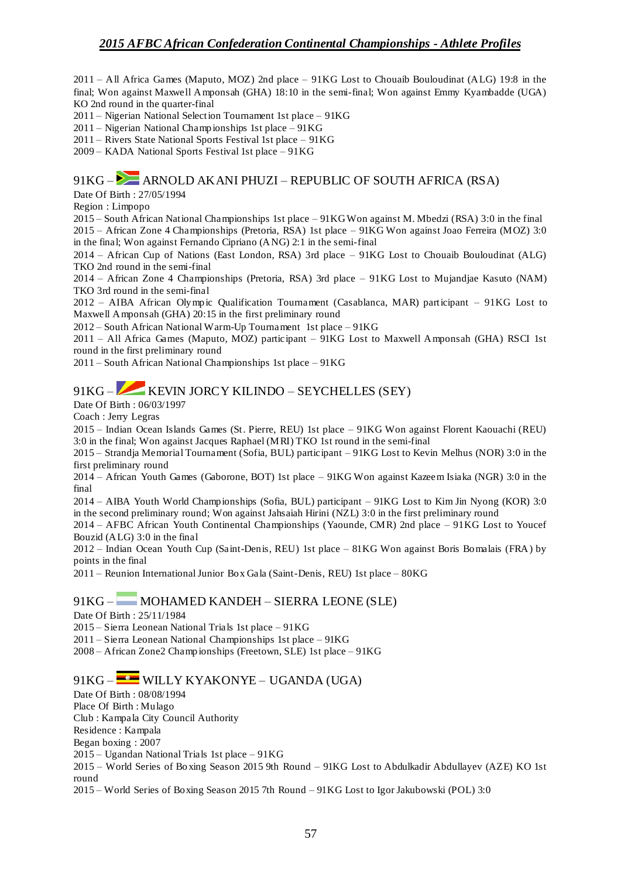2011 – All Africa Games (Maputo, MOZ) 2nd place – 91KG Lost to Chouaib Bouloudinat (ALG) 19:8 in the final; Won against Maxwell Amponsah (GHA) 18:10 in the semi-final; Won against Emmy Kyambadde (UGA) KO 2nd round in the quarter-final
2011 – Nigerian National Selection Tournament 1st place – 91KG
2011 – Nigerian National Championships 1st place – 91KG
2011 – Rivers State National Sports Festival 1st place – 91KG
2009 – KADA National Sports Festival 1st place – 91KG

## 91KG – ARNOLD AKANI PHUZI – REPUBLIC OF SOUTH AFRICA (RSA)

Date Of Birth : 27/05/1994
Region : Limpopo
2015 – South African National Championships 1st place – 91KG Won against M. Mbedzi (RSA) 3:0 in the final
2015 – African Zone 4 Championships (Pretoria, RSA) 1st place – 91KG Won against Joao Ferreira (MOZ) 3:0 in the final; Won against Fernando Cipriano (ANG) 2:1 in the semi-final
2014 – African Cup of Nations (East London, RSA) 3rd place – 91KG Lost to Chouaib Bouloudinat (ALG) TKO 2nd round in the semi-final
2014 – African Zone 4 Championships (Pretoria, RSA) 3rd place – 91KG Lost to Mujandjae Kasuto (NAM) TKO 3rd round in the semi-final
2012 – AIBA African Olympic Qualification Tournament (Casablanca, MAR) participant – 91KG Lost to Maxwell Amponsah (GHA) 20:15 in the first preliminary round
2012 – South African National Warm-Up Tournament 1st place – 91KG
2011 – All Africa Games (Maputo, MOZ) participant – 91KG Lost to Maxwell Amponsah (GHA) RSCI 1st round in the first preliminary round
2011 – South African National Championships 1st place – 91KG

## 91KG – KEVIN JORCY KILINDO – SEYCHELLES (SEY)

Date Of Birth : 06/03/1997
Coach : Jerry Legras
2015 – Indian Ocean Islands Games (St. Pierre, REU) 1st place – 91KG Won against Florent Kaouachi (REU) 3:0 in the final; Won against Jacques Raphael (MRI) TKO 1st round in the semi-final
2015 – Strandja Memorial Tournament (Sofia, BUL) participant – 91KG Lost to Kevin Melhus (NOR) 3:0 in the first preliminary round
2014 – African Youth Games (Gaborone, BOT) 1st place – 91KG Won against Kazeem Isiaka (NGR) 3:0 in the final
2014 – AIBA Youth World Championships (Sofia, BUL) participant – 91KG Lost to Kim Jin Nyong (KOR) 3:0 in the second preliminary round; Won against Jahsaiah Hirini (NZL) 3:0 in the first preliminary round
2014 – AFBC African Youth Continental Championships (Yaounde, CMR) 2nd place – 91KG Lost to Youcef Bouzid (ALG) 3:0 in the final
2012 – Indian Ocean Youth Cup (Saint-Denis, REU) 1st place – 81KG Won against Boris Bomalais (FRA) by points in the final
2011 – Reunion International Junior Box Gala (Saint-Denis, REU) 1st place – 80KG

## 91KG – MOHAMED KANDEH – SIERRA LEONE (SLE)

Date Of Birth : 25/11/1984
2015 – Sierra Leonean National Trials 1st place – 91KG
2011 – Sierra Leonean National Championships 1st place – 91KG
2008 – African Zone2 Championships (Freetown, SLE) 1st place – 91KG

## 91KG – WILLY KYAKONYE – UGANDA (UGA)

Date Of Birth : 08/08/1994
Place Of Birth : Mulago
Club : Kampala City Council Authority
Residence : Kampala
Began boxing : 2007
2015 – Ugandan National Trials 1st place – 91KG
2015 – World Series of Boxing Season 2015 9th Round – 91KG Lost to Abdulkadir Abdullayev (AZE) KO 1st round
2015 – World Series of Boxing Season 2015 7th Round – 91KG Lost to Igor Jakubowski (POL) 3:0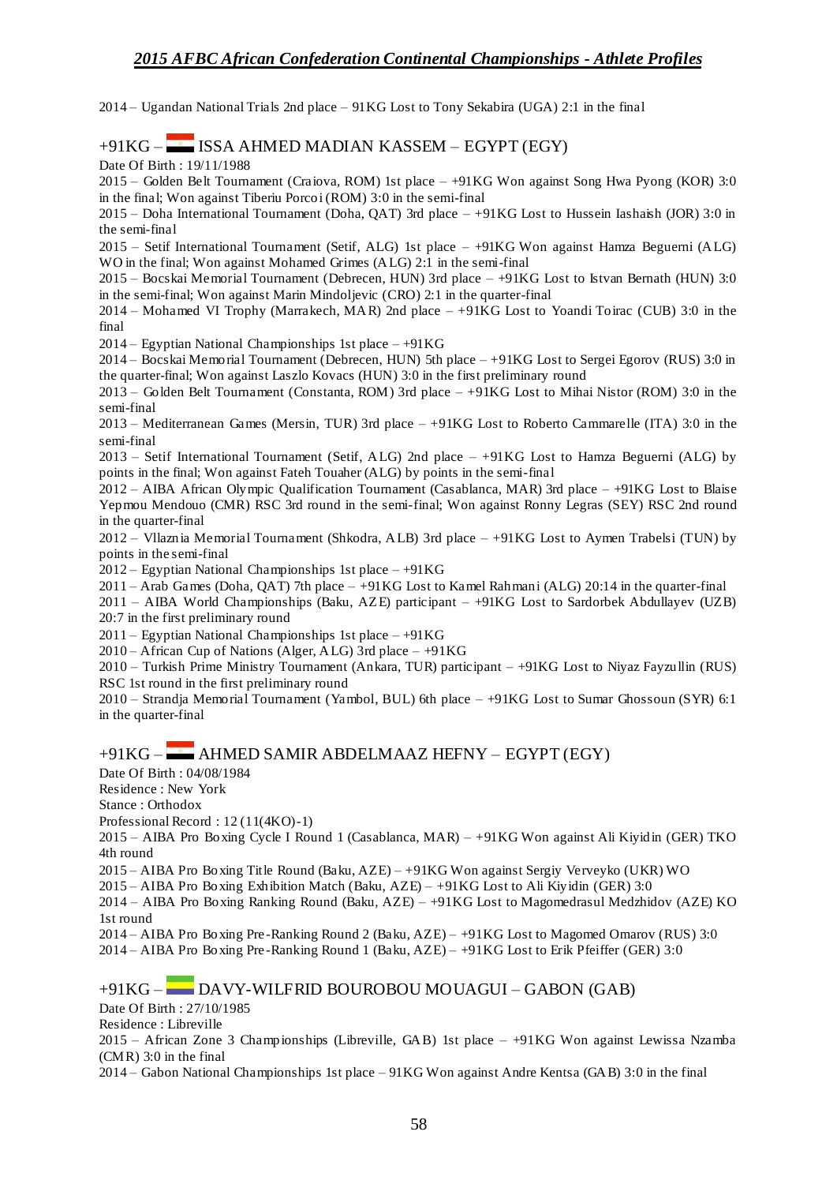2014 – Ugandan National Trials 2nd place – 91KG Lost to Tony Sekabira (UGA) 2:1 in the final

## +91KG – ISSA AHMED MADIAN KASSEM – EGYPT (EGY)

Date Of Birth : 19/11/1988

2015 – Golden Belt Tournament (Craiova, ROM) 1st place – +91KG Won against Song Hwa Pyong (KOR) 3:0 in the final; Won against Tiberiu Porcoi (ROM) 3:0 in the semi-final

2015 – Doha International Tournament (Doha, QAT) 3rd place – +91KG Lost to Hussein Iashaish (JOR) 3:0 in the semi-final

2015 – Setif International Tournament (Setif, ALG) 1st place – +91KG Won against Hamza Beguerni (ALG) WO in the final; Won against Mohamed Grimes (ALG) 2:1 in the semi-final

2015 – Bocskai Memorial Tournament (Debrecen, HUN) 3rd place – +91KG Lost to Istvan Bernath (HUN) 3:0 in the semi-final; Won against Marin Mindoljevic (CRO) 2:1 in the quarter-final

2014 – Mohamed VI Trophy (Marrakech, MAR) 2nd place – +91KG Lost to Yoandi Toirac (CUB) 3:0 in the final

2014 – Egyptian National Championships 1st place – +91KG

2014 – Bocskai Memorial Tournament (Debrecen, HUN) 5th place – +91KG Lost to Sergei Egorov (RUS) 3:0 in the quarter-final; Won against Laszlo Kovacs (HUN) 3:0 in the first preliminary round

2013 – Golden Belt Tournament (Constanta, ROM) 3rd place – +91KG Lost to Mihai Nistor (ROM) 3:0 in the semi-final

2013 – Mediterranean Games (Mersin, TUR) 3rd place – +91KG Lost to Roberto Cammarelle (ITA) 3:0 in the semi-final

2013 – Setif International Tournament (Setif, ALG) 2nd place – +91KG Lost to Hamza Beguerni (ALG) by points in the final; Won against Fateh Touaher (ALG) by points in the semi-final

2012 – AIBA African Olympic Qualification Tournament (Casablanca, MAR) 3rd place – +91KG Lost to Blaise Yepmou Mendouo (CMR) RSC 3rd round in the semi-final; Won against Ronny Legras (SEY) RSC 2nd round in the quarter-final

2012 – Vllaznia Memorial Tournament (Shkodra, ALB) 3rd place – +91KG Lost to Aymen Trabelsi (TUN) by points in the semi-final

2012 – Egyptian National Championships 1st place – +91KG

2011 – Arab Games (Doha, QAT) 7th place – +91KG Lost to Kamel Rahmani (ALG) 20:14 in the quarter-final

2011 – AIBA World Championships (Baku, AZE) participant – +91KG Lost to Sardorbek Abdullayev (UZB) 20:7 in the first preliminary round

2011 – Egyptian National Championships 1st place – +91KG

2010 – African Cup of Nations (Alger, ALG) 3rd place – +91KG

2010 – Turkish Prime Ministry Tournament (Ankara, TUR) participant – +91KG Lost to Niyaz Fayzullin (RUS) RSC 1st round in the first preliminary round

2010 – Strandja Memorial Tournament (Yambol, BUL) 6th place – +91KG Lost to Sumar Ghossoun (SYR) 6:1 in the quarter-final

## +91KG – AHMED SAMIR ABDELMAAZ HEFNY – EGYPT (EGY)

Date Of Birth : 04/08/1984

Residence : New York

Stance : Orthodox

Professional Record : 12 (11(4KO)-1)

2015 – AIBA Pro Boxing Cycle I Round 1 (Casablanca, MAR) – +91KG Won against Ali Kiyidin (GER) TKO 4th round

2015 – AIBA Pro Boxing Title Round (Baku, AZE) – +91KG Won against Sergiy Verveyko (UKR) WO

2015 – AIBA Pro Boxing Exhibition Match (Baku, AZE) – +91KG Lost to Ali Kiyidin (GER) 3:0

2014 – AIBA Pro Boxing Ranking Round (Baku, AZE) – +91KG Lost to Magomedrasul Medzhidov (AZE) KO 1st round

2014 – AIBA Pro Boxing Pre-Ranking Round 2 (Baku, AZE) – +91KG Lost to Magomed Omarov (RUS) 3:0

2014 – AIBA Pro Boxing Pre-Ranking Round 1 (Baku, AZE) – +91KG Lost to Erik Pfeiffer (GER) 3:0

## +91KG – DAVY-WILFRID BOUROBOU MOUAGUI – GABON (GAB)

Date Of Birth : 27/10/1985

Residence : Libreville

2015 – African Zone 3 Championships (Libreville, GAB) 1st place – +91KG Won against Lewissa Nzamba (CMR) 3:0 in the final

2014 – Gabon National Championships 1st place – 91KG Won against Andre Kentsa (GAB) 3:0 in the final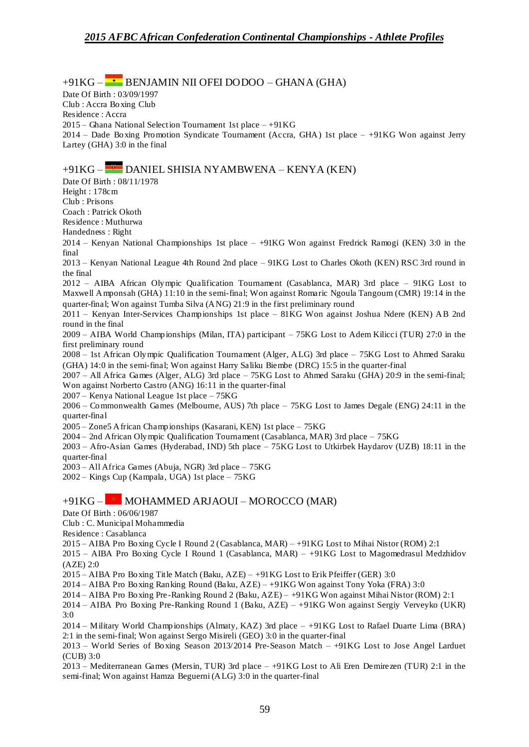## +91KG – BENJAMIN NII OFEI DODOO – GHANA (GHA)

Date Of Birth : 03/09/1997
Club : Accra Boxing Club
Residence : Accra
2015 – Ghana National Selection Tournament 1st place – +91KG
2014 – Dade Boxing Promotion Syndicate Tournament (Accra, GHA) 1st place – +91KG Won against Jerry Lartey (GHA) 3:0 in the final

## +91KG – DANIEL SHISIA NYAMBWENA – KENYA (KEN)

Date Of Birth : 08/11/1978
Height : 178cm
Club : Prisons
Coach : Patrick Okoth
Residence : Muthurwa
Handedness : Right
2014 – Kenyan National Championships 1st place – +91KG Won against Fredrick Ramogi (KEN) 3:0 in the final
2013 – Kenyan National League 4th Round 2nd place – 91KG Lost to Charles Okoth (KEN) RSC 3rd round in the final
2012 – AIBA African Olympic Qualification Tournament (Casablanca, MAR) 3rd place – 91KG Lost to Maxwell Amponsah (GHA) 11:10 in the semi-final; Won against Romaric Ngoula Tangoum (CMR) 19:14 in the quarter-final; Won against Tumba Silva (ANG) 21:9 in the first preliminary round
2011 – Kenyan Inter-Services Championships 1st place – 81KG Won against Joshua Ndere (KEN) AB 2nd round in the final
2009 – AIBA World Championships (Milan, ITA) participant – 75KG Lost to Adem Kilicci (TUR) 27:0 in the first preliminary round
2008 – 1st African Olympic Qualification Tournament (Alger, ALG) 3rd place – 75KG Lost to Ahmed Saraku (GHA) 14:0 in the semi-final; Won against Harry Saliku Biembe (DRC) 15:5 in the quarter-final
2007 – All Africa Games (Alger, ALG) 3rd place – 75KG Lost to Ahmed Saraku (GHA) 20:9 in the semi-final; Won against Norberto Castro (ANG) 16:11 in the quarter-final
2007 – Kenya National League 1st place – 75KG
2006 – Commonwealth Games (Melbourne, AUS) 7th place – 75KG Lost to James Degale (ENG) 24:11 in the quarter-final
2005 – Zone5 African Championships (Kasarani, KEN) 1st place – 75KG
2004 – 2nd African Olympic Qualification Tournament (Casablanca, MAR) 3rd place – 75KG
2003 – Afro-Asian Games (Hyderabad, IND) 5th place – 75KG Lost to Utkirbek Haydarov (UZB) 18:11 in the quarter-final
2003 – All Africa Games (Abuja, NGR) 3rd place – 75KG
2002 – Kings Cup (Kampala, UGA) 1st place – 75KG

## +91KG – MOHAMMED ARJAOUI – MOROCCO (MAR)

Date Of Birth : 06/06/1987
Club : C. Municipal Mohammedia
Residence : Casablanca
2015 – AIBA Pro Boxing Cycle I Round 2 (Casablanca, MAR) – +91KG Lost to Mihai Nistor (ROM) 2:1
2015 – AIBA Pro Boxing Cycle I Round 1 (Casablanca, MAR) – +91KG Lost to Magomedrasul Medzhidov (AZE) 2:0
2015 – AIBA Pro Boxing Title Match (Baku, AZE) – +91KG Lost to Erik Pfeiffer (GER) 3:0
2014 – AIBA Pro Boxing Ranking Round (Baku, AZE) – +91KG Won against Tony Yoka (FRA) 3:0
2014 – AIBA Pro Boxing Pre-Ranking Round 2 (Baku, AZE) – +91KG Won against Mihai Nistor (ROM) 2:1
2014 – AIBA Pro Boxing Pre-Ranking Round 1 (Baku, AZE) – +91KG Won against Sergiy Verveyko (UKR) 3:0
2014 – Military World Championships (Almaty, KAZ) 3rd place – +91KG Lost to Rafael Duarte Lima (BRA) 2:1 in the semi-final; Won against Sergo Misireli (GEO) 3:0 in the quarter-final
2013 – World Series of Boxing Season 2013/2014 Pre-Season Match – +91KG Lost to Jose Angel Larduet (CUB) 3:0
2013 – Mediterranean Games (Mersin, TUR) 3rd place – +91KG Lost to Ali Eren Demirezen (TUR) 2:1 in the semi-final; Won against Hamza Beguerni (ALG) 3:0 in the quarter-final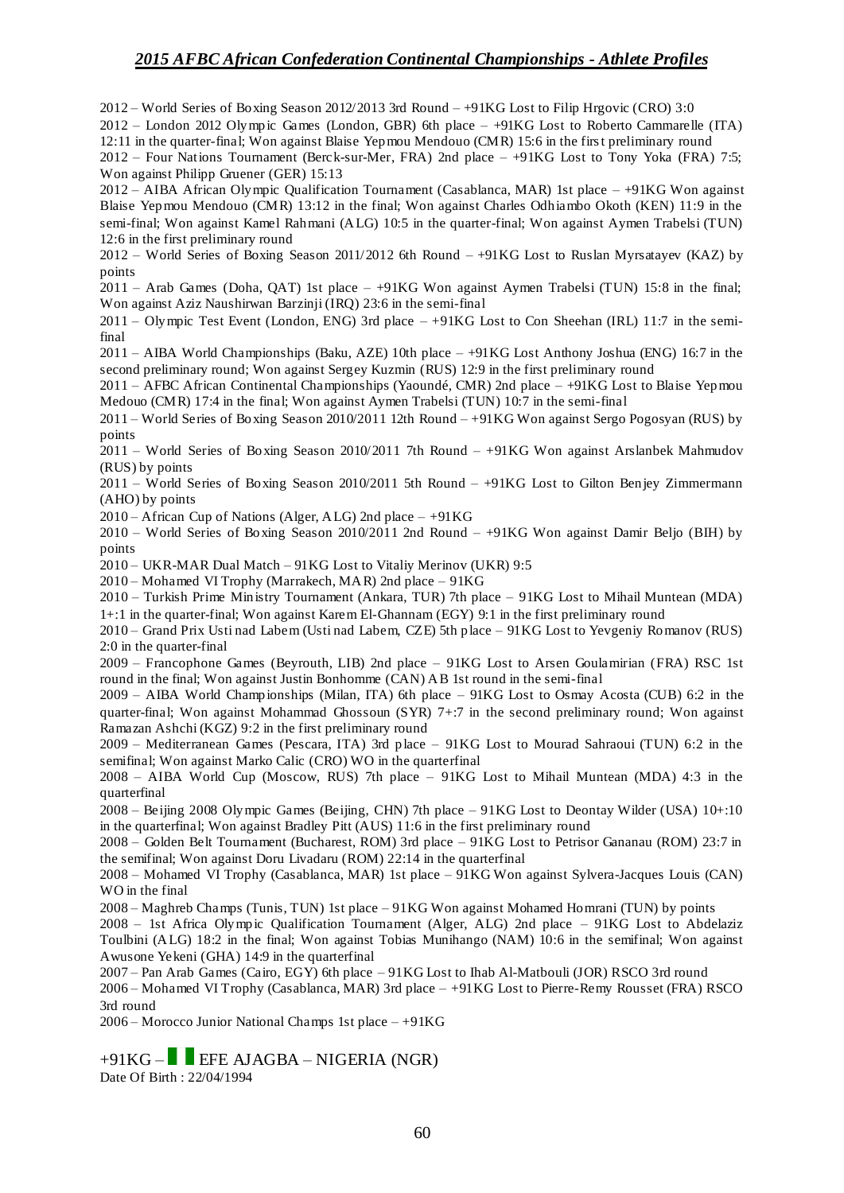2012 – World Series of Boxing Season 2012/2013 3rd Round – +91KG Lost to Filip Hrgovic (CRO) 3:0

2012 – London 2012 Olympic Games (London, GBR) 6th place – +91KG Lost to Roberto Cammarelle (ITA) 12:11 in the quarter-final; Won against Blaise Yepmou Mendouo (CMR) 15:6 in the first preliminary round

2012 – Four Nations Tournament (Berck-sur-Mer, FRA) 2nd place – +91KG Lost to Tony Yoka (FRA) 7:5; Won against Philipp Gruener (GER) 15:13

2012 – AIBA African Olympic Qualification Tournament (Casablanca, MAR) 1st place – +91KG Won against Blaise Yepmou Mendouo (CMR) 13:12 in the final; Won against Charles Odhiambo Okoth (KEN) 11:9 in the semi-final; Won against Kamel Rahmani (ALG) 10:5 in the quarter-final; Won against Aymen Trabelsi (TUN) 12:6 in the first preliminary round

2012 – World Series of Boxing Season 2011/2012 6th Round – +91KG Lost to Ruslan Myrsatayev (KAZ) by points

2011 – Arab Games (Doha, QAT) 1st place – +91KG Won against Aymen Trabelsi (TUN) 15:8 in the final; Won against Aziz Naushirwan Barzinji (IRQ) 23:6 in the semi-final

2011 – Olympic Test Event (London, ENG) 3rd place – +91KG Lost to Con Sheehan (IRL) 11:7 in the semi-final

2011 – AIBA World Championships (Baku, AZE) 10th place – +91KG Lost Anthony Joshua (ENG) 16:7 in the second preliminary round; Won against Sergey Kuzmin (RUS) 12:9 in the first preliminary round

2011 – AFBC African Continental Championships (Yaoundé, CMR) 2nd place – +91KG Lost to Blaise Yepmou Medouo (CMR) 17:4 in the final; Won against Aymen Trabelsi (TUN) 10:7 in the semi-final

2011 – World Series of Boxing Season 2010/2011 12th Round – +91KG Won against Sergo Pogosyan (RUS) by points

2011 – World Series of Boxing Season 2010/2011 7th Round – +91KG Won against Arslanbek Mahmudov (RUS) by points

2011 – World Series of Boxing Season 2010/2011 5th Round – +91KG Lost to Gilton Benjey Zimmermann (AHO) by points

2010 – African Cup of Nations (Alger, ALG) 2nd place – +91KG

2010 – World Series of Boxing Season 2010/2011 2nd Round – +91KG Won against Damir Beljo (BIH) by points

2010 – UKR-MAR Dual Match – 91KG Lost to Vitaliy Merinov (UKR) 9:5

2010 – Mohamed VI Trophy (Marrakech, MAR) 2nd place – 91KG

2010 – Turkish Prime Ministry Tournament (Ankara, TUR) 7th place – 91KG Lost to Mihail Muntean (MDA) 1+:1 in the quarter-final; Won against Karem El-Ghannam (EGY) 9:1 in the first preliminary round

2010 – Grand Prix Usti nad Labem (Usti nad Labem, CZE) 5th place – 91KG Lost to Yevgeniy Romanov (RUS) 2:0 in the quarter-final

2009 – Francophone Games (Beyrouth, LIB) 2nd place – 91KG Lost to Arsen Goulamirian (FRA) RSC 1st round in the final; Won against Justin Bonhomme (CAN) AB 1st round in the semi-final

2009 – AIBA World Championships (Milan, ITA) 6th place – 91KG Lost to Osmay Acosta (CUB) 6:2 in the quarter-final; Won against Mohammad Ghossoun (SYR) 7+:7 in the second preliminary round; Won against Ramazan Ashchi (KGZ) 9:2 in the first preliminary round

2009 – Mediterranean Games (Pescara, ITA) 3rd place – 91KG Lost to Mourad Sahraoui (TUN) 6:2 in the semifinal; Won against Marko Calic (CRO) WO in the quarterfinal

2008 – AIBA World Cup (Moscow, RUS) 7th place – 91KG Lost to Mihail Muntean (MDA) 4:3 in the quarterfinal

2008 – Beijing 2008 Olympic Games (Beijing, CHN) 7th place – 91KG Lost to Deontay Wilder (USA) 10+:10 in the quarterfinal; Won against Bradley Pitt (AUS) 11:6 in the first preliminary round

2008 – Golden Belt Tournament (Bucharest, ROM) 3rd place – 91KG Lost to Petrisor Gananau (ROM) 23:7 in the semifinal; Won against Doru Livadaru (ROM) 22:14 in the quarterfinal

2008 – Mohamed VI Trophy (Casablanca, MAR) 1st place – 91KG Won against Sylvera-Jacques Louis (CAN) WO in the final

2008 – Maghreb Champs (Tunis, TUN) 1st place – 91KG Won against Mohamed Homrani (TUN) by points

2008 – 1st Africa Olympic Qualification Tournament (Alger, ALG) 2nd place – 91KG Lost to Abdelaziz Toulbini (ALG) 18:2 in the final; Won against Tobias Munihango (NAM) 10:6 in the semifinal; Won against Awusone Yekeni (GHA) 14:9 in the quarterfinal

2007 – Pan Arab Games (Cairo, EGY) 6th place – 91KG Lost to Ihab Al-Matbouli (JOR) RSCO 3rd round

2006 – Mohamed VI Trophy (Casablanca, MAR) 3rd place – +91KG Lost to Pierre-Remy Rousset (FRA) RSCO 3rd round

2006 – Morocco Junior National Champs 1st place – +91KG

## +91KG – EFE AJAGBA – NIGERIA (NGR)

Date Of Birth : 22/04/1994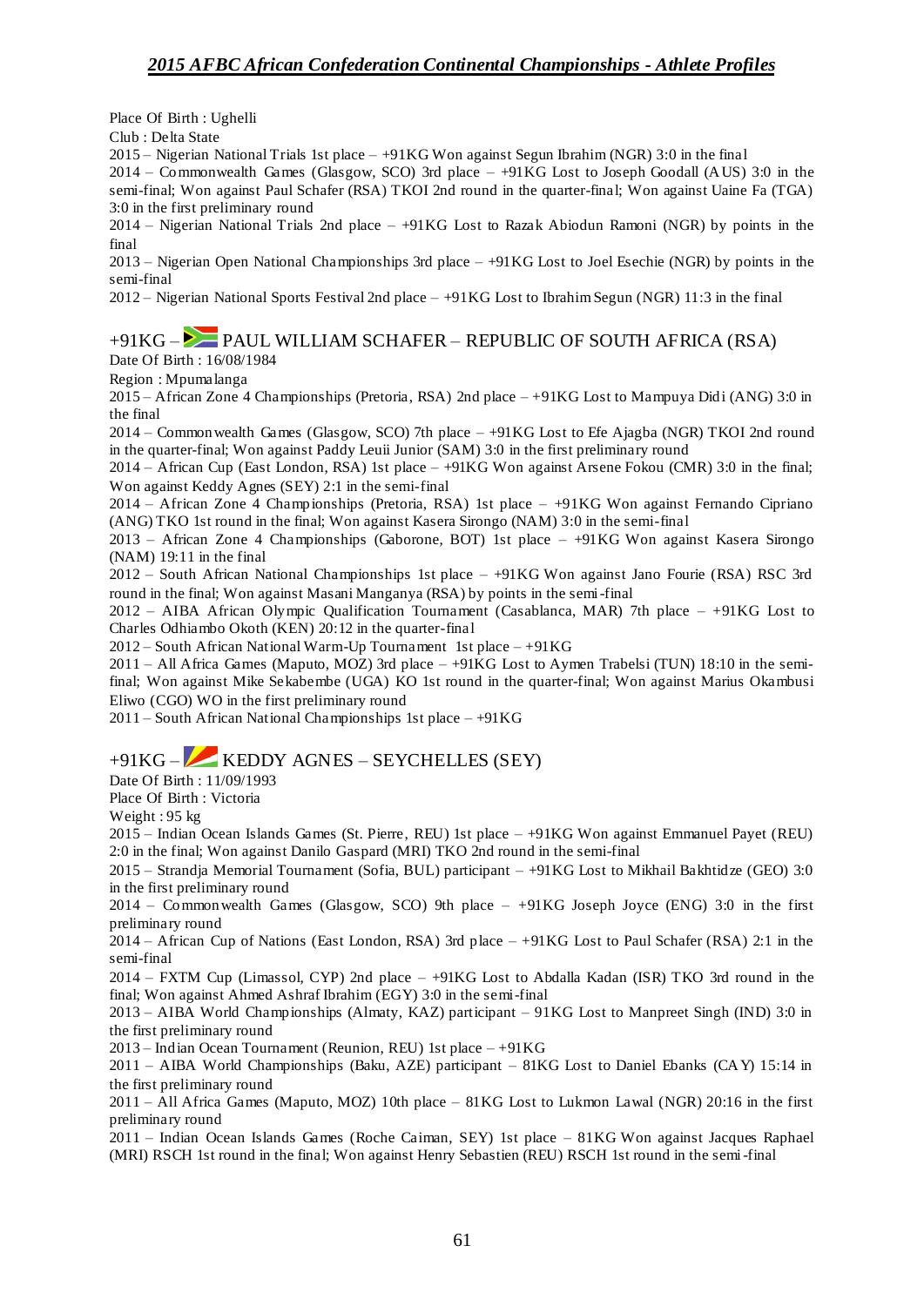Place Of Birth : Ughelli

Club : Delta State

2015 – Nigerian National Trials 1st place – +91KG Won against Segun Ibrahim (NGR) 3:0 in the final

2014 – Commonwealth Games (Glasgow, SCO) 3rd place – +91KG Lost to Joseph Goodall (AUS) 3:0 in the semi-final; Won against Paul Schafer (RSA) TKOI 2nd round in the quarter-final; Won against Uaine Fa (TGA) 3:0 in the first preliminary round

2014 – Nigerian National Trials 2nd place – +91KG Lost to Razak Abiodun Ramoni (NGR) by points in the final

2013 – Nigerian Open National Championships 3rd place – +91KG Lost to Joel Esechie (NGR) by points in the semi-final

2012 – Nigerian National Sports Festival 2nd place – +91KG Lost to Ibrahim Segun (NGR) 11:3 in the final

## +91KG – PAUL WILLIAM SCHAFER – REPUBLIC OF SOUTH AFRICA (RSA)

Date Of Birth : 16/08/1984

Region : Mpumalanga

2015 – African Zone 4 Championships (Pretoria, RSA) 2nd place – +91KG Lost to Mampuya Didi (ANG) 3:0 in the final

2014 – Commonwealth Games (Glasgow, SCO) 7th place – +91KG Lost to Efe Ajagba (NGR) TKOI 2nd round in the quarter-final; Won against Paddy Leuii Junior (SAM) 3:0 in the first preliminary round

2014 – African Cup (East London, RSA) 1st place – +91KG Won against Arsene Fokou (CMR) 3:0 in the final; Won against Keddy Agnes (SEY) 2:1 in the semi-final

2014 – African Zone 4 Championships (Pretoria, RSA) 1st place – +91KG Won against Fernando Cipriano (ANG) TKO 1st round in the final; Won against Kasera Sirongo (NAM) 3:0 in the semi-final

2013 – African Zone 4 Championships (Gaborone, BOT) 1st place – +91KG Won against Kasera Sirongo (NAM) 19:11 in the final

2012 – South African National Championships 1st place – +91KG Won against Jano Fourie (RSA) RSC 3rd round in the final; Won against Masani Manganya (RSA) by points in the semi-final

2012 – AIBA African Olympic Qualification Tournament (Casablanca, MAR) 7th place – +91KG Lost to Charles Odhiambo Okoth (KEN) 20:12 in the quarter-final

2012 – South African National Warm-Up Tournament 1st place – +91KG

2011 – All Africa Games (Maputo, MOZ) 3rd place – +91KG Lost to Aymen Trabelsi (TUN) 18:10 in the semi-final; Won against Mike Sekabembe (UGA) KO 1st round in the quarter-final; Won against Marius Okambusi Eliwo (CGO) WO in the first preliminary round

2011 – South African National Championships 1st place – +91KG

## +91KG – KEDDY AGNES – SEYCHELLES (SEY)

Date Of Birth : 11/09/1993

Place Of Birth : Victoria

Weight : 95 kg

2015 – Indian Ocean Islands Games (St. Pierre, REU) 1st place – +91KG Won against Emmanuel Payet (REU) 2:0 in the final; Won against Danilo Gaspard (MRI) TKO 2nd round in the semi-final

2015 – Strandja Memorial Tournament (Sofia, BUL) participant – +91KG Lost to Mikhail Bakhtidze (GEO) 3:0 in the first preliminary round

2014 – Commonwealth Games (Glasgow, SCO) 9th place – +91KG Joseph Joyce (ENG) 3:0 in the first preliminary round

2014 – African Cup of Nations (East London, RSA) 3rd place – +91KG Lost to Paul Schafer (RSA) 2:1 in the semi-final

2014 – FXTM Cup (Limassol, CYP) 2nd place – +91KG Lost to Abdalla Kadan (ISR) TKO 3rd round in the final; Won against Ahmed Ashraf Ibrahim (EGY) 3:0 in the semi-final

2013 – AIBA World Championships (Almaty, KAZ) participant – 91KG Lost to Manpreet Singh (IND) 3:0 in the first preliminary round

2013 – Indian Ocean Tournament (Reunion, REU) 1st place – +91KG

2011 – AIBA World Championships (Baku, AZE) participant – 81KG Lost to Daniel Ebanks (CAY) 15:14 in the first preliminary round

2011 – All Africa Games (Maputo, MOZ) 10th place – 81KG Lost to Lukmon Lawal (NGR) 20:16 in the first preliminary round

2011 – Indian Ocean Islands Games (Roche Caiman, SEY) 1st place – 81KG Won against Jacques Raphael (MRI) RSCH 1st round in the final; Won against Henry Sebastien (REU) RSCH 1st round in the semi-final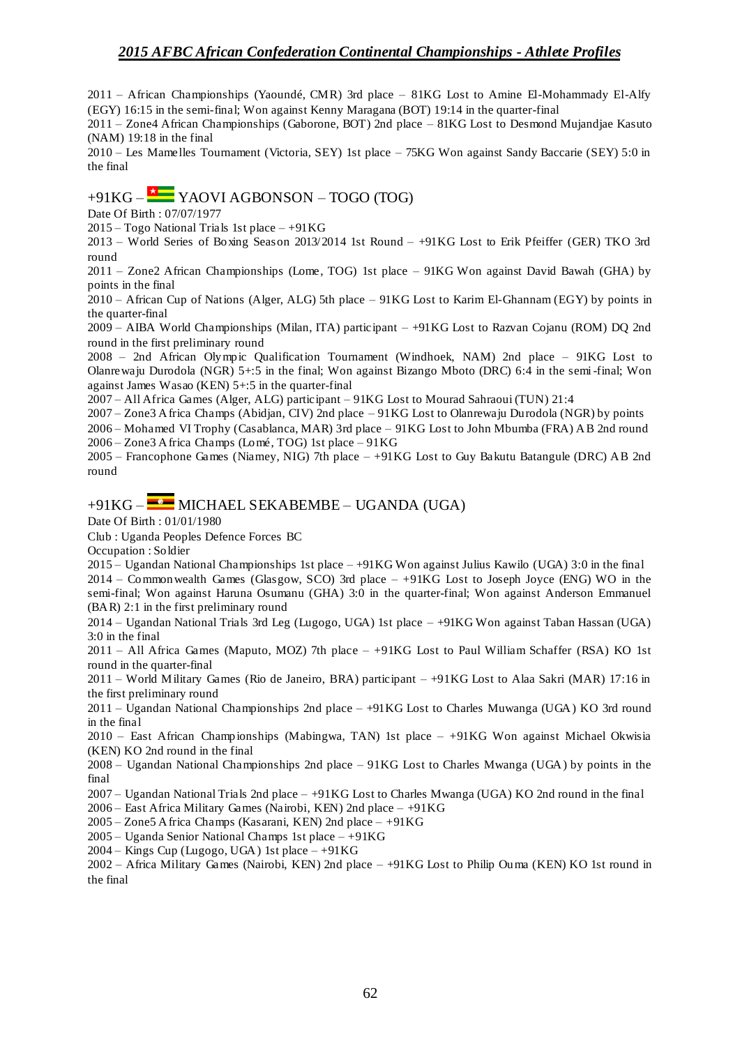2011 – African Championships (Yaoundé, CMR) 3rd place – 81KG Lost to Amine El-Mohammady El-Alfy (EGY) 16:15 in the semi-final; Won against Kenny Maragana (BOT) 19:14 in the quarter-final

2011 – Zone4 African Championships (Gaborone, BOT) 2nd place – 81KG Lost to Desmond Mujandjae Kasuto (NAM) 19:18 in the final

2010 – Les Mamelles Tournament (Victoria, SEY) 1st place – 75KG Won against Sandy Baccarie (SEY) 5:0 in the final

## +91KG – YAOVI AGBONSON – TOGO (TOG)

Date Of Birth : 07/07/1977

2015 – Togo National Trials 1st place – +91KG

2013 – World Series of Boxing Season 2013/2014 1st Round – +91KG Lost to Erik Pfeiffer (GER) TKO 3rd round

2011 – Zone2 African Championships (Lome, TOG) 1st place – 91KG Won against David Bawah (GHA) by points in the final

2010 – African Cup of Nations (Alger, ALG) 5th place – 91KG Lost to Karim El-Ghannam (EGY) by points in the quarter-final

2009 – AIBA World Championships (Milan, ITA) participant – +91KG Lost to Razvan Cojanu (ROM) DQ 2nd round in the first preliminary round

2008 – 2nd African Olympic Qualification Tournament (Windhoek, NAM) 2nd place – 91KG Lost to Olanrewaju Durodola (NGR) 5+:5 in the final; Won against Bizango Mboto (DRC) 6:4 in the semi-final; Won against James Wasao (KEN) 5+:5 in the quarter-final

2007 – All Africa Games (Alger, ALG) participant – 91KG Lost to Mourad Sahraoui (TUN) 21:4

2007 – Zone3 Africa Champs (Abidjan, CIV) 2nd place – 91KG Lost to Olanrewaju Durodola (NGR) by points

2006 – Mohamed VI Trophy (Casablanca, MAR) 3rd place – 91KG Lost to John Mbumba (FRA) AB 2nd round

2006 – Zone3 Africa Champs (Lomé, TOG) 1st place – 91KG

2005 – Francophone Games (Niamey, NIG) 7th place – +91KG Lost to Guy Bakutu Batangule (DRC) AB 2nd round

## +91KG – MICHAEL SEKABEMBE – UGANDA (UGA)

Date Of Birth : 01/01/1980

Club : Uganda Peoples Defence Forces BC

Occupation : Soldier

2015 – Ugandan National Championships 1st place – +91KG Won against Julius Kawilo (UGA) 3:0 in the final

2014 – Commonwealth Games (Glasgow, SCO) 3rd place – +91KG Lost to Joseph Joyce (ENG) WO in the semi-final; Won against Haruna Osumanu (GHA) 3:0 in the quarter-final; Won against Anderson Emmanuel (BAR) 2:1 in the first preliminary round

2014 – Ugandan National Trials 3rd Leg (Lugogo, UGA) 1st place – +91KG Won against Taban Hassan (UGA) 3:0 in the final

2011 – All Africa Games (Maputo, MOZ) 7th place – +91KG Lost to Paul William Schaffer (RSA) KO 1st round in the quarter-final

2011 – World Military Games (Rio de Janeiro, BRA) participant – +91KG Lost to Alaa Sakri (MAR) 17:16 in the first preliminary round

2011 – Ugandan National Championships 2nd place – +91KG Lost to Charles Muwanga (UGA) KO 3rd round in the final

2010 – East African Championships (Mabingwa, TAN) 1st place – +91KG Won against Michael Okwisia (KEN) KO 2nd round in the final

2008 – Ugandan National Championships 2nd place – 91KG Lost to Charles Mwanga (UGA) by points in the final

2007 – Ugandan National Trials 2nd place – +91KG Lost to Charles Mwanga (UGA) KO 2nd round in the final

2006 – East Africa Military Games (Nairobi, KEN) 2nd place – +91KG

2005 – Zone5 Africa Champs (Kasarani, KEN) 2nd place – +91KG

2005 – Uganda Senior National Champs 1st place – +91KG

2004 – Kings Cup (Lugogo, UGA) 1st place – +91KG

2002 – Africa Military Games (Nairobi, KEN) 2nd place – +91KG Lost to Philip Ouma (KEN) KO 1st round in the final